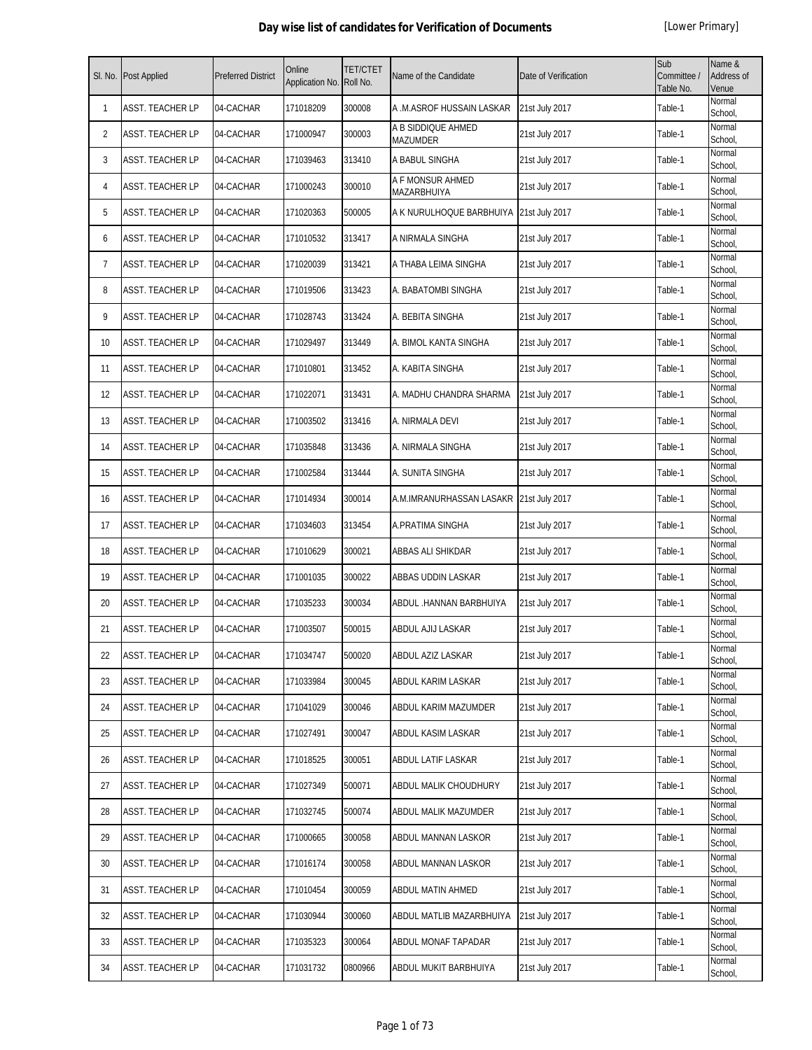# Day wise list of candidates for Verification of Documents

[Lower Primary]

| Sl. No. | Post Applied | Preferred District | Online Application No. | TET/CTET Roll No. | Name of the Candidate | Date of Verification | Sub Committee / Table No. | Name & Address of Venue |
|---|---|---|---|---|---|---|---|---|
| 1 | ASST. TEACHER LP | 04-CACHAR | 171018209 | 300008 | A .M.ASROF HUSSAIN LASKAR | 21st July 2017 | Table-1 | Normal School, |
| 2 | ASST. TEACHER LP | 04-CACHAR | 171000947 | 300003 | A B SIDDIQUE AHMED MAZUMDER | 21st July 2017 | Table-1 | Normal School, |
| 3 | ASST. TEACHER LP | 04-CACHAR | 171039463 | 313410 | A BABUL SINGHA | 21st July 2017 | Table-1 | Normal School, |
| 4 | ASST. TEACHER LP | 04-CACHAR | 171000243 | 300010 | A F MONSUR AHMED MAZARBHUIYA | 21st July 2017 | Table-1 | Normal School, |
| 5 | ASST. TEACHER LP | 04-CACHAR | 171020363 | 500005 | A K NURULHOQUE BARBHUIYA | 21st July 2017 | Table-1 | Normal School, |
| 6 | ASST. TEACHER LP | 04-CACHAR | 171010532 | 313417 | A NIRMALA SINGHA | 21st July 2017 | Table-1 | Normal School, |
| 7 | ASST. TEACHER LP | 04-CACHAR | 171020039 | 313421 | A THABA LEIMA SINGHA | 21st July 2017 | Table-1 | Normal School, |
| 8 | ASST. TEACHER LP | 04-CACHAR | 171019506 | 313423 | A. BABATOMBI SINGHA | 21st July 2017 | Table-1 | Normal School, |
| 9 | ASST. TEACHER LP | 04-CACHAR | 171028743 | 313424 | A. BEBITA SINGHA | 21st July 2017 | Table-1 | Normal School, |
| 10 | ASST. TEACHER LP | 04-CACHAR | 171029497 | 313449 | A. BIMOL KANTA SINGHA | 21st July 2017 | Table-1 | Normal School, |
| 11 | ASST. TEACHER LP | 04-CACHAR | 171010801 | 313452 | A. KABITA SINGHA | 21st July 2017 | Table-1 | Normal School, |
| 12 | ASST. TEACHER LP | 04-CACHAR | 171022071 | 313431 | A. MADHU CHANDRA SHARMA | 21st July 2017 | Table-1 | Normal School, |
| 13 | ASST. TEACHER LP | 04-CACHAR | 171003502 | 313416 | A. NIRMALA DEVI | 21st July 2017 | Table-1 | Normal School, |
| 14 | ASST. TEACHER LP | 04-CACHAR | 171035848 | 313436 | A. NIRMALA SINGHA | 21st July 2017 | Table-1 | Normal School, |
| 15 | ASST. TEACHER LP | 04-CACHAR | 171002584 | 313444 | A. SUNITA SINGHA | 21st July 2017 | Table-1 | Normal School, |
| 16 | ASST. TEACHER LP | 04-CACHAR | 171014934 | 300014 | A.M.IMRANURHASSAN LASAKR | 21st July 2017 | Table-1 | Normal School, |
| 17 | ASST. TEACHER LP | 04-CACHAR | 171034603 | 313454 | A.PRATIMA SINGHA | 21st July 2017 | Table-1 | Normal School, |
| 18 | ASST. TEACHER LP | 04-CACHAR | 171010629 | 300021 | ABBAS ALI SHIKDAR | 21st July 2017 | Table-1 | Normal School, |
| 19 | ASST. TEACHER LP | 04-CACHAR | 171001035 | 300022 | ABBAS UDDIN LASKAR | 21st July 2017 | Table-1 | Normal School, |
| 20 | ASST. TEACHER LP | 04-CACHAR | 171035233 | 300034 | ABDUL .HANNAN BARBHUIYA | 21st July 2017 | Table-1 | Normal School, |
| 21 | ASST. TEACHER LP | 04-CACHAR | 171003507 | 500015 | ABDUL AJIJ LASKAR | 21st July 2017 | Table-1 | Normal School, |
| 22 | ASST. TEACHER LP | 04-CACHAR | 171034747 | 500020 | ABDUL AZIZ LASKAR | 21st July 2017 | Table-1 | Normal School, |
| 23 | ASST. TEACHER LP | 04-CACHAR | 171033984 | 300045 | ABDUL KARIM LASKAR | 21st July 2017 | Table-1 | Normal School, |
| 24 | ASST. TEACHER LP | 04-CACHAR | 171041029 | 300046 | ABDUL KARIM MAZUMDER | 21st July 2017 | Table-1 | Normal School, |
| 25 | ASST. TEACHER LP | 04-CACHAR | 171027491 | 300047 | ABDUL KASIM LASKAR | 21st July 2017 | Table-1 | Normal School, |
| 26 | ASST. TEACHER LP | 04-CACHAR | 171018525 | 300051 | ABDUL LATIF LASKAR | 21st July 2017 | Table-1 | Normal School, |
| 27 | ASST. TEACHER LP | 04-CACHAR | 171027349 | 500071 | ABDUL MALIK CHOUDHURY | 21st July 2017 | Table-1 | Normal School, |
| 28 | ASST. TEACHER LP | 04-CACHAR | 171032745 | 500074 | ABDUL MALIK MAZUMDER | 21st July 2017 | Table-1 | Normal School, |
| 29 | ASST. TEACHER LP | 04-CACHAR | 171000665 | 300058 | ABDUL MANNAN LASKOR | 21st July 2017 | Table-1 | Normal School, |
| 30 | ASST. TEACHER LP | 04-CACHAR | 171016174 | 300058 | ABDUL MANNAN LASKOR | 21st July 2017 | Table-1 | Normal School, |
| 31 | ASST. TEACHER LP | 04-CACHAR | 171010454 | 300059 | ABDUL MATIN AHMED | 21st July 2017 | Table-1 | Normal School, |
| 32 | ASST. TEACHER LP | 04-CACHAR | 171030944 | 300060 | ABDUL MATLIB MAZARBHUIYA | 21st July 2017 | Table-1 | Normal School, |
| 33 | ASST. TEACHER LP | 04-CACHAR | 171035323 | 300064 | ABDUL MONAF TAPADAR | 21st July 2017 | Table-1 | Normal School, |
| 34 | ASST. TEACHER LP | 04-CACHAR | 171031732 | 0800966 | ABDUL MUKIT BARBHUIYA | 21st July 2017 | Table-1 | Normal School, |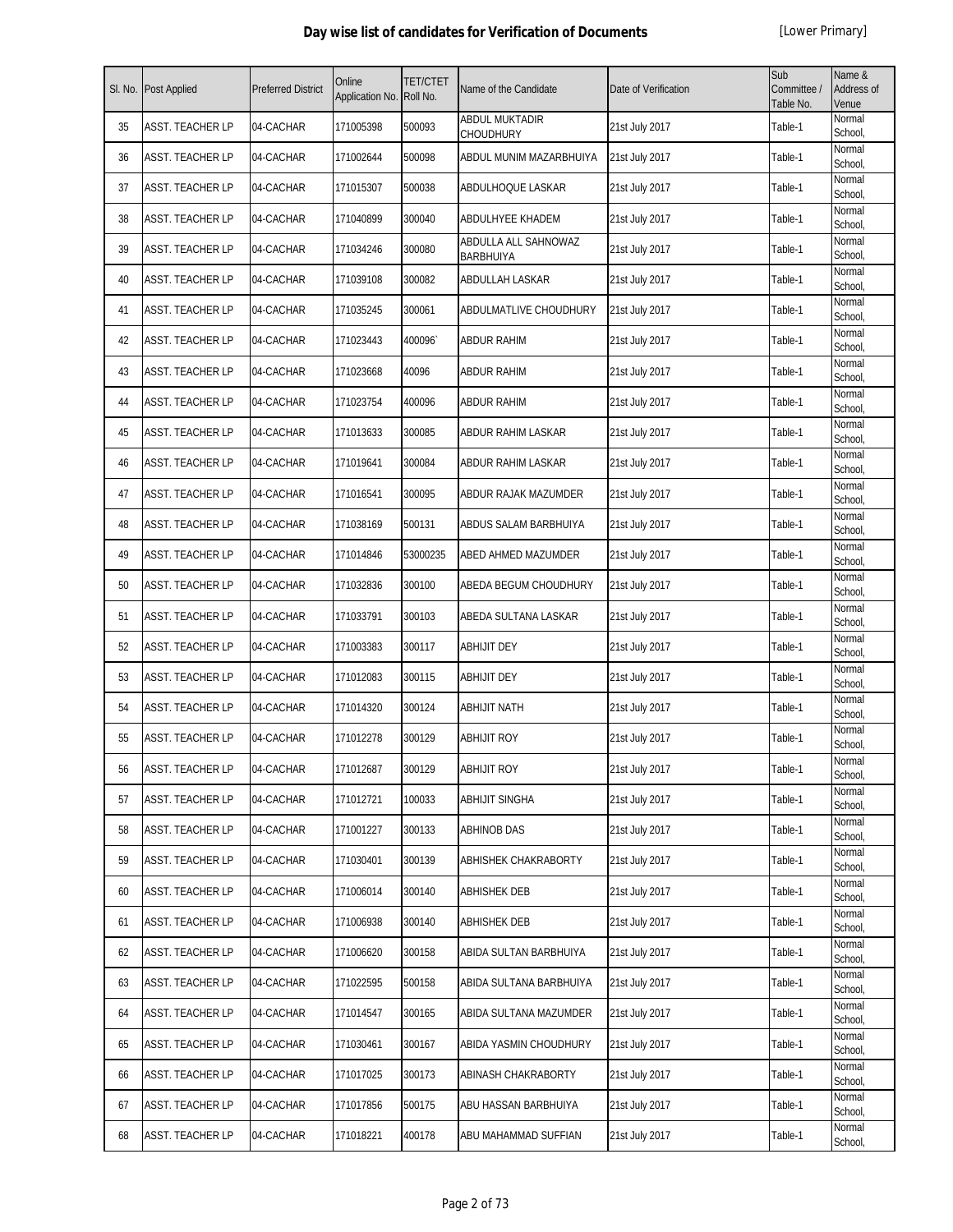# Day wise list of candidates for Verification of Documents

[Lower Primary]

| Sl. No. | Post Applied | Preferred District | Online Application No. | TET/CTET Roll No. | Name of the Candidate | Date of Verification | Sub Committee / Table No. | Name & Address of Venue |
|---|---|---|---|---|---|---|---|---|
| 35 | ASST. TEACHER LP | 04-CACHAR | 171005398 | 500093 | ABDUL MUKTADIR CHOUDHURY | 21st July 2017 | Table-1 | Normal School, |
| 36 | ASST. TEACHER LP | 04-CACHAR | 171002644 | 500098 | ABDUL MUNIM MAZARBHUIYA | 21st July 2017 | Table-1 | Normal School, |
| 37 | ASST. TEACHER LP | 04-CACHAR | 171015307 | 500038 | ABDULHOQUE LASKAR | 21st July 2017 | Table-1 | Normal School, |
| 38 | ASST. TEACHER LP | 04-CACHAR | 171040899 | 300040 | ABDULHYEE KHADEM | 21st July 2017 | Table-1 | Normal School, |
| 39 | ASST. TEACHER LP | 04-CACHAR | 171034246 | 300080 | ABDULLA ALL SAHNOWAZ BARBHUIYA | 21st July 2017 | Table-1 | Normal School, |
| 40 | ASST. TEACHER LP | 04-CACHAR | 171039108 | 300082 | ABDULLAH LASKAR | 21st July 2017 | Table-1 | Normal School, |
| 41 | ASST. TEACHER LP | 04-CACHAR | 171035245 | 300061 | ABDULMATLIVE CHOUDHURY | 21st July 2017 | Table-1 | Normal School, |
| 42 | ASST. TEACHER LP | 04-CACHAR | 171023443 | 400096` | ABDUR RAHIM | 21st July 2017 | Table-1 | Normal School, |
| 43 | ASST. TEACHER LP | 04-CACHAR | 171023668 | 40096 | ABDUR RAHIM | 21st July 2017 | Table-1 | Normal School, |
| 44 | ASST. TEACHER LP | 04-CACHAR | 171023754 | 400096 | ABDUR RAHIM | 21st July 2017 | Table-1 | Normal School, |
| 45 | ASST. TEACHER LP | 04-CACHAR | 171013633 | 300085 | ABDUR RAHIM LASKAR | 21st July 2017 | Table-1 | Normal School, |
| 46 | ASST. TEACHER LP | 04-CACHAR | 171019641 | 300084 | ABDUR RAHIM LASKAR | 21st July 2017 | Table-1 | Normal School, |
| 47 | ASST. TEACHER LP | 04-CACHAR | 171016541 | 300095 | ABDUR RAJAK MAZUMDER | 21st July 2017 | Table-1 | Normal School, |
| 48 | ASST. TEACHER LP | 04-CACHAR | 171038169 | 500131 | ABDUS SALAM BARBHUIYA | 21st July 2017 | Table-1 | Normal School, |
| 49 | ASST. TEACHER LP | 04-CACHAR | 171014846 | 53000235 | ABED AHMED MAZUMDER | 21st July 2017 | Table-1 | Normal School, |
| 50 | ASST. TEACHER LP | 04-CACHAR | 171032836 | 300100 | ABEDA BEGUM CHOUDHURY | 21st July 2017 | Table-1 | Normal School, |
| 51 | ASST. TEACHER LP | 04-CACHAR | 171033791 | 300103 | ABEDA SULTANA LASKAR | 21st July 2017 | Table-1 | Normal School, |
| 52 | ASST. TEACHER LP | 04-CACHAR | 171003383 | 300117 | ABHIJIT DEY | 21st July 2017 | Table-1 | Normal School, |
| 53 | ASST. TEACHER LP | 04-CACHAR | 171012083 | 300115 | ABHIJIT DEY | 21st July 2017 | Table-1 | Normal School, |
| 54 | ASST. TEACHER LP | 04-CACHAR | 171014320 | 300124 | ABHIJIT NATH | 21st July 2017 | Table-1 | Normal School, |
| 55 | ASST. TEACHER LP | 04-CACHAR | 171012278 | 300129 | ABHIJIT ROY | 21st July 2017 | Table-1 | Normal School, |
| 56 | ASST. TEACHER LP | 04-CACHAR | 171012687 | 300129 | ABHIJIT ROY | 21st July 2017 | Table-1 | Normal School, |
| 57 | ASST. TEACHER LP | 04-CACHAR | 171012721 | 100033 | ABHIJIT SINGHA | 21st July 2017 | Table-1 | Normal School, |
| 58 | ASST. TEACHER LP | 04-CACHAR | 171001227 | 300133 | ABHINOB DAS | 21st July 2017 | Table-1 | Normal School, |
| 59 | ASST. TEACHER LP | 04-CACHAR | 171030401 | 300139 | ABHISHEK CHAKRABORTY | 21st July 2017 | Table-1 | Normal School, |
| 60 | ASST. TEACHER LP | 04-CACHAR | 171006014 | 300140 | ABHISHEK DEB | 21st July 2017 | Table-1 | Normal School, |
| 61 | ASST. TEACHER LP | 04-CACHAR | 171006938 | 300140 | ABHISHEK DEB | 21st July 2017 | Table-1 | Normal School, |
| 62 | ASST. TEACHER LP | 04-CACHAR | 171006620 | 300158 | ABIDA SULTAN BARBHUIYA | 21st July 2017 | Table-1 | Normal School, |
| 63 | ASST. TEACHER LP | 04-CACHAR | 171022595 | 500158 | ABIDA SULTANA BARBHUIYA | 21st July 2017 | Table-1 | Normal School, |
| 64 | ASST. TEACHER LP | 04-CACHAR | 171014547 | 300165 | ABIDA SULTANA MAZUMDER | 21st July 2017 | Table-1 | Normal School, |
| 65 | ASST. TEACHER LP | 04-CACHAR | 171030461 | 300167 | ABIDA YASMIN CHOUDHURY | 21st July 2017 | Table-1 | Normal School, |
| 66 | ASST. TEACHER LP | 04-CACHAR | 171017025 | 300173 | ABINASH CHAKRABORTY | 21st July 2017 | Table-1 | Normal School, |
| 67 | ASST. TEACHER LP | 04-CACHAR | 171017856 | 500175 | ABU HASSAN BARBHUIYA | 21st July 2017 | Table-1 | Normal School, |
| 68 | ASST. TEACHER LP | 04-CACHAR | 171018221 | 400178 | ABU MAHAMMAD SUFFIAN | 21st July 2017 | Table-1 | Normal School, |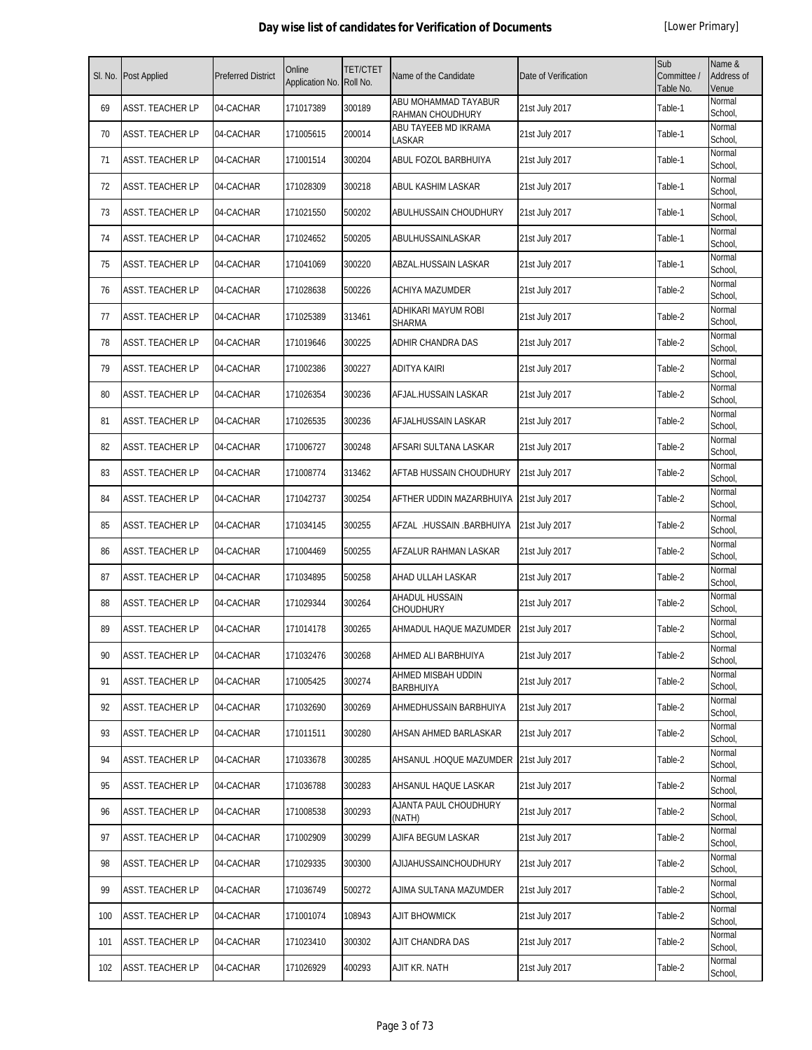# Day wise list of candidates for Verification of Documents

[Lower Primary]

| Sl. No. | Post Applied | Preferred District | Online Application No. | TET/CTET Roll No. | Name of the Candidate | Date of Verification | Sub Committee / Table No. | Name & Address of Venue |
|---|---|---|---|---|---|---|---|---|
| 69 | ASST. TEACHER LP | 04-CACHAR | 171017389 | 300189 | ABU MOHAMMAD TAYABUR RAHMAN CHOUDHURY | 21st July 2017 | Table-1 | Normal School, |
| 70 | ASST. TEACHER LP | 04-CACHAR | 171005615 | 200014 | ABU TAYEEB MD IKRAMA LASKAR | 21st July 2017 | Table-1 | Normal School, |
| 71 | ASST. TEACHER LP | 04-CACHAR | 171001514 | 300204 | ABUL FOZOL BARBHUIYA | 21st July 2017 | Table-1 | Normal School, |
| 72 | ASST. TEACHER LP | 04-CACHAR | 171028309 | 300218 | ABUL KASHIM LASKAR | 21st July 2017 | Table-1 | Normal School, |
| 73 | ASST. TEACHER LP | 04-CACHAR | 171021550 | 500202 | ABULHUSSAIN CHOUDHURY | 21st July 2017 | Table-1 | Normal School, |
| 74 | ASST. TEACHER LP | 04-CACHAR | 171024652 | 500205 | ABULHUSSAINLASKAR | 21st July 2017 | Table-1 | Normal School, |
| 75 | ASST. TEACHER LP | 04-CACHAR | 171041069 | 300220 | ABZAL.HUSSAIN LASKAR | 21st July 2017 | Table-1 | Normal School, |
| 76 | ASST. TEACHER LP | 04-CACHAR | 171028638 | 500226 | ACHIYA MAZUMDER | 21st July 2017 | Table-2 | Normal School, |
| 77 | ASST. TEACHER LP | 04-CACHAR | 171025389 | 313461 | ADHIKARI MAYUM ROBI SHARMA | 21st July 2017 | Table-2 | Normal School, |
| 78 | ASST. TEACHER LP | 04-CACHAR | 171019646 | 300225 | ADHIR CHANDRA DAS | 21st July 2017 | Table-2 | Normal School, |
| 79 | ASST. TEACHER LP | 04-CACHAR | 171002386 | 300227 | ADITYA KAIRI | 21st July 2017 | Table-2 | Normal School, |
| 80 | ASST. TEACHER LP | 04-CACHAR | 171026354 | 300236 | AFJAL.HUSSAIN LASKAR | 21st July 2017 | Table-2 | Normal School, |
| 81 | ASST. TEACHER LP | 04-CACHAR | 171026535 | 300236 | AFJALHUSSAIN LASKAR | 21st July 2017 | Table-2 | Normal School, |
| 82 | ASST. TEACHER LP | 04-CACHAR | 171006727 | 300248 | AFSARI SULTANA LASKAR | 21st July 2017 | Table-2 | Normal School, |
| 83 | ASST. TEACHER LP | 04-CACHAR | 171008774 | 313462 | AFTAB HUSSAIN CHOUDHURY | 21st July 2017 | Table-2 | Normal School, |
| 84 | ASST. TEACHER LP | 04-CACHAR | 171042737 | 300254 | AFTHER UDDIN MAZARBHUIYA | 21st July 2017 | Table-2 | Normal School, |
| 85 | ASST. TEACHER LP | 04-CACHAR | 171034145 | 300255 | AFZAL .HUSSAIN .BARBHUIYA | 21st July 2017 | Table-2 | Normal School, |
| 86 | ASST. TEACHER LP | 04-CACHAR | 171004469 | 500255 | AFZALUR RAHMAN LASKAR | 21st July 2017 | Table-2 | Normal School, |
| 87 | ASST. TEACHER LP | 04-CACHAR | 171034895 | 500258 | AHAD ULLAH LASKAR | 21st July 2017 | Table-2 | Normal School, |
| 88 | ASST. TEACHER LP | 04-CACHAR | 171029344 | 300264 | AHADUL HUSSAIN CHOUDHURY | 21st July 2017 | Table-2 | Normal School, |
| 89 | ASST. TEACHER LP | 04-CACHAR | 171014178 | 300265 | AHMADUL HAQUE MAZUMDER | 21st July 2017 | Table-2 | Normal School, |
| 90 | ASST. TEACHER LP | 04-CACHAR | 171032476 | 300268 | AHMED ALI BARBHUIYA | 21st July 2017 | Table-2 | Normal School, |
| 91 | ASST. TEACHER LP | 04-CACHAR | 171005425 | 300274 | AHMED MISBAH UDDIN BARBHUIYA | 21st July 2017 | Table-2 | Normal School, |
| 92 | ASST. TEACHER LP | 04-CACHAR | 171032690 | 300269 | AHMEDHUSSAIN BARBHUIYA | 21st July 2017 | Table-2 | Normal School, |
| 93 | ASST. TEACHER LP | 04-CACHAR | 171011511 | 300280 | AHSAN AHMED BARLASKAR | 21st July 2017 | Table-2 | Normal School, |
| 94 | ASST. TEACHER LP | 04-CACHAR | 171033678 | 300285 | AHSANUL .HOQUE MAZUMDER | 21st July 2017 | Table-2 | Normal School, |
| 95 | ASST. TEACHER LP | 04-CACHAR | 171036788 | 300283 | AHSANUL HAQUE LASKAR | 21st July 2017 | Table-2 | Normal School, |
| 96 | ASST. TEACHER LP | 04-CACHAR | 171008538 | 300293 | AJANTA PAUL CHOUDHURY (NATH) | 21st July 2017 | Table-2 | Normal School, |
| 97 | ASST. TEACHER LP | 04-CACHAR | 171002909 | 300299 | AJIFA BEGUM LASKAR | 21st July 2017 | Table-2 | Normal School, |
| 98 | ASST. TEACHER LP | 04-CACHAR | 171029335 | 300300 | AJIJAHUSSAINCHOUDHURY | 21st July 2017 | Table-2 | Normal School, |
| 99 | ASST. TEACHER LP | 04-CACHAR | 171036749 | 500272 | AJIMA SULTANA MAZUMDER | 21st July 2017 | Table-2 | Normal School, |
| 100 | ASST. TEACHER LP | 04-CACHAR | 171001074 | 108943 | AJIT BHOWMICK | 21st July 2017 | Table-2 | Normal School, |
| 101 | ASST. TEACHER LP | 04-CACHAR | 171023410 | 300302 | AJIT CHANDRA DAS | 21st July 2017 | Table-2 | Normal School, |
| 102 | ASST. TEACHER LP | 04-CACHAR | 171026929 | 400293 | AJIT KR. NATH | 21st July 2017 | Table-2 | Normal School, |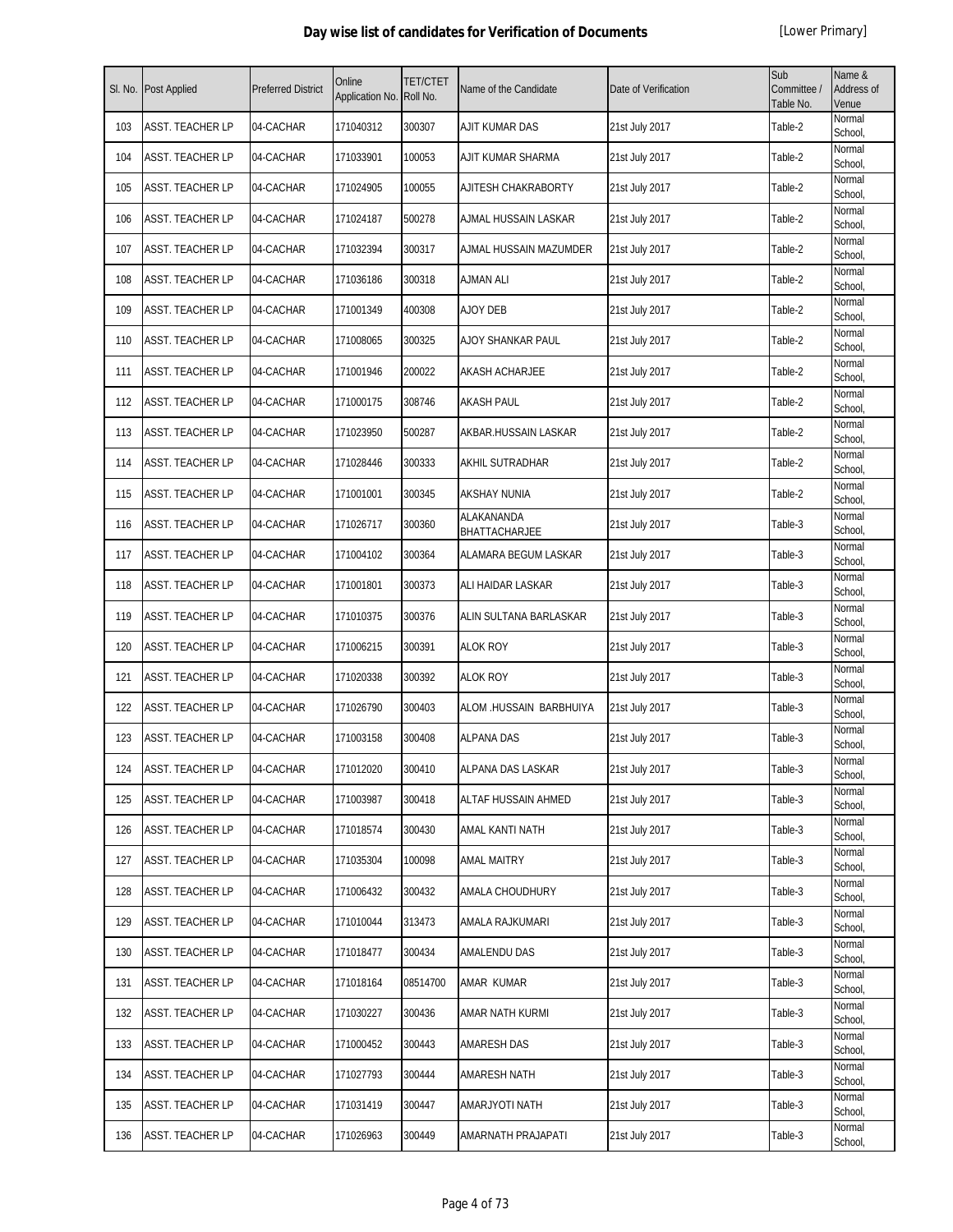# Day wise list of candidates for Verification of Documents

[Lower Primary]

| Sl. No. | Post Applied | Preferred District | Online Application No. | TET/CTET Roll No. | Name of the Candidate | Date of Verification | Sub Committee / Table No. | Name & Address of Venue |
|---|---|---|---|---|---|---|---|---|
| 103 | ASST. TEACHER LP | 04-CACHAR | 171040312 | 300307 | AJIT KUMAR DAS | 21st July 2017 | Table-2 | Normal School, |
| 104 | ASST. TEACHER LP | 04-CACHAR | 171033901 | 100053 | AJIT KUMAR SHARMA | 21st July 2017 | Table-2 | Normal School, |
| 105 | ASST. TEACHER LP | 04-CACHAR | 171024905 | 100055 | AJITESH CHAKRABORTY | 21st July 2017 | Table-2 | Normal School, |
| 106 | ASST. TEACHER LP | 04-CACHAR | 171024187 | 500278 | AJMAL HUSSAIN LASKAR | 21st July 2017 | Table-2 | Normal School, |
| 107 | ASST. TEACHER LP | 04-CACHAR | 171032394 | 300317 | AJMAL HUSSAIN MAZUMDER | 21st July 2017 | Table-2 | Normal School, |
| 108 | ASST. TEACHER LP | 04-CACHAR | 171036186 | 300318 | AJMAN ALI | 21st July 2017 | Table-2 | Normal School, |
| 109 | ASST. TEACHER LP | 04-CACHAR | 171001349 | 400308 | AJOY DEB | 21st July 2017 | Table-2 | Normal School, |
| 110 | ASST. TEACHER LP | 04-CACHAR | 171008065 | 300325 | AJOY SHANKAR PAUL | 21st July 2017 | Table-2 | Normal School, |
| 111 | ASST. TEACHER LP | 04-CACHAR | 171001946 | 200022 | AKASH ACHARJEE | 21st July 2017 | Table-2 | Normal School, |
| 112 | ASST. TEACHER LP | 04-CACHAR | 171000175 | 308746 | AKASH PAUL | 21st July 2017 | Table-2 | Normal School, |
| 113 | ASST. TEACHER LP | 04-CACHAR | 171023950 | 500287 | AKBAR.HUSSAIN LASKAR | 21st July 2017 | Table-2 | Normal School, |
| 114 | ASST. TEACHER LP | 04-CACHAR | 171028446 | 300333 | AKHIL SUTRADHAR | 21st July 2017 | Table-2 | Normal School, |
| 115 | ASST. TEACHER LP | 04-CACHAR | 171001001 | 300345 | AKSHAY NUNIA | 21st July 2017 | Table-2 | Normal School, |
| 116 | ASST. TEACHER LP | 04-CACHAR | 171026717 | 300360 | ALAKANANDA BHATTACHARJEE | 21st July 2017 | Table-3 | Normal School, |
| 117 | ASST. TEACHER LP | 04-CACHAR | 171004102 | 300364 | ALAMARA BEGUM LASKAR | 21st July 2017 | Table-3 | Normal School, |
| 118 | ASST. TEACHER LP | 04-CACHAR | 171001801 | 300373 | ALI HAIDAR LASKAR | 21st July 2017 | Table-3 | Normal School, |
| 119 | ASST. TEACHER LP | 04-CACHAR | 171010375 | 300376 | ALIN SULTANA BARLASKAR | 21st July 2017 | Table-3 | Normal School, |
| 120 | ASST. TEACHER LP | 04-CACHAR | 171006215 | 300391 | ALOK ROY | 21st July 2017 | Table-3 | Normal School, |
| 121 | ASST. TEACHER LP | 04-CACHAR | 171020338 | 300392 | ALOK ROY | 21st July 2017 | Table-3 | Normal School, |
| 122 | ASST. TEACHER LP | 04-CACHAR | 171026790 | 300403 | ALOM .HUSSAIN BARBHUIYA | 21st July 2017 | Table-3 | Normal School, |
| 123 | ASST. TEACHER LP | 04-CACHAR | 171003158 | 300408 | ALPANA DAS | 21st July 2017 | Table-3 | Normal School, |
| 124 | ASST. TEACHER LP | 04-CACHAR | 171012020 | 300410 | ALPANA DAS LASKAR | 21st July 2017 | Table-3 | Normal School, |
| 125 | ASST. TEACHER LP | 04-CACHAR | 171003987 | 300418 | ALTAF HUSSAIN AHMED | 21st July 2017 | Table-3 | Normal School, |
| 126 | ASST. TEACHER LP | 04-CACHAR | 171018574 | 300430 | AMAL KANTI NATH | 21st July 2017 | Table-3 | Normal School, |
| 127 | ASST. TEACHER LP | 04-CACHAR | 171035304 | 100098 | AMAL MAITRY | 21st July 2017 | Table-3 | Normal School, |
| 128 | ASST. TEACHER LP | 04-CACHAR | 171006432 | 300432 | AMALA CHOUDHURY | 21st July 2017 | Table-3 | Normal School, |
| 129 | ASST. TEACHER LP | 04-CACHAR | 171010044 | 313473 | AMALA RAJKUMARI | 21st July 2017 | Table-3 | Normal School, |
| 130 | ASST. TEACHER LP | 04-CACHAR | 171018477 | 300434 | AMALENDU DAS | 21st July 2017 | Table-3 | Normal School, |
| 131 | ASST. TEACHER LP | 04-CACHAR | 171018164 | 08514700 | AMAR KUMAR | 21st July 2017 | Table-3 | Normal School, |
| 132 | ASST. TEACHER LP | 04-CACHAR | 171030227 | 300436 | AMAR NATH KURMI | 21st July 2017 | Table-3 | Normal School, |
| 133 | ASST. TEACHER LP | 04-CACHAR | 171000452 | 300443 | AMARESH DAS | 21st July 2017 | Table-3 | Normal School, |
| 134 | ASST. TEACHER LP | 04-CACHAR | 171027793 | 300444 | AMARESH NATH | 21st July 2017 | Table-3 | Normal School, |
| 135 | ASST. TEACHER LP | 04-CACHAR | 171031419 | 300447 | AMARJYOTI NATH | 21st July 2017 | Table-3 | Normal School, |
| 136 | ASST. TEACHER LP | 04-CACHAR | 171026963 | 300449 | AMARNATH PRAJAPATI | 21st July 2017 | Table-3 | Normal School, |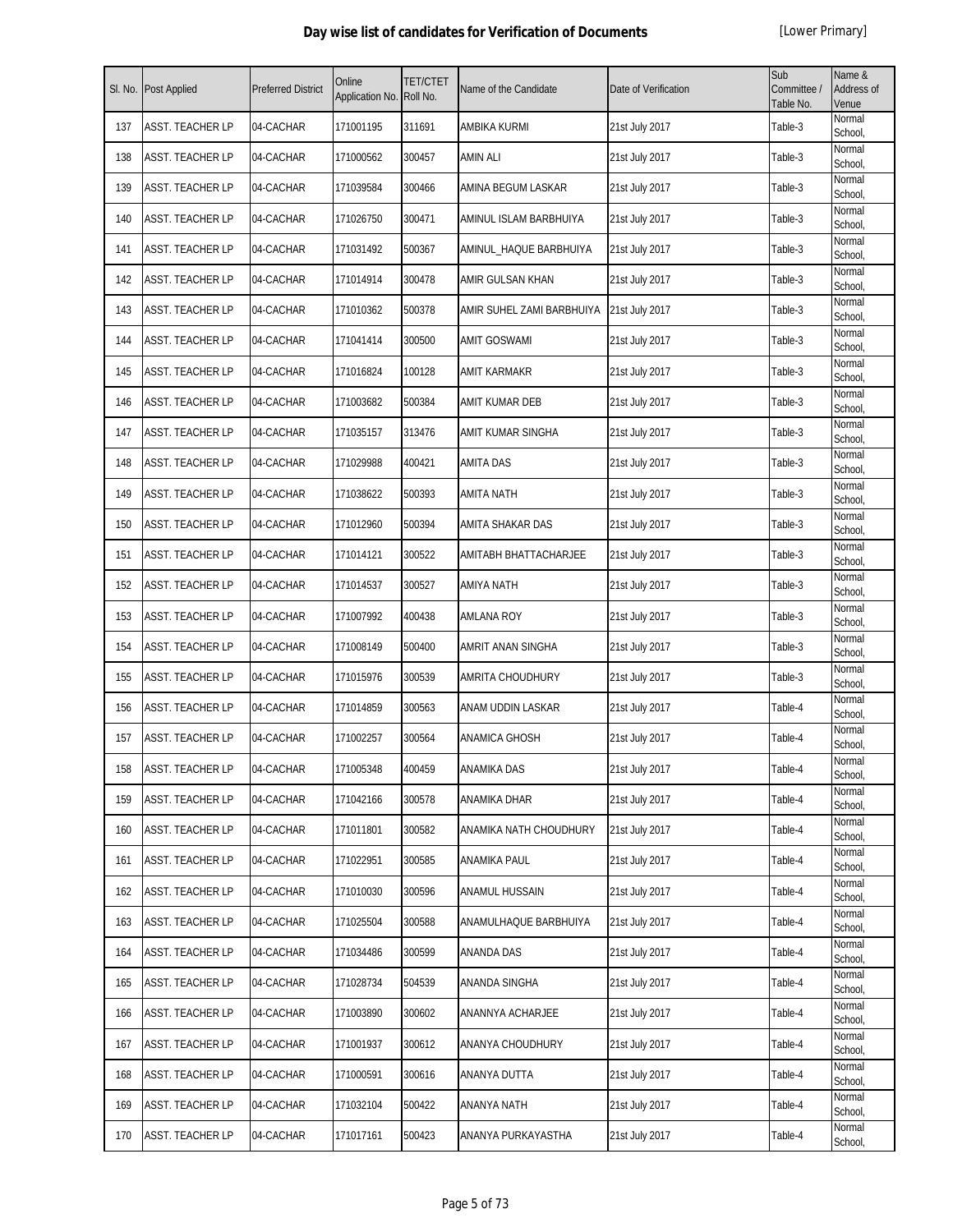# Day wise list of candidates for Verification of Documents

[Lower Primary]

| Sl. No. | Post Applied | Preferred District | Online Application No. | TET/CTET Roll No. | Name of the Candidate | Date of Verification | Sub Committee / Table No. | Name & Address of Venue |
|---|---|---|---|---|---|---|---|---|
| 137 | ASST. TEACHER LP | 04-CACHAR | 171001195 | 311691 | AMBIKA KURMI | 21st July 2017 | Table-3 | Normal School, |
| 138 | ASST. TEACHER LP | 04-CACHAR | 171000562 | 300457 | AMIN ALI | 21st July 2017 | Table-3 | Normal School, |
| 139 | ASST. TEACHER LP | 04-CACHAR | 171039584 | 300466 | AMINA BEGUM LASKAR | 21st July 2017 | Table-3 | Normal School, |
| 140 | ASST. TEACHER LP | 04-CACHAR | 171026750 | 300471 | AMINUL ISLAM BARBHUIYA | 21st July 2017 | Table-3 | Normal School, |
| 141 | ASST. TEACHER LP | 04-CACHAR | 171031492 | 500367 | AMINUL_HAQUE BARBHUIYA | 21st July 2017 | Table-3 | Normal School, |
| 142 | ASST. TEACHER LP | 04-CACHAR | 171014914 | 300478 | AMIR GULSAN KHAN | 21st July 2017 | Table-3 | Normal School, |
| 143 | ASST. TEACHER LP | 04-CACHAR | 171010362 | 500378 | AMIR SUHEL ZAMI BARBHUIYA | 21st July 2017 | Table-3 | Normal School, |
| 144 | ASST. TEACHER LP | 04-CACHAR | 171041414 | 300500 | AMIT GOSWAMI | 21st July 2017 | Table-3 | Normal School, |
| 145 | ASST. TEACHER LP | 04-CACHAR | 171016824 | 100128 | AMIT KARMAKR | 21st July 2017 | Table-3 | Normal School, |
| 146 | ASST. TEACHER LP | 04-CACHAR | 171003682 | 500384 | AMIT KUMAR DEB | 21st July 2017 | Table-3 | Normal School, |
| 147 | ASST. TEACHER LP | 04-CACHAR | 171035157 | 313476 | AMIT KUMAR SINGHA | 21st July 2017 | Table-3 | Normal School, |
| 148 | ASST. TEACHER LP | 04-CACHAR | 171029988 | 400421 | AMITA DAS | 21st July 2017 | Table-3 | Normal School, |
| 149 | ASST. TEACHER LP | 04-CACHAR | 171038622 | 500393 | AMITA NATH | 21st July 2017 | Table-3 | Normal School, |
| 150 | ASST. TEACHER LP | 04-CACHAR | 171012960 | 500394 | AMITA SHAKAR DAS | 21st July 2017 | Table-3 | Normal School, |
| 151 | ASST. TEACHER LP | 04-CACHAR | 171014121 | 300522 | AMITABH BHATTACHARJEE | 21st July 2017 | Table-3 | Normal School, |
| 152 | ASST. TEACHER LP | 04-CACHAR | 171014537 | 300527 | AMIYA NATH | 21st July 2017 | Table-3 | Normal School, |
| 153 | ASST. TEACHER LP | 04-CACHAR | 171007992 | 400438 | AMLANA ROY | 21st July 2017 | Table-3 | Normal School, |
| 154 | ASST. TEACHER LP | 04-CACHAR | 171008149 | 500400 | AMRIT ANAN SINGHA | 21st July 2017 | Table-3 | Normal School, |
| 155 | ASST. TEACHER LP | 04-CACHAR | 171015976 | 300539 | AMRITA CHOUDHURY | 21st July 2017 | Table-3 | Normal School, |
| 156 | ASST. TEACHER LP | 04-CACHAR | 171014859 | 300563 | ANAM UDDIN LASKAR | 21st July 2017 | Table-4 | Normal School, |
| 157 | ASST. TEACHER LP | 04-CACHAR | 171002257 | 300564 | ANAMICA GHOSH | 21st July 2017 | Table-4 | Normal School, |
| 158 | ASST. TEACHER LP | 04-CACHAR | 171005348 | 400459 | ANAMIKA DAS | 21st July 2017 | Table-4 | Normal School, |
| 159 | ASST. TEACHER LP | 04-CACHAR | 171042166 | 300578 | ANAMIKA DHAR | 21st July 2017 | Table-4 | Normal School, |
| 160 | ASST. TEACHER LP | 04-CACHAR | 171011801 | 300582 | ANAMIKA NATH CHOUDHURY | 21st July 2017 | Table-4 | Normal School, |
| 161 | ASST. TEACHER LP | 04-CACHAR | 171022951 | 300585 | ANAMIKA PAUL | 21st July 2017 | Table-4 | Normal School, |
| 162 | ASST. TEACHER LP | 04-CACHAR | 171010030 | 300596 | ANAMUL HUSSAIN | 21st July 2017 | Table-4 | Normal School, |
| 163 | ASST. TEACHER LP | 04-CACHAR | 171025504 | 300588 | ANAMULHAQUE BARBHUIYA | 21st July 2017 | Table-4 | Normal School, |
| 164 | ASST. TEACHER LP | 04-CACHAR | 171034486 | 300599 | ANANDA DAS | 21st July 2017 | Table-4 | Normal School, |
| 165 | ASST. TEACHER LP | 04-CACHAR | 171028734 | 504539 | ANANDA SINGHA | 21st July 2017 | Table-4 | Normal School, |
| 166 | ASST. TEACHER LP | 04-CACHAR | 171003890 | 300602 | ANANNYA ACHARJEE | 21st July 2017 | Table-4 | Normal School, |
| 167 | ASST. TEACHER LP | 04-CACHAR | 171001937 | 300612 | ANANYA CHOUDHURY | 21st July 2017 | Table-4 | Normal School, |
| 168 | ASST. TEACHER LP | 04-CACHAR | 171000591 | 300616 | ANANYA DUTTA | 21st July 2017 | Table-4 | Normal School, |
| 169 | ASST. TEACHER LP | 04-CACHAR | 171032104 | 500422 | ANANYA NATH | 21st July 2017 | Table-4 | Normal School, |
| 170 | ASST. TEACHER LP | 04-CACHAR | 171017161 | 500423 | ANANYA PURKAYASTHA | 21st July 2017 | Table-4 | Normal School, |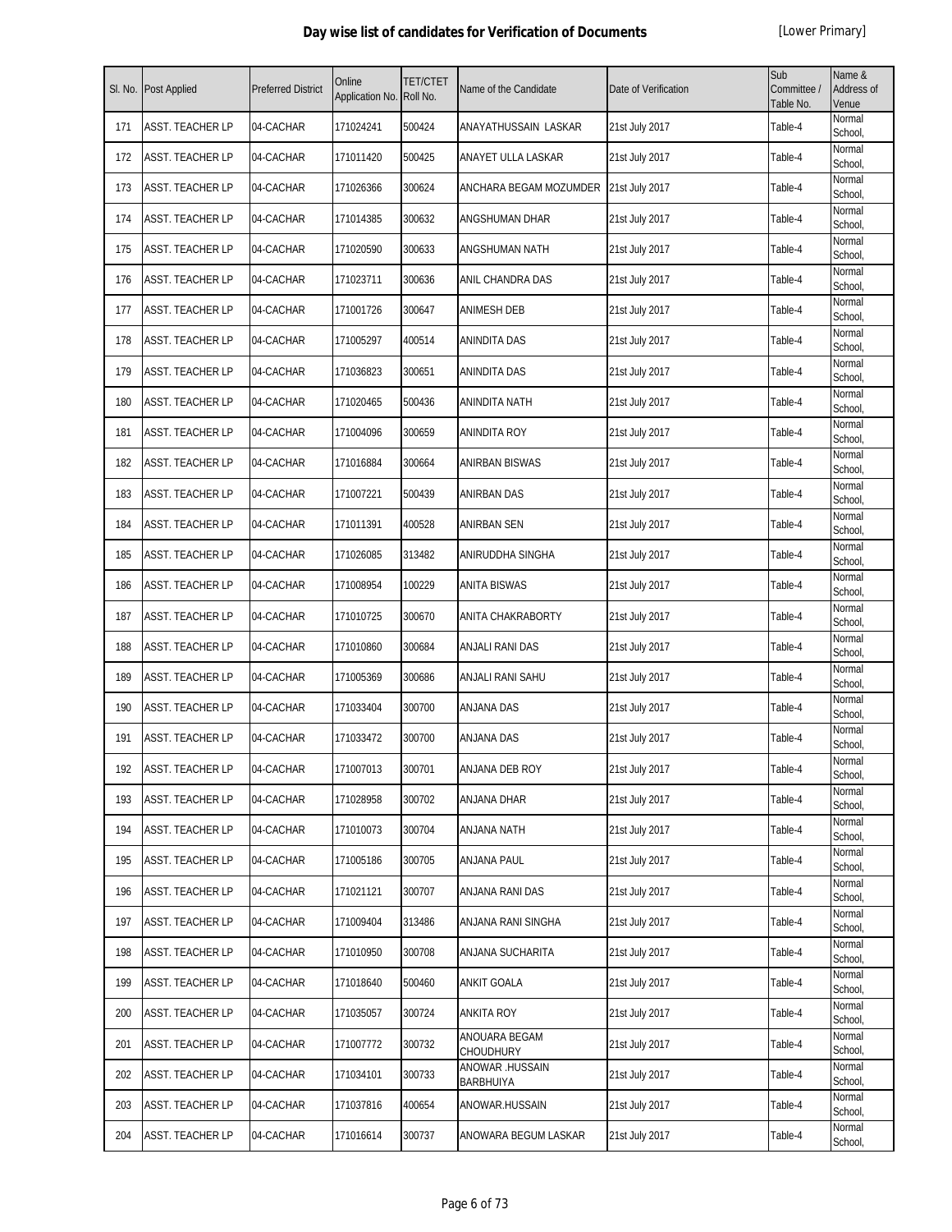# Day wise list of candidates for Verification of Documents

[Lower Primary]

| Sl. No. | Post Applied | Preferred District | Online Application No. | TET/CTET Roll No. | Name of the Candidate | Date of Verification | Sub Committee / Table No. | Name & Address of Venue |
|---|---|---|---|---|---|---|---|---|
| 171 | ASST. TEACHER LP | 04-CACHAR | 171024241 | 500424 | ANAYATHUSSAIN LASKAR | 21st July 2017 | Table-4 | Normal School, |
| 172 | ASST. TEACHER LP | 04-CACHAR | 171011420 | 500425 | ANAYET ULLA LASKAR | 21st July 2017 | Table-4 | Normal School, |
| 173 | ASST. TEACHER LP | 04-CACHAR | 171026366 | 300624 | ANCHARA BEGAM MOZUMDER | 21st July 2017 | Table-4 | Normal School, |
| 174 | ASST. TEACHER LP | 04-CACHAR | 171014385 | 300632 | ANGSHUMAN DHAR | 21st July 2017 | Table-4 | Normal School, |
| 175 | ASST. TEACHER LP | 04-CACHAR | 171020590 | 300633 | ANGSHUMAN NATH | 21st July 2017 | Table-4 | Normal School, |
| 176 | ASST. TEACHER LP | 04-CACHAR | 171023711 | 300636 | ANIL CHANDRA DAS | 21st July 2017 | Table-4 | Normal School, |
| 177 | ASST. TEACHER LP | 04-CACHAR | 171001726 | 300647 | ANIMESH DEB | 21st July 2017 | Table-4 | Normal School, |
| 178 | ASST. TEACHER LP | 04-CACHAR | 171005297 | 400514 | ANINDITA DAS | 21st July 2017 | Table-4 | Normal School, |
| 179 | ASST. TEACHER LP | 04-CACHAR | 171036823 | 300651 | ANINDITA DAS | 21st July 2017 | Table-4 | Normal School, |
| 180 | ASST. TEACHER LP | 04-CACHAR | 171020465 | 500436 | ANINDITA NATH | 21st July 2017 | Table-4 | Normal School, |
| 181 | ASST. TEACHER LP | 04-CACHAR | 171004096 | 300659 | ANINDITA ROY | 21st July 2017 | Table-4 | Normal School, |
| 182 | ASST. TEACHER LP | 04-CACHAR | 171016884 | 300664 | ANIRBAN BISWAS | 21st July 2017 | Table-4 | Normal School, |
| 183 | ASST. TEACHER LP | 04-CACHAR | 171007221 | 500439 | ANIRBAN DAS | 21st July 2017 | Table-4 | Normal School, |
| 184 | ASST. TEACHER LP | 04-CACHAR | 171011391 | 400528 | ANIRBAN SEN | 21st July 2017 | Table-4 | Normal School, |
| 185 | ASST. TEACHER LP | 04-CACHAR | 171026085 | 313482 | ANIRUDDHA SINGHA | 21st July 2017 | Table-4 | Normal School, |
| 186 | ASST. TEACHER LP | 04-CACHAR | 171008954 | 100229 | ANITA BISWAS | 21st July 2017 | Table-4 | Normal School, |
| 187 | ASST. TEACHER LP | 04-CACHAR | 171010725 | 300670 | ANITA CHAKRABORTY | 21st July 2017 | Table-4 | Normal School, |
| 188 | ASST. TEACHER LP | 04-CACHAR | 171010860 | 300684 | ANJALI RANI DAS | 21st July 2017 | Table-4 | Normal School, |
| 189 | ASST. TEACHER LP | 04-CACHAR | 171005369 | 300686 | ANJALI RANI SAHU | 21st July 2017 | Table-4 | Normal School, |
| 190 | ASST. TEACHER LP | 04-CACHAR | 171033404 | 300700 | ANJANA DAS | 21st July 2017 | Table-4 | Normal School, |
| 191 | ASST. TEACHER LP | 04-CACHAR | 171033472 | 300700 | ANJANA DAS | 21st July 2017 | Table-4 | Normal School, |
| 192 | ASST. TEACHER LP | 04-CACHAR | 171007013 | 300701 | ANJANA DEB ROY | 21st July 2017 | Table-4 | Normal School, |
| 193 | ASST. TEACHER LP | 04-CACHAR | 171028958 | 300702 | ANJANA DHAR | 21st July 2017 | Table-4 | Normal School, |
| 194 | ASST. TEACHER LP | 04-CACHAR | 171010073 | 300704 | ANJANA NATH | 21st July 2017 | Table-4 | Normal School, |
| 195 | ASST. TEACHER LP | 04-CACHAR | 171005186 | 300705 | ANJANA PAUL | 21st July 2017 | Table-4 | Normal School, |
| 196 | ASST. TEACHER LP | 04-CACHAR | 171021121 | 300707 | ANJANA RANI DAS | 21st July 2017 | Table-4 | Normal School, |
| 197 | ASST. TEACHER LP | 04-CACHAR | 171009404 | 313486 | ANJANA RANI SINGHA | 21st July 2017 | Table-4 | Normal School, |
| 198 | ASST. TEACHER LP | 04-CACHAR | 171010950 | 300708 | ANJANA SUCHARITA | 21st July 2017 | Table-4 | Normal School, |
| 199 | ASST. TEACHER LP | 04-CACHAR | 171018640 | 500460 | ANKIT GOALA | 21st July 2017 | Table-4 | Normal School, |
| 200 | ASST. TEACHER LP | 04-CACHAR | 171035057 | 300724 | ANKITA ROY | 21st July 2017 | Table-4 | Normal School, |
| 201 | ASST. TEACHER LP | 04-CACHAR | 171007772 | 300732 | ANOUARA BEGAM CHOUDHURY | 21st July 2017 | Table-4 | Normal School, |
| 202 | ASST. TEACHER LP | 04-CACHAR | 171034101 | 300733 | ANOWAR .HUSSAIN BARBHUIYA | 21st July 2017 | Table-4 | Normal School, |
| 203 | ASST. TEACHER LP | 04-CACHAR | 171037816 | 400654 | ANOWAR.HUSSAIN | 21st July 2017 | Table-4 | Normal School, |
| 204 | ASST. TEACHER LP | 04-CACHAR | 171016614 | 300737 | ANOWARA BEGUM LASKAR | 21st July 2017 | Table-4 | Normal School, |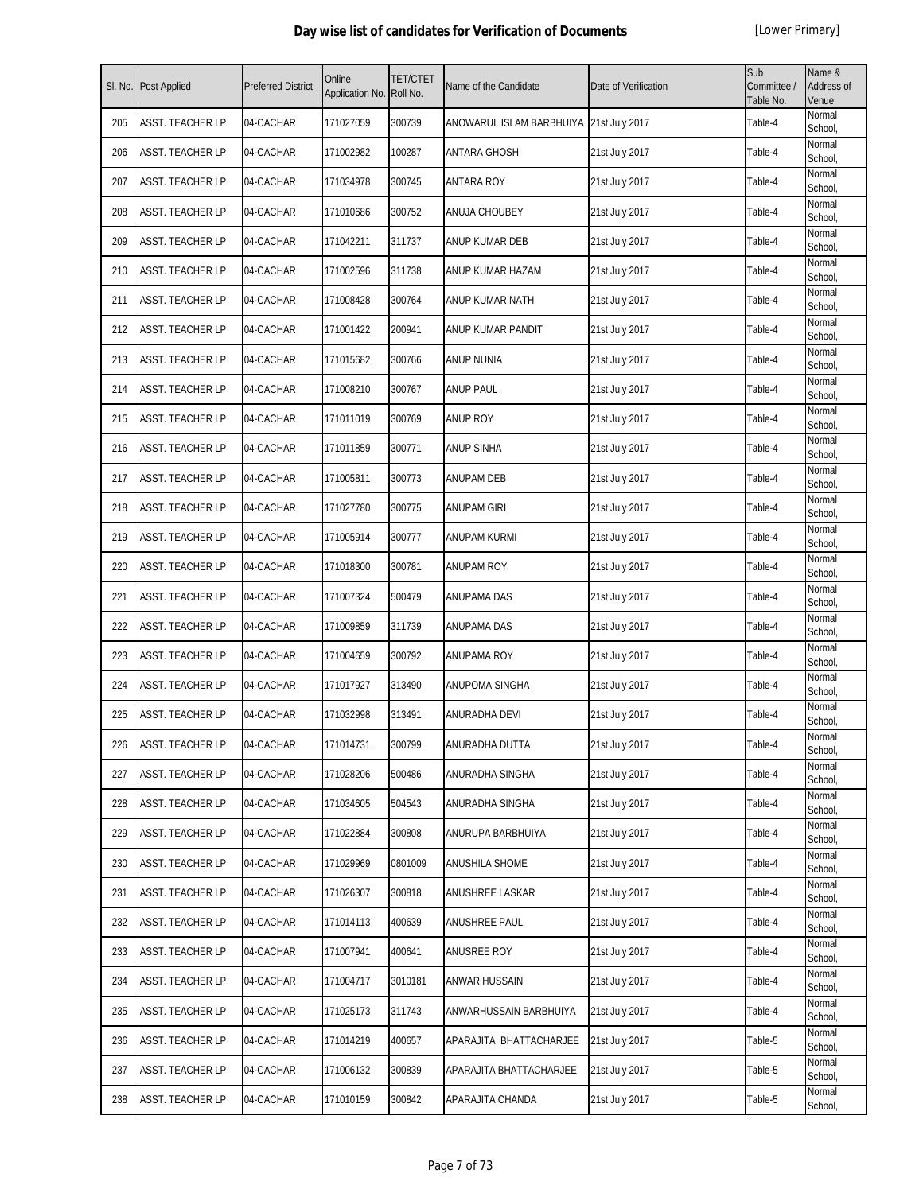# Day wise list of candidates for Verification of Documents

[Lower Primary]

| Sl. No. | Post Applied | Preferred District | Online Application No. | TET/CTET Roll No. | Name of the Candidate | Date of Verification | Sub Committee / Table No. | Name & Address of Venue |
|---|---|---|---|---|---|---|---|---|
| 205 | ASST. TEACHER LP | 04-CACHAR | 171027059 | 300739 | ANOWARUL ISLAM BARBHUIYA | 21st July 2017 | Table-4 | Normal School, |
| 206 | ASST. TEACHER LP | 04-CACHAR | 171002982 | 100287 | ANTARA GHOSH | 21st July 2017 | Table-4 | Normal School, |
| 207 | ASST. TEACHER LP | 04-CACHAR | 171034978 | 300745 | ANTARA ROY | 21st July 2017 | Table-4 | Normal School, |
| 208 | ASST. TEACHER LP | 04-CACHAR | 171010686 | 300752 | ANUJA CHOUBEY | 21st July 2017 | Table-4 | Normal School, |
| 209 | ASST. TEACHER LP | 04-CACHAR | 171042211 | 311737 | ANUP KUMAR DEB | 21st July 2017 | Table-4 | Normal School, |
| 210 | ASST. TEACHER LP | 04-CACHAR | 171002596 | 311738 | ANUP KUMAR HAZAM | 21st July 2017 | Table-4 | Normal School, |
| 211 | ASST. TEACHER LP | 04-CACHAR | 171008428 | 300764 | ANUP KUMAR NATH | 21st July 2017 | Table-4 | Normal School, |
| 212 | ASST. TEACHER LP | 04-CACHAR | 171001422 | 200941 | ANUP KUMAR PANDIT | 21st July 2017 | Table-4 | Normal School, |
| 213 | ASST. TEACHER LP | 04-CACHAR | 171015682 | 300766 | ANUP NUNIA | 21st July 2017 | Table-4 | Normal School, |
| 214 | ASST. TEACHER LP | 04-CACHAR | 171008210 | 300767 | ANUP PAUL | 21st July 2017 | Table-4 | Normal School, |
| 215 | ASST. TEACHER LP | 04-CACHAR | 171011019 | 300769 | ANUP ROY | 21st July 2017 | Table-4 | Normal School, |
| 216 | ASST. TEACHER LP | 04-CACHAR | 171011859 | 300771 | ANUP SINHA | 21st July 2017 | Table-4 | Normal School, |
| 217 | ASST. TEACHER LP | 04-CACHAR | 171005811 | 300773 | ANUPAM DEB | 21st July 2017 | Table-4 | Normal School, |
| 218 | ASST. TEACHER LP | 04-CACHAR | 171027780 | 300775 | ANUPAM GIRI | 21st July 2017 | Table-4 | Normal School, |
| 219 | ASST. TEACHER LP | 04-CACHAR | 171005914 | 300777 | ANUPAM KURMI | 21st July 2017 | Table-4 | Normal School, |
| 220 | ASST. TEACHER LP | 04-CACHAR | 171018300 | 300781 | ANUPAM ROY | 21st July 2017 | Table-4 | Normal School, |
| 221 | ASST. TEACHER LP | 04-CACHAR | 171007324 | 500479 | ANUPAMA DAS | 21st July 2017 | Table-4 | Normal School, |
| 222 | ASST. TEACHER LP | 04-CACHAR | 171009859 | 311739 | ANUPAMA DAS | 21st July 2017 | Table-4 | Normal School, |
| 223 | ASST. TEACHER LP | 04-CACHAR | 171004659 | 300792 | ANUPAMA ROY | 21st July 2017 | Table-4 | Normal School, |
| 224 | ASST. TEACHER LP | 04-CACHAR | 171017927 | 313490 | ANUPOMA SINGHA | 21st July 2017 | Table-4 | Normal School, |
| 225 | ASST. TEACHER LP | 04-CACHAR | 171032998 | 313491 | ANURADHA DEVI | 21st July 2017 | Table-4 | Normal School, |
| 226 | ASST. TEACHER LP | 04-CACHAR | 171014731 | 300799 | ANURADHA DUTTA | 21st July 2017 | Table-4 | Normal School, |
| 227 | ASST. TEACHER LP | 04-CACHAR | 171028206 | 500486 | ANURADHA SINGHA | 21st July 2017 | Table-4 | Normal School, |
| 228 | ASST. TEACHER LP | 04-CACHAR | 171034605 | 504543 | ANURADHA SINGHA | 21st July 2017 | Table-4 | Normal School, |
| 229 | ASST. TEACHER LP | 04-CACHAR | 171022884 | 300808 | ANURUPA BARBHUIYA | 21st July 2017 | Table-4 | Normal School, |
| 230 | ASST. TEACHER LP | 04-CACHAR | 171029969 | 0801009 | ANUSHILA SHOME | 21st July 2017 | Table-4 | Normal School, |
| 231 | ASST. TEACHER LP | 04-CACHAR | 171026307 | 300818 | ANUSHREE LASKAR | 21st July 2017 | Table-4 | Normal School, |
| 232 | ASST. TEACHER LP | 04-CACHAR | 171014113 | 400639 | ANUSHREE PAUL | 21st July 2017 | Table-4 | Normal School, |
| 233 | ASST. TEACHER LP | 04-CACHAR | 171007941 | 400641 | ANUSREE ROY | 21st July 2017 | Table-4 | Normal School, |
| 234 | ASST. TEACHER LP | 04-CACHAR | 171004717 | 3010181 | ANWAR HUSSAIN | 21st July 2017 | Table-4 | Normal School, |
| 235 | ASST. TEACHER LP | 04-CACHAR | 171025173 | 311743 | ANWARHUSSAIN BARBHUIYA | 21st July 2017 | Table-4 | Normal School, |
| 236 | ASST. TEACHER LP | 04-CACHAR | 171014219 | 400657 | APARAJITA BHATTACHARJEE | 21st July 2017 | Table-5 | Normal School, |
| 237 | ASST. TEACHER LP | 04-CACHAR | 171006132 | 300839 | APARAJITA BHATTACHARJEE | 21st July 2017 | Table-5 | Normal School, |
| 238 | ASST. TEACHER LP | 04-CACHAR | 171010159 | 300842 | APARAJITA CHANDA | 21st July 2017 | Table-5 | Normal School, |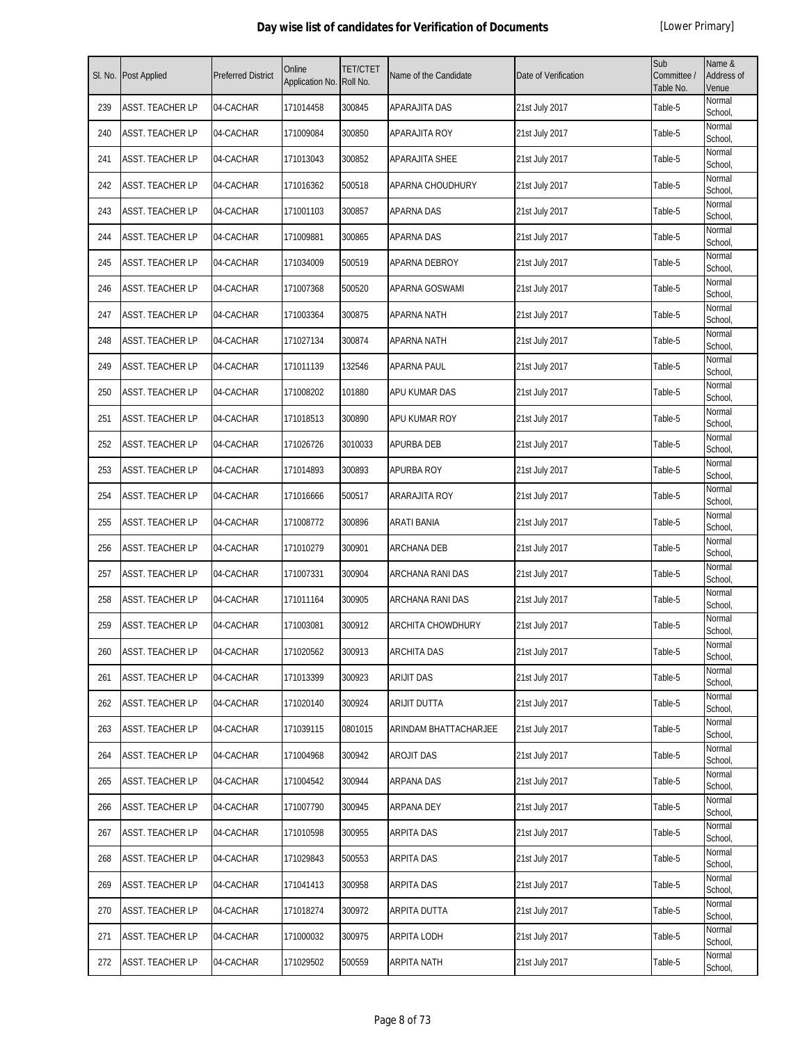# Day wise list of candidates for Verification of Documents

[Lower Primary]

| Sl. No. | Post Applied | Preferred District | Online Application No. | TET/CTET Roll No. | Name of the Candidate | Date of Verification | Sub Committee / Table No. | Name & Address of Venue |
|---|---|---|---|---|---|---|---|---|
| 239 | ASST. TEACHER LP | 04-CACHAR | 171014458 | 300845 | APARAJITA DAS | 21st July 2017 | Table-5 | Normal School, |
| 240 | ASST. TEACHER LP | 04-CACHAR | 171009084 | 300850 | APARAJITA ROY | 21st July 2017 | Table-5 | Normal School, |
| 241 | ASST. TEACHER LP | 04-CACHAR | 171013043 | 300852 | APARAJITA SHEE | 21st July 2017 | Table-5 | Normal School, |
| 242 | ASST. TEACHER LP | 04-CACHAR | 171016362 | 500518 | APARNA CHOUDHURY | 21st July 2017 | Table-5 | Normal School, |
| 243 | ASST. TEACHER LP | 04-CACHAR | 171001103 | 300857 | APARNA DAS | 21st July 2017 | Table-5 | Normal School, |
| 244 | ASST. TEACHER LP | 04-CACHAR | 171009881 | 300865 | APARNA DAS | 21st July 2017 | Table-5 | Normal School, |
| 245 | ASST. TEACHER LP | 04-CACHAR | 171034009 | 500519 | APARNA DEBROY | 21st July 2017 | Table-5 | Normal School, |
| 246 | ASST. TEACHER LP | 04-CACHAR | 171007368 | 500520 | APARNA GOSWAMI | 21st July 2017 | Table-5 | Normal School, |
| 247 | ASST. TEACHER LP | 04-CACHAR | 171003364 | 300875 | APARNA NATH | 21st July 2017 | Table-5 | Normal School, |
| 248 | ASST. TEACHER LP | 04-CACHAR | 171027134 | 300874 | APARNA NATH | 21st July 2017 | Table-5 | Normal School, |
| 249 | ASST. TEACHER LP | 04-CACHAR | 171011139 | 132546 | APARNA PAUL | 21st July 2017 | Table-5 | Normal School, |
| 250 | ASST. TEACHER LP | 04-CACHAR | 171008202 | 101880 | APU KUMAR DAS | 21st July 2017 | Table-5 | Normal School, |
| 251 | ASST. TEACHER LP | 04-CACHAR | 171018513 | 300890 | APU KUMAR ROY | 21st July 2017 | Table-5 | Normal School, |
| 252 | ASST. TEACHER LP | 04-CACHAR | 171026726 | 3010033 | APURBA DEB | 21st July 2017 | Table-5 | Normal School, |
| 253 | ASST. TEACHER LP | 04-CACHAR | 171014893 | 300893 | APURBA ROY | 21st July 2017 | Table-5 | Normal School, |
| 254 | ASST. TEACHER LP | 04-CACHAR | 171016666 | 500517 | ARARAJITA ROY | 21st July 2017 | Table-5 | Normal School, |
| 255 | ASST. TEACHER LP | 04-CACHAR | 171008772 | 300896 | ARATI BANIA | 21st July 2017 | Table-5 | Normal School, |
| 256 | ASST. TEACHER LP | 04-CACHAR | 171010279 | 300901 | ARCHANA DEB | 21st July 2017 | Table-5 | Normal School, |
| 257 | ASST. TEACHER LP | 04-CACHAR | 171007331 | 300904 | ARCHANA RANI DAS | 21st July 2017 | Table-5 | Normal School, |
| 258 | ASST. TEACHER LP | 04-CACHAR | 171011164 | 300905 | ARCHANA RANI DAS | 21st July 2017 | Table-5 | Normal School, |
| 259 | ASST. TEACHER LP | 04-CACHAR | 171003081 | 300912 | ARCHITA CHOWDHURY | 21st July 2017 | Table-5 | Normal School, |
| 260 | ASST. TEACHER LP | 04-CACHAR | 171020562 | 300913 | ARCHITA DAS | 21st July 2017 | Table-5 | Normal School, |
| 261 | ASST. TEACHER LP | 04-CACHAR | 171013399 | 300923 | ARIJIT DAS | 21st July 2017 | Table-5 | Normal School, |
| 262 | ASST. TEACHER LP | 04-CACHAR | 171020140 | 300924 | ARIJIT DUTTA | 21st July 2017 | Table-5 | Normal School, |
| 263 | ASST. TEACHER LP | 04-CACHAR | 171039115 | 0801015 | ARINDAM BHATTACHARJEE | 21st July 2017 | Table-5 | Normal School, |
| 264 | ASST. TEACHER LP | 04-CACHAR | 171004968 | 300942 | AROJIT DAS | 21st July 2017 | Table-5 | Normal School, |
| 265 | ASST. TEACHER LP | 04-CACHAR | 171004542 | 300944 | ARPANA DAS | 21st July 2017 | Table-5 | Normal School, |
| 266 | ASST. TEACHER LP | 04-CACHAR | 171007790 | 300945 | ARPANA DEY | 21st July 2017 | Table-5 | Normal School, |
| 267 | ASST. TEACHER LP | 04-CACHAR | 171010598 | 300955 | ARPITA DAS | 21st July 2017 | Table-5 | Normal School, |
| 268 | ASST. TEACHER LP | 04-CACHAR | 171029843 | 500553 | ARPITA DAS | 21st July 2017 | Table-5 | Normal School, |
| 269 | ASST. TEACHER LP | 04-CACHAR | 171041413 | 300958 | ARPITA DAS | 21st July 2017 | Table-5 | Normal School, |
| 270 | ASST. TEACHER LP | 04-CACHAR | 171018274 | 300972 | ARPITA DUTTA | 21st July 2017 | Table-5 | Normal School, |
| 271 | ASST. TEACHER LP | 04-CACHAR | 171000032 | 300975 | ARPITA LODH | 21st July 2017 | Table-5 | Normal School, |
| 272 | ASST. TEACHER LP | 04-CACHAR | 171029502 | 500559 | ARPITA NATH | 21st July 2017 | Table-5 | Normal School, |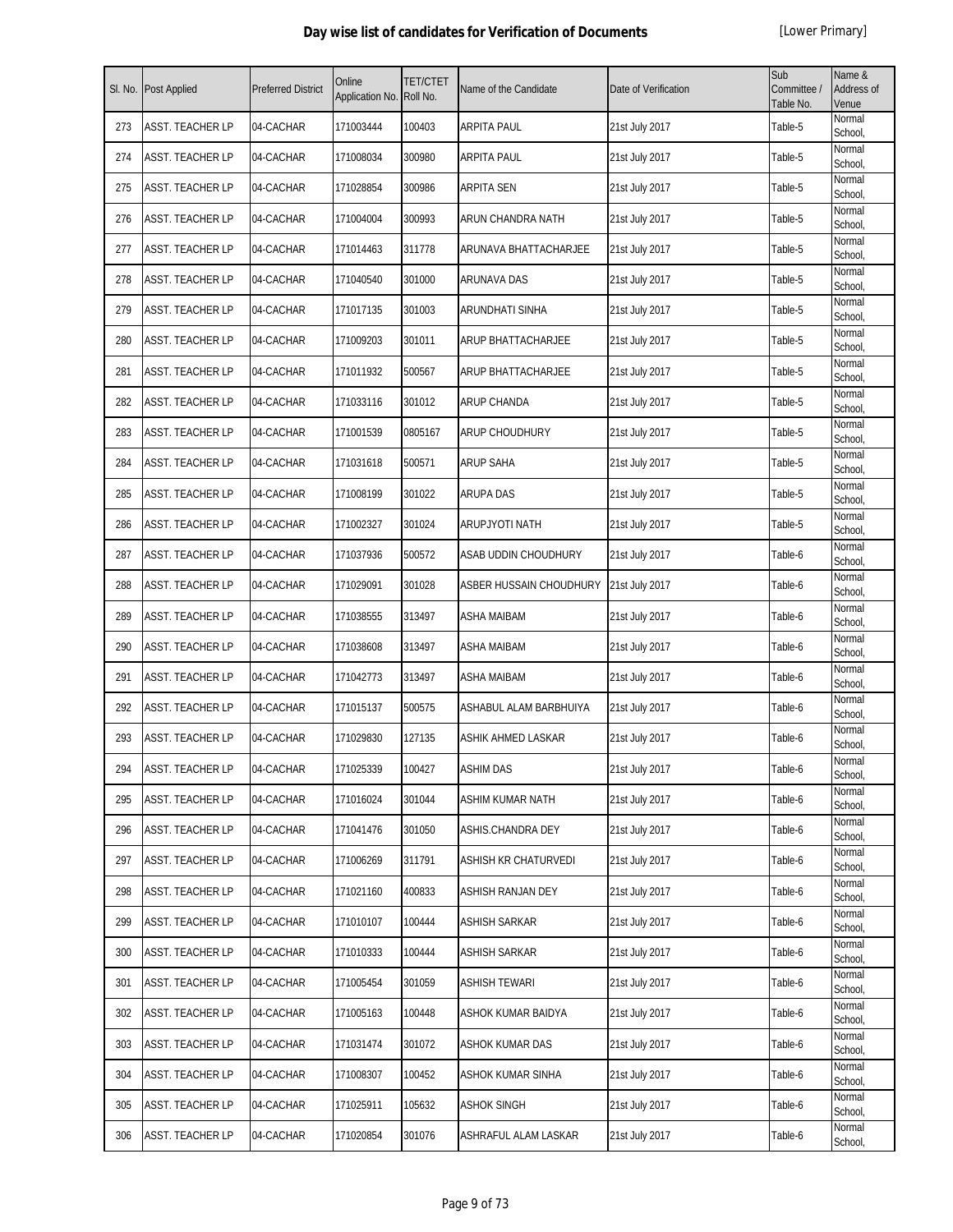# Day wise list of candidates for Verification of Documents

[Lower Primary]

| Sl. No. | Post Applied | Preferred District | Online Application No. | TET/CTET Roll No. | Name of the Candidate | Date of Verification | Sub Committee / Table No. | Name & Address of Venue |
|---|---|---|---|---|---|---|---|---|
| 273 | ASST. TEACHER LP | 04-CACHAR | 171003444 | 100403 | ARPITA PAUL | 21st July 2017 | Table-5 | Normal School, |
| 274 | ASST. TEACHER LP | 04-CACHAR | 171008034 | 300980 | ARPITA PAUL | 21st July 2017 | Table-5 | Normal School, |
| 275 | ASST. TEACHER LP | 04-CACHAR | 171028854 | 300986 | ARPITA SEN | 21st July 2017 | Table-5 | Normal School, |
| 276 | ASST. TEACHER LP | 04-CACHAR | 171004004 | 300993 | ARUN CHANDRA NATH | 21st July 2017 | Table-5 | Normal School, |
| 277 | ASST. TEACHER LP | 04-CACHAR | 171014463 | 311778 | ARUNAVA BHATTACHARJEE | 21st July 2017 | Table-5 | Normal School, |
| 278 | ASST. TEACHER LP | 04-CACHAR | 171040540 | 301000 | ARUNAVA DAS | 21st July 2017 | Table-5 | Normal School, |
| 279 | ASST. TEACHER LP | 04-CACHAR | 171017135 | 301003 | ARUNDHATI SINHA | 21st July 2017 | Table-5 | Normal School, |
| 280 | ASST. TEACHER LP | 04-CACHAR | 171009203 | 301011 | ARUP BHATTACHARJEE | 21st July 2017 | Table-5 | Normal School, |
| 281 | ASST. TEACHER LP | 04-CACHAR | 171011932 | 500567 | ARUP BHATTACHARJEE | 21st July 2017 | Table-5 | Normal School, |
| 282 | ASST. TEACHER LP | 04-CACHAR | 171033116 | 301012 | ARUP CHANDA | 21st July 2017 | Table-5 | Normal School, |
| 283 | ASST. TEACHER LP | 04-CACHAR | 171001539 | 0805167 | ARUP CHOUDHURY | 21st July 2017 | Table-5 | Normal School, |
| 284 | ASST. TEACHER LP | 04-CACHAR | 171031618 | 500571 | ARUP SAHA | 21st July 2017 | Table-5 | Normal School, |
| 285 | ASST. TEACHER LP | 04-CACHAR | 171008199 | 301022 | ARUPA DAS | 21st July 2017 | Table-5 | Normal School, |
| 286 | ASST. TEACHER LP | 04-CACHAR | 171002327 | 301024 | ARUPJYOTI NATH | 21st July 2017 | Table-5 | Normal School, |
| 287 | ASST. TEACHER LP | 04-CACHAR | 171037936 | 500572 | ASAB UDDIN CHOUDHURY | 21st July 2017 | Table-6 | Normal School, |
| 288 | ASST. TEACHER LP | 04-CACHAR | 171029091 | 301028 | ASBER HUSSAIN CHOUDHURY | 21st July 2017 | Table-6 | Normal School, |
| 289 | ASST. TEACHER LP | 04-CACHAR | 171038555 | 313497 | ASHA MAIBAM | 21st July 2017 | Table-6 | Normal School, |
| 290 | ASST. TEACHER LP | 04-CACHAR | 171038608 | 313497 | ASHA MAIBAM | 21st July 2017 | Table-6 | Normal School, |
| 291 | ASST. TEACHER LP | 04-CACHAR | 171042773 | 313497 | ASHA MAIBAM | 21st July 2017 | Table-6 | Normal School, |
| 292 | ASST. TEACHER LP | 04-CACHAR | 171015137 | 500575 | ASHABUL ALAM BARBHUIYA | 21st July 2017 | Table-6 | Normal School, |
| 293 | ASST. TEACHER LP | 04-CACHAR | 171029830 | 127135 | ASHIK AHMED LASKAR | 21st July 2017 | Table-6 | Normal School, |
| 294 | ASST. TEACHER LP | 04-CACHAR | 171025339 | 100427 | ASHIM DAS | 21st July 2017 | Table-6 | Normal School, |
| 295 | ASST. TEACHER LP | 04-CACHAR | 171016024 | 301044 | ASHIM KUMAR NATH | 21st July 2017 | Table-6 | Normal School, |
| 296 | ASST. TEACHER LP | 04-CACHAR | 171041476 | 301050 | ASHIS.CHANDRA DEY | 21st July 2017 | Table-6 | Normal School, |
| 297 | ASST. TEACHER LP | 04-CACHAR | 171006269 | 311791 | ASHISH KR CHATURVEDI | 21st July 2017 | Table-6 | Normal School, |
| 298 | ASST. TEACHER LP | 04-CACHAR | 171021160 | 400833 | ASHISH RANJAN DEY | 21st July 2017 | Table-6 | Normal School, |
| 299 | ASST. TEACHER LP | 04-CACHAR | 171010107 | 100444 | ASHISH SARKAR | 21st July 2017 | Table-6 | Normal School, |
| 300 | ASST. TEACHER LP | 04-CACHAR | 171010333 | 100444 | ASHISH SARKAR | 21st July 2017 | Table-6 | Normal School, |
| 301 | ASST. TEACHER LP | 04-CACHAR | 171005454 | 301059 | ASHISH TEWARI | 21st July 2017 | Table-6 | Normal School, |
| 302 | ASST. TEACHER LP | 04-CACHAR | 171005163 | 100448 | ASHOK KUMAR BAIDYA | 21st July 2017 | Table-6 | Normal School, |
| 303 | ASST. TEACHER LP | 04-CACHAR | 171031474 | 301072 | ASHOK KUMAR DAS | 21st July 2017 | Table-6 | Normal School, |
| 304 | ASST. TEACHER LP | 04-CACHAR | 171008307 | 100452 | ASHOK KUMAR SINHA | 21st July 2017 | Table-6 | Normal School, |
| 305 | ASST. TEACHER LP | 04-CACHAR | 171025911 | 105632 | ASHOK SINGH | 21st July 2017 | Table-6 | Normal School, |
| 306 | ASST. TEACHER LP | 04-CACHAR | 171020854 | 301076 | ASHRAFUL ALAM LASKAR | 21st July 2017 | Table-6 | Normal School, |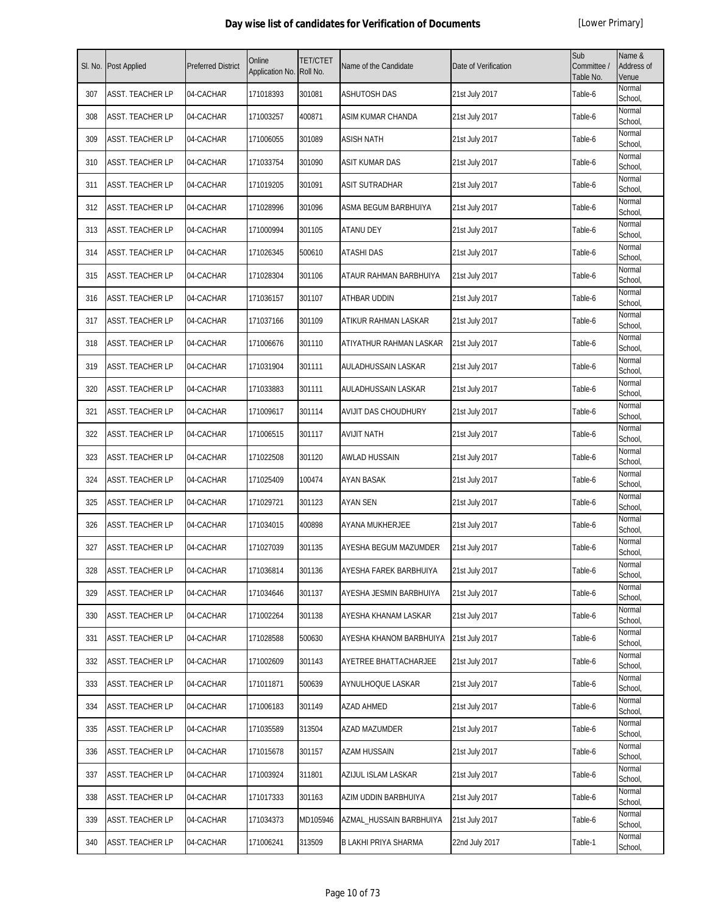# Day wise list of candidates for Verification of Documents

[Lower Primary]

| Sl. No. | Post Applied | Preferred District | Online Application No. | TET/CTET Roll No. | Name of the Candidate | Date of Verification | Sub Committee / Table No. | Name & Address of Venue |
|---|---|---|---|---|---|---|---|---|
| 307 | ASST. TEACHER LP | 04-CACHAR | 171018393 | 301081 | ASHUTOSH DAS | 21st July 2017 | Table-6 | Normal School, |
| 308 | ASST. TEACHER LP | 04-CACHAR | 171003257 | 400871 | ASIM KUMAR CHANDA | 21st July 2017 | Table-6 | Normal School, |
| 309 | ASST. TEACHER LP | 04-CACHAR | 171006055 | 301089 | ASISH NATH | 21st July 2017 | Table-6 | Normal School, |
| 310 | ASST. TEACHER LP | 04-CACHAR | 171033754 | 301090 | ASIT KUMAR DAS | 21st July 2017 | Table-6 | Normal School, |
| 311 | ASST. TEACHER LP | 04-CACHAR | 171019205 | 301091 | ASIT SUTRADHAR | 21st July 2017 | Table-6 | Normal School, |
| 312 | ASST. TEACHER LP | 04-CACHAR | 171028996 | 301096 | ASMA BEGUM BARBHUIYA | 21st July 2017 | Table-6 | Normal School, |
| 313 | ASST. TEACHER LP | 04-CACHAR | 171000994 | 301105 | ATANU DEY | 21st July 2017 | Table-6 | Normal School, |
| 314 | ASST. TEACHER LP | 04-CACHAR | 171026345 | 500610 | ATASHI DAS | 21st July 2017 | Table-6 | Normal School, |
| 315 | ASST. TEACHER LP | 04-CACHAR | 171028304 | 301106 | ATAUR RAHMAN BARBHUIYA | 21st July 2017 | Table-6 | Normal School, |
| 316 | ASST. TEACHER LP | 04-CACHAR | 171036157 | 301107 | ATHBAR UDDIN | 21st July 2017 | Table-6 | Normal School, |
| 317 | ASST. TEACHER LP | 04-CACHAR | 171037166 | 301109 | ATIKUR RAHMAN LASKAR | 21st July 2017 | Table-6 | Normal School, |
| 318 | ASST. TEACHER LP | 04-CACHAR | 171006676 | 301110 | ATIYATHUR RAHMAN LASKAR | 21st July 2017 | Table-6 | Normal School, |
| 319 | ASST. TEACHER LP | 04-CACHAR | 171031904 | 301111 | AULADHUSSAIN LASKAR | 21st July 2017 | Table-6 | Normal School, |
| 320 | ASST. TEACHER LP | 04-CACHAR | 171033883 | 301111 | AULADHUSSAIN LASKAR | 21st July 2017 | Table-6 | Normal School, |
| 321 | ASST. TEACHER LP | 04-CACHAR | 171009617 | 301114 | AVIJIT DAS CHOUDHURY | 21st July 2017 | Table-6 | Normal School, |
| 322 | ASST. TEACHER LP | 04-CACHAR | 171006515 | 301117 | AVIJIT NATH | 21st July 2017 | Table-6 | Normal School, |
| 323 | ASST. TEACHER LP | 04-CACHAR | 171022508 | 301120 | AWLAD HUSSAIN | 21st July 2017 | Table-6 | Normal School, |
| 324 | ASST. TEACHER LP | 04-CACHAR | 171025409 | 100474 | AYAN BASAK | 21st July 2017 | Table-6 | Normal School, |
| 325 | ASST. TEACHER LP | 04-CACHAR | 171029721 | 301123 | AYAN SEN | 21st July 2017 | Table-6 | Normal School, |
| 326 | ASST. TEACHER LP | 04-CACHAR | 171034015 | 400898 | AYANA MUKHERJEE | 21st July 2017 | Table-6 | Normal School, |
| 327 | ASST. TEACHER LP | 04-CACHAR | 171027039 | 301135 | AYESHA BEGUM MAZUMDER | 21st July 2017 | Table-6 | Normal School, |
| 328 | ASST. TEACHER LP | 04-CACHAR | 171036814 | 301136 | AYESHA FAREK BARBHUIYA | 21st July 2017 | Table-6 | Normal School, |
| 329 | ASST. TEACHER LP | 04-CACHAR | 171034646 | 301137 | AYESHA JESMIN BARBHUIYA | 21st July 2017 | Table-6 | Normal School, |
| 330 | ASST. TEACHER LP | 04-CACHAR | 171002264 | 301138 | AYESHA KHANAM LASKAR | 21st July 2017 | Table-6 | Normal School, |
| 331 | ASST. TEACHER LP | 04-CACHAR | 171028588 | 500630 | AYESHA KHANOM BARBHUIYA | 21st July 2017 | Table-6 | Normal School, |
| 332 | ASST. TEACHER LP | 04-CACHAR | 171002609 | 301143 | AYETREE BHATTACHARJEE | 21st July 2017 | Table-6 | Normal School, |
| 333 | ASST. TEACHER LP | 04-CACHAR | 171011871 | 500639 | AYNULHOQUE LASKAR | 21st July 2017 | Table-6 | Normal School, |
| 334 | ASST. TEACHER LP | 04-CACHAR | 171006183 | 301149 | AZAD AHMED | 21st July 2017 | Table-6 | Normal School, |
| 335 | ASST. TEACHER LP | 04-CACHAR | 171035589 | 313504 | AZAD MAZUMDER | 21st July 2017 | Table-6 | Normal School, |
| 336 | ASST. TEACHER LP | 04-CACHAR | 171015678 | 301157 | AZAM HUSSAIN | 21st July 2017 | Table-6 | Normal School, |
| 337 | ASST. TEACHER LP | 04-CACHAR | 171003924 | 311801 | AZIJUL ISLAM LASKAR | 21st July 2017 | Table-6 | Normal School, |
| 338 | ASST. TEACHER LP | 04-CACHAR | 171017333 | 301163 | AZIM UDDIN BARBHUIYA | 21st July 2017 | Table-6 | Normal School, |
| 339 | ASST. TEACHER LP | 04-CACHAR | 171034373 | MD105946 | AZMAL_HUSSAIN BARBHUIYA | 21st July 2017 | Table-6 | Normal School, |
| 340 | ASST. TEACHER LP | 04-CACHAR | 171006241 | 313509 | B LAKHI PRIYA SHARMA | 22nd July 2017 | Table-1 | Normal School, |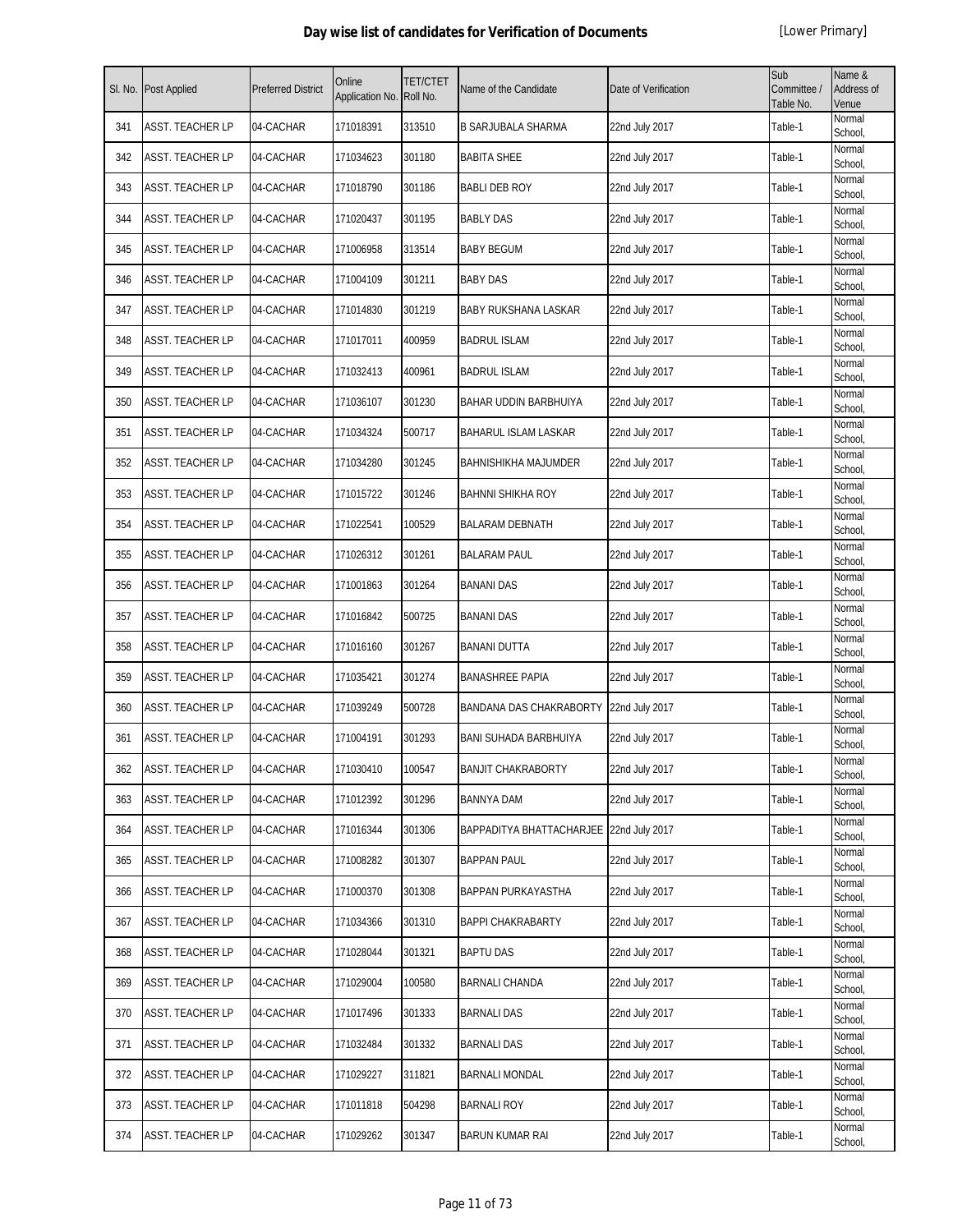# Day wise list of candidates for Verification of Documents

[Lower Primary]

| Sl. No. | Post Applied | Preferred District | Online Application No. | TET/CTET Roll No. | Name of the Candidate | Date of Verification | Sub Committee / Table No. | Name & Address of Venue |
|---|---|---|---|---|---|---|---|---|
| 341 | ASST. TEACHER LP | 04-CACHAR | 171018391 | 313510 | B SARJUBALA SHARMA | 22nd July 2017 | Table-1 | Normal School, |
| 342 | ASST. TEACHER LP | 04-CACHAR | 171034623 | 301180 | BABITA SHEE | 22nd July 2017 | Table-1 | Normal School, |
| 343 | ASST. TEACHER LP | 04-CACHAR | 171018790 | 301186 | BABLI DEB ROY | 22nd July 2017 | Table-1 | Normal School, |
| 344 | ASST. TEACHER LP | 04-CACHAR | 171020437 | 301195 | BABLY DAS | 22nd July 2017 | Table-1 | Normal School, |
| 345 | ASST. TEACHER LP | 04-CACHAR | 171006958 | 313514 | BABY BEGUM | 22nd July 2017 | Table-1 | Normal School, |
| 346 | ASST. TEACHER LP | 04-CACHAR | 171004109 | 301211 | BABY DAS | 22nd July 2017 | Table-1 | Normal School, |
| 347 | ASST. TEACHER LP | 04-CACHAR | 171014830 | 301219 | BABY RUKSHANA LASKAR | 22nd July 2017 | Table-1 | Normal School, |
| 348 | ASST. TEACHER LP | 04-CACHAR | 171017011 | 400959 | BADRUL ISLAM | 22nd July 2017 | Table-1 | Normal School, |
| 349 | ASST. TEACHER LP | 04-CACHAR | 171032413 | 400961 | BADRUL ISLAM | 22nd July 2017 | Table-1 | Normal School, |
| 350 | ASST. TEACHER LP | 04-CACHAR | 171036107 | 301230 | BAHAR UDDIN BARBHUIYA | 22nd July 2017 | Table-1 | Normal School, |
| 351 | ASST. TEACHER LP | 04-CACHAR | 171034324 | 500717 | BAHARUL ISLAM LASKAR | 22nd July 2017 | Table-1 | Normal School, |
| 352 | ASST. TEACHER LP | 04-CACHAR | 171034280 | 301245 | BAHNISHIKHA MAJUMDER | 22nd July 2017 | Table-1 | Normal School, |
| 353 | ASST. TEACHER LP | 04-CACHAR | 171015722 | 301246 | BAHNNI SHIKHA ROY | 22nd July 2017 | Table-1 | Normal School, |
| 354 | ASST. TEACHER LP | 04-CACHAR | 171022541 | 100529 | BALARAM DEBNATH | 22nd July 2017 | Table-1 | Normal School, |
| 355 | ASST. TEACHER LP | 04-CACHAR | 171026312 | 301261 | BALARAM PAUL | 22nd July 2017 | Table-1 | Normal School, |
| 356 | ASST. TEACHER LP | 04-CACHAR | 171001863 | 301264 | BANANI DAS | 22nd July 2017 | Table-1 | Normal School, |
| 357 | ASST. TEACHER LP | 04-CACHAR | 171016842 | 500725 | BANANI DAS | 22nd July 2017 | Table-1 | Normal School, |
| 358 | ASST. TEACHER LP | 04-CACHAR | 171016160 | 301267 | BANANI DUTTA | 22nd July 2017 | Table-1 | Normal School, |
| 359 | ASST. TEACHER LP | 04-CACHAR | 171035421 | 301274 | BANASHREE PAPIA | 22nd July 2017 | Table-1 | Normal School, |
| 360 | ASST. TEACHER LP | 04-CACHAR | 171039249 | 500728 | BANDANA DAS CHAKRABORTY | 22nd July 2017 | Table-1 | Normal School, |
| 361 | ASST. TEACHER LP | 04-CACHAR | 171004191 | 301293 | BANI SUHADA BARBHUIYA | 22nd July 2017 | Table-1 | Normal School, |
| 362 | ASST. TEACHER LP | 04-CACHAR | 171030410 | 100547 | BANJIT CHAKRABORTY | 22nd July 2017 | Table-1 | Normal School, |
| 363 | ASST. TEACHER LP | 04-CACHAR | 171012392 | 301296 | BANNYA DAM | 22nd July 2017 | Table-1 | Normal School, |
| 364 | ASST. TEACHER LP | 04-CACHAR | 171016344 | 301306 | BAPPADITYA BHATTACHARJEE | 22nd July 2017 | Table-1 | Normal School, |
| 365 | ASST. TEACHER LP | 04-CACHAR | 171008282 | 301307 | BAPPAN PAUL | 22nd July 2017 | Table-1 | Normal School, |
| 366 | ASST. TEACHER LP | 04-CACHAR | 171000370 | 301308 | BAPPAN PURKAYASTHA | 22nd July 2017 | Table-1 | Normal School, |
| 367 | ASST. TEACHER LP | 04-CACHAR | 171034366 | 301310 | BAPPI CHAKRABARTY | 22nd July 2017 | Table-1 | Normal School, |
| 368 | ASST. TEACHER LP | 04-CACHAR | 171028044 | 301321 | BAPTU DAS | 22nd July 2017 | Table-1 | Normal School, |
| 369 | ASST. TEACHER LP | 04-CACHAR | 171029004 | 100580 | BARNALI CHANDA | 22nd July 2017 | Table-1 | Normal School, |
| 370 | ASST. TEACHER LP | 04-CACHAR | 171017496 | 301333 | BARNALI DAS | 22nd July 2017 | Table-1 | Normal School, |
| 371 | ASST. TEACHER LP | 04-CACHAR | 171032484 | 301332 | BARNALI DAS | 22nd July 2017 | Table-1 | Normal School, |
| 372 | ASST. TEACHER LP | 04-CACHAR | 171029227 | 311821 | BARNALI MONDAL | 22nd July 2017 | Table-1 | Normal School, |
| 373 | ASST. TEACHER LP | 04-CACHAR | 171011818 | 504298 | BARNALI ROY | 22nd July 2017 | Table-1 | Normal School, |
| 374 | ASST. TEACHER LP | 04-CACHAR | 171029262 | 301347 | BARUN KUMAR RAI | 22nd July 2017 | Table-1 | Normal School, |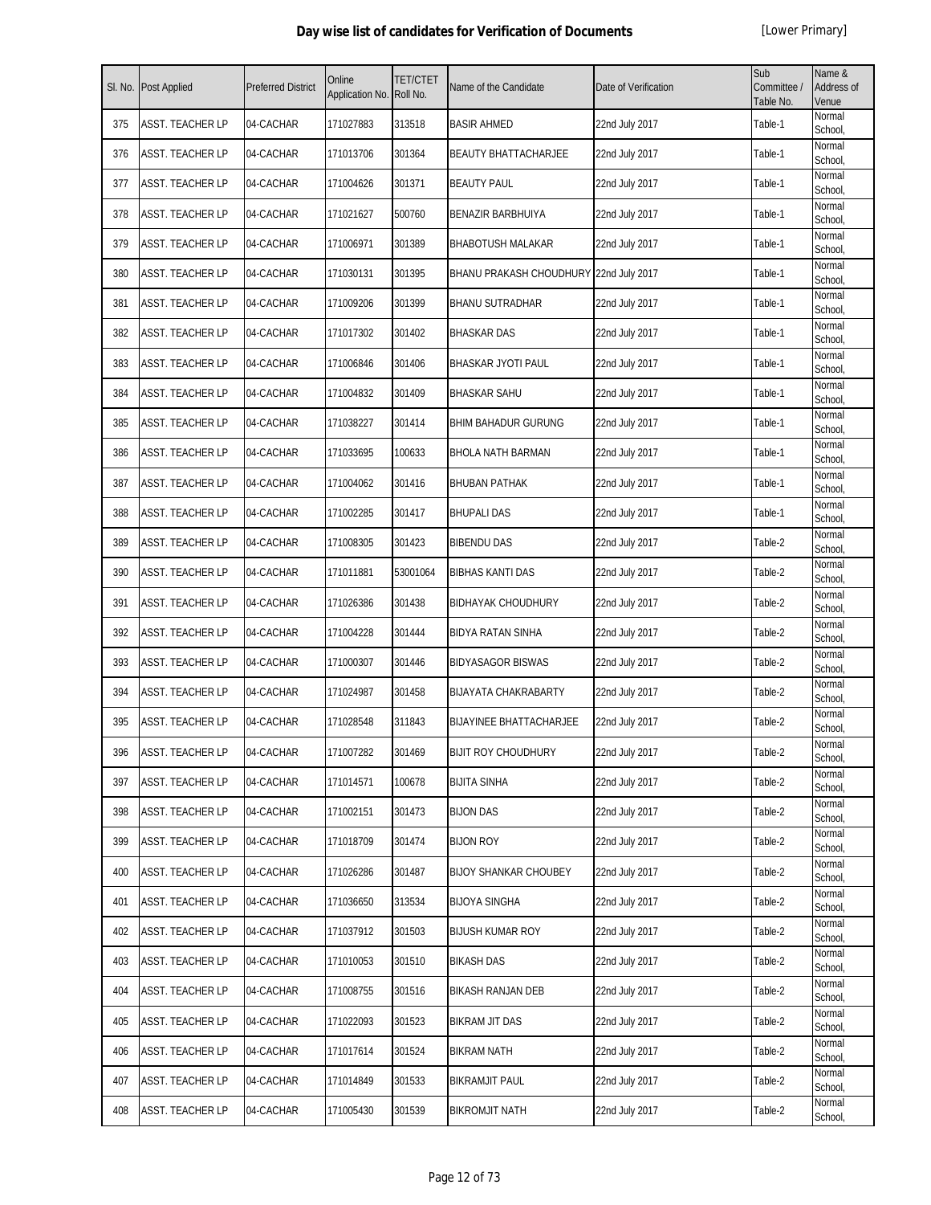# Day wise list of candidates for Verification of Documents

[Lower Primary]

| Sl. No. | Post Applied | Preferred District | Online Application No. | TET/CTET Roll No. | Name of the Candidate | Date of Verification | Sub Committee / Table No. | Name & Address of Venue |
|---|---|---|---|---|---|---|---|---|
| 375 | ASST. TEACHER LP | 04-CACHAR | 171027883 | 313518 | BASIR AHMED | 22nd July 2017 | Table-1 | Normal School, |
| 376 | ASST. TEACHER LP | 04-CACHAR | 171013706 | 301364 | BEAUTY BHATTACHARJEE | 22nd July 2017 | Table-1 | Normal School, |
| 377 | ASST. TEACHER LP | 04-CACHAR | 171004626 | 301371 | BEAUTY PAUL | 22nd July 2017 | Table-1 | Normal School, |
| 378 | ASST. TEACHER LP | 04-CACHAR | 171021627 | 500760 | BENAZIR BARBHUIYA | 22nd July 2017 | Table-1 | Normal School, |
| 379 | ASST. TEACHER LP | 04-CACHAR | 171006971 | 301389 | BHABOTUSH MALAKAR | 22nd July 2017 | Table-1 | Normal School, |
| 380 | ASST. TEACHER LP | 04-CACHAR | 171030131 | 301395 | BHANU PRAKASH CHOUDHURY | 22nd July 2017 | Table-1 | Normal School, |
| 381 | ASST. TEACHER LP | 04-CACHAR | 171009206 | 301399 | BHANU SUTRADHAR | 22nd July 2017 | Table-1 | Normal School, |
| 382 | ASST. TEACHER LP | 04-CACHAR | 171017302 | 301402 | BHASKAR DAS | 22nd July 2017 | Table-1 | Normal School, |
| 383 | ASST. TEACHER LP | 04-CACHAR | 171006846 | 301406 | BHASKAR JYOTI PAUL | 22nd July 2017 | Table-1 | Normal School, |
| 384 | ASST. TEACHER LP | 04-CACHAR | 171004832 | 301409 | BHASKAR SAHU | 22nd July 2017 | Table-1 | Normal School, |
| 385 | ASST. TEACHER LP | 04-CACHAR | 171038227 | 301414 | BHIM BAHADUR GURUNG | 22nd July 2017 | Table-1 | Normal School, |
| 386 | ASST. TEACHER LP | 04-CACHAR | 171033695 | 100633 | BHOLA NATH BARMAN | 22nd July 2017 | Table-1 | Normal School, |
| 387 | ASST. TEACHER LP | 04-CACHAR | 171004062 | 301416 | BHUBAN PATHAK | 22nd July 2017 | Table-1 | Normal School, |
| 388 | ASST. TEACHER LP | 04-CACHAR | 171002285 | 301417 | BHUPALI DAS | 22nd July 2017 | Table-1 | Normal School, |
| 389 | ASST. TEACHER LP | 04-CACHAR | 171008305 | 301423 | BIBENDU DAS | 22nd July 2017 | Table-2 | Normal School, |
| 390 | ASST. TEACHER LP | 04-CACHAR | 171011881 | 53001064 | BIBHAS KANTI DAS | 22nd July 2017 | Table-2 | Normal School, |
| 391 | ASST. TEACHER LP | 04-CACHAR | 171026386 | 301438 | BIDHAYAK CHOUDHURY | 22nd July 2017 | Table-2 | Normal School, |
| 392 | ASST. TEACHER LP | 04-CACHAR | 171004228 | 301444 | BIDYA RATAN SINHA | 22nd July 2017 | Table-2 | Normal School, |
| 393 | ASST. TEACHER LP | 04-CACHAR | 171000307 | 301446 | BIDYASAGOR BISWAS | 22nd July 2017 | Table-2 | Normal School, |
| 394 | ASST. TEACHER LP | 04-CACHAR | 171024987 | 301458 | BIJAYATA CHAKRABARTY | 22nd July 2017 | Table-2 | Normal School, |
| 395 | ASST. TEACHER LP | 04-CACHAR | 171028548 | 311843 | BIJAYINEE BHATTACHARJEE | 22nd July 2017 | Table-2 | Normal School, |
| 396 | ASST. TEACHER LP | 04-CACHAR | 171007282 | 301469 | BIJIT ROY CHOUDHURY | 22nd July 2017 | Table-2 | Normal School, |
| 397 | ASST. TEACHER LP | 04-CACHAR | 171014571 | 100678 | BIJITA SINHA | 22nd July 2017 | Table-2 | Normal School, |
| 398 | ASST. TEACHER LP | 04-CACHAR | 171002151 | 301473 | BIJON DAS | 22nd July 2017 | Table-2 | Normal School, |
| 399 | ASST. TEACHER LP | 04-CACHAR | 171018709 | 301474 | BIJON ROY | 22nd July 2017 | Table-2 | Normal School, |
| 400 | ASST. TEACHER LP | 04-CACHAR | 171026286 | 301487 | BIJOY SHANKAR CHOUBEY | 22nd July 2017 | Table-2 | Normal School, |
| 401 | ASST. TEACHER LP | 04-CACHAR | 171036650 | 313534 | BIJOYA SINGHA | 22nd July 2017 | Table-2 | Normal School, |
| 402 | ASST. TEACHER LP | 04-CACHAR | 171037912 | 301503 | BIJUSH KUMAR ROY | 22nd July 2017 | Table-2 | Normal School, |
| 403 | ASST. TEACHER LP | 04-CACHAR | 171010053 | 301510 | BIKASH DAS | 22nd July 2017 | Table-2 | Normal School, |
| 404 | ASST. TEACHER LP | 04-CACHAR | 171008755 | 301516 | BIKASH RANJAN DEB | 22nd July 2017 | Table-2 | Normal School, |
| 405 | ASST. TEACHER LP | 04-CACHAR | 171022093 | 301523 | BIKRAM JIT DAS | 22nd July 2017 | Table-2 | Normal School, |
| 406 | ASST. TEACHER LP | 04-CACHAR | 171017614 | 301524 | BIKRAM NATH | 22nd July 2017 | Table-2 | Normal School, |
| 407 | ASST. TEACHER LP | 04-CACHAR | 171014849 | 301533 | BIKRAMJIT PAUL | 22nd July 2017 | Table-2 | Normal School, |
| 408 | ASST. TEACHER LP | 04-CACHAR | 171005430 | 301539 | BIKROMJIT NATH | 22nd July 2017 | Table-2 | Normal School, |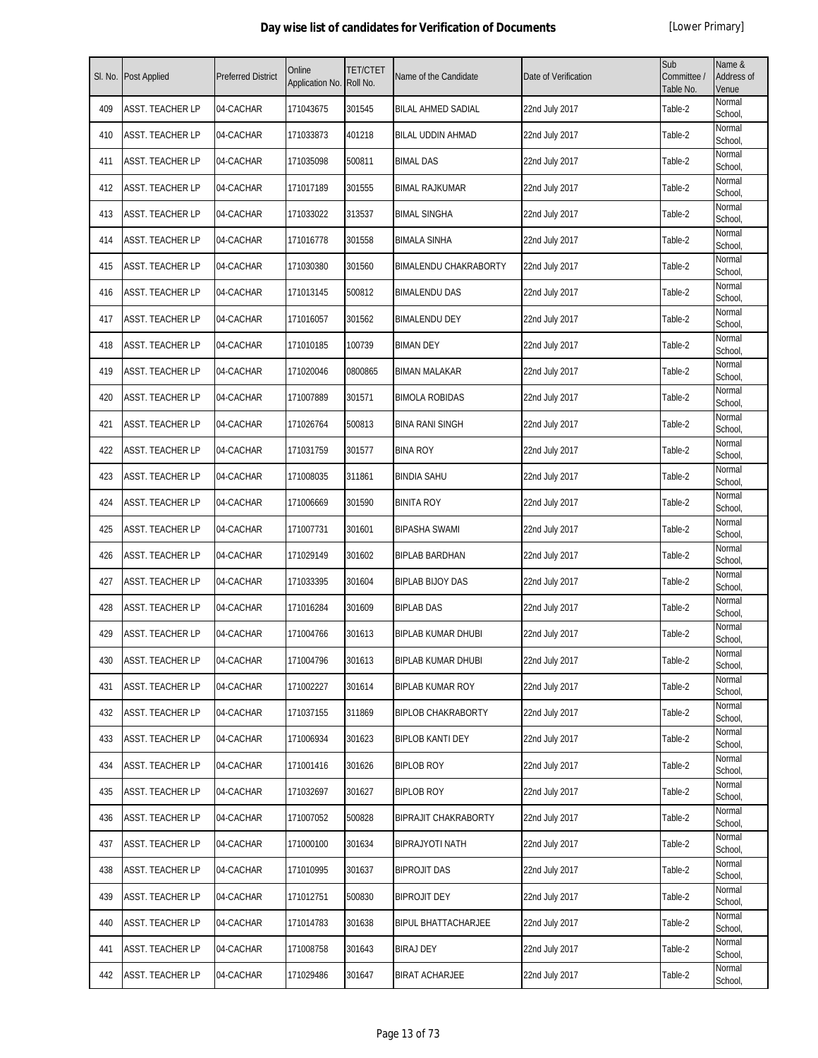# Day wise list of candidates for Verification of Documents

[Lower Primary]

| Sl. No. | Post Applied | Preferred District | Online Application No. | TET/CTET Roll No. | Name of the Candidate | Date of Verification | Sub Committee / Table No. | Name & Address of Venue |
|---|---|---|---|---|---|---|---|---|
| 409 | ASST. TEACHER LP | 04-CACHAR | 171043675 | 301545 | BILAL AHMED SADIAL | 22nd July 2017 | Table-2 | Normal School, |
| 410 | ASST. TEACHER LP | 04-CACHAR | 171033873 | 401218 | BILAL UDDIN AHMAD | 22nd July 2017 | Table-2 | Normal School, |
| 411 | ASST. TEACHER LP | 04-CACHAR | 171035098 | 500811 | BIMAL DAS | 22nd July 2017 | Table-2 | Normal School, |
| 412 | ASST. TEACHER LP | 04-CACHAR | 171017189 | 301555 | BIMAL RAJKUMAR | 22nd July 2017 | Table-2 | Normal School, |
| 413 | ASST. TEACHER LP | 04-CACHAR | 171033022 | 313537 | BIMAL SINGHA | 22nd July 2017 | Table-2 | Normal School, |
| 414 | ASST. TEACHER LP | 04-CACHAR | 171016778 | 301558 | BIMALA SINHA | 22nd July 2017 | Table-2 | Normal School, |
| 415 | ASST. TEACHER LP | 04-CACHAR | 171030380 | 301560 | BIMALENDU CHAKRABORTY | 22nd July 2017 | Table-2 | Normal School, |
| 416 | ASST. TEACHER LP | 04-CACHAR | 171013145 | 500812 | BIMALENDU DAS | 22nd July 2017 | Table-2 | Normal School, |
| 417 | ASST. TEACHER LP | 04-CACHAR | 171016057 | 301562 | BIMALENDU DEY | 22nd July 2017 | Table-2 | Normal School, |
| 418 | ASST. TEACHER LP | 04-CACHAR | 171010185 | 100739 | BIMAN DEY | 22nd July 2017 | Table-2 | Normal School, |
| 419 | ASST. TEACHER LP | 04-CACHAR | 171020046 | 0800865 | BIMAN MALAKAR | 22nd July 2017 | Table-2 | Normal School, |
| 420 | ASST. TEACHER LP | 04-CACHAR | 171007889 | 301571 | BIMOLA ROBIDAS | 22nd July 2017 | Table-2 | Normal School, |
| 421 | ASST. TEACHER LP | 04-CACHAR | 171026764 | 500813 | BINA RANI SINGH | 22nd July 2017 | Table-2 | Normal School, |
| 422 | ASST. TEACHER LP | 04-CACHAR | 171031759 | 301577 | BINA ROY | 22nd July 2017 | Table-2 | Normal School, |
| 423 | ASST. TEACHER LP | 04-CACHAR | 171008035 | 311861 | BINDIA SAHU | 22nd July 2017 | Table-2 | Normal School, |
| 424 | ASST. TEACHER LP | 04-CACHAR | 171006669 | 301590 | BINITA ROY | 22nd July 2017 | Table-2 | Normal School, |
| 425 | ASST. TEACHER LP | 04-CACHAR | 171007731 | 301601 | BIPASHA SWAMI | 22nd July 2017 | Table-2 | Normal School, |
| 426 | ASST. TEACHER LP | 04-CACHAR | 171029149 | 301602 | BIPLAB BARDHAN | 22nd July 2017 | Table-2 | Normal School, |
| 427 | ASST. TEACHER LP | 04-CACHAR | 171033395 | 301604 | BIPLAB BIJOY DAS | 22nd July 2017 | Table-2 | Normal School, |
| 428 | ASST. TEACHER LP | 04-CACHAR | 171016284 | 301609 | BIPLAB DAS | 22nd July 2017 | Table-2 | Normal School, |
| 429 | ASST. TEACHER LP | 04-CACHAR | 171004766 | 301613 | BIPLAB KUMAR DHUBI | 22nd July 2017 | Table-2 | Normal School, |
| 430 | ASST. TEACHER LP | 04-CACHAR | 171004796 | 301613 | BIPLAB KUMAR DHUBI | 22nd July 2017 | Table-2 | Normal School, |
| 431 | ASST. TEACHER LP | 04-CACHAR | 171002227 | 301614 | BIPLAB KUMAR ROY | 22nd July 2017 | Table-2 | Normal School, |
| 432 | ASST. TEACHER LP | 04-CACHAR | 171037155 | 311869 | BIPLOB CHAKRABORTY | 22nd July 2017 | Table-2 | Normal School, |
| 433 | ASST. TEACHER LP | 04-CACHAR | 171006934 | 301623 | BIPLOB KANTI DEY | 22nd July 2017 | Table-2 | Normal School, |
| 434 | ASST. TEACHER LP | 04-CACHAR | 171001416 | 301626 | BIPLOB ROY | 22nd July 2017 | Table-2 | Normal School, |
| 435 | ASST. TEACHER LP | 04-CACHAR | 171032697 | 301627 | BIPLOB ROY | 22nd July 2017 | Table-2 | Normal School, |
| 436 | ASST. TEACHER LP | 04-CACHAR | 171007052 | 500828 | BIPRAJIT CHAKRABORTY | 22nd July 2017 | Table-2 | Normal School, |
| 437 | ASST. TEACHER LP | 04-CACHAR | 171000100 | 301634 | BIPRAJYOTI NATH | 22nd July 2017 | Table-2 | Normal School, |
| 438 | ASST. TEACHER LP | 04-CACHAR | 171010995 | 301637 | BIPROJIT DAS | 22nd July 2017 | Table-2 | Normal School, |
| 439 | ASST. TEACHER LP | 04-CACHAR | 171012751 | 500830 | BIPROJIT DEY | 22nd July 2017 | Table-2 | Normal School, |
| 440 | ASST. TEACHER LP | 04-CACHAR | 171014783 | 301638 | BIPUL BHATTACHARJEE | 22nd July 2017 | Table-2 | Normal School, |
| 441 | ASST. TEACHER LP | 04-CACHAR | 171008758 | 301643 | BIRAJ DEY | 22nd July 2017 | Table-2 | Normal School, |
| 442 | ASST. TEACHER LP | 04-CACHAR | 171029486 | 301647 | BIRAT ACHARJEE | 22nd July 2017 | Table-2 | Normal School, |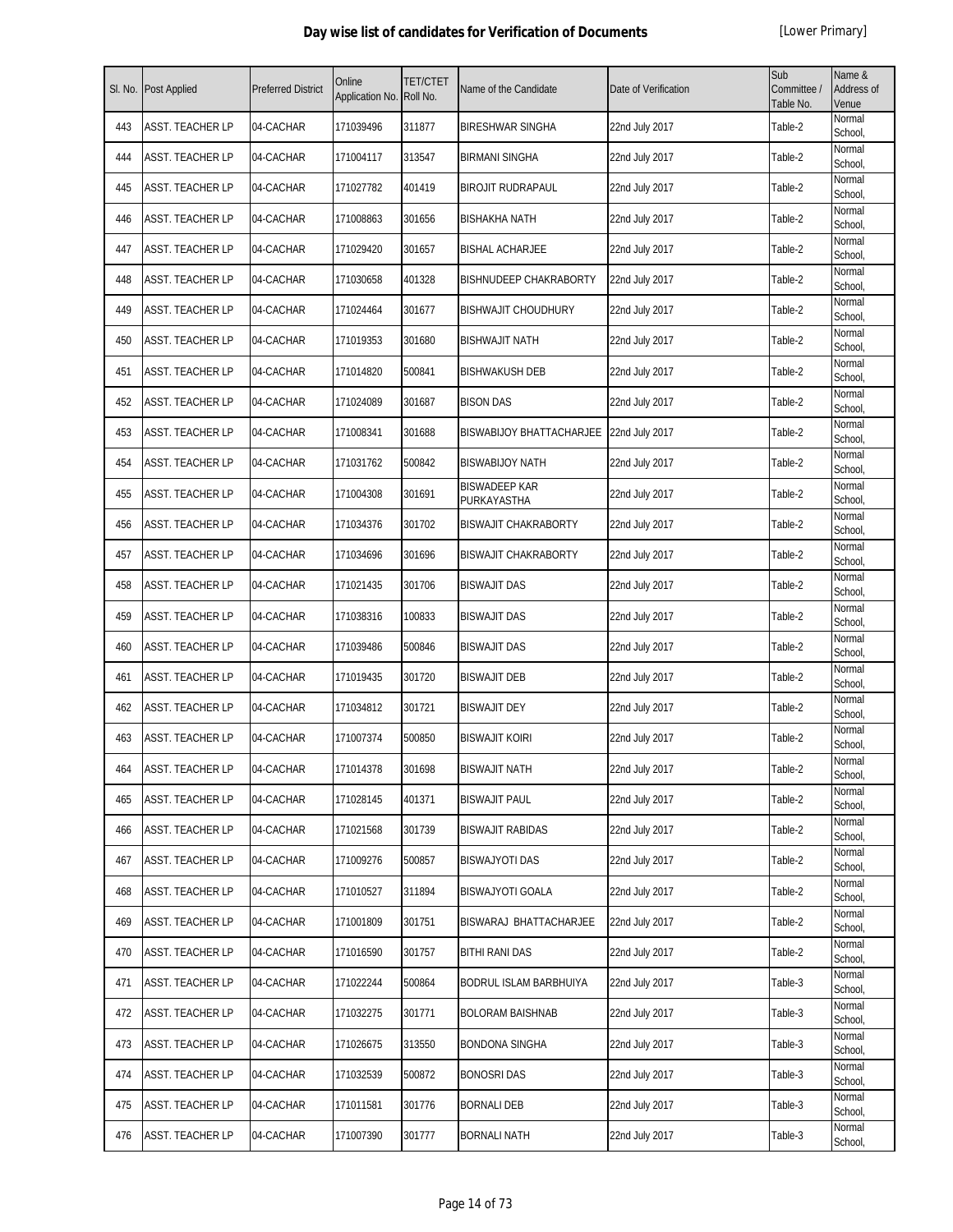# Day wise list of candidates for Verification of Documents

[Lower Primary]

| Sl. No. | Post Applied | Preferred District | Online Application No. | TET/CTET Roll No. | Name of the Candidate | Date of Verification | Sub Committee / Table No. | Name & Address of Venue |
|---|---|---|---|---|---|---|---|---|
| 443 | ASST. TEACHER LP | 04-CACHAR | 171039496 | 311877 | BIRESHWAR SINGHA | 22nd July 2017 | Table-2 | Normal School, |
| 444 | ASST. TEACHER LP | 04-CACHAR | 171004117 | 313547 | BIRMANI SINGHA | 22nd July 2017 | Table-2 | Normal School, |
| 445 | ASST. TEACHER LP | 04-CACHAR | 171027782 | 401419 | BIROJIT RUDRAPAUL | 22nd July 2017 | Table-2 | Normal School, |
| 446 | ASST. TEACHER LP | 04-CACHAR | 171008863 | 301656 | BISHAKHA NATH | 22nd July 2017 | Table-2 | Normal School, |
| 447 | ASST. TEACHER LP | 04-CACHAR | 171029420 | 301657 | BISHAL ACHARJEE | 22nd July 2017 | Table-2 | Normal School, |
| 448 | ASST. TEACHER LP | 04-CACHAR | 171030658 | 401328 | BISHNUDEEP CHAKRABORTY | 22nd July 2017 | Table-2 | Normal School, |
| 449 | ASST. TEACHER LP | 04-CACHAR | 171024464 | 301677 | BISHWAJIT CHOUDHURY | 22nd July 2017 | Table-2 | Normal School, |
| 450 | ASST. TEACHER LP | 04-CACHAR | 171019353 | 301680 | BISHWAJIT NATH | 22nd July 2017 | Table-2 | Normal School, |
| 451 | ASST. TEACHER LP | 04-CACHAR | 171014820 | 500841 | BISHWAKUSH DEB | 22nd July 2017 | Table-2 | Normal School, |
| 452 | ASST. TEACHER LP | 04-CACHAR | 171024089 | 301687 | BISON DAS | 22nd July 2017 | Table-2 | Normal School, |
| 453 | ASST. TEACHER LP | 04-CACHAR | 171008341 | 301688 | BISWABIJOY BHATTACHARJEE | 22nd July 2017 | Table-2 | Normal School, |
| 454 | ASST. TEACHER LP | 04-CACHAR | 171031762 | 500842 | BISWABIJOY NATH | 22nd July 2017 | Table-2 | Normal School, |
| 455 | ASST. TEACHER LP | 04-CACHAR | 171004308 | 301691 | BISWADEEP KAR PURKAYASTHA | 22nd July 2017 | Table-2 | Normal School, |
| 456 | ASST. TEACHER LP | 04-CACHAR | 171034376 | 301702 | BISWAJIT CHAKRABORTY | 22nd July 2017 | Table-2 | Normal School, |
| 457 | ASST. TEACHER LP | 04-CACHAR | 171034696 | 301696 | BISWAJIT CHAKRABORTY | 22nd July 2017 | Table-2 | Normal School, |
| 458 | ASST. TEACHER LP | 04-CACHAR | 171021435 | 301706 | BISWAJIT DAS | 22nd July 2017 | Table-2 | Normal School, |
| 459 | ASST. TEACHER LP | 04-CACHAR | 171038316 | 100833 | BISWAJIT DAS | 22nd July 2017 | Table-2 | Normal School, |
| 460 | ASST. TEACHER LP | 04-CACHAR | 171039486 | 500846 | BISWAJIT DAS | 22nd July 2017 | Table-2 | Normal School, |
| 461 | ASST. TEACHER LP | 04-CACHAR | 171019435 | 301720 | BISWAJIT DEB | 22nd July 2017 | Table-2 | Normal School, |
| 462 | ASST. TEACHER LP | 04-CACHAR | 171034812 | 301721 | BISWAJIT DEY | 22nd July 2017 | Table-2 | Normal School, |
| 463 | ASST. TEACHER LP | 04-CACHAR | 171007374 | 500850 | BISWAJIT KOIRI | 22nd July 2017 | Table-2 | Normal School, |
| 464 | ASST. TEACHER LP | 04-CACHAR | 171014378 | 301698 | BISWAJIT NATH | 22nd July 2017 | Table-2 | Normal School, |
| 465 | ASST. TEACHER LP | 04-CACHAR | 171028145 | 401371 | BISWAJIT PAUL | 22nd July 2017 | Table-2 | Normal School, |
| 466 | ASST. TEACHER LP | 04-CACHAR | 171021568 | 301739 | BISWAJIT RABIDAS | 22nd July 2017 | Table-2 | Normal School, |
| 467 | ASST. TEACHER LP | 04-CACHAR | 171009276 | 500857 | BISWAJYOTI DAS | 22nd July 2017 | Table-2 | Normal School, |
| 468 | ASST. TEACHER LP | 04-CACHAR | 171010527 | 311894 | BISWAJYOTI GOALA | 22nd July 2017 | Table-2 | Normal School, |
| 469 | ASST. TEACHER LP | 04-CACHAR | 171001809 | 301751 | BISWARAJ BHATTACHARJEE | 22nd July 2017 | Table-2 | Normal School, |
| 470 | ASST. TEACHER LP | 04-CACHAR | 171016590 | 301757 | BITHI RANI DAS | 22nd July 2017 | Table-2 | Normal School, |
| 471 | ASST. TEACHER LP | 04-CACHAR | 171022244 | 500864 | BODRUL ISLAM BARBHUIYA | 22nd July 2017 | Table-3 | Normal School, |
| 472 | ASST. TEACHER LP | 04-CACHAR | 171032275 | 301771 | BOLORAM BAISHNAB | 22nd July 2017 | Table-3 | Normal School, |
| 473 | ASST. TEACHER LP | 04-CACHAR | 171026675 | 313550 | BONDONA SINGHA | 22nd July 2017 | Table-3 | Normal School, |
| 474 | ASST. TEACHER LP | 04-CACHAR | 171032539 | 500872 | BONOSRI DAS | 22nd July 2017 | Table-3 | Normal School, |
| 475 | ASST. TEACHER LP | 04-CACHAR | 171011581 | 301776 | BORNALI DEB | 22nd July 2017 | Table-3 | Normal School, |
| 476 | ASST. TEACHER LP | 04-CACHAR | 171007390 | 301777 | BORNALI NATH | 22nd July 2017 | Table-3 | Normal School, |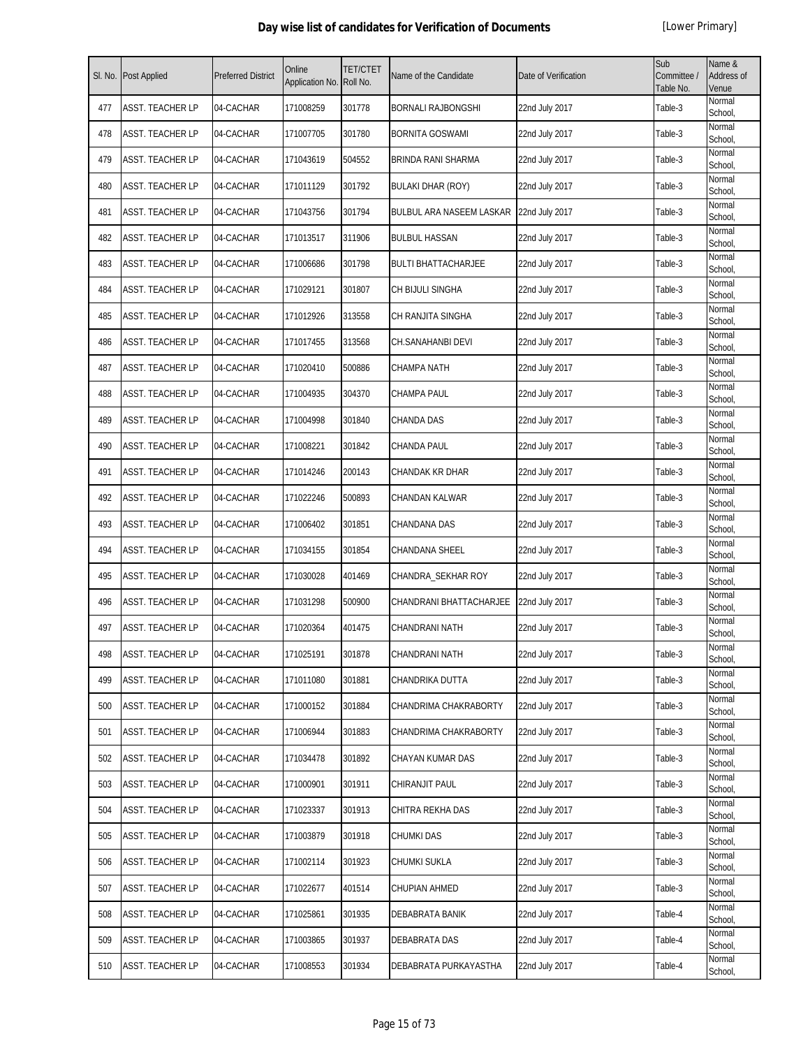# Day wise list of candidates for Verification of Documents

[Lower Primary]

| Sl. No. | Post Applied | Preferred District | Online Application No. | TET/CTET Roll No. | Name of the Candidate | Date of Verification | Sub Committee / Table No. | Name & Address of Venue |
|---|---|---|---|---|---|---|---|---|
| 477 | ASST. TEACHER LP | 04-CACHAR | 171008259 | 301778 | BORNALI RAJBONGSHI | 22nd July 2017 | Table-3 | Normal School, |
| 478 | ASST. TEACHER LP | 04-CACHAR | 171007705 | 301780 | BORNITA GOSWAMI | 22nd July 2017 | Table-3 | Normal School, |
| 479 | ASST. TEACHER LP | 04-CACHAR | 171043619 | 504552 | BRINDA RANI SHARMA | 22nd July 2017 | Table-3 | Normal School, |
| 480 | ASST. TEACHER LP | 04-CACHAR | 171011129 | 301792 | BULAKI DHAR (ROY) | 22nd July 2017 | Table-3 | Normal School, |
| 481 | ASST. TEACHER LP | 04-CACHAR | 171043756 | 301794 | BULBUL ARA NASEEM LASKAR | 22nd July 2017 | Table-3 | Normal School, |
| 482 | ASST. TEACHER LP | 04-CACHAR | 171013517 | 311906 | BULBUL HASSAN | 22nd July 2017 | Table-3 | Normal School, |
| 483 | ASST. TEACHER LP | 04-CACHAR | 171006686 | 301798 | BULTI BHATTACHARJEE | 22nd July 2017 | Table-3 | Normal School, |
| 484 | ASST. TEACHER LP | 04-CACHAR | 171029121 | 301807 | CH BIJULI SINGHA | 22nd July 2017 | Table-3 | Normal School, |
| 485 | ASST. TEACHER LP | 04-CACHAR | 171012926 | 313558 | CH RANJITA SINGHA | 22nd July 2017 | Table-3 | Normal School, |
| 486 | ASST. TEACHER LP | 04-CACHAR | 171017455 | 313568 | CH.SANAHANBI DEVI | 22nd July 2017 | Table-3 | Normal School, |
| 487 | ASST. TEACHER LP | 04-CACHAR | 171020410 | 500886 | CHAMPA NATH | 22nd July 2017 | Table-3 | Normal School, |
| 488 | ASST. TEACHER LP | 04-CACHAR | 171004935 | 304370 | CHAMPA PAUL | 22nd July 2017 | Table-3 | Normal School, |
| 489 | ASST. TEACHER LP | 04-CACHAR | 171004998 | 301840 | CHANDA DAS | 22nd July 2017 | Table-3 | Normal School, |
| 490 | ASST. TEACHER LP | 04-CACHAR | 171008221 | 301842 | CHANDA PAUL | 22nd July 2017 | Table-3 | Normal School, |
| 491 | ASST. TEACHER LP | 04-CACHAR | 171014246 | 200143 | CHANDAK KR DHAR | 22nd July 2017 | Table-3 | Normal School, |
| 492 | ASST. TEACHER LP | 04-CACHAR | 171022246 | 500893 | CHANDAN KALWAR | 22nd July 2017 | Table-3 | Normal School, |
| 493 | ASST. TEACHER LP | 04-CACHAR | 171006402 | 301851 | CHANDANA DAS | 22nd July 2017 | Table-3 | Normal School, |
| 494 | ASST. TEACHER LP | 04-CACHAR | 171034155 | 301854 | CHANDANA SHEEL | 22nd July 2017 | Table-3 | Normal School, |
| 495 | ASST. TEACHER LP | 04-CACHAR | 171030028 | 401469 | CHANDRA_SEKHAR ROY | 22nd July 2017 | Table-3 | Normal School, |
| 496 | ASST. TEACHER LP | 04-CACHAR | 171031298 | 500900 | CHANDRANI BHATTACHARJEE | 22nd July 2017 | Table-3 | Normal School, |
| 497 | ASST. TEACHER LP | 04-CACHAR | 171020364 | 401475 | CHANDRANI NATH | 22nd July 2017 | Table-3 | Normal School, |
| 498 | ASST. TEACHER LP | 04-CACHAR | 171025191 | 301878 | CHANDRANI NATH | 22nd July 2017 | Table-3 | Normal School, |
| 499 | ASST. TEACHER LP | 04-CACHAR | 171011080 | 301881 | CHANDRIKA DUTTA | 22nd July 2017 | Table-3 | Normal School, |
| 500 | ASST. TEACHER LP | 04-CACHAR | 171000152 | 301884 | CHANDRIMA CHAKRABORTY | 22nd July 2017 | Table-3 | Normal School, |
| 501 | ASST. TEACHER LP | 04-CACHAR | 171006944 | 301883 | CHANDRIMA CHAKRABORTY | 22nd July 2017 | Table-3 | Normal School, |
| 502 | ASST. TEACHER LP | 04-CACHAR | 171034478 | 301892 | CHAYAN KUMAR DAS | 22nd July 2017 | Table-3 | Normal School, |
| 503 | ASST. TEACHER LP | 04-CACHAR | 171000901 | 301911 | CHIRANJIT PAUL | 22nd July 2017 | Table-3 | Normal School, |
| 504 | ASST. TEACHER LP | 04-CACHAR | 171023337 | 301913 | CHITRA REKHA DAS | 22nd July 2017 | Table-3 | Normal School, |
| 505 | ASST. TEACHER LP | 04-CACHAR | 171003879 | 301918 | CHUMKI DAS | 22nd July 2017 | Table-3 | Normal School, |
| 506 | ASST. TEACHER LP | 04-CACHAR | 171002114 | 301923 | CHUMKI SUKLA | 22nd July 2017 | Table-3 | Normal School, |
| 507 | ASST. TEACHER LP | 04-CACHAR | 171022677 | 401514 | CHUPIAN AHMED | 22nd July 2017 | Table-3 | Normal School, |
| 508 | ASST. TEACHER LP | 04-CACHAR | 171025861 | 301935 | DEBABRATA BANIK | 22nd July 2017 | Table-4 | Normal School, |
| 509 | ASST. TEACHER LP | 04-CACHAR | 171003865 | 301937 | DEBABRATA DAS | 22nd July 2017 | Table-4 | Normal School, |
| 510 | ASST. TEACHER LP | 04-CACHAR | 171008553 | 301934 | DEBABRATA PURKAYASTHA | 22nd July 2017 | Table-4 | Normal School, |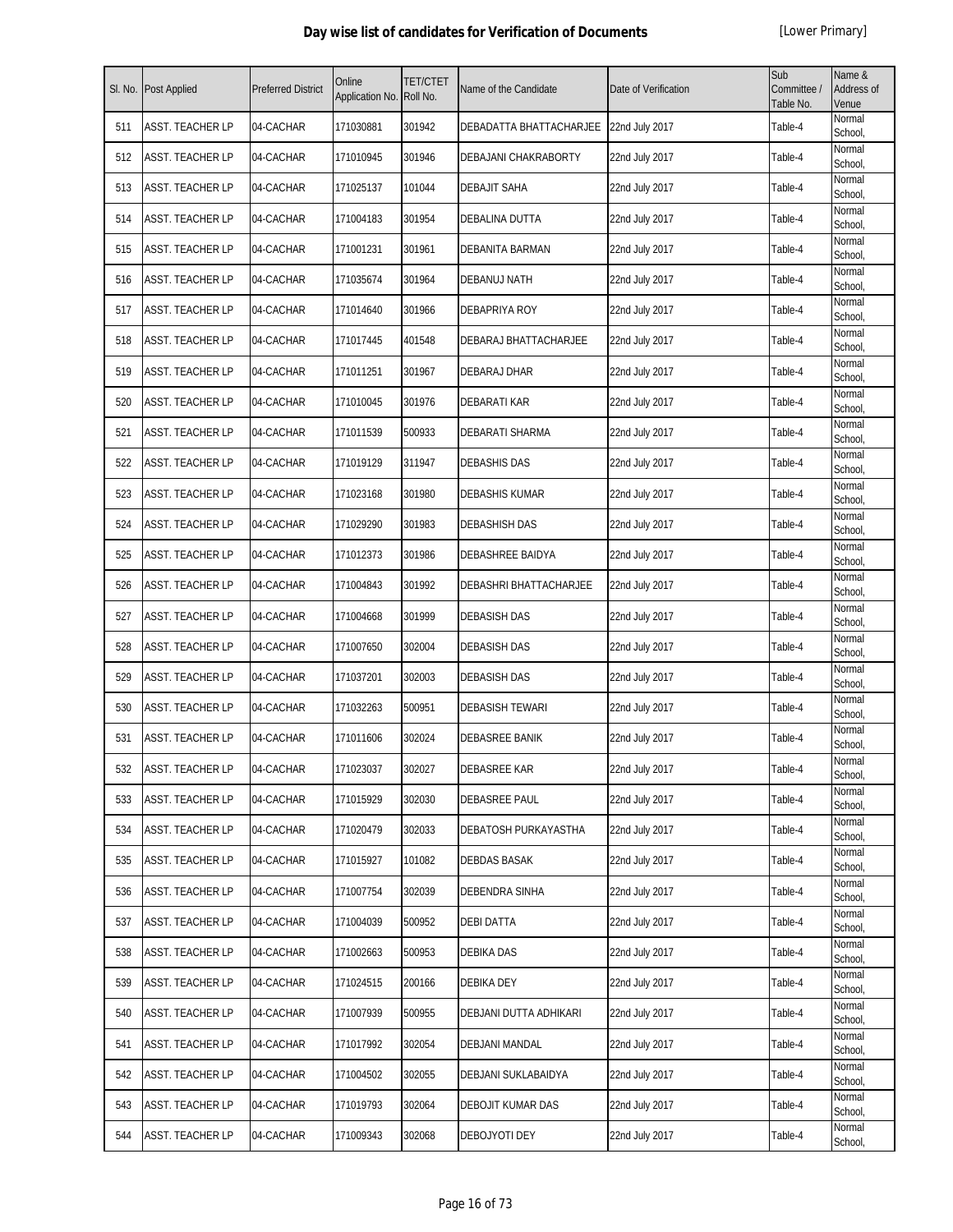# Day wise list of candidates for Verification of Documents

[Lower Primary]

| Sl. No. | Post Applied | Preferred District | Online Application No. | TET/CTET Roll No. | Name of the Candidate | Date of Verification | Sub Committee / Table No. | Name & Address of Venue |
|---|---|---|---|---|---|---|---|---|
| 511 | ASST. TEACHER LP | 04-CACHAR | 171030881 | 301942 | DEBADATTA BHATTACHARJEE | 22nd July 2017 | Table-4 | Normal School, |
| 512 | ASST. TEACHER LP | 04-CACHAR | 171010945 | 301946 | DEBAJANI CHAKRABORTY | 22nd July 2017 | Table-4 | Normal School, |
| 513 | ASST. TEACHER LP | 04-CACHAR | 171025137 | 101044 | DEBAJIT SAHA | 22nd July 2017 | Table-4 | Normal School, |
| 514 | ASST. TEACHER LP | 04-CACHAR | 171004183 | 301954 | DEBALINA DUTTA | 22nd July 2017 | Table-4 | Normal School, |
| 515 | ASST. TEACHER LP | 04-CACHAR | 171001231 | 301961 | DEBANITA BARMAN | 22nd July 2017 | Table-4 | Normal School, |
| 516 | ASST. TEACHER LP | 04-CACHAR | 171035674 | 301964 | DEBANUJ NATH | 22nd July 2017 | Table-4 | Normal School, |
| 517 | ASST. TEACHER LP | 04-CACHAR | 171014640 | 301966 | DEBAPRIYA ROY | 22nd July 2017 | Table-4 | Normal School, |
| 518 | ASST. TEACHER LP | 04-CACHAR | 171017445 | 401548 | DEBARAJ BHATTACHARJEE | 22nd July 2017 | Table-4 | Normal School, |
| 519 | ASST. TEACHER LP | 04-CACHAR | 171011251 | 301967 | DEBARAJ DHAR | 22nd July 2017 | Table-4 | Normal School, |
| 520 | ASST. TEACHER LP | 04-CACHAR | 171010045 | 301976 | DEBARATI KAR | 22nd July 2017 | Table-4 | Normal School, |
| 521 | ASST. TEACHER LP | 04-CACHAR | 171011539 | 500933 | DEBARATI SHARMA | 22nd July 2017 | Table-4 | Normal School, |
| 522 | ASST. TEACHER LP | 04-CACHAR | 171019129 | 311947 | DEBASHIS DAS | 22nd July 2017 | Table-4 | Normal School, |
| 523 | ASST. TEACHER LP | 04-CACHAR | 171023168 | 301980 | DEBASHIS KUMAR | 22nd July 2017 | Table-4 | Normal School, |
| 524 | ASST. TEACHER LP | 04-CACHAR | 171029290 | 301983 | DEBASHISH DAS | 22nd July 2017 | Table-4 | Normal School, |
| 525 | ASST. TEACHER LP | 04-CACHAR | 171012373 | 301986 | DEBASHREE BAIDYA | 22nd July 2017 | Table-4 | Normal School, |
| 526 | ASST. TEACHER LP | 04-CACHAR | 171004843 | 301992 | DEBASHRI BHATTACHARJEE | 22nd July 2017 | Table-4 | Normal School, |
| 527 | ASST. TEACHER LP | 04-CACHAR | 171004668 | 301999 | DEBASISH DAS | 22nd July 2017 | Table-4 | Normal School, |
| 528 | ASST. TEACHER LP | 04-CACHAR | 171007650 | 302004 | DEBASISH DAS | 22nd July 2017 | Table-4 | Normal School, |
| 529 | ASST. TEACHER LP | 04-CACHAR | 171037201 | 302003 | DEBASISH DAS | 22nd July 2017 | Table-4 | Normal School, |
| 530 | ASST. TEACHER LP | 04-CACHAR | 171032263 | 500951 | DEBASISH TEWARI | 22nd July 2017 | Table-4 | Normal School, |
| 531 | ASST. TEACHER LP | 04-CACHAR | 171011606 | 302024 | DEBASREE BANIK | 22nd July 2017 | Table-4 | Normal School, |
| 532 | ASST. TEACHER LP | 04-CACHAR | 171023037 | 302027 | DEBASREE KAR | 22nd July 2017 | Table-4 | Normal School, |
| 533 | ASST. TEACHER LP | 04-CACHAR | 171015929 | 302030 | DEBASREE PAUL | 22nd July 2017 | Table-4 | Normal School, |
| 534 | ASST. TEACHER LP | 04-CACHAR | 171020479 | 302033 | DEBATOSH PURKAYASTHA | 22nd July 2017 | Table-4 | Normal School, |
| 535 | ASST. TEACHER LP | 04-CACHAR | 171015927 | 101082 | DEBDAS BASAK | 22nd July 2017 | Table-4 | Normal School, |
| 536 | ASST. TEACHER LP | 04-CACHAR | 171007754 | 302039 | DEBENDRA SINHA | 22nd July 2017 | Table-4 | Normal School, |
| 537 | ASST. TEACHER LP | 04-CACHAR | 171004039 | 500952 | DEBI DATTA | 22nd July 2017 | Table-4 | Normal School, |
| 538 | ASST. TEACHER LP | 04-CACHAR | 171002663 | 500953 | DEBIKA DAS | 22nd July 2017 | Table-4 | Normal School, |
| 539 | ASST. TEACHER LP | 04-CACHAR | 171024515 | 200166 | DEBIKA DEY | 22nd July 2017 | Table-4 | Normal School, |
| 540 | ASST. TEACHER LP | 04-CACHAR | 171007939 | 500955 | DEBJANI DUTTA ADHIKARI | 22nd July 2017 | Table-4 | Normal School, |
| 541 | ASST. TEACHER LP | 04-CACHAR | 171017992 | 302054 | DEBJANI MANDAL | 22nd July 2017 | Table-4 | Normal School, |
| 542 | ASST. TEACHER LP | 04-CACHAR | 171004502 | 302055 | DEBJANI SUKLABAIDYA | 22nd July 2017 | Table-4 | Normal School, |
| 543 | ASST. TEACHER LP | 04-CACHAR | 171019793 | 302064 | DEBOJIT KUMAR DAS | 22nd July 2017 | Table-4 | Normal School, |
| 544 | ASST. TEACHER LP | 04-CACHAR | 171009343 | 302068 | DEBOJYOTI DEY | 22nd July 2017 | Table-4 | Normal School, |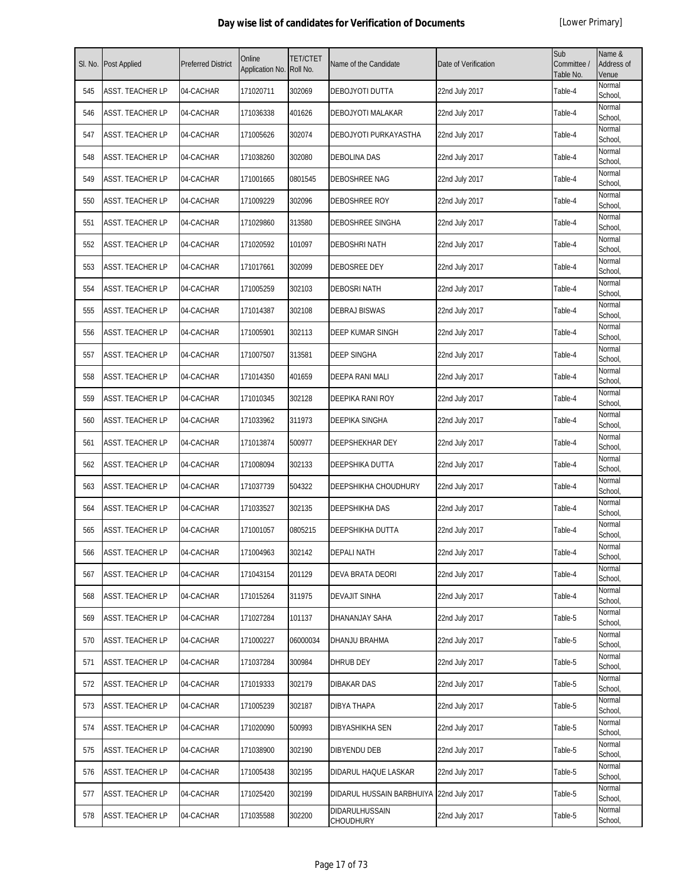# Day wise list of candidates for Verification of Documents

[Lower Primary]

| Sl. No. | Post Applied | Preferred District | Online Application No. | TET/CTET Roll No. | Name of the Candidate | Date of Verification | Sub Committee / Table No. | Name & Address of Venue |
|---|---|---|---|---|---|---|---|---|
| 545 | ASST. TEACHER LP | 04-CACHAR | 171020711 | 302069 | DEBOJYOTI DUTTA | 22nd July 2017 | Table-4 | Normal School, |
| 546 | ASST. TEACHER LP | 04-CACHAR | 171036338 | 401626 | DEBOJYOTI MALAKAR | 22nd July 2017 | Table-4 | Normal School, |
| 547 | ASST. TEACHER LP | 04-CACHAR | 171005626 | 302074 | DEBOJYOTI PURKAYASTHA | 22nd July 2017 | Table-4 | Normal School, |
| 548 | ASST. TEACHER LP | 04-CACHAR | 171038260 | 302080 | DEBOLINA DAS | 22nd July 2017 | Table-4 | Normal School, |
| 549 | ASST. TEACHER LP | 04-CACHAR | 171001665 | 0801545 | DEBOSHREE NAG | 22nd July 2017 | Table-4 | Normal School, |
| 550 | ASST. TEACHER LP | 04-CACHAR | 171009229 | 302096 | DEBOSHREE ROY | 22nd July 2017 | Table-4 | Normal School, |
| 551 | ASST. TEACHER LP | 04-CACHAR | 171029860 | 313580 | DEBOSHREE SINGHA | 22nd July 2017 | Table-4 | Normal School, |
| 552 | ASST. TEACHER LP | 04-CACHAR | 171020592 | 101097 | DEBOSHRI NATH | 22nd July 2017 | Table-4 | Normal School, |
| 553 | ASST. TEACHER LP | 04-CACHAR | 171017661 | 302099 | DEBOSREE DEY | 22nd July 2017 | Table-4 | Normal School, |
| 554 | ASST. TEACHER LP | 04-CACHAR | 171005259 | 302103 | DEBOSRI NATH | 22nd July 2017 | Table-4 | Normal School, |
| 555 | ASST. TEACHER LP | 04-CACHAR | 171014387 | 302108 | DEBRAJ BISWAS | 22nd July 2017 | Table-4 | Normal School, |
| 556 | ASST. TEACHER LP | 04-CACHAR | 171005901 | 302113 | DEEP KUMAR SINGH | 22nd July 2017 | Table-4 | Normal School, |
| 557 | ASST. TEACHER LP | 04-CACHAR | 171007507 | 313581 | DEEP SINGHA | 22nd July 2017 | Table-4 | Normal School, |
| 558 | ASST. TEACHER LP | 04-CACHAR | 171014350 | 401659 | DEEPA RANI MALI | 22nd July 2017 | Table-4 | Normal School, |
| 559 | ASST. TEACHER LP | 04-CACHAR | 171010345 | 302128 | DEEPIKA RANI ROY | 22nd July 2017 | Table-4 | Normal School, |
| 560 | ASST. TEACHER LP | 04-CACHAR | 171033962 | 311973 | DEEPIKA SINGHA | 22nd July 2017 | Table-4 | Normal School, |
| 561 | ASST. TEACHER LP | 04-CACHAR | 171013874 | 500977 | DEEPSHEKHAR DEY | 22nd July 2017 | Table-4 | Normal School, |
| 562 | ASST. TEACHER LP | 04-CACHAR | 171008094 | 302133 | DEEPSHIKA DUTTA | 22nd July 2017 | Table-4 | Normal School, |
| 563 | ASST. TEACHER LP | 04-CACHAR | 171037739 | 504322 | DEEPSHIKHA CHOUDHURY | 22nd July 2017 | Table-4 | Normal School, |
| 564 | ASST. TEACHER LP | 04-CACHAR | 171033527 | 302135 | DEEPSHIKHA DAS | 22nd July 2017 | Table-4 | Normal School, |
| 565 | ASST. TEACHER LP | 04-CACHAR | 171001057 | 0805215 | DEEPSHIKHA DUTTA | 22nd July 2017 | Table-4 | Normal School, |
| 566 | ASST. TEACHER LP | 04-CACHAR | 171004963 | 302142 | DEPALI NATH | 22nd July 2017 | Table-4 | Normal School, |
| 567 | ASST. TEACHER LP | 04-CACHAR | 171043154 | 201129 | DEVA BRATA DEORI | 22nd July 2017 | Table-4 | Normal School, |
| 568 | ASST. TEACHER LP | 04-CACHAR | 171015264 | 311975 | DEVAJIT SINHA | 22nd July 2017 | Table-4 | Normal School, |
| 569 | ASST. TEACHER LP | 04-CACHAR | 171027284 | 101137 | DHANANJAY SAHA | 22nd July 2017 | Table-5 | Normal School, |
| 570 | ASST. TEACHER LP | 04-CACHAR | 171000227 | 06000034 | DHANJU BRAHMA | 22nd July 2017 | Table-5 | Normal School, |
| 571 | ASST. TEACHER LP | 04-CACHAR | 171037284 | 300984 | DHRUB DEY | 22nd July 2017 | Table-5 | Normal School, |
| 572 | ASST. TEACHER LP | 04-CACHAR | 171019333 | 302179 | DIBAKAR DAS | 22nd July 2017 | Table-5 | Normal School, |
| 573 | ASST. TEACHER LP | 04-CACHAR | 171005239 | 302187 | DIBYA THAPA | 22nd July 2017 | Table-5 | Normal School, |
| 574 | ASST. TEACHER LP | 04-CACHAR | 171020090 | 500993 | DIBYASHIKHA SEN | 22nd July 2017 | Table-5 | Normal School, |
| 575 | ASST. TEACHER LP | 04-CACHAR | 171038900 | 302190 | DIBYENDU DEB | 22nd July 2017 | Table-5 | Normal School, |
| 576 | ASST. TEACHER LP | 04-CACHAR | 171005438 | 302195 | DIDARUL HAQUE LASKAR | 22nd July 2017 | Table-5 | Normal School, |
| 577 | ASST. TEACHER LP | 04-CACHAR | 171025420 | 302199 | DIDARUL HUSSAIN BARBHUIYA | 22nd July 2017 | Table-5 | Normal School, |
| 578 | ASST. TEACHER LP | 04-CACHAR | 171035588 | 302200 | DIDARULHUSSAIN CHOUDHURY | 22nd July 2017 | Table-5 | Normal School, |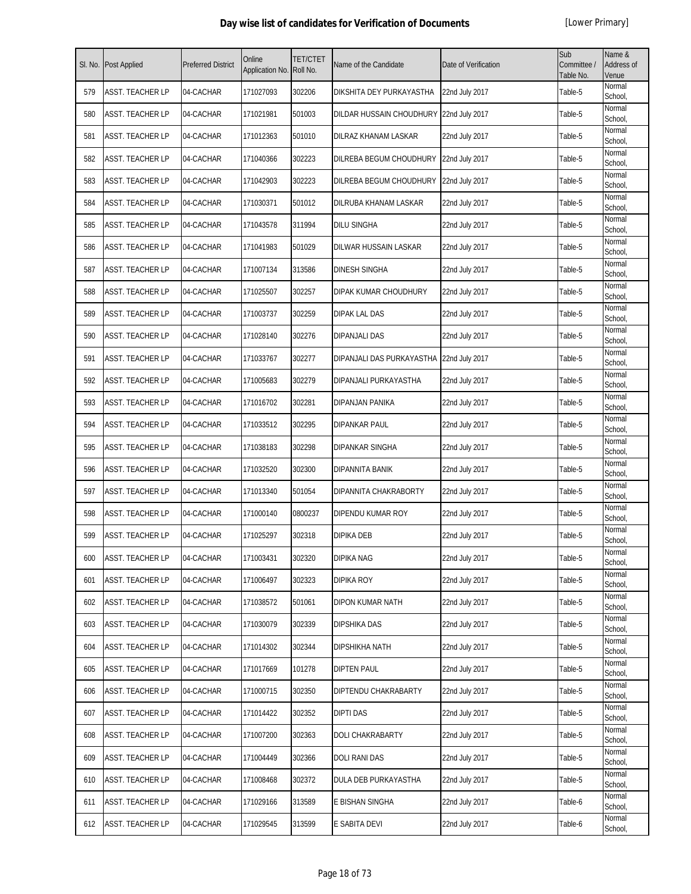# Day wise list of candidates for Verification of Documents

[Lower Primary]

| Sl. No. | Post Applied | Preferred District | Online Application No. | TET/CTET Roll No. | Name of the Candidate | Date of Verification | Sub Committee / Table No. | Name & Address of Venue |
|---|---|---|---|---|---|---|---|---|
| 579 | ASST. TEACHER LP | 04-CACHAR | 171027093 | 302206 | DIKSHITA DEY PURKAYASTHA | 22nd July 2017 | Table-5 | Normal School, |
| 580 | ASST. TEACHER LP | 04-CACHAR | 171021981 | 501003 | DILDAR HUSSAIN CHOUDHURY | 22nd July 2017 | Table-5 | Normal School, |
| 581 | ASST. TEACHER LP | 04-CACHAR | 171012363 | 501010 | DILRAZ KHANAM LASKAR | 22nd July 2017 | Table-5 | Normal School, |
| 582 | ASST. TEACHER LP | 04-CACHAR | 171040366 | 302223 | DILREBA BEGUM CHOUDHURY | 22nd July 2017 | Table-5 | Normal School, |
| 583 | ASST. TEACHER LP | 04-CACHAR | 171042903 | 302223 | DILREBA BEGUM CHOUDHURY | 22nd July 2017 | Table-5 | Normal School, |
| 584 | ASST. TEACHER LP | 04-CACHAR | 171030371 | 501012 | DILRUBA KHANAM LASKAR | 22nd July 2017 | Table-5 | Normal School, |
| 585 | ASST. TEACHER LP | 04-CACHAR | 171043578 | 311994 | DILU SINGHA | 22nd July 2017 | Table-5 | Normal School, |
| 586 | ASST. TEACHER LP | 04-CACHAR | 171041983 | 501029 | DILWAR HUSSAIN LASKAR | 22nd July 2017 | Table-5 | Normal School, |
| 587 | ASST. TEACHER LP | 04-CACHAR | 171007134 | 313586 | DINESH SINGHA | 22nd July 2017 | Table-5 | Normal School, |
| 588 | ASST. TEACHER LP | 04-CACHAR | 171025507 | 302257 | DIPAK KUMAR CHOUDHURY | 22nd July 2017 | Table-5 | Normal School, |
| 589 | ASST. TEACHER LP | 04-CACHAR | 171003737 | 302259 | DIPAK LAL DAS | 22nd July 2017 | Table-5 | Normal School, |
| 590 | ASST. TEACHER LP | 04-CACHAR | 171028140 | 302276 | DIPANJALI DAS | 22nd July 2017 | Table-5 | Normal School, |
| 591 | ASST. TEACHER LP | 04-CACHAR | 171033767 | 302277 | DIPANJALI DAS PURKAYASTHA | 22nd July 2017 | Table-5 | Normal School, |
| 592 | ASST. TEACHER LP | 04-CACHAR | 171005683 | 302279 | DIPANJALI PURKAYASTHA | 22nd July 2017 | Table-5 | Normal School, |
| 593 | ASST. TEACHER LP | 04-CACHAR | 171016702 | 302281 | DIPANJAN PANIKA | 22nd July 2017 | Table-5 | Normal School, |
| 594 | ASST. TEACHER LP | 04-CACHAR | 171033512 | 302295 | DIPANKAR PAUL | 22nd July 2017 | Table-5 | Normal School, |
| 595 | ASST. TEACHER LP | 04-CACHAR | 171038183 | 302298 | DIPANKAR SINGHA | 22nd July 2017 | Table-5 | Normal School, |
| 596 | ASST. TEACHER LP | 04-CACHAR | 171032520 | 302300 | DIPANNITA BANIK | 22nd July 2017 | Table-5 | Normal School, |
| 597 | ASST. TEACHER LP | 04-CACHAR | 171013340 | 501054 | DIPANNITA CHAKRABORTY | 22nd July 2017 | Table-5 | Normal School, |
| 598 | ASST. TEACHER LP | 04-CACHAR | 171000140 | 0800237 | DIPENDU KUMAR ROY | 22nd July 2017 | Table-5 | Normal School, |
| 599 | ASST. TEACHER LP | 04-CACHAR | 171025297 | 302318 | DIPIKA DEB | 22nd July 2017 | Table-5 | Normal School, |
| 600 | ASST. TEACHER LP | 04-CACHAR | 171003431 | 302320 | DIPIKA NAG | 22nd July 2017 | Table-5 | Normal School, |
| 601 | ASST. TEACHER LP | 04-CACHAR | 171006497 | 302323 | DIPIKA ROY | 22nd July 2017 | Table-5 | Normal School, |
| 602 | ASST. TEACHER LP | 04-CACHAR | 171038572 | 501061 | DIPON KUMAR NATH | 22nd July 2017 | Table-5 | Normal School, |
| 603 | ASST. TEACHER LP | 04-CACHAR | 171030079 | 302339 | DIPSHIKA DAS | 22nd July 2017 | Table-5 | Normal School, |
| 604 | ASST. TEACHER LP | 04-CACHAR | 171014302 | 302344 | DIPSHIKHA NATH | 22nd July 2017 | Table-5 | Normal School, |
| 605 | ASST. TEACHER LP | 04-CACHAR | 171017669 | 101278 | DIPTEN PAUL | 22nd July 2017 | Table-5 | Normal School, |
| 606 | ASST. TEACHER LP | 04-CACHAR | 171000715 | 302350 | DIPTENDU CHAKRABARTY | 22nd July 2017 | Table-5 | Normal School, |
| 607 | ASST. TEACHER LP | 04-CACHAR | 171014422 | 302352 | DIPTI DAS | 22nd July 2017 | Table-5 | Normal School, |
| 608 | ASST. TEACHER LP | 04-CACHAR | 171007200 | 302363 | DOLI CHAKRABARTY | 22nd July 2017 | Table-5 | Normal School, |
| 609 | ASST. TEACHER LP | 04-CACHAR | 171004449 | 302366 | DOLI RANI DAS | 22nd July 2017 | Table-5 | Normal School, |
| 610 | ASST. TEACHER LP | 04-CACHAR | 171008468 | 302372 | DULA DEB PURKAYASTHA | 22nd July 2017 | Table-5 | Normal School, |
| 611 | ASST. TEACHER LP | 04-CACHAR | 171029166 | 313589 | E BISHAN SINGHA | 22nd July 2017 | Table-6 | Normal School, |
| 612 | ASST. TEACHER LP | 04-CACHAR | 171029545 | 313599 | E SABITA DEVI | 22nd July 2017 | Table-6 | Normal School, |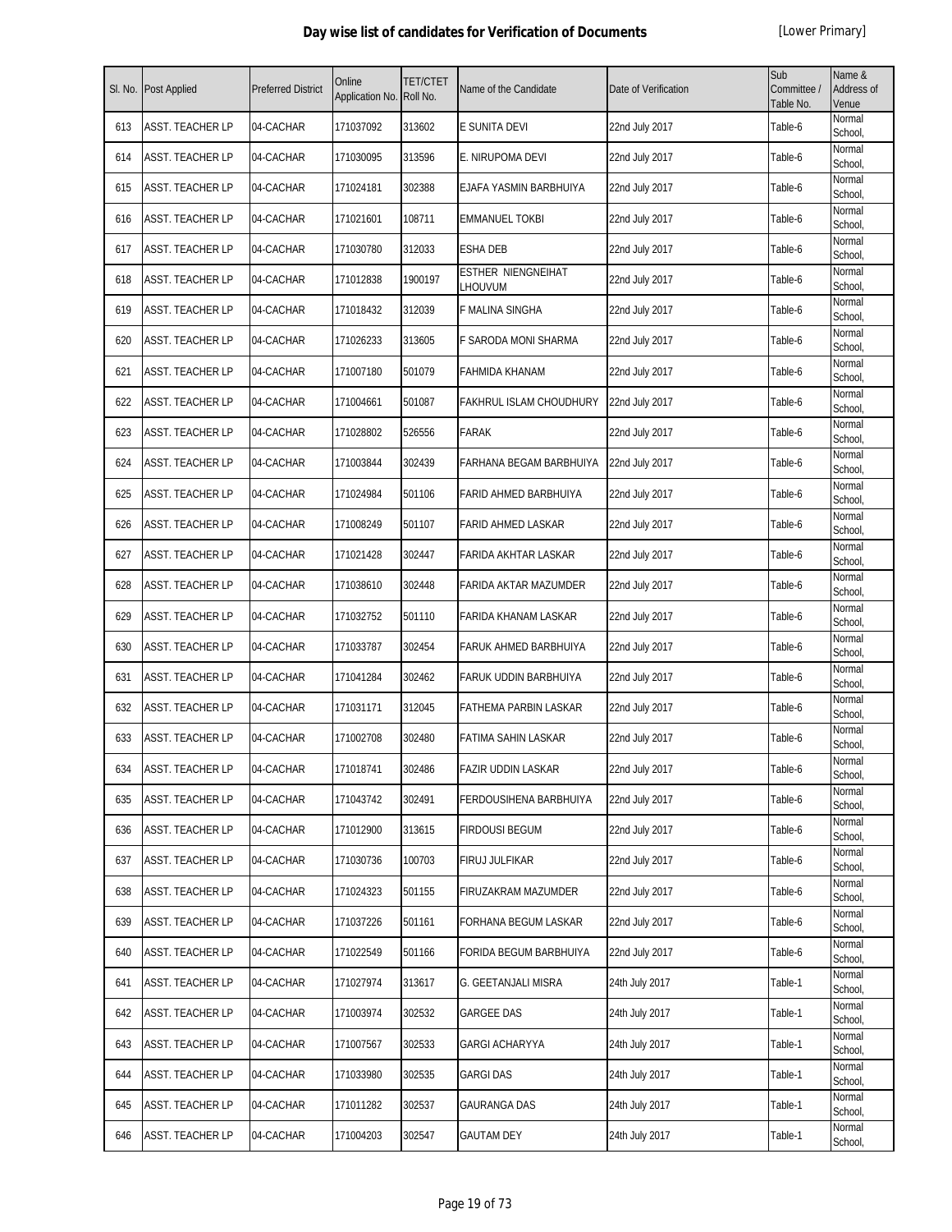# Day wise list of candidates for Verification of Documents

[Lower Primary]

| Sl. No. | Post Applied | Preferred District | Online Application No. | TET/CTET Roll No. | Name of the Candidate | Date of Verification | Sub Committee / Table No. | Name & Address of Venue |
|---|---|---|---|---|---|---|---|---|
| 613 | ASST. TEACHER LP | 04-CACHAR | 171037092 | 313602 | E SUNITA DEVI | 22nd July 2017 | Table-6 | Normal School, |
| 614 | ASST. TEACHER LP | 04-CACHAR | 171030095 | 313596 | E. NIRUPOMA DEVI | 22nd July 2017 | Table-6 | Normal School, |
| 615 | ASST. TEACHER LP | 04-CACHAR | 171024181 | 302388 | EJAFA YASMIN BARBHUIYA | 22nd July 2017 | Table-6 | Normal School, |
| 616 | ASST. TEACHER LP | 04-CACHAR | 171021601 | 108711 | EMMANUEL TOKBI | 22nd July 2017 | Table-6 | Normal School, |
| 617 | ASST. TEACHER LP | 04-CACHAR | 171030780 | 312033 | ESHA DEB | 22nd July 2017 | Table-6 | Normal School, |
| 618 | ASST. TEACHER LP | 04-CACHAR | 171012838 | 1900197 | ESTHER NIENGNEIHAT LHOUVUM | 22nd July 2017 | Table-6 | Normal School, |
| 619 | ASST. TEACHER LP | 04-CACHAR | 171018432 | 312039 | F MALINA SINGHA | 22nd July 2017 | Table-6 | Normal School, |
| 620 | ASST. TEACHER LP | 04-CACHAR | 171026233 | 313605 | F SARODA MONI SHARMA | 22nd July 2017 | Table-6 | Normal School, |
| 621 | ASST. TEACHER LP | 04-CACHAR | 171007180 | 501079 | FAHMIDA KHANAM | 22nd July 2017 | Table-6 | Normal School, |
| 622 | ASST. TEACHER LP | 04-CACHAR | 171004661 | 501087 | FAKHRUL ISLAM CHOUDHURY | 22nd July 2017 | Table-6 | Normal School, |
| 623 | ASST. TEACHER LP | 04-CACHAR | 171028802 | 526556 | FARAK | 22nd July 2017 | Table-6 | Normal School, |
| 624 | ASST. TEACHER LP | 04-CACHAR | 171003844 | 302439 | FARHANA BEGAM BARBHUIYA | 22nd July 2017 | Table-6 | Normal School, |
| 625 | ASST. TEACHER LP | 04-CACHAR | 171024984 | 501106 | FARID AHMED BARBHUIYA | 22nd July 2017 | Table-6 | Normal School, |
| 626 | ASST. TEACHER LP | 04-CACHAR | 171008249 | 501107 | FARID AHMED LASKAR | 22nd July 2017 | Table-6 | Normal School, |
| 627 | ASST. TEACHER LP | 04-CACHAR | 171021428 | 302447 | FARIDA AKHTAR LASKAR | 22nd July 2017 | Table-6 | Normal School, |
| 628 | ASST. TEACHER LP | 04-CACHAR | 171038610 | 302448 | FARIDA AKTAR MAZUMDER | 22nd July 2017 | Table-6 | Normal School, |
| 629 | ASST. TEACHER LP | 04-CACHAR | 171032752 | 501110 | FARIDA KHANAM LASKAR | 22nd July 2017 | Table-6 | Normal School, |
| 630 | ASST. TEACHER LP | 04-CACHAR | 171033787 | 302454 | FARUK AHMED BARBHUIYA | 22nd July 2017 | Table-6 | Normal School, |
| 631 | ASST. TEACHER LP | 04-CACHAR | 171041284 | 302462 | FARUK UDDIN BARBHUIYA | 22nd July 2017 | Table-6 | Normal School, |
| 632 | ASST. TEACHER LP | 04-CACHAR | 171031171 | 312045 | FATHEMA PARBIN LASKAR | 22nd July 2017 | Table-6 | Normal School, |
| 633 | ASST. TEACHER LP | 04-CACHAR | 171002708 | 302480 | FATIMA SAHIN LASKAR | 22nd July 2017 | Table-6 | Normal School, |
| 634 | ASST. TEACHER LP | 04-CACHAR | 171018741 | 302486 | FAZIR UDDIN LASKAR | 22nd July 2017 | Table-6 | Normal School, |
| 635 | ASST. TEACHER LP | 04-CACHAR | 171043742 | 302491 | FERDOUSIHENA BARBHUIYA | 22nd July 2017 | Table-6 | Normal School, |
| 636 | ASST. TEACHER LP | 04-CACHAR | 171012900 | 313615 | FIRDOUSI BEGUM | 22nd July 2017 | Table-6 | Normal School, |
| 637 | ASST. TEACHER LP | 04-CACHAR | 171030736 | 100703 | FIRUJ JULFIKAR | 22nd July 2017 | Table-6 | Normal School, |
| 638 | ASST. TEACHER LP | 04-CACHAR | 171024323 | 501155 | FIRUZAKRAM MAZUMDER | 22nd July 2017 | Table-6 | Normal School, |
| 639 | ASST. TEACHER LP | 04-CACHAR | 171037226 | 501161 | FORHANA BEGUM LASKAR | 22nd July 2017 | Table-6 | Normal School, |
| 640 | ASST. TEACHER LP | 04-CACHAR | 171022549 | 501166 | FORIDA BEGUM BARBHUIYA | 22nd July 2017 | Table-6 | Normal School, |
| 641 | ASST. TEACHER LP | 04-CACHAR | 171027974 | 313617 | G. GEETANJALI MISRA | 24th July 2017 | Table-1 | Normal School, |
| 642 | ASST. TEACHER LP | 04-CACHAR | 171003974 | 302532 | GARGEE DAS | 24th July 2017 | Table-1 | Normal School, |
| 643 | ASST. TEACHER LP | 04-CACHAR | 171007567 | 302533 | GARGI ACHARYYA | 24th July 2017 | Table-1 | Normal School, |
| 644 | ASST. TEACHER LP | 04-CACHAR | 171033980 | 302535 | GARGI DAS | 24th July 2017 | Table-1 | Normal School, |
| 645 | ASST. TEACHER LP | 04-CACHAR | 171011282 | 302537 | GAURANGA DAS | 24th July 2017 | Table-1 | Normal School, |
| 646 | ASST. TEACHER LP | 04-CACHAR | 171004203 | 302547 | GAUTAM DEY | 24th July 2017 | Table-1 | Normal School, |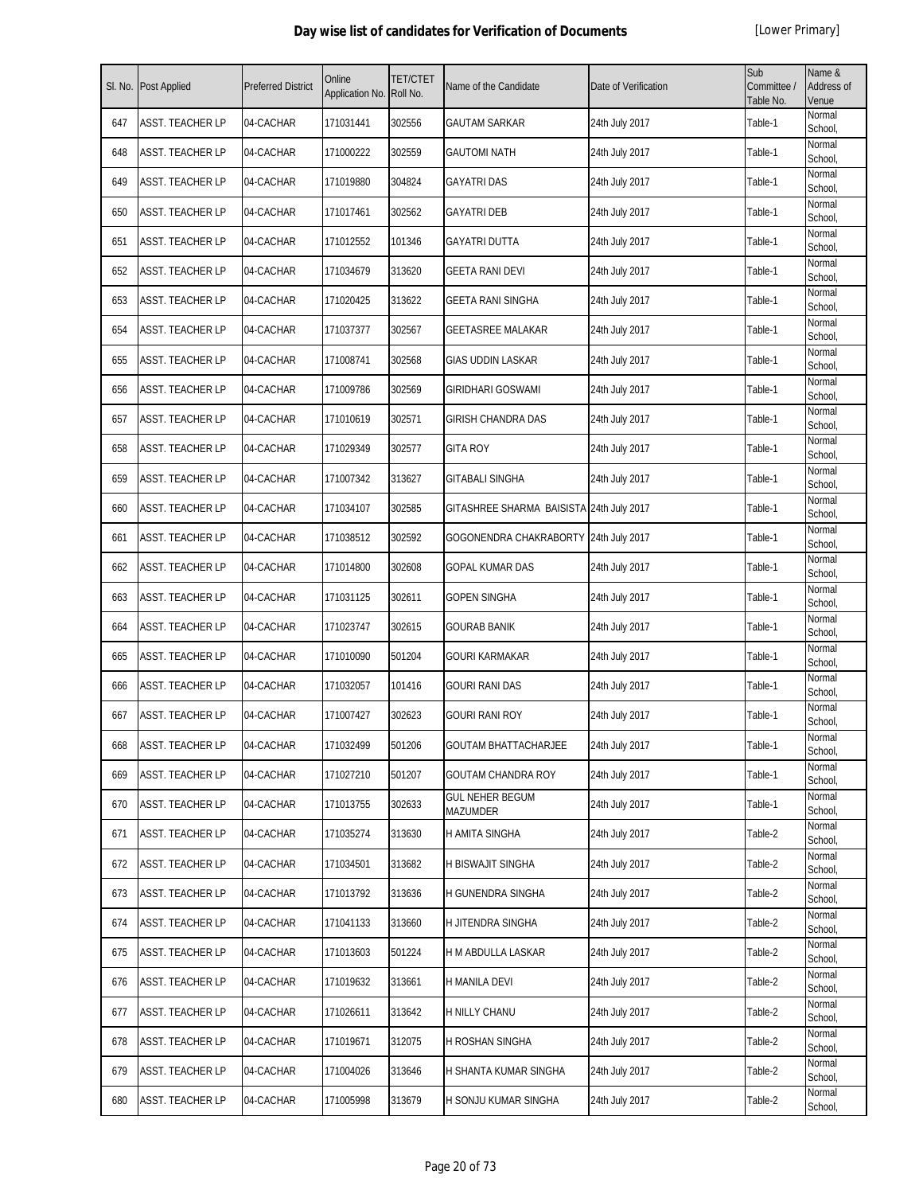# Day wise list of candidates for Verification of Documents

[Lower Primary]

| Sl. No. | Post Applied | Preferred District | Online Application No. | TET/CTET Roll No. | Name of the Candidate | Date of Verification | Sub Committee / Table No. | Name & Address of Venue |
|---|---|---|---|---|---|---|---|---|
| 647 | ASST. TEACHER LP | 04-CACHAR | 171031441 | 302556 | GAUTAM SARKAR | 24th July 2017 | Table-1 | Normal School, |
| 648 | ASST. TEACHER LP | 04-CACHAR | 171000222 | 302559 | GAUTOMI NATH | 24th July 2017 | Table-1 | Normal School, |
| 649 | ASST. TEACHER LP | 04-CACHAR | 171019880 | 304824 | GAYATRI DAS | 24th July 2017 | Table-1 | Normal School, |
| 650 | ASST. TEACHER LP | 04-CACHAR | 171017461 | 302562 | GAYATRI DEB | 24th July 2017 | Table-1 | Normal School, |
| 651 | ASST. TEACHER LP | 04-CACHAR | 171012552 | 101346 | GAYATRI DUTTA | 24th July 2017 | Table-1 | Normal School, |
| 652 | ASST. TEACHER LP | 04-CACHAR | 171034679 | 313620 | GEETA RANI DEVI | 24th July 2017 | Table-1 | Normal School, |
| 653 | ASST. TEACHER LP | 04-CACHAR | 171020425 | 313622 | GEETA RANI SINGHA | 24th July 2017 | Table-1 | Normal School, |
| 654 | ASST. TEACHER LP | 04-CACHAR | 171037377 | 302567 | GEETASREE MALAKAR | 24th July 2017 | Table-1 | Normal School, |
| 655 | ASST. TEACHER LP | 04-CACHAR | 171008741 | 302568 | GIAS UDDIN LASKAR | 24th July 2017 | Table-1 | Normal School, |
| 656 | ASST. TEACHER LP | 04-CACHAR | 171009786 | 302569 | GIRIDHARI GOSWAMI | 24th July 2017 | Table-1 | Normal School, |
| 657 | ASST. TEACHER LP | 04-CACHAR | 171010619 | 302571 | GIRISH CHANDRA DAS | 24th July 2017 | Table-1 | Normal School, |
| 658 | ASST. TEACHER LP | 04-CACHAR | 171029349 | 302577 | GITA ROY | 24th July 2017 | Table-1 | Normal School, |
| 659 | ASST. TEACHER LP | 04-CACHAR | 171007342 | 313627 | GITABALI SINGHA | 24th July 2017 | Table-1 | Normal School, |
| 660 | ASST. TEACHER LP | 04-CACHAR | 171034107 | 302585 | GITASHREE SHARMA BAISISTA | 24th July 2017 | Table-1 | Normal School, |
| 661 | ASST. TEACHER LP | 04-CACHAR | 171038512 | 302592 | GOGONENDRA CHAKRABORTY | 24th July 2017 | Table-1 | Normal School, |
| 662 | ASST. TEACHER LP | 04-CACHAR | 171014800 | 302608 | GOPAL KUMAR DAS | 24th July 2017 | Table-1 | Normal School, |
| 663 | ASST. TEACHER LP | 04-CACHAR | 171031125 | 302611 | GOPEN SINGHA | 24th July 2017 | Table-1 | Normal School, |
| 664 | ASST. TEACHER LP | 04-CACHAR | 171023747 | 302615 | GOURAB BANIK | 24th July 2017 | Table-1 | Normal School, |
| 665 | ASST. TEACHER LP | 04-CACHAR | 171010090 | 501204 | GOURI KARMAKAR | 24th July 2017 | Table-1 | Normal School, |
| 666 | ASST. TEACHER LP | 04-CACHAR | 171032057 | 101416 | GOURI RANI DAS | 24th July 2017 | Table-1 | Normal School, |
| 667 | ASST. TEACHER LP | 04-CACHAR | 171007427 | 302623 | GOURI RANI ROY | 24th July 2017 | Table-1 | Normal School, |
| 668 | ASST. TEACHER LP | 04-CACHAR | 171032499 | 501206 | GOUTAM BHATTACHARJEE | 24th July 2017 | Table-1 | Normal School, |
| 669 | ASST. TEACHER LP | 04-CACHAR | 171027210 | 501207 | GOUTAM CHANDRA ROY | 24th July 2017 | Table-1 | Normal School, |
| 670 | ASST. TEACHER LP | 04-CACHAR | 171013755 | 302633 | GUL NEHER BEGUM MAZUMDER | 24th July 2017 | Table-1 | Normal School, |
| 671 | ASST. TEACHER LP | 04-CACHAR | 171035274 | 313630 | H AMITA SINGHA | 24th July 2017 | Table-2 | Normal School, |
| 672 | ASST. TEACHER LP | 04-CACHAR | 171034501 | 313682 | H BISWAJIT SINGHA | 24th July 2017 | Table-2 | Normal School, |
| 673 | ASST. TEACHER LP | 04-CACHAR | 171013792 | 313636 | H GUNENDRA SINGHA | 24th July 2017 | Table-2 | Normal School, |
| 674 | ASST. TEACHER LP | 04-CACHAR | 171041133 | 313660 | H JITENDRA SINGHA | 24th July 2017 | Table-2 | Normal School, |
| 675 | ASST. TEACHER LP | 04-CACHAR | 171013603 | 501224 | H M ABDULLA LASKAR | 24th July 2017 | Table-2 | Normal School, |
| 676 | ASST. TEACHER LP | 04-CACHAR | 171019632 | 313661 | H MANILA DEVI | 24th July 2017 | Table-2 | Normal School, |
| 677 | ASST. TEACHER LP | 04-CACHAR | 171026611 | 313642 | H NILLY CHANU | 24th July 2017 | Table-2 | Normal School, |
| 678 | ASST. TEACHER LP | 04-CACHAR | 171019671 | 312075 | H ROSHAN SINGHA | 24th July 2017 | Table-2 | Normal School, |
| 679 | ASST. TEACHER LP | 04-CACHAR | 171004026 | 313646 | H SHANTA KUMAR SINGHA | 24th July 2017 | Table-2 | Normal School, |
| 680 | ASST. TEACHER LP | 04-CACHAR | 171005998 | 313679 | H SONJU KUMAR SINGHA | 24th July 2017 | Table-2 | Normal School, |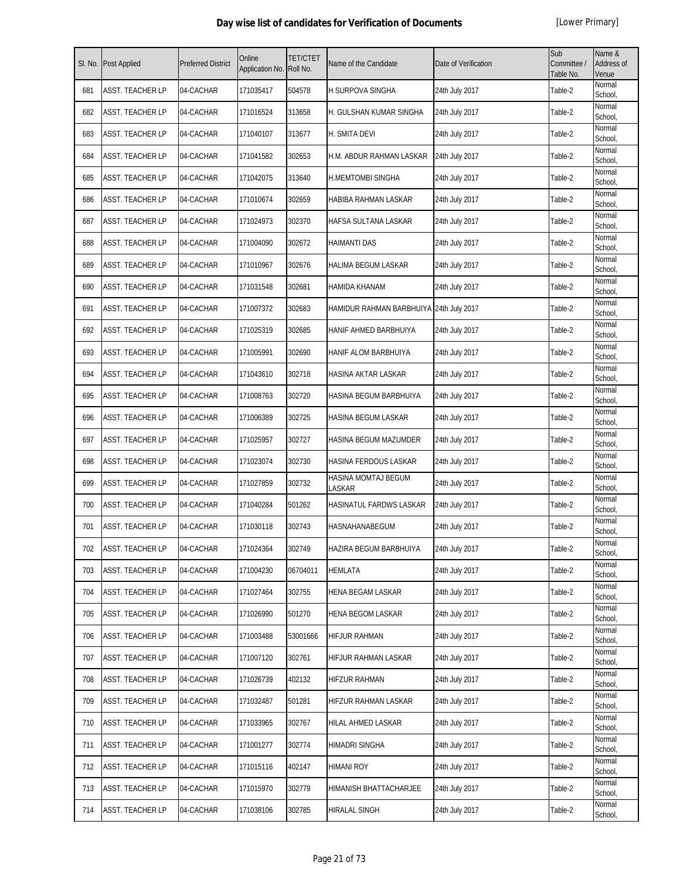# Day wise list of candidates for Verification of Documents

[Lower Primary]

| Sl. No. | Post Applied | Preferred District | Online Application No. | TET/CTET Roll No. | Name of the Candidate | Date of Verification | Sub Committee / Table No. | Name & Address of Venue |
|---|---|---|---|---|---|---|---|---|
| 681 | ASST. TEACHER LP | 04-CACHAR | 171035417 | 504578 | H SURPOVA SINGHA | 24th July 2017 | Table-2 | Normal School, |
| 682 | ASST. TEACHER LP | 04-CACHAR | 171016524 | 313658 | H. GULSHAN KUMAR SINGHA | 24th July 2017 | Table-2 | Normal School, |
| 683 | ASST. TEACHER LP | 04-CACHAR | 171040107 | 313677 | H. SMITA DEVI | 24th July 2017 | Table-2 | Normal School, |
| 684 | ASST. TEACHER LP | 04-CACHAR | 171041582 | 302653 | H.M. ABDUR RAHMAN LASKAR | 24th July 2017 | Table-2 | Normal School, |
| 685 | ASST. TEACHER LP | 04-CACHAR | 171042075 | 313640 | H.MEMTOMBI SINGHA | 24th July 2017 | Table-2 | Normal School, |
| 686 | ASST. TEACHER LP | 04-CACHAR | 171010674 | 302659 | HABIBA RAHMAN LASKAR | 24th July 2017 | Table-2 | Normal School, |
| 687 | ASST. TEACHER LP | 04-CACHAR | 171024973 | 302370 | HAFSA SULTANA LASKAR | 24th July 2017 | Table-2 | Normal School, |
| 688 | ASST. TEACHER LP | 04-CACHAR | 171004090 | 302672 | HAIMANTI DAS | 24th July 2017 | Table-2 | Normal School, |
| 689 | ASST. TEACHER LP | 04-CACHAR | 171010967 | 302676 | HALIMA BEGUM LASKAR | 24th July 2017 | Table-2 | Normal School, |
| 690 | ASST. TEACHER LP | 04-CACHAR | 171031548 | 302681 | HAMIDA KHANAM | 24th July 2017 | Table-2 | Normal School, |
| 691 | ASST. TEACHER LP | 04-CACHAR | 171007372 | 302683 | HAMIDUR RAHMAN BARBHUIYA | 24th July 2017 | Table-2 | Normal School, |
| 692 | ASST. TEACHER LP | 04-CACHAR | 171025319 | 302685 | HANIF AHMED BARBHUIYA | 24th July 2017 | Table-2 | Normal School, |
| 693 | ASST. TEACHER LP | 04-CACHAR | 171005991 | 302690 | HANIF ALOM BARBHUIYA | 24th July 2017 | Table-2 | Normal School, |
| 694 | ASST. TEACHER LP | 04-CACHAR | 171043610 | 302718 | HASINA AKTAR LASKAR | 24th July 2017 | Table-2 | Normal School, |
| 695 | ASST. TEACHER LP | 04-CACHAR | 171008763 | 302720 | HASINA BEGUM BARBHUIYA | 24th July 2017 | Table-2 | Normal School, |
| 696 | ASST. TEACHER LP | 04-CACHAR | 171006389 | 302725 | HASINA BEGUM LASKAR | 24th July 2017 | Table-2 | Normal School, |
| 697 | ASST. TEACHER LP | 04-CACHAR | 171025957 | 302727 | HASINA BEGUM MAZUMDER | 24th July 2017 | Table-2 | Normal School, |
| 698 | ASST. TEACHER LP | 04-CACHAR | 171023074 | 302730 | HASINA FERDOUS LASKAR | 24th July 2017 | Table-2 | Normal School, |
| 699 | ASST. TEACHER LP | 04-CACHAR | 171027859 | 302732 | HASINA MOMTAJ BEGUM LASKAR | 24th July 2017 | Table-2 | Normal School, |
| 700 | ASST. TEACHER LP | 04-CACHAR | 171040284 | 501262 | HASINATUL FARDWS LASKAR | 24th July 2017 | Table-2 | Normal School, |
| 701 | ASST. TEACHER LP | 04-CACHAR | 171030118 | 302743 | HASNAHANABEGUM | 24th July 2017 | Table-2 | Normal School, |
| 702 | ASST. TEACHER LP | 04-CACHAR | 171024364 | 302749 | HAZIRA BEGUM BARBHUIYA | 24th July 2017 | Table-2 | Normal School, |
| 703 | ASST. TEACHER LP | 04-CACHAR | 171004230 | 06704011 | HEMLATA | 24th July 2017 | Table-2 | Normal School, |
| 704 | ASST. TEACHER LP | 04-CACHAR | 171027464 | 302755 | HENA BEGAM LASKAR | 24th July 2017 | Table-2 | Normal School, |
| 705 | ASST. TEACHER LP | 04-CACHAR | 171026990 | 501270 | HENA BEGOM LASKAR | 24th July 2017 | Table-2 | Normal School, |
| 706 | ASST. TEACHER LP | 04-CACHAR | 171003488 | 53001666 | HIFJUR RAHMAN | 24th July 2017 | Table-2 | Normal School, |
| 707 | ASST. TEACHER LP | 04-CACHAR | 171007120 | 302761 | HIFJUR RAHMAN LASKAR | 24th July 2017 | Table-2 | Normal School, |
| 708 | ASST. TEACHER LP | 04-CACHAR | 171026739 | 402132 | HIFZUR RAHMAN | 24th July 2017 | Table-2 | Normal School, |
| 709 | ASST. TEACHER LP | 04-CACHAR | 171032487 | 501281 | HIFZUR RAHMAN LASKAR | 24th July 2017 | Table-2 | Normal School, |
| 710 | ASST. TEACHER LP | 04-CACHAR | 171033965 | 302767 | HILAL AHMED LASKAR | 24th July 2017 | Table-2 | Normal School, |
| 711 | ASST. TEACHER LP | 04-CACHAR | 171001277 | 302774 | HIMADRI SINGHA | 24th July 2017 | Table-2 | Normal School, |
| 712 | ASST. TEACHER LP | 04-CACHAR | 171015116 | 402147 | HIMANI ROY | 24th July 2017 | Table-2 | Normal School, |
| 713 | ASST. TEACHER LP | 04-CACHAR | 171015970 | 302779 | HIMANISH BHATTACHARJEE | 24th July 2017 | Table-2 | Normal School, |
| 714 | ASST. TEACHER LP | 04-CACHAR | 171038106 | 302785 | HIRALAL SINGH | 24th July 2017 | Table-2 | Normal School, |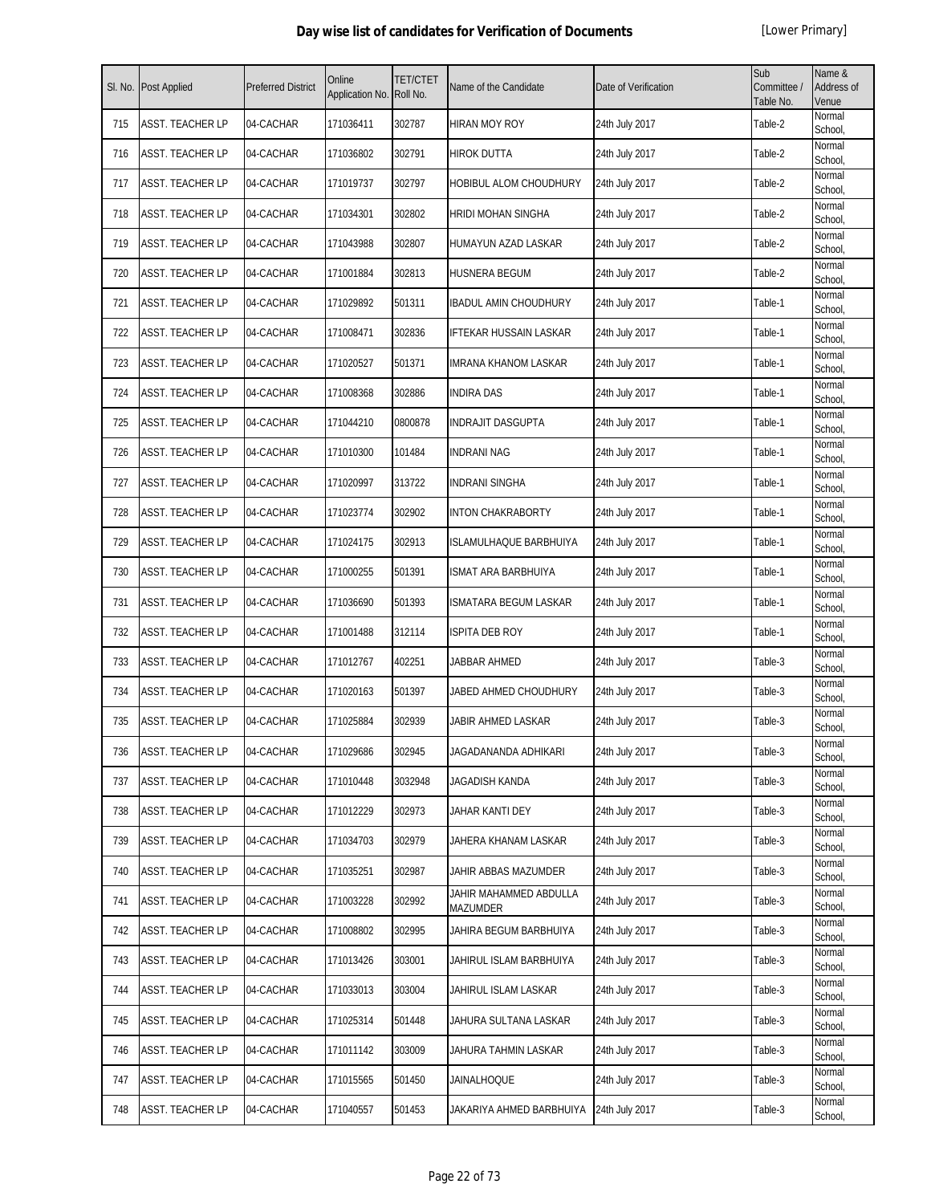# Day wise list of candidates for Verification of Documents

[Lower Primary]

| Sl. No. | Post Applied | Preferred District | Online Application No. | TET/CTET Roll No. | Name of the Candidate | Date of Verification | Sub Committee / Table No. | Name & Address of Venue |
|---|---|---|---|---|---|---|---|---|
| 715 | ASST. TEACHER LP | 04-CACHAR | 171036411 | 302787 | HIRAN MOY ROY | 24th July 2017 | Table-2 | Normal School, |
| 716 | ASST. TEACHER LP | 04-CACHAR | 171036802 | 302791 | HIROK DUTTA | 24th July 2017 | Table-2 | Normal School, |
| 717 | ASST. TEACHER LP | 04-CACHAR | 171019737 | 302797 | HOBIBUL ALOM CHOUDHURY | 24th July 2017 | Table-2 | Normal School, |
| 718 | ASST. TEACHER LP | 04-CACHAR | 171034301 | 302802 | HRIDI MOHAN SINGHA | 24th July 2017 | Table-2 | Normal School, |
| 719 | ASST. TEACHER LP | 04-CACHAR | 171043988 | 302807 | HUMAYUN AZAD LASKAR | 24th July 2017 | Table-2 | Normal School, |
| 720 | ASST. TEACHER LP | 04-CACHAR | 171001884 | 302813 | HUSNERA BEGUM | 24th July 2017 | Table-2 | Normal School, |
| 721 | ASST. TEACHER LP | 04-CACHAR | 171029892 | 501311 | IBADUL AMIN CHOUDHURY | 24th July 2017 | Table-1 | Normal School, |
| 722 | ASST. TEACHER LP | 04-CACHAR | 171008471 | 302836 | IFTEKAR HUSSAIN LASKAR | 24th July 2017 | Table-1 | Normal School, |
| 723 | ASST. TEACHER LP | 04-CACHAR | 171020527 | 501371 | IMRANA KHANOM LASKAR | 24th July 2017 | Table-1 | Normal School, |
| 724 | ASST. TEACHER LP | 04-CACHAR | 171008368 | 302886 | INDIRA DAS | 24th July 2017 | Table-1 | Normal School, |
| 725 | ASST. TEACHER LP | 04-CACHAR | 171044210 | 0800878 | INDRAJIT DASGUPTA | 24th July 2017 | Table-1 | Normal School, |
| 726 | ASST. TEACHER LP | 04-CACHAR | 171010300 | 101484 | INDRANI NAG | 24th July 2017 | Table-1 | Normal School, |
| 727 | ASST. TEACHER LP | 04-CACHAR | 171020997 | 313722 | INDRANI SINGHA | 24th July 2017 | Table-1 | Normal School, |
| 728 | ASST. TEACHER LP | 04-CACHAR | 171023774 | 302902 | INTON CHAKRABORTY | 24th July 2017 | Table-1 | Normal School, |
| 729 | ASST. TEACHER LP | 04-CACHAR | 171024175 | 302913 | ISLAMULHAQUE BARBHUIYA | 24th July 2017 | Table-1 | Normal School, |
| 730 | ASST. TEACHER LP | 04-CACHAR | 171000255 | 501391 | ISMAT ARA BARBHUIYA | 24th July 2017 | Table-1 | Normal School, |
| 731 | ASST. TEACHER LP | 04-CACHAR | 171036690 | 501393 | ISMATARA BEGUM LASKAR | 24th July 2017 | Table-1 | Normal School, |
| 732 | ASST. TEACHER LP | 04-CACHAR | 171001488 | 312114 | ISPITA DEB ROY | 24th July 2017 | Table-1 | Normal School, |
| 733 | ASST. TEACHER LP | 04-CACHAR | 171012767 | 402251 | JABBAR AHMED | 24th July 2017 | Table-3 | Normal School, |
| 734 | ASST. TEACHER LP | 04-CACHAR | 171020163 | 501397 | JABED AHMED CHOUDHURY | 24th July 2017 | Table-3 | Normal School, |
| 735 | ASST. TEACHER LP | 04-CACHAR | 171025884 | 302939 | JABIR AHMED LASKAR | 24th July 2017 | Table-3 | Normal School, |
| 736 | ASST. TEACHER LP | 04-CACHAR | 171029686 | 302945 | JAGADANANDA ADHIKARI | 24th July 2017 | Table-3 | Normal School, |
| 737 | ASST. TEACHER LP | 04-CACHAR | 171010448 | 3032948 | JAGADISH KANDA | 24th July 2017 | Table-3 | Normal School, |
| 738 | ASST. TEACHER LP | 04-CACHAR | 171012229 | 302973 | JAHAR KANTI DEY | 24th July 2017 | Table-3 | Normal School, |
| 739 | ASST. TEACHER LP | 04-CACHAR | 171034703 | 302979 | JAHERA KHANAM LASKAR | 24th July 2017 | Table-3 | Normal School, |
| 740 | ASST. TEACHER LP | 04-CACHAR | 171035251 | 302987 | JAHIR ABBAS MAZUMDER | 24th July 2017 | Table-3 | Normal School, |
| 741 | ASST. TEACHER LP | 04-CACHAR | 171003228 | 302992 | JAHIR MAHAMMED ABDULLA MAZUMDER | 24th July 2017 | Table-3 | Normal School, |
| 742 | ASST. TEACHER LP | 04-CACHAR | 171008802 | 302995 | JAHIRA BEGUM BARBHUIYA | 24th July 2017 | Table-3 | Normal School, |
| 743 | ASST. TEACHER LP | 04-CACHAR | 171013426 | 303001 | JAHIRUL ISLAM BARBHUIYA | 24th July 2017 | Table-3 | Normal School, |
| 744 | ASST. TEACHER LP | 04-CACHAR | 171033013 | 303004 | JAHIRUL ISLAM LASKAR | 24th July 2017 | Table-3 | Normal School, |
| 745 | ASST. TEACHER LP | 04-CACHAR | 171025314 | 501448 | JAHURA SULTANA LASKAR | 24th July 2017 | Table-3 | Normal School, |
| 746 | ASST. TEACHER LP | 04-CACHAR | 171011142 | 303009 | JAHURA TAHMIN LASKAR | 24th July 2017 | Table-3 | Normal School, |
| 747 | ASST. TEACHER LP | 04-CACHAR | 171015565 | 501450 | JAINALHOQUE | 24th July 2017 | Table-3 | Normal School, |
| 748 | ASST. TEACHER LP | 04-CACHAR | 171040557 | 501453 | JAKARIYA AHMED BARBHUIYA | 24th July 2017 | Table-3 | Normal School, |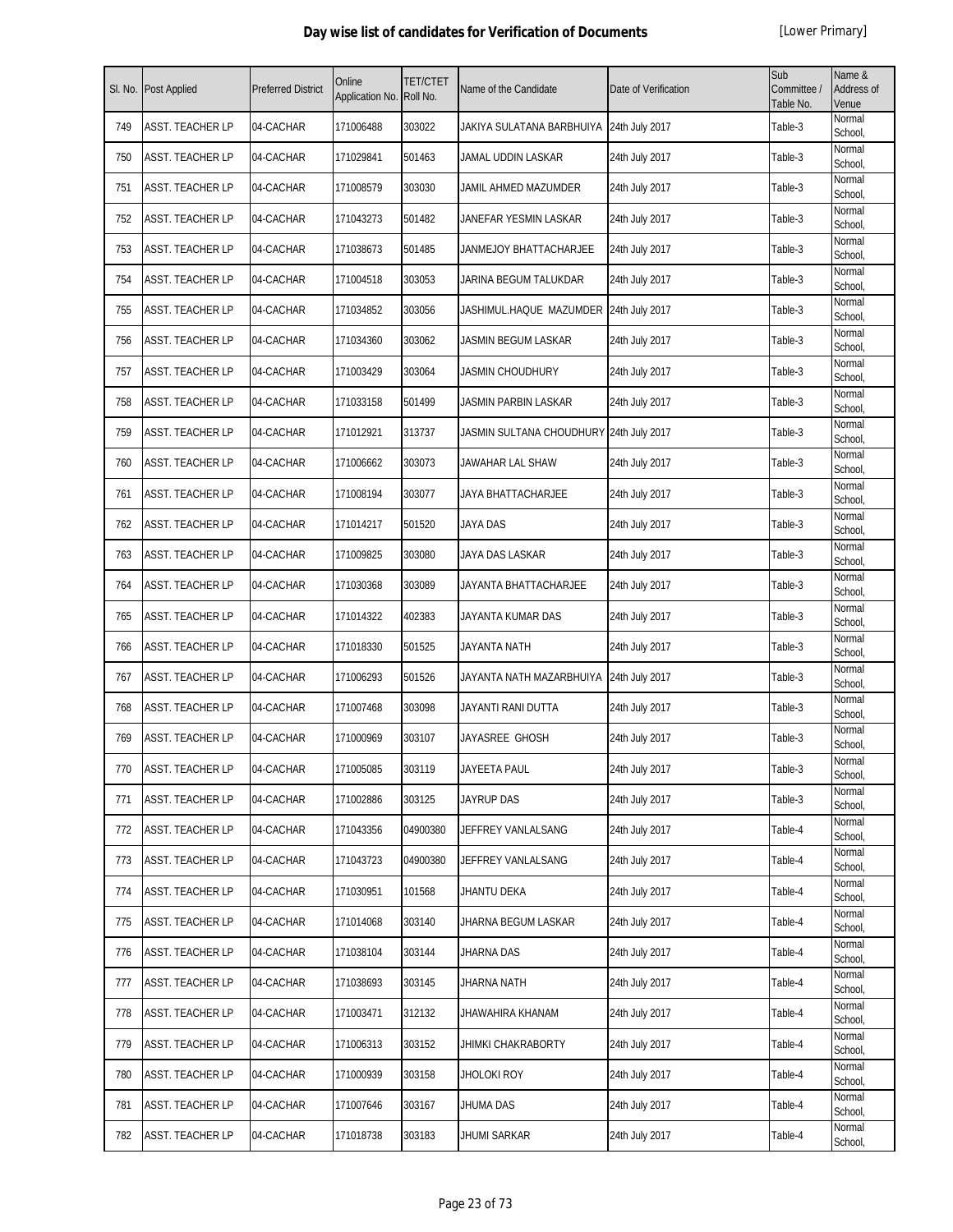# Day wise list of candidates for Verification of Documents

[Lower Primary]

| Sl. No. | Post Applied | Preferred District | Online Application No. | TET/CTET Roll No. | Name of the Candidate | Date of Verification | Sub Committee / Table No. | Name & Address of Venue |
|---|---|---|---|---|---|---|---|---|
| 749 | ASST. TEACHER LP | 04-CACHAR | 171006488 | 303022 | JAKIYA SULATANA BARBHUIYA | 24th July 2017 | Table-3 | Normal School, |
| 750 | ASST. TEACHER LP | 04-CACHAR | 171029841 | 501463 | JAMAL UDDIN LASKAR | 24th July 2017 | Table-3 | Normal School, |
| 751 | ASST. TEACHER LP | 04-CACHAR | 171008579 | 303030 | JAMIL AHMED MAZUMDER | 24th July 2017 | Table-3 | Normal School, |
| 752 | ASST. TEACHER LP | 04-CACHAR | 171043273 | 501482 | JANEFAR YESMIN LASKAR | 24th July 2017 | Table-3 | Normal School, |
| 753 | ASST. TEACHER LP | 04-CACHAR | 171038673 | 501485 | JANMEJOY BHATTACHARJEE | 24th July 2017 | Table-3 | Normal School, |
| 754 | ASST. TEACHER LP | 04-CACHAR | 171004518 | 303053 | JARINA BEGUM TALUKDAR | 24th July 2017 | Table-3 | Normal School, |
| 755 | ASST. TEACHER LP | 04-CACHAR | 171034852 | 303056 | JASHIMUL.HAQUE MAZUMDER | 24th July 2017 | Table-3 | Normal School, |
| 756 | ASST. TEACHER LP | 04-CACHAR | 171034360 | 303062 | JASMIN BEGUM LASKAR | 24th July 2017 | Table-3 | Normal School, |
| 757 | ASST. TEACHER LP | 04-CACHAR | 171003429 | 303064 | JASMIN CHOUDHURY | 24th July 2017 | Table-3 | Normal School, |
| 758 | ASST. TEACHER LP | 04-CACHAR | 171033158 | 501499 | JASMIN PARBIN LASKAR | 24th July 2017 | Table-3 | Normal School, |
| 759 | ASST. TEACHER LP | 04-CACHAR | 171012921 | 313737 | JASMIN SULTANA CHOUDHURY | 24th July 2017 | Table-3 | Normal School, |
| 760 | ASST. TEACHER LP | 04-CACHAR | 171006662 | 303073 | JAWAHAR LAL SHAW | 24th July 2017 | Table-3 | Normal School, |
| 761 | ASST. TEACHER LP | 04-CACHAR | 171008194 | 303077 | JAYA BHATTACHARJEE | 24th July 2017 | Table-3 | Normal School, |
| 762 | ASST. TEACHER LP | 04-CACHAR | 171014217 | 501520 | JAYA DAS | 24th July 2017 | Table-3 | Normal School, |
| 763 | ASST. TEACHER LP | 04-CACHAR | 171009825 | 303080 | JAYA DAS LASKAR | 24th July 2017 | Table-3 | Normal School, |
| 764 | ASST. TEACHER LP | 04-CACHAR | 171030368 | 303089 | JAYANTA BHATTACHARJEE | 24th July 2017 | Table-3 | Normal School, |
| 765 | ASST. TEACHER LP | 04-CACHAR | 171014322 | 402383 | JAYANTA KUMAR DAS | 24th July 2017 | Table-3 | Normal School, |
| 766 | ASST. TEACHER LP | 04-CACHAR | 171018330 | 501525 | JAYANTA NATH | 24th July 2017 | Table-3 | Normal School, |
| 767 | ASST. TEACHER LP | 04-CACHAR | 171006293 | 501526 | JAYANTA NATH MAZARBHUIYA | 24th July 2017 | Table-3 | Normal School, |
| 768 | ASST. TEACHER LP | 04-CACHAR | 171007468 | 303098 | JAYANTI RANI DUTTA | 24th July 2017 | Table-3 | Normal School, |
| 769 | ASST. TEACHER LP | 04-CACHAR | 171000969 | 303107 | JAYASREE GHOSH | 24th July 2017 | Table-3 | Normal School, |
| 770 | ASST. TEACHER LP | 04-CACHAR | 171005085 | 303119 | JAYEETA PAUL | 24th July 2017 | Table-3 | Normal School, |
| 771 | ASST. TEACHER LP | 04-CACHAR | 171002886 | 303125 | JAYRUP DAS | 24th July 2017 | Table-3 | Normal School, |
| 772 | ASST. TEACHER LP | 04-CACHAR | 171043356 | 04900380 | JEFFREY VANLALSANG | 24th July 2017 | Table-4 | Normal School, |
| 773 | ASST. TEACHER LP | 04-CACHAR | 171043723 | 04900380 | JEFFREY VANLALSANG | 24th July 2017 | Table-4 | Normal School, |
| 774 | ASST. TEACHER LP | 04-CACHAR | 171030951 | 101568 | JHANTU DEKA | 24th July 2017 | Table-4 | Normal School, |
| 775 | ASST. TEACHER LP | 04-CACHAR | 171014068 | 303140 | JHARNA BEGUM LASKAR | 24th July 2017 | Table-4 | Normal School, |
| 776 | ASST. TEACHER LP | 04-CACHAR | 171038104 | 303144 | JHARNA DAS | 24th July 2017 | Table-4 | Normal School, |
| 777 | ASST. TEACHER LP | 04-CACHAR | 171038693 | 303145 | JHARNA NATH | 24th July 2017 | Table-4 | Normal School, |
| 778 | ASST. TEACHER LP | 04-CACHAR | 171003471 | 312132 | JHAWAHIRA KHANAM | 24th July 2017 | Table-4 | Normal School, |
| 779 | ASST. TEACHER LP | 04-CACHAR | 171006313 | 303152 | JHIMKI CHAKRABORTY | 24th July 2017 | Table-4 | Normal School, |
| 780 | ASST. TEACHER LP | 04-CACHAR | 171000939 | 303158 | JHOLOKI ROY | 24th July 2017 | Table-4 | Normal School, |
| 781 | ASST. TEACHER LP | 04-CACHAR | 171007646 | 303167 | JHUMA DAS | 24th July 2017 | Table-4 | Normal School, |
| 782 | ASST. TEACHER LP | 04-CACHAR | 171018738 | 303183 | JHUMI SARKAR | 24th July 2017 | Table-4 | Normal School, |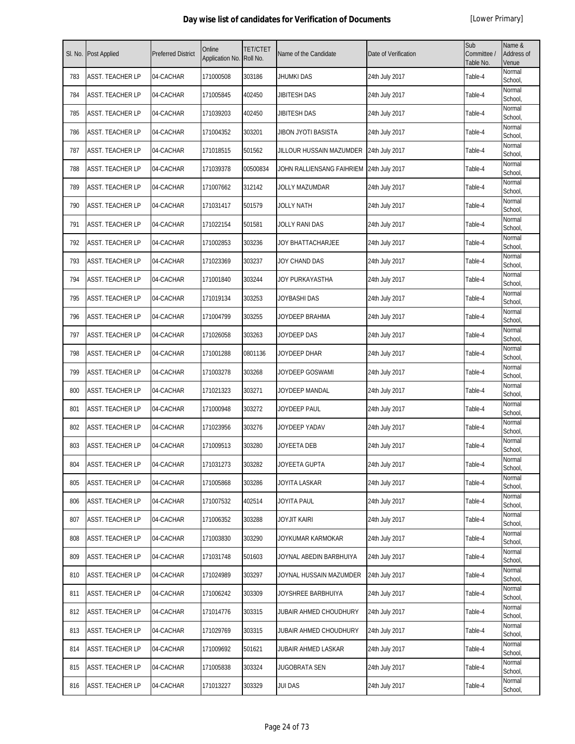# Day wise list of candidates for Verification of Documents

[Lower Primary]

| Sl. No. | Post Applied | Preferred District | Online Application No. | TET/CTET Roll No. | Name of the Candidate | Date of Verification | Sub Committee / Table No. | Name & Address of Venue |
|---|---|---|---|---|---|---|---|---|
| 783 | ASST. TEACHER LP | 04-CACHAR | 171000508 | 303186 | JHUMKI DAS | 24th July 2017 | Table-4 | Normal School, |
| 784 | ASST. TEACHER LP | 04-CACHAR | 171005845 | 402450 | JIBITESH DAS | 24th July 2017 | Table-4 | Normal School, |
| 785 | ASST. TEACHER LP | 04-CACHAR | 171039203 | 402450 | JIBITESH DAS | 24th July 2017 | Table-4 | Normal School, |
| 786 | ASST. TEACHER LP | 04-CACHAR | 171004352 | 303201 | JIBON JYOTI BASISTA | 24th July 2017 | Table-4 | Normal School, |
| 787 | ASST. TEACHER LP | 04-CACHAR | 171018515 | 501562 | JILLOUR HUSSAIN MAZUMDER | 24th July 2017 | Table-4 | Normal School, |
| 788 | ASST. TEACHER LP | 04-CACHAR | 171039378 | 00500834 | JOHN RALLIENSANG FAIHRIEM | 24th July 2017 | Table-4 | Normal School, |
| 789 | ASST. TEACHER LP | 04-CACHAR | 171007662 | 312142 | JOLLY MAZUMDAR | 24th July 2017 | Table-4 | Normal School, |
| 790 | ASST. TEACHER LP | 04-CACHAR | 171031417 | 501579 | JOLLY NATH | 24th July 2017 | Table-4 | Normal School, |
| 791 | ASST. TEACHER LP | 04-CACHAR | 171022154 | 501581 | JOLLY RANI DAS | 24th July 2017 | Table-4 | Normal School, |
| 792 | ASST. TEACHER LP | 04-CACHAR | 171002853 | 303236 | JOY BHATTACHARJEE | 24th July 2017 | Table-4 | Normal School, |
| 793 | ASST. TEACHER LP | 04-CACHAR | 171023369 | 303237 | JOY CHAND DAS | 24th July 2017 | Table-4 | Normal School, |
| 794 | ASST. TEACHER LP | 04-CACHAR | 171001840 | 303244 | JOY PURKAYASTHA | 24th July 2017 | Table-4 | Normal School, |
| 795 | ASST. TEACHER LP | 04-CACHAR | 171019134 | 303253 | JOYBASHI DAS | 24th July 2017 | Table-4 | Normal School, |
| 796 | ASST. TEACHER LP | 04-CACHAR | 171004799 | 303255 | JOYDEEP BRAHMA | 24th July 2017 | Table-4 | Normal School, |
| 797 | ASST. TEACHER LP | 04-CACHAR | 171026058 | 303263 | JOYDEEP DAS | 24th July 2017 | Table-4 | Normal School, |
| 798 | ASST. TEACHER LP | 04-CACHAR | 171001288 | 0801136 | JOYDEEP DHAR | 24th July 2017 | Table-4 | Normal School, |
| 799 | ASST. TEACHER LP | 04-CACHAR | 171003278 | 303268 | JOYDEEP GOSWAMI | 24th July 2017 | Table-4 | Normal School, |
| 800 | ASST. TEACHER LP | 04-CACHAR | 171021323 | 303271 | JOYDEEP MANDAL | 24th July 2017 | Table-4 | Normal School, |
| 801 | ASST. TEACHER LP | 04-CACHAR | 171000948 | 303272 | JOYDEEP PAUL | 24th July 2017 | Table-4 | Normal School, |
| 802 | ASST. TEACHER LP | 04-CACHAR | 171023956 | 303276 | JOYDEEP YADAV | 24th July 2017 | Table-4 | Normal School, |
| 803 | ASST. TEACHER LP | 04-CACHAR | 171009513 | 303280 | JOYEETA DEB | 24th July 2017 | Table-4 | Normal School, |
| 804 | ASST. TEACHER LP | 04-CACHAR | 171031273 | 303282 | JOYEETA GUPTA | 24th July 2017 | Table-4 | Normal School, |
| 805 | ASST. TEACHER LP | 04-CACHAR | 171005868 | 303286 | JOYITA LASKAR | 24th July 2017 | Table-4 | Normal School, |
| 806 | ASST. TEACHER LP | 04-CACHAR | 171007532 | 402514 | JOYITA PAUL | 24th July 2017 | Table-4 | Normal School, |
| 807 | ASST. TEACHER LP | 04-CACHAR | 171006352 | 303288 | JOYJIT KAIRI | 24th July 2017 | Table-4 | Normal School, |
| 808 | ASST. TEACHER LP | 04-CACHAR | 171003830 | 303290 | JOYKUMAR KARMOKAR | 24th July 2017 | Table-4 | Normal School, |
| 809 | ASST. TEACHER LP | 04-CACHAR | 171031748 | 501603 | JOYNAL ABEDIN BARBHUIYA | 24th July 2017 | Table-4 | Normal School, |
| 810 | ASST. TEACHER LP | 04-CACHAR | 171024989 | 303297 | JOYNAL HUSSAIN MAZUMDER | 24th July 2017 | Table-4 | Normal School, |
| 811 | ASST. TEACHER LP | 04-CACHAR | 171006242 | 303309 | JOYSHREE BARBHUIYA | 24th July 2017 | Table-4 | Normal School, |
| 812 | ASST. TEACHER LP | 04-CACHAR | 171014776 | 303315 | JUBAIR AHMED CHOUDHURY | 24th July 2017 | Table-4 | Normal School, |
| 813 | ASST. TEACHER LP | 04-CACHAR | 171029769 | 303315 | JUBAIR AHMED CHOUDHURY | 24th July 2017 | Table-4 | Normal School, |
| 814 | ASST. TEACHER LP | 04-CACHAR | 171009692 | 501621 | JUBAIR AHMED LASKAR | 24th July 2017 | Table-4 | Normal School, |
| 815 | ASST. TEACHER LP | 04-CACHAR | 171005838 | 303324 | JUGOBRATA SEN | 24th July 2017 | Table-4 | Normal School, |
| 816 | ASST. TEACHER LP | 04-CACHAR | 171013227 | 303329 | JUI DAS | 24th July 2017 | Table-4 | Normal School, |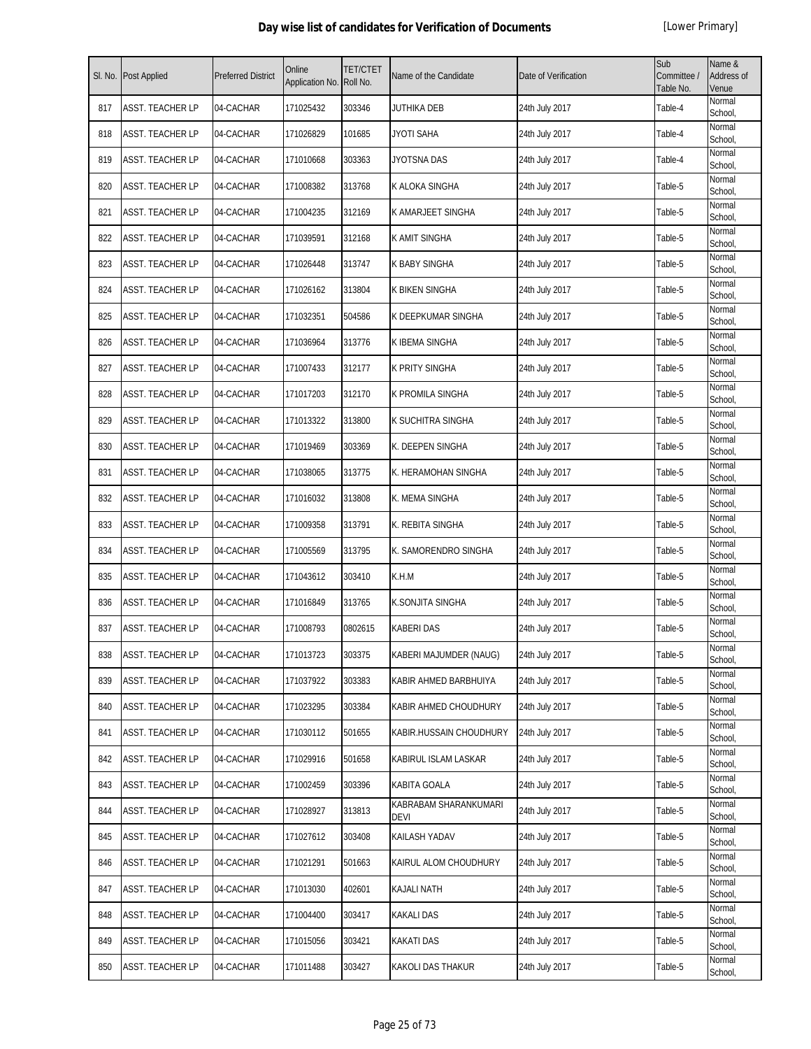# Day wise list of candidates for Verification of Documents

[Lower Primary]

| Sl. No. | Post Applied | Preferred District | Online Application No. | TET/CTET Roll No. | Name of the Candidate | Date of Verification | Sub Committee / Table No. | Name & Address of Venue |
|---|---|---|---|---|---|---|---|---|
| 817 | ASST. TEACHER LP | 04-CACHAR | 171025432 | 303346 | JUTHIKA DEB | 24th July 2017 | Table-4 | Normal School, |
| 818 | ASST. TEACHER LP | 04-CACHAR | 171026829 | 101685 | JYOTI SAHA | 24th July 2017 | Table-4 | Normal School, |
| 819 | ASST. TEACHER LP | 04-CACHAR | 171010668 | 303363 | JYOTSNA DAS | 24th July 2017 | Table-4 | Normal School, |
| 820 | ASST. TEACHER LP | 04-CACHAR | 171008382 | 313768 | K ALOKA SINGHA | 24th July 2017 | Table-5 | Normal School, |
| 821 | ASST. TEACHER LP | 04-CACHAR | 171004235 | 312169 | K AMARJEET SINGHA | 24th July 2017 | Table-5 | Normal School, |
| 822 | ASST. TEACHER LP | 04-CACHAR | 171039591 | 312168 | K AMIT SINGHA | 24th July 2017 | Table-5 | Normal School, |
| 823 | ASST. TEACHER LP | 04-CACHAR | 171026448 | 313747 | K BABY SINGHA | 24th July 2017 | Table-5 | Normal School, |
| 824 | ASST. TEACHER LP | 04-CACHAR | 171026162 | 313804 | K BIKEN SINGHA | 24th July 2017 | Table-5 | Normal School, |
| 825 | ASST. TEACHER LP | 04-CACHAR | 171032351 | 504586 | K DEEPKUMAR SINGHA | 24th July 2017 | Table-5 | Normal School, |
| 826 | ASST. TEACHER LP | 04-CACHAR | 171036964 | 313776 | K IBEMA SINGHA | 24th July 2017 | Table-5 | Normal School, |
| 827 | ASST. TEACHER LP | 04-CACHAR | 171007433 | 312177 | K PRITY SINGHA | 24th July 2017 | Table-5 | Normal School, |
| 828 | ASST. TEACHER LP | 04-CACHAR | 171017203 | 312170 | K PROMILA SINGHA | 24th July 2017 | Table-5 | Normal School, |
| 829 | ASST. TEACHER LP | 04-CACHAR | 171013322 | 313800 | K SUCHITRA SINGHA | 24th July 2017 | Table-5 | Normal School, |
| 830 | ASST. TEACHER LP | 04-CACHAR | 171019469 | 303369 | K. DEEPEN SINGHA | 24th July 2017 | Table-5 | Normal School, |
| 831 | ASST. TEACHER LP | 04-CACHAR | 171038065 | 313775 | K. HERAMOHAN SINGHA | 24th July 2017 | Table-5 | Normal School, |
| 832 | ASST. TEACHER LP | 04-CACHAR | 171016032 | 313808 | K. MEMA SINGHA | 24th July 2017 | Table-5 | Normal School, |
| 833 | ASST. TEACHER LP | 04-CACHAR | 171009358 | 313791 | K. REBITA SINGHA | 24th July 2017 | Table-5 | Normal School, |
| 834 | ASST. TEACHER LP | 04-CACHAR | 171005569 | 313795 | K. SAMORENDRO SINGHA | 24th July 2017 | Table-5 | Normal School, |
| 835 | ASST. TEACHER LP | 04-CACHAR | 171043612 | 303410 | K.H.M | 24th July 2017 | Table-5 | Normal School, |
| 836 | ASST. TEACHER LP | 04-CACHAR | 171016849 | 313765 | K.SONJITA SINGHA | 24th July 2017 | Table-5 | Normal School, |
| 837 | ASST. TEACHER LP | 04-CACHAR | 171008793 | 0802615 | KABERI DAS | 24th July 2017 | Table-5 | Normal School, |
| 838 | ASST. TEACHER LP | 04-CACHAR | 171013723 | 303375 | KABERI MAJUMDER (NAUG) | 24th July 2017 | Table-5 | Normal School, |
| 839 | ASST. TEACHER LP | 04-CACHAR | 171037922 | 303383 | KABIR AHMED BARBHUIYA | 24th July 2017 | Table-5 | Normal School, |
| 840 | ASST. TEACHER LP | 04-CACHAR | 171023295 | 303384 | KABIR AHMED CHOUDHURY | 24th July 2017 | Table-5 | Normal School, |
| 841 | ASST. TEACHER LP | 04-CACHAR | 171030112 | 501655 | KABIR.HUSSAIN CHOUDHURY | 24th July 2017 | Table-5 | Normal School, |
| 842 | ASST. TEACHER LP | 04-CACHAR | 171029916 | 501658 | KABIRUL ISLAM LASKAR | 24th July 2017 | Table-5 | Normal School, |
| 843 | ASST. TEACHER LP | 04-CACHAR | 171002459 | 303396 | KABITA GOALA | 24th July 2017 | Table-5 | Normal School, |
| 844 | ASST. TEACHER LP | 04-CACHAR | 171028927 | 313813 | KABRABAM SHARANKUMARI DEVI | 24th July 2017 | Table-5 | Normal School, |
| 845 | ASST. TEACHER LP | 04-CACHAR | 171027612 | 303408 | KAILASH YADAV | 24th July 2017 | Table-5 | Normal School, |
| 846 | ASST. TEACHER LP | 04-CACHAR | 171021291 | 501663 | KAIRUL ALOM CHOUDHURY | 24th July 2017 | Table-5 | Normal School, |
| 847 | ASST. TEACHER LP | 04-CACHAR | 171013030 | 402601 | KAJALI NATH | 24th July 2017 | Table-5 | Normal School, |
| 848 | ASST. TEACHER LP | 04-CACHAR | 171004400 | 303417 | KAKALI DAS | 24th July 2017 | Table-5 | Normal School, |
| 849 | ASST. TEACHER LP | 04-CACHAR | 171015056 | 303421 | KAKATI DAS | 24th July 2017 | Table-5 | Normal School, |
| 850 | ASST. TEACHER LP | 04-CACHAR | 171011488 | 303427 | KAKOLI DAS THAKUR | 24th July 2017 | Table-5 | Normal School, |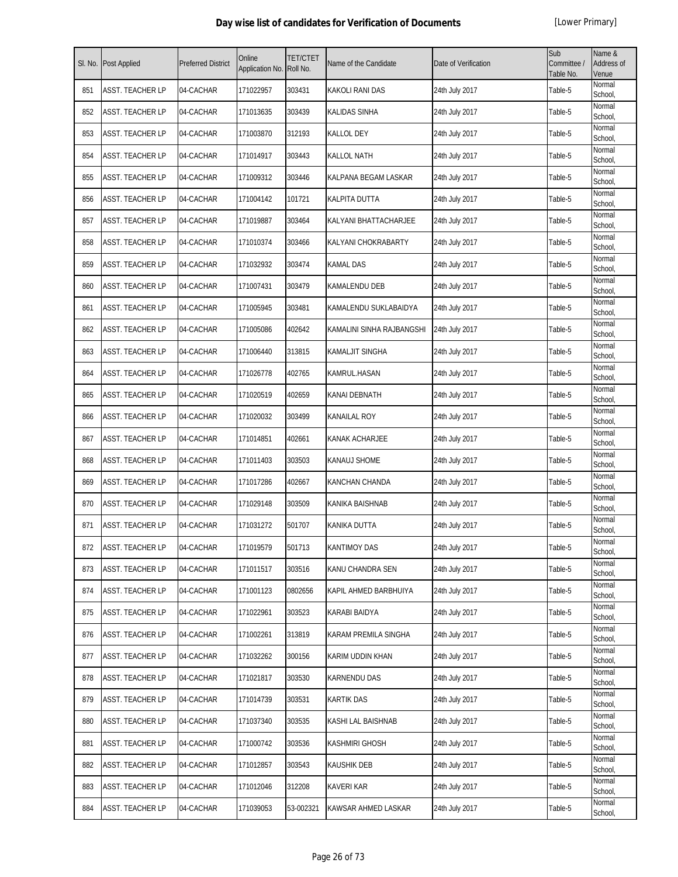# Day wise list of candidates for Verification of Documents

[Lower Primary]

| Sl. No. | Post Applied | Preferred District | Online Application No. | TET/CTET Roll No. | Name of the Candidate | Date of Verification | Sub Committee / Table No. | Name & Address of Venue |
|---|---|---|---|---|---|---|---|---|
| 851 | ASST. TEACHER LP | 04-CACHAR | 171022957 | 303431 | KAKOLI RANI DAS | 24th July 2017 | Table-5 | Normal School, |
| 852 | ASST. TEACHER LP | 04-CACHAR | 171013635 | 303439 | KALIDAS SINHA | 24th July 2017 | Table-5 | Normal School, |
| 853 | ASST. TEACHER LP | 04-CACHAR | 171003870 | 312193 | KALLOL DEY | 24th July 2017 | Table-5 | Normal School, |
| 854 | ASST. TEACHER LP | 04-CACHAR | 171014917 | 303443 | KALLOL NATH | 24th July 2017 | Table-5 | Normal School, |
| 855 | ASST. TEACHER LP | 04-CACHAR | 171009312 | 303446 | KALPANA BEGAM LASKAR | 24th July 2017 | Table-5 | Normal School, |
| 856 | ASST. TEACHER LP | 04-CACHAR | 171004142 | 101721 | KALPITA DUTTA | 24th July 2017 | Table-5 | Normal School, |
| 857 | ASST. TEACHER LP | 04-CACHAR | 171019887 | 303464 | KALYANI BHATTACHARJEE | 24th July 2017 | Table-5 | Normal School, |
| 858 | ASST. TEACHER LP | 04-CACHAR | 171010374 | 303466 | KALYANI CHOKRABARTY | 24th July 2017 | Table-5 | Normal School, |
| 859 | ASST. TEACHER LP | 04-CACHAR | 171032932 | 303474 | KAMAL DAS | 24th July 2017 | Table-5 | Normal School, |
| 860 | ASST. TEACHER LP | 04-CACHAR | 171007431 | 303479 | KAMALENDU DEB | 24th July 2017 | Table-5 | Normal School, |
| 861 | ASST. TEACHER LP | 04-CACHAR | 171005945 | 303481 | KAMALENDU SUKLABAIDYA | 24th July 2017 | Table-5 | Normal School, |
| 862 | ASST. TEACHER LP | 04-CACHAR | 171005086 | 402642 | KAMALINI SINHA RAJBANGSHI | 24th July 2017 | Table-5 | Normal School, |
| 863 | ASST. TEACHER LP | 04-CACHAR | 171006440 | 313815 | KAMALJIT SINGHA | 24th July 2017 | Table-5 | Normal School, |
| 864 | ASST. TEACHER LP | 04-CACHAR | 171026778 | 402765 | KAMRUL.HASAN | 24th July 2017 | Table-5 | Normal School, |
| 865 | ASST. TEACHER LP | 04-CACHAR | 171020519 | 402659 | KANAI DEBNATH | 24th July 2017 | Table-5 | Normal School, |
| 866 | ASST. TEACHER LP | 04-CACHAR | 171020032 | 303499 | KANAILAL ROY | 24th July 2017 | Table-5 | Normal School, |
| 867 | ASST. TEACHER LP | 04-CACHAR | 171014851 | 402661 | KANAK ACHARJEE | 24th July 2017 | Table-5 | Normal School, |
| 868 | ASST. TEACHER LP | 04-CACHAR | 171011403 | 303503 | KANAUJ SHOME | 24th July 2017 | Table-5 | Normal School, |
| 869 | ASST. TEACHER LP | 04-CACHAR | 171017286 | 402667 | KANCHAN CHANDA | 24th July 2017 | Table-5 | Normal School, |
| 870 | ASST. TEACHER LP | 04-CACHAR | 171029148 | 303509 | KANIKA BAISHNAB | 24th July 2017 | Table-5 | Normal School, |
| 871 | ASST. TEACHER LP | 04-CACHAR | 171031272 | 501707 | KANIKA DUTTA | 24th July 2017 | Table-5 | Normal School, |
| 872 | ASST. TEACHER LP | 04-CACHAR | 171019579 | 501713 | KANTIMOY DAS | 24th July 2017 | Table-5 | Normal School, |
| 873 | ASST. TEACHER LP | 04-CACHAR | 171011517 | 303516 | KANU CHANDRA SEN | 24th July 2017 | Table-5 | Normal School, |
| 874 | ASST. TEACHER LP | 04-CACHAR | 171001123 | 0802656 | KAPIL AHMED BARBHUIYA | 24th July 2017 | Table-5 | Normal School, |
| 875 | ASST. TEACHER LP | 04-CACHAR | 171022961 | 303523 | KARABI BAIDYA | 24th July 2017 | Table-5 | Normal School, |
| 876 | ASST. TEACHER LP | 04-CACHAR | 171002261 | 313819 | KARAM PREMILA SINGHA | 24th July 2017 | Table-5 | Normal School, |
| 877 | ASST. TEACHER LP | 04-CACHAR | 171032262 | 300156 | KARIM UDDIN KHAN | 24th July 2017 | Table-5 | Normal School, |
| 878 | ASST. TEACHER LP | 04-CACHAR | 171021817 | 303530 | KARNENDU DAS | 24th July 2017 | Table-5 | Normal School, |
| 879 | ASST. TEACHER LP | 04-CACHAR | 171014739 | 303531 | KARTIK DAS | 24th July 2017 | Table-5 | Normal School, |
| 880 | ASST. TEACHER LP | 04-CACHAR | 171037340 | 303535 | KASHI LAL BAISHNAB | 24th July 2017 | Table-5 | Normal School, |
| 881 | ASST. TEACHER LP | 04-CACHAR | 171000742 | 303536 | KASHMIRI GHOSH | 24th July 2017 | Table-5 | Normal School, |
| 882 | ASST. TEACHER LP | 04-CACHAR | 171012857 | 303543 | KAUSHIK DEB | 24th July 2017 | Table-5 | Normal School, |
| 883 | ASST. TEACHER LP | 04-CACHAR | 171012046 | 312208 | KAVERI KAR | 24th July 2017 | Table-5 | Normal School, |
| 884 | ASST. TEACHER LP | 04-CACHAR | 171039053 | 53-002321 | KAWSAR AHMED LASKAR | 24th July 2017 | Table-5 | Normal School, |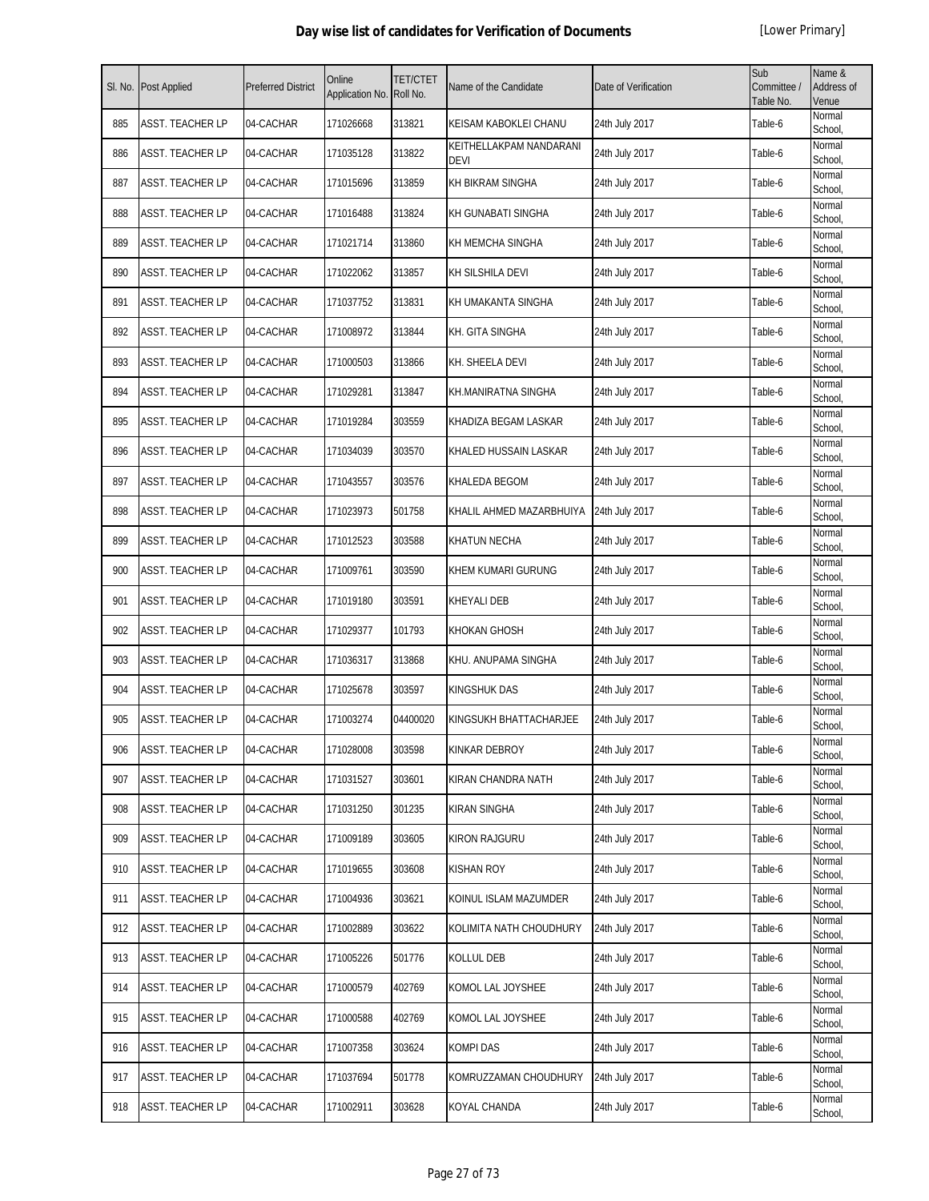# Day wise list of candidates for Verification of Documents

[Lower Primary]

| Sl. No. | Post Applied | Preferred District | Online Application No. | TET/CTET Roll No. | Name of the Candidate | Date of Verification | Sub Committee / Table No. | Name & Address of Venue |
|---|---|---|---|---|---|---|---|---|
| 885 | ASST. TEACHER LP | 04-CACHAR | 171026668 | 313821 | KEISAM KABOKLEI CHANU | 24th July 2017 | Table-6 | Normal School, |
| 886 | ASST. TEACHER LP | 04-CACHAR | 171035128 | 313822 | KEITHELLAKPAM NANDARANI DEVI | 24th July 2017 | Table-6 | Normal School, |
| 887 | ASST. TEACHER LP | 04-CACHAR | 171015696 | 313859 | KH BIKRAM SINGHA | 24th July 2017 | Table-6 | Normal School, |
| 888 | ASST. TEACHER LP | 04-CACHAR | 171016488 | 313824 | KH GUNABATI SINGHA | 24th July 2017 | Table-6 | Normal School, |
| 889 | ASST. TEACHER LP | 04-CACHAR | 171021714 | 313860 | KH MEMCHA SINGHA | 24th July 2017 | Table-6 | Normal School, |
| 890 | ASST. TEACHER LP | 04-CACHAR | 171022062 | 313857 | KH SILSHILA DEVI | 24th July 2017 | Table-6 | Normal School, |
| 891 | ASST. TEACHER LP | 04-CACHAR | 171037752 | 313831 | KH UMAKANTA SINGHA | 24th July 2017 | Table-6 | Normal School, |
| 892 | ASST. TEACHER LP | 04-CACHAR | 171008972 | 313844 | KH. GITA SINGHA | 24th July 2017 | Table-6 | Normal School, |
| 893 | ASST. TEACHER LP | 04-CACHAR | 171000503 | 313866 | KH. SHEELA DEVI | 24th July 2017 | Table-6 | Normal School, |
| 894 | ASST. TEACHER LP | 04-CACHAR | 171029281 | 313847 | KH.MANIRATNA SINGHA | 24th July 2017 | Table-6 | Normal School, |
| 895 | ASST. TEACHER LP | 04-CACHAR | 171019284 | 303559 | KHADIZA BEGAM LASKAR | 24th July 2017 | Table-6 | Normal School, |
| 896 | ASST. TEACHER LP | 04-CACHAR | 171034039 | 303570 | KHALED HUSSAIN LASKAR | 24th July 2017 | Table-6 | Normal School, |
| 897 | ASST. TEACHER LP | 04-CACHAR | 171043557 | 303576 | KHALEDA BEGOM | 24th July 2017 | Table-6 | Normal School, |
| 898 | ASST. TEACHER LP | 04-CACHAR | 171023973 | 501758 | KHALIL AHMED MAZARBHUIYA | 24th July 2017 | Table-6 | Normal School, |
| 899 | ASST. TEACHER LP | 04-CACHAR | 171012523 | 303588 | KHATUN NECHA | 24th July 2017 | Table-6 | Normal School, |
| 900 | ASST. TEACHER LP | 04-CACHAR | 171009761 | 303590 | KHEM KUMARI GURUNG | 24th July 2017 | Table-6 | Normal School, |
| 901 | ASST. TEACHER LP | 04-CACHAR | 171019180 | 303591 | KHEYALI DEB | 24th July 2017 | Table-6 | Normal School, |
| 902 | ASST. TEACHER LP | 04-CACHAR | 171029377 | 101793 | KHOKAN GHOSH | 24th July 2017 | Table-6 | Normal School, |
| 903 | ASST. TEACHER LP | 04-CACHAR | 171036317 | 313868 | KHU. ANUPAMA SINGHA | 24th July 2017 | Table-6 | Normal School, |
| 904 | ASST. TEACHER LP | 04-CACHAR | 171025678 | 303597 | KINGSHUK DAS | 24th July 2017 | Table-6 | Normal School, |
| 905 | ASST. TEACHER LP | 04-CACHAR | 171003274 | 04400020 | KINGSUKH BHATTACHARJEE | 24th July 2017 | Table-6 | Normal School, |
| 906 | ASST. TEACHER LP | 04-CACHAR | 171028008 | 303598 | KINKAR DEBROY | 24th July 2017 | Table-6 | Normal School, |
| 907 | ASST. TEACHER LP | 04-CACHAR | 171031527 | 303601 | KIRAN CHANDRA NATH | 24th July 2017 | Table-6 | Normal School, |
| 908 | ASST. TEACHER LP | 04-CACHAR | 171031250 | 301235 | KIRAN SINGHA | 24th July 2017 | Table-6 | Normal School, |
| 909 | ASST. TEACHER LP | 04-CACHAR | 171009189 | 303605 | KIRON RAJGURU | 24th July 2017 | Table-6 | Normal School, |
| 910 | ASST. TEACHER LP | 04-CACHAR | 171019655 | 303608 | KISHAN ROY | 24th July 2017 | Table-6 | Normal School, |
| 911 | ASST. TEACHER LP | 04-CACHAR | 171004936 | 303621 | KOINUL ISLAM MAZUMDER | 24th July 2017 | Table-6 | Normal School, |
| 912 | ASST. TEACHER LP | 04-CACHAR | 171002889 | 303622 | KOLIMITA NATH CHOUDHURY | 24th July 2017 | Table-6 | Normal School, |
| 913 | ASST. TEACHER LP | 04-CACHAR | 171005226 | 501776 | KOLLUL DEB | 24th July 2017 | Table-6 | Normal School, |
| 914 | ASST. TEACHER LP | 04-CACHAR | 171000579 | 402769 | KOMOL LAL JOYSHEE | 24th July 2017 | Table-6 | Normal School, |
| 915 | ASST. TEACHER LP | 04-CACHAR | 171000588 | 402769 | KOMOL LAL JOYSHEE | 24th July 2017 | Table-6 | Normal School, |
| 916 | ASST. TEACHER LP | 04-CACHAR | 171007358 | 303624 | KOMPI DAS | 24th July 2017 | Table-6 | Normal School, |
| 917 | ASST. TEACHER LP | 04-CACHAR | 171037694 | 501778 | KOMRUZZAMAN CHOUDHURY | 24th July 2017 | Table-6 | Normal School, |
| 918 | ASST. TEACHER LP | 04-CACHAR | 171002911 | 303628 | KOYAL CHANDA | 24th July 2017 | Table-6 | Normal School, |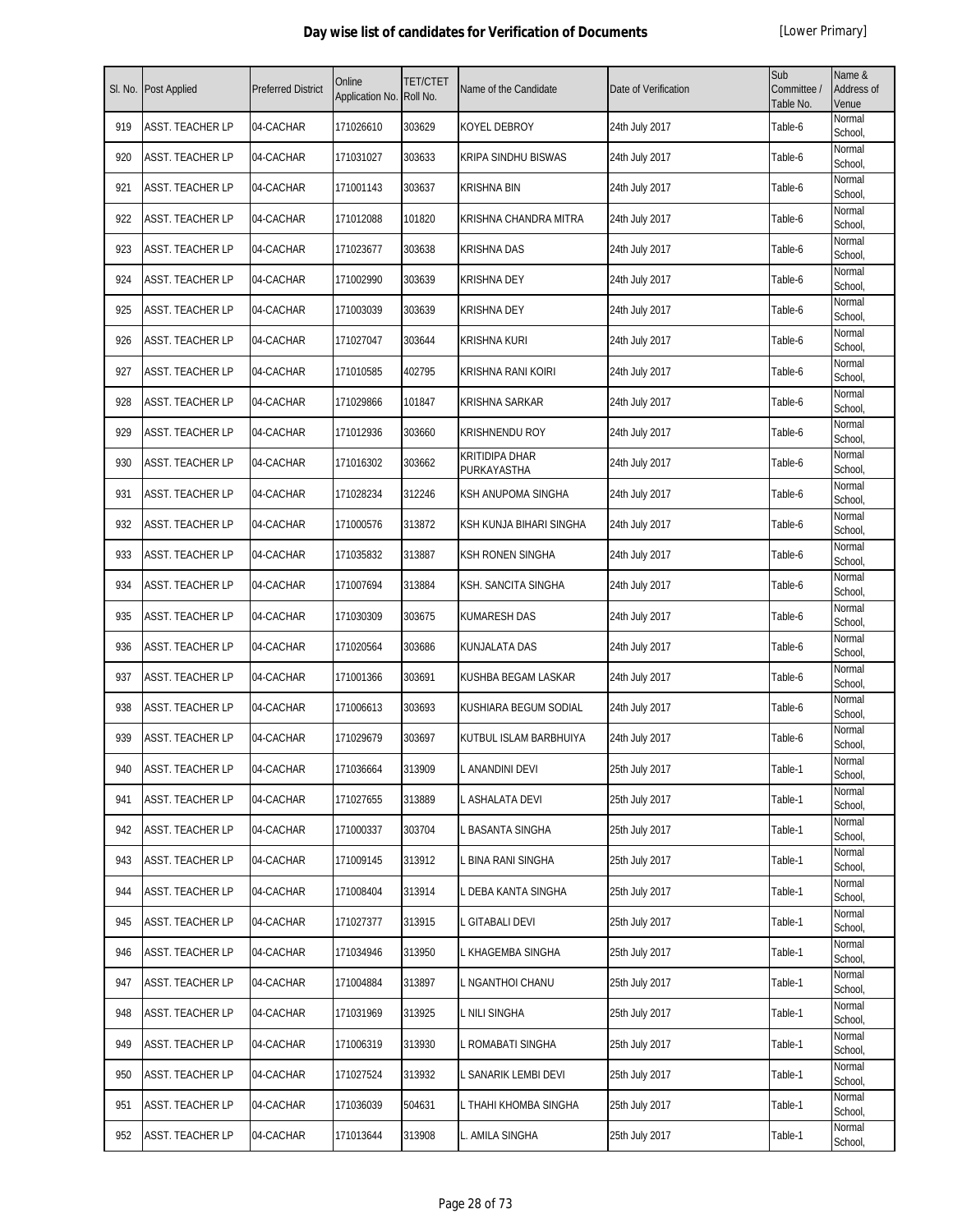# Day wise list of candidates for Verification of Documents

[Lower Primary]

| Sl. No. | Post Applied | Preferred District | Online Application No. | TET/CTET Roll No. | Name of the Candidate | Date of Verification | Sub Committee / Table No. | Name & Address of Venue |
|---|---|---|---|---|---|---|---|---|
| 919 | ASST. TEACHER LP | 04-CACHAR | 171026610 | 303629 | KOYEL DEBROY | 24th July 2017 | Table-6 | Normal School, |
| 920 | ASST. TEACHER LP | 04-CACHAR | 171031027 | 303633 | KRIPA SINDHU BISWAS | 24th July 2017 | Table-6 | Normal School, |
| 921 | ASST. TEACHER LP | 04-CACHAR | 171001143 | 303637 | KRISHNA BIN | 24th July 2017 | Table-6 | Normal School, |
| 922 | ASST. TEACHER LP | 04-CACHAR | 171012088 | 101820 | KRISHNA CHANDRA MITRA | 24th July 2017 | Table-6 | Normal School, |
| 923 | ASST. TEACHER LP | 04-CACHAR | 171023677 | 303638 | KRISHNA DAS | 24th July 2017 | Table-6 | Normal School, |
| 924 | ASST. TEACHER LP | 04-CACHAR | 171002990 | 303639 | KRISHNA DEY | 24th July 2017 | Table-6 | Normal School, |
| 925 | ASST. TEACHER LP | 04-CACHAR | 171003039 | 303639 | KRISHNA DEY | 24th July 2017 | Table-6 | Normal School, |
| 926 | ASST. TEACHER LP | 04-CACHAR | 171027047 | 303644 | KRISHNA KURI | 24th July 2017 | Table-6 | Normal School, |
| 927 | ASST. TEACHER LP | 04-CACHAR | 171010585 | 402795 | KRISHNA RANI KOIRI | 24th July 2017 | Table-6 | Normal School, |
| 928 | ASST. TEACHER LP | 04-CACHAR | 171029866 | 101847 | KRISHNA SARKAR | 24th July 2017 | Table-6 | Normal School, |
| 929 | ASST. TEACHER LP | 04-CACHAR | 171012936 | 303660 | KRISHNENDU ROY | 24th July 2017 | Table-6 | Normal School, |
| 930 | ASST. TEACHER LP | 04-CACHAR | 171016302 | 303662 | KRITIDIPA DHAR PURKAYASTHA | 24th July 2017 | Table-6 | Normal School, |
| 931 | ASST. TEACHER LP | 04-CACHAR | 171028234 | 312246 | KSH ANUPOMA SINGHA | 24th July 2017 | Table-6 | Normal School, |
| 932 | ASST. TEACHER LP | 04-CACHAR | 171000576 | 313872 | KSH KUNJA BIHARI SINGHA | 24th July 2017 | Table-6 | Normal School, |
| 933 | ASST. TEACHER LP | 04-CACHAR | 171035832 | 313887 | KSH RONEN SINGHA | 24th July 2017 | Table-6 | Normal School, |
| 934 | ASST. TEACHER LP | 04-CACHAR | 171007694 | 313884 | KSH. SANCITA SINGHA | 24th July 2017 | Table-6 | Normal School, |
| 935 | ASST. TEACHER LP | 04-CACHAR | 171030309 | 303675 | KUMARESH DAS | 24th July 2017 | Table-6 | Normal School, |
| 936 | ASST. TEACHER LP | 04-CACHAR | 171020564 | 303686 | KUNJALATA DAS | 24th July 2017 | Table-6 | Normal School, |
| 937 | ASST. TEACHER LP | 04-CACHAR | 171001366 | 303691 | KUSHBA BEGAM LASKAR | 24th July 2017 | Table-6 | Normal School, |
| 938 | ASST. TEACHER LP | 04-CACHAR | 171006613 | 303693 | KUSHIARA BEGUM SODIAL | 24th July 2017 | Table-6 | Normal School, |
| 939 | ASST. TEACHER LP | 04-CACHAR | 171029679 | 303697 | KUTBUL ISLAM BARBHUIYA | 24th July 2017 | Table-6 | Normal School, |
| 940 | ASST. TEACHER LP | 04-CACHAR | 171036664 | 313909 | L ANANDINI DEVI | 25th July 2017 | Table-1 | Normal School, |
| 941 | ASST. TEACHER LP | 04-CACHAR | 171027655 | 313889 | L ASHALATA DEVI | 25th July 2017 | Table-1 | Normal School, |
| 942 | ASST. TEACHER LP | 04-CACHAR | 171000337 | 303704 | L BASANTA SINGHA | 25th July 2017 | Table-1 | Normal School, |
| 943 | ASST. TEACHER LP | 04-CACHAR | 171009145 | 313912 | L BINA RANI SINGHA | 25th July 2017 | Table-1 | Normal School, |
| 944 | ASST. TEACHER LP | 04-CACHAR | 171008404 | 313914 | L DEBA KANTA SINGHA | 25th July 2017 | Table-1 | Normal School, |
| 945 | ASST. TEACHER LP | 04-CACHAR | 171027377 | 313915 | L GITABALI DEVI | 25th July 2017 | Table-1 | Normal School, |
| 946 | ASST. TEACHER LP | 04-CACHAR | 171034946 | 313950 | L KHAGEMBA SINGHA | 25th July 2017 | Table-1 | Normal School, |
| 947 | ASST. TEACHER LP | 04-CACHAR | 171004884 | 313897 | L NGANTHOI CHANU | 25th July 2017 | Table-1 | Normal School, |
| 948 | ASST. TEACHER LP | 04-CACHAR | 171031969 | 313925 | L NILI SINGHA | 25th July 2017 | Table-1 | Normal School, |
| 949 | ASST. TEACHER LP | 04-CACHAR | 171006319 | 313930 | L ROMABATI SINGHA | 25th July 2017 | Table-1 | Normal School, |
| 950 | ASST. TEACHER LP | 04-CACHAR | 171027524 | 313932 | L SANARIK LEMBI DEVI | 25th July 2017 | Table-1 | Normal School, |
| 951 | ASST. TEACHER LP | 04-CACHAR | 171036039 | 504631 | L THAHI KHOMBA SINGHA | 25th July 2017 | Table-1 | Normal School, |
| 952 | ASST. TEACHER LP | 04-CACHAR | 171013644 | 313908 | L. AMILA SINGHA | 25th July 2017 | Table-1 | Normal School, |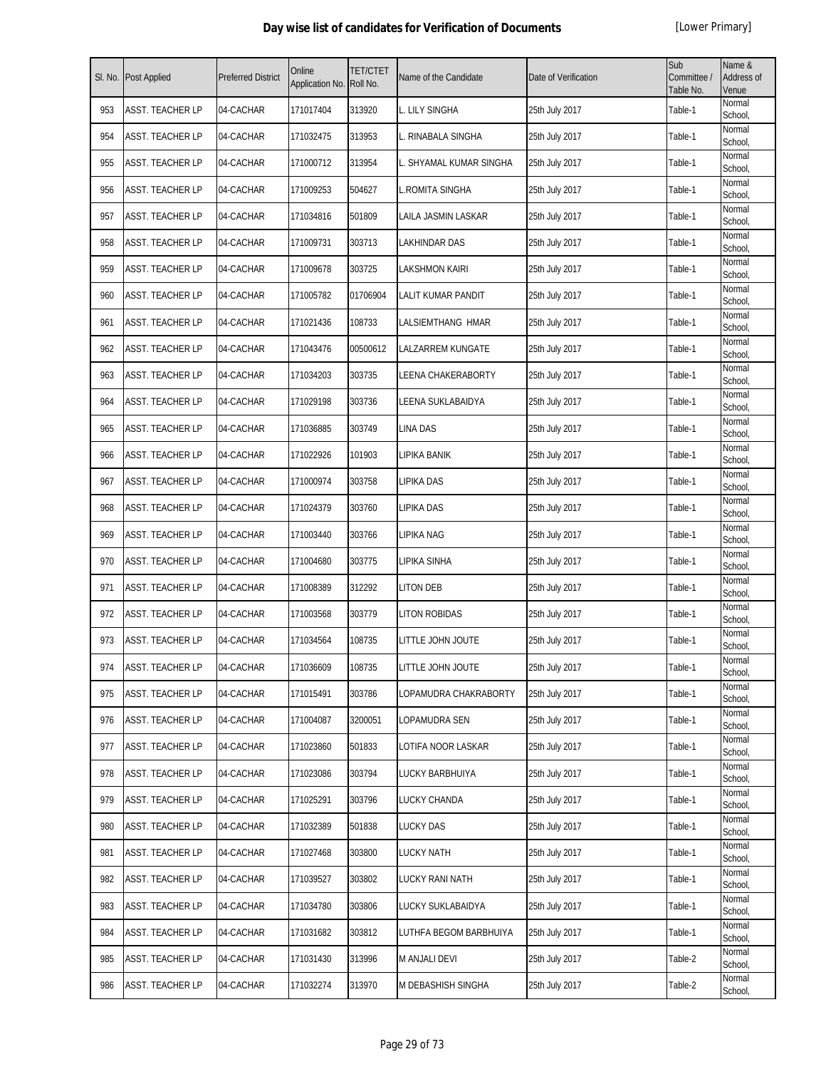# Day wise list of candidates for Verification of Documents

[Lower Primary]

| Sl. No. | Post Applied | Preferred District | Online Application No. | TET/CTET Roll No. | Name of the Candidate | Date of Verification | Sub Committee / Table No. | Name & Address of Venue |
|---|---|---|---|---|---|---|---|---|
| 953 | ASST. TEACHER LP | 04-CACHAR | 171017404 | 313920 | L. LILY SINGHA | 25th July 2017 | Table-1 | Normal School, |
| 954 | ASST. TEACHER LP | 04-CACHAR | 171032475 | 313953 | L. RINABALA SINGHA | 25th July 2017 | Table-1 | Normal School, |
| 955 | ASST. TEACHER LP | 04-CACHAR | 171000712 | 313954 | L. SHYAMAL KUMAR SINGHA | 25th July 2017 | Table-1 | Normal School, |
| 956 | ASST. TEACHER LP | 04-CACHAR | 171009253 | 504627 | L.ROMITA SINGHA | 25th July 2017 | Table-1 | Normal School, |
| 957 | ASST. TEACHER LP | 04-CACHAR | 171034816 | 501809 | LAILA JASMIN LASKAR | 25th July 2017 | Table-1 | Normal School, |
| 958 | ASST. TEACHER LP | 04-CACHAR | 171009731 | 303713 | LAKHINDAR DAS | 25th July 2017 | Table-1 | Normal School, |
| 959 | ASST. TEACHER LP | 04-CACHAR | 171009678 | 303725 | LAKSHMON KAIRI | 25th July 2017 | Table-1 | Normal School, |
| 960 | ASST. TEACHER LP | 04-CACHAR | 171005782 | 01706904 | LALIT KUMAR PANDIT | 25th July 2017 | Table-1 | Normal School, |
| 961 | ASST. TEACHER LP | 04-CACHAR | 171021436 | 108733 | LALSIEMTHANG HMAR | 25th July 2017 | Table-1 | Normal School, |
| 962 | ASST. TEACHER LP | 04-CACHAR | 171043476 | 00500612 | LALZARREM KUNGATE | 25th July 2017 | Table-1 | Normal School, |
| 963 | ASST. TEACHER LP | 04-CACHAR | 171034203 | 303735 | LEENA CHAKERABORTY | 25th July 2017 | Table-1 | Normal School, |
| 964 | ASST. TEACHER LP | 04-CACHAR | 171029198 | 303736 | LEENA SUKLABAIDYA | 25th July 2017 | Table-1 | Normal School, |
| 965 | ASST. TEACHER LP | 04-CACHAR | 171036885 | 303749 | LINA DAS | 25th July 2017 | Table-1 | Normal School, |
| 966 | ASST. TEACHER LP | 04-CACHAR | 171022926 | 101903 | LIPIKA BANIK | 25th July 2017 | Table-1 | Normal School, |
| 967 | ASST. TEACHER LP | 04-CACHAR | 171000974 | 303758 | LIPIKA DAS | 25th July 2017 | Table-1 | Normal School, |
| 968 | ASST. TEACHER LP | 04-CACHAR | 171024379 | 303760 | LIPIKA DAS | 25th July 2017 | Table-1 | Normal School, |
| 969 | ASST. TEACHER LP | 04-CACHAR | 171003440 | 303766 | LIPIKA NAG | 25th July 2017 | Table-1 | Normal School, |
| 970 | ASST. TEACHER LP | 04-CACHAR | 171004680 | 303775 | LIPIKA SINHA | 25th July 2017 | Table-1 | Normal School, |
| 971 | ASST. TEACHER LP | 04-CACHAR | 171008389 | 312292 | LITON DEB | 25th July 2017 | Table-1 | Normal School, |
| 972 | ASST. TEACHER LP | 04-CACHAR | 171003568 | 303779 | LITON ROBIDAS | 25th July 2017 | Table-1 | Normal School, |
| 973 | ASST. TEACHER LP | 04-CACHAR | 171034564 | 108735 | LITTLE JOHN JOUTE | 25th July 2017 | Table-1 | Normal School, |
| 974 | ASST. TEACHER LP | 04-CACHAR | 171036609 | 108735 | LITTLE JOHN JOUTE | 25th July 2017 | Table-1 | Normal School, |
| 975 | ASST. TEACHER LP | 04-CACHAR | 171015491 | 303786 | LOPAMUDRA CHAKRABORTY | 25th July 2017 | Table-1 | Normal School, |
| 976 | ASST. TEACHER LP | 04-CACHAR | 171004087 | 3200051 | LOPAMUDRA SEN | 25th July 2017 | Table-1 | Normal School, |
| 977 | ASST. TEACHER LP | 04-CACHAR | 171023860 | 501833 | LOTIFA NOOR LASKAR | 25th July 2017 | Table-1 | Normal School, |
| 978 | ASST. TEACHER LP | 04-CACHAR | 171023086 | 303794 | LUCKY BARBHUIYA | 25th July 2017 | Table-1 | Normal School, |
| 979 | ASST. TEACHER LP | 04-CACHAR | 171025291 | 303796 | LUCKY CHANDA | 25th July 2017 | Table-1 | Normal School, |
| 980 | ASST. TEACHER LP | 04-CACHAR | 171032389 | 501838 | LUCKY DAS | 25th July 2017 | Table-1 | Normal School, |
| 981 | ASST. TEACHER LP | 04-CACHAR | 171027468 | 303800 | LUCKY NATH | 25th July 2017 | Table-1 | Normal School, |
| 982 | ASST. TEACHER LP | 04-CACHAR | 171039527 | 303802 | LUCKY RANI NATH | 25th July 2017 | Table-1 | Normal School, |
| 983 | ASST. TEACHER LP | 04-CACHAR | 171034780 | 303806 | LUCKY SUKLABAIDYA | 25th July 2017 | Table-1 | Normal School, |
| 984 | ASST. TEACHER LP | 04-CACHAR | 171031682 | 303812 | LUTHFA BEGOM BARBHUIYA | 25th July 2017 | Table-1 | Normal School, |
| 985 | ASST. TEACHER LP | 04-CACHAR | 171031430 | 313996 | M ANJALI DEVI | 25th July 2017 | Table-2 | Normal School, |
| 986 | ASST. TEACHER LP | 04-CACHAR | 171032274 | 313970 | M DEBASHISH SINGHA | 25th July 2017 | Table-2 | Normal School, |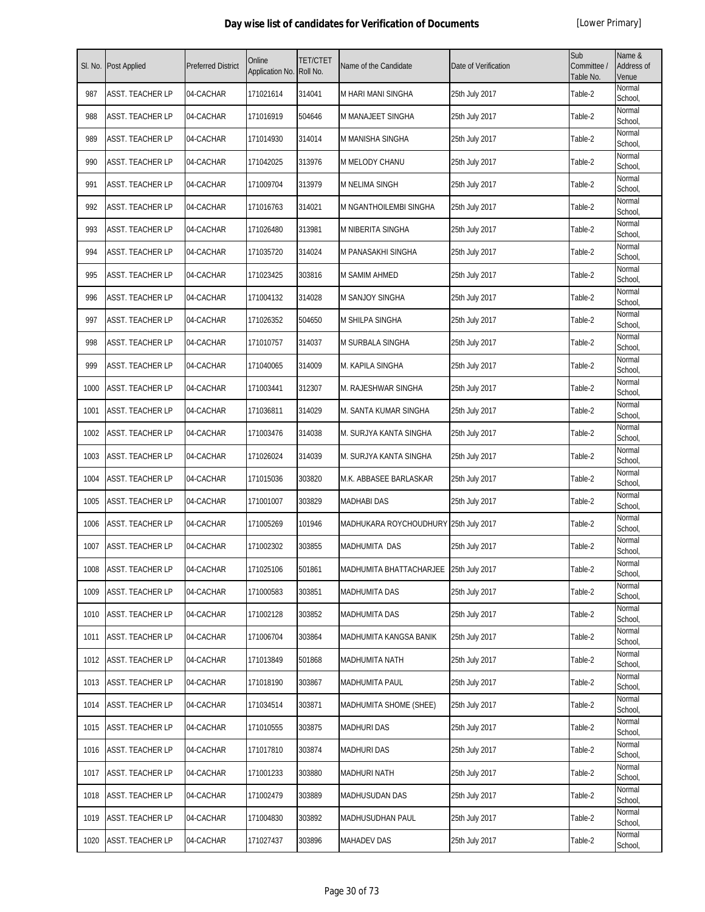# Day wise list of candidates for Verification of Documents

[Lower Primary]

| Sl. No. | Post Applied | Preferred District | Online Application No. | TET/CTET Roll No. | Name of the Candidate | Date of Verification | Sub Committee / Table No. | Name & Address of Venue |
|---|---|---|---|---|---|---|---|---|
| 987 | ASST. TEACHER LP | 04-CACHAR | 171021614 | 314041 | M HARI MANI SINGHA | 25th July 2017 | Table-2 | Normal School, |
| 988 | ASST. TEACHER LP | 04-CACHAR | 171016919 | 504646 | M MANAJEET SINGHA | 25th July 2017 | Table-2 | Normal School, |
| 989 | ASST. TEACHER LP | 04-CACHAR | 171014930 | 314014 | M MANISHA SINGHA | 25th July 2017 | Table-2 | Normal School, |
| 990 | ASST. TEACHER LP | 04-CACHAR | 171042025 | 313976 | M MELODY CHANU | 25th July 2017 | Table-2 | Normal School, |
| 991 | ASST. TEACHER LP | 04-CACHAR | 171009704 | 313979 | M NELIMA SINGH | 25th July 2017 | Table-2 | Normal School, |
| 992 | ASST. TEACHER LP | 04-CACHAR | 171016763 | 314021 | M NGANTHOILEMBI SINGHA | 25th July 2017 | Table-2 | Normal School, |
| 993 | ASST. TEACHER LP | 04-CACHAR | 171026480 | 313981 | M NIBERITA SINGHA | 25th July 2017 | Table-2 | Normal School, |
| 994 | ASST. TEACHER LP | 04-CACHAR | 171035720 | 314024 | M PANASAKHI SINGHA | 25th July 2017 | Table-2 | Normal School, |
| 995 | ASST. TEACHER LP | 04-CACHAR | 171023425 | 303816 | M SAMIM AHMED | 25th July 2017 | Table-2 | Normal School, |
| 996 | ASST. TEACHER LP | 04-CACHAR | 171004132 | 314028 | M SANJOY SINGHA | 25th July 2017 | Table-2 | Normal School, |
| 997 | ASST. TEACHER LP | 04-CACHAR | 171026352 | 504650 | M SHILPA SINGHA | 25th July 2017 | Table-2 | Normal School, |
| 998 | ASST. TEACHER LP | 04-CACHAR | 171010757 | 314037 | M SURBALA SINGHA | 25th July 2017 | Table-2 | Normal School, |
| 999 | ASST. TEACHER LP | 04-CACHAR | 171040065 | 314009 | M. KAPILA SINGHA | 25th July 2017 | Table-2 | Normal School, |
| 1000 | ASST. TEACHER LP | 04-CACHAR | 171003441 | 312307 | M. RAJESHWAR SINGHA | 25th July 2017 | Table-2 | Normal School, |
| 1001 | ASST. TEACHER LP | 04-CACHAR | 171036811 | 314029 | M. SANTA KUMAR SINGHA | 25th July 2017 | Table-2 | Normal School, |
| 1002 | ASST. TEACHER LP | 04-CACHAR | 171003476 | 314038 | M. SURJYA KANTA SINGHA | 25th July 2017 | Table-2 | Normal School, |
| 1003 | ASST. TEACHER LP | 04-CACHAR | 171026024 | 314039 | M. SURJYA KANTA SINGHA | 25th July 2017 | Table-2 | Normal School, |
| 1004 | ASST. TEACHER LP | 04-CACHAR | 171015036 | 303820 | M.K. ABBASEE BARLASKAR | 25th July 2017 | Table-2 | Normal School, |
| 1005 | ASST. TEACHER LP | 04-CACHAR | 171001007 | 303829 | MADHABI DAS | 25th July 2017 | Table-2 | Normal School, |
| 1006 | ASST. TEACHER LP | 04-CACHAR | 171005269 | 101946 | MADHUKARA ROYCHOUDHURY | 25th July 2017 | Table-2 | Normal School, |
| 1007 | ASST. TEACHER LP | 04-CACHAR | 171002302 | 303855 | MADHUMITA DAS | 25th July 2017 | Table-2 | Normal School, |
| 1008 | ASST. TEACHER LP | 04-CACHAR | 171025106 | 501861 | MADHUMITA BHATTACHARJEE | 25th July 2017 | Table-2 | Normal School, |
| 1009 | ASST. TEACHER LP | 04-CACHAR | 171000583 | 303851 | MADHUMITA DAS | 25th July 2017 | Table-2 | Normal School, |
| 1010 | ASST. TEACHER LP | 04-CACHAR | 171002128 | 303852 | MADHUMITA DAS | 25th July 2017 | Table-2 | Normal School, |
| 1011 | ASST. TEACHER LP | 04-CACHAR | 171006704 | 303864 | MADHUMITA KANGSA BANIK | 25th July 2017 | Table-2 | Normal School, |
| 1012 | ASST. TEACHER LP | 04-CACHAR | 171013849 | 501868 | MADHUMITA NATH | 25th July 2017 | Table-2 | Normal School, |
| 1013 | ASST. TEACHER LP | 04-CACHAR | 171018190 | 303867 | MADHUMITA PAUL | 25th July 2017 | Table-2 | Normal School, |
| 1014 | ASST. TEACHER LP | 04-CACHAR | 171034514 | 303871 | MADHUMITA SHOME (SHEE) | 25th July 2017 | Table-2 | Normal School, |
| 1015 | ASST. TEACHER LP | 04-CACHAR | 171010555 | 303875 | MADHURI DAS | 25th July 2017 | Table-2 | Normal School, |
| 1016 | ASST. TEACHER LP | 04-CACHAR | 171017810 | 303874 | MADHURI DAS | 25th July 2017 | Table-2 | Normal School, |
| 1017 | ASST. TEACHER LP | 04-CACHAR | 171001233 | 303880 | MADHURI NATH | 25th July 2017 | Table-2 | Normal School, |
| 1018 | ASST. TEACHER LP | 04-CACHAR | 171002479 | 303889 | MADHUSUDAN DAS | 25th July 2017 | Table-2 | Normal School, |
| 1019 | ASST. TEACHER LP | 04-CACHAR | 171004830 | 303892 | MADHUSUDHAN PAUL | 25th July 2017 | Table-2 | Normal School, |
| 1020 | ASST. TEACHER LP | 04-CACHAR | 171027437 | 303896 | MAHADEV DAS | 25th July 2017 | Table-2 | Normal School, |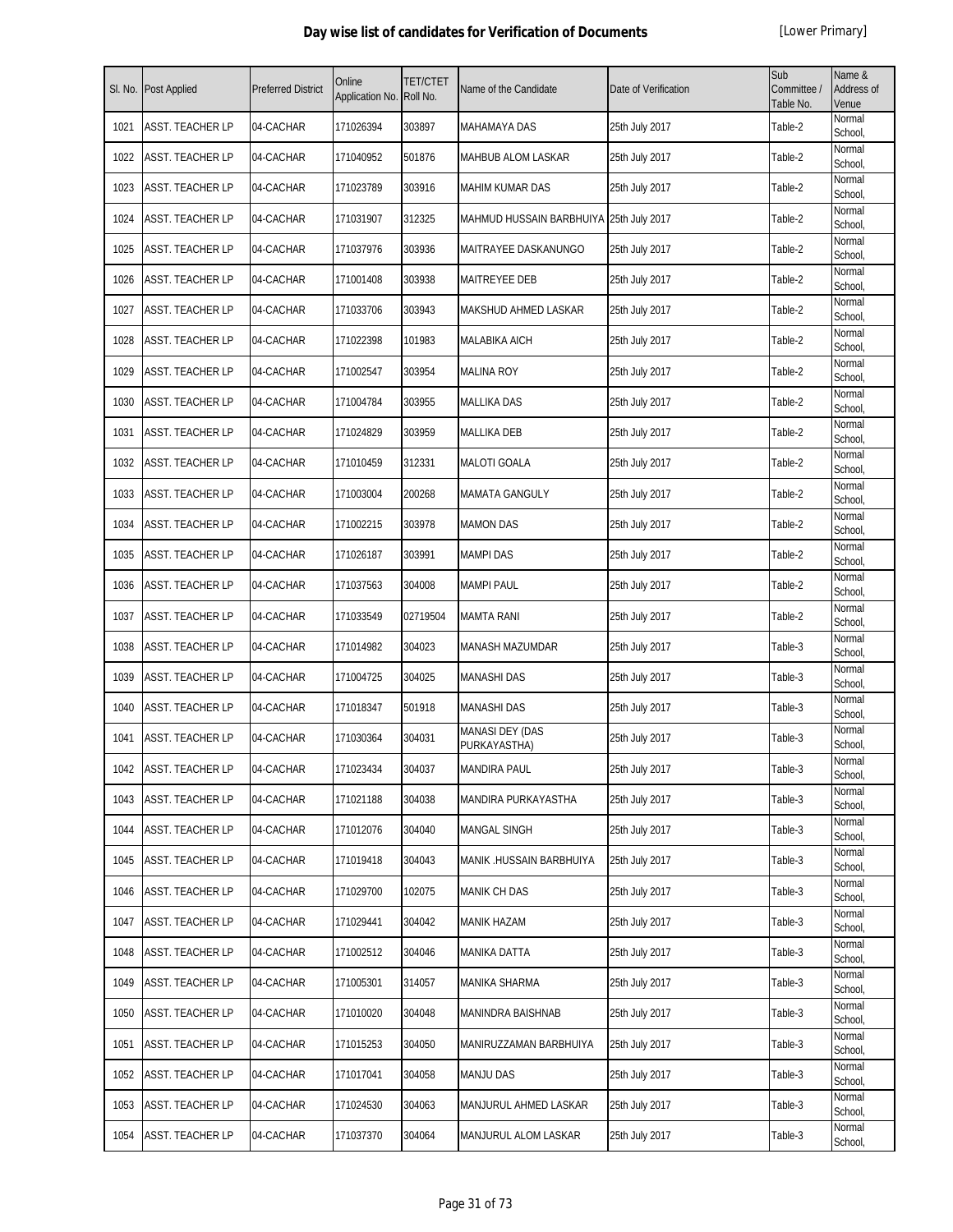# Day wise list of candidates for Verification of Documents

[Lower Primary]

| Sl. No. | Post Applied | Preferred District | Online Application No. | TET/CTET Roll No. | Name of the Candidate | Date of Verification | Sub Committee / Table No. | Name & Address of Venue |
|---|---|---|---|---|---|---|---|---|
| 1021 | ASST. TEACHER LP | 04-CACHAR | 171026394 | 303897 | MAHAMAYA DAS | 25th July 2017 | Table-2 | Normal School, |
| 1022 | ASST. TEACHER LP | 04-CACHAR | 171040952 | 501876 | MAHBUB ALOM LASKAR | 25th July 2017 | Table-2 | Normal School, |
| 1023 | ASST. TEACHER LP | 04-CACHAR | 171023789 | 303916 | MAHIM KUMAR DAS | 25th July 2017 | Table-2 | Normal School, |
| 1024 | ASST. TEACHER LP | 04-CACHAR | 171031907 | 312325 | MAHMUD HUSSAIN BARBHUIYA | 25th July 2017 | Table-2 | Normal School, |
| 1025 | ASST. TEACHER LP | 04-CACHAR | 171037976 | 303936 | MAITRAYEE DASKANUNGO | 25th July 2017 | Table-2 | Normal School, |
| 1026 | ASST. TEACHER LP | 04-CACHAR | 171001408 | 303938 | MAITREYEE DEB | 25th July 2017 | Table-2 | Normal School, |
| 1027 | ASST. TEACHER LP | 04-CACHAR | 171033706 | 303943 | MAKSHUD AHMED LASKAR | 25th July 2017 | Table-2 | Normal School, |
| 1028 | ASST. TEACHER LP | 04-CACHAR | 171022398 | 101983 | MALABIKA AICH | 25th July 2017 | Table-2 | Normal School, |
| 1029 | ASST. TEACHER LP | 04-CACHAR | 171002547 | 303954 | MALINA ROY | 25th July 2017 | Table-2 | Normal School, |
| 1030 | ASST. TEACHER LP | 04-CACHAR | 171004784 | 303955 | MALLIKA DAS | 25th July 2017 | Table-2 | Normal School, |
| 1031 | ASST. TEACHER LP | 04-CACHAR | 171024829 | 303959 | MALLIKA DEB | 25th July 2017 | Table-2 | Normal School, |
| 1032 | ASST. TEACHER LP | 04-CACHAR | 171010459 | 312331 | MALOTI GOALA | 25th July 2017 | Table-2 | Normal School, |
| 1033 | ASST. TEACHER LP | 04-CACHAR | 171003004 | 200268 | MAMATA GANGULY | 25th July 2017 | Table-2 | Normal School, |
| 1034 | ASST. TEACHER LP | 04-CACHAR | 171002215 | 303978 | MAMON DAS | 25th July 2017 | Table-2 | Normal School, |
| 1035 | ASST. TEACHER LP | 04-CACHAR | 171026187 | 303991 | MAMPI DAS | 25th July 2017 | Table-2 | Normal School, |
| 1036 | ASST. TEACHER LP | 04-CACHAR | 171037563 | 304008 | MAMPI PAUL | 25th July 2017 | Table-2 | Normal School, |
| 1037 | ASST. TEACHER LP | 04-CACHAR | 171033549 | 02719504 | MAMTA RANI | 25th July 2017 | Table-2 | Normal School, |
| 1038 | ASST. TEACHER LP | 04-CACHAR | 171014982 | 304023 | MANASH MAZUMDAR | 25th July 2017 | Table-3 | Normal School, |
| 1039 | ASST. TEACHER LP | 04-CACHAR | 171004725 | 304025 | MANASHI DAS | 25th July 2017 | Table-3 | Normal School, |
| 1040 | ASST. TEACHER LP | 04-CACHAR | 171018347 | 501918 | MANASHI DAS | 25th July 2017 | Table-3 | Normal School, |
| 1041 | ASST. TEACHER LP | 04-CACHAR | 171030364 | 304031 | MANASI DEY (DAS PURKAYASTHA) | 25th July 2017 | Table-3 | Normal School, |
| 1042 | ASST. TEACHER LP | 04-CACHAR | 171023434 | 304037 | MANDIRA PAUL | 25th July 2017 | Table-3 | Normal School, |
| 1043 | ASST. TEACHER LP | 04-CACHAR | 171021188 | 304038 | MANDIRA PURKAYASTHA | 25th July 2017 | Table-3 | Normal School, |
| 1044 | ASST. TEACHER LP | 04-CACHAR | 171012076 | 304040 | MANGAL SINGH | 25th July 2017 | Table-3 | Normal School, |
| 1045 | ASST. TEACHER LP | 04-CACHAR | 171019418 | 304043 | MANIK .HUSSAIN BARBHUIYA | 25th July 2017 | Table-3 | Normal School, |
| 1046 | ASST. TEACHER LP | 04-CACHAR | 171029700 | 102075 | MANIK CH DAS | 25th July 2017 | Table-3 | Normal School, |
| 1047 | ASST. TEACHER LP | 04-CACHAR | 171029441 | 304042 | MANIK HAZAM | 25th July 2017 | Table-3 | Normal School, |
| 1048 | ASST. TEACHER LP | 04-CACHAR | 171002512 | 304046 | MANIKA DATTA | 25th July 2017 | Table-3 | Normal School, |
| 1049 | ASST. TEACHER LP | 04-CACHAR | 171005301 | 314057 | MANIKA SHARMA | 25th July 2017 | Table-3 | Normal School, |
| 1050 | ASST. TEACHER LP | 04-CACHAR | 171010020 | 304048 | MANINDRA BAISHNAB | 25th July 2017 | Table-3 | Normal School, |
| 1051 | ASST. TEACHER LP | 04-CACHAR | 171015253 | 304050 | MANIRUZZAMAN BARBHUIYA | 25th July 2017 | Table-3 | Normal School, |
| 1052 | ASST. TEACHER LP | 04-CACHAR | 171017041 | 304058 | MANJU DAS | 25th July 2017 | Table-3 | Normal School, |
| 1053 | ASST. TEACHER LP | 04-CACHAR | 171024530 | 304063 | MANJURUL AHMED LASKAR | 25th July 2017 | Table-3 | Normal School, |
| 1054 | ASST. TEACHER LP | 04-CACHAR | 171037370 | 304064 | MANJURUL ALOM LASKAR | 25th July 2017 | Table-3 | Normal School, |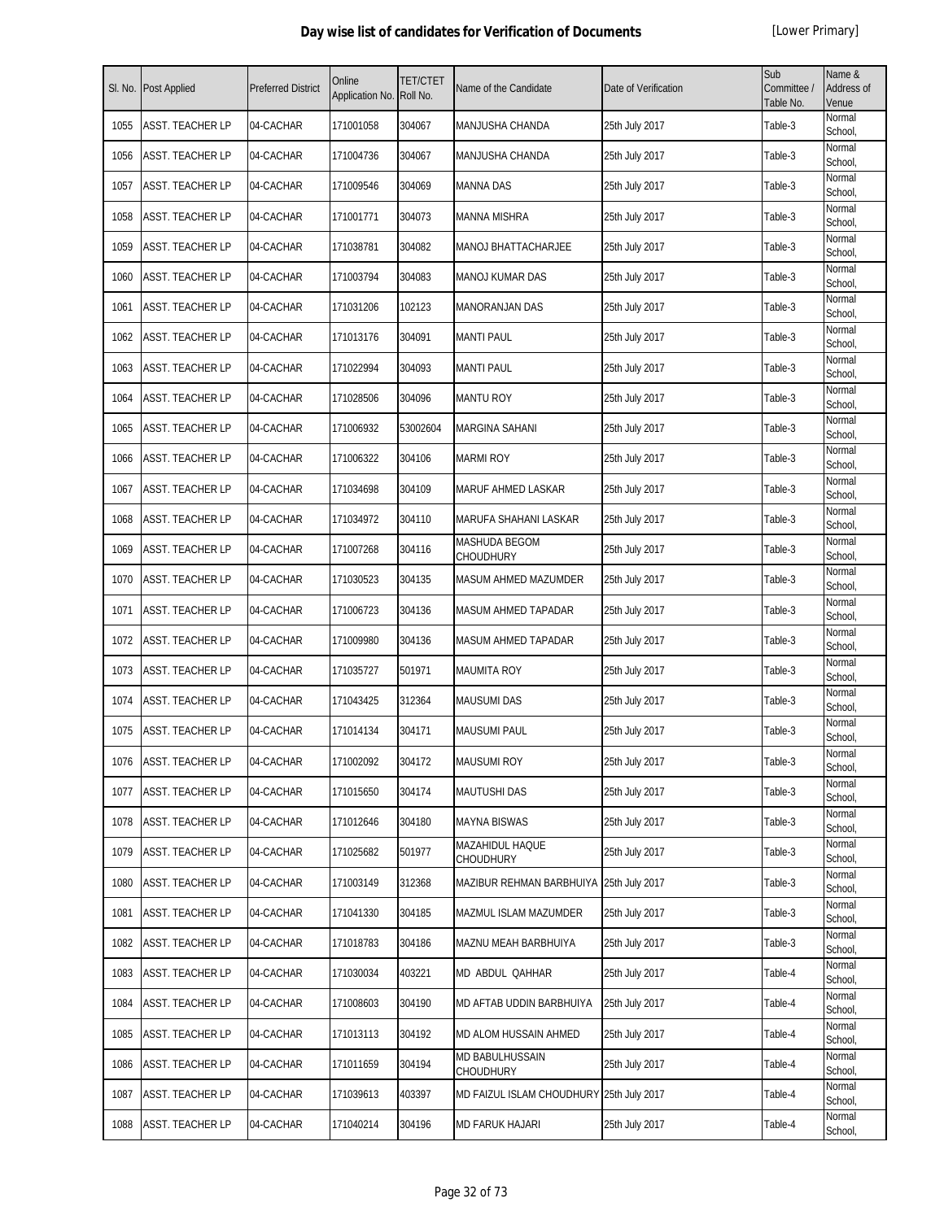# Day wise list of candidates for Verification of Documents

[Lower Primary]

| Sl. No. | Post Applied | Preferred District | Online Application No. | TET/CTET Roll No. | Name of the Candidate | Date of Verification | Sub Committee / Table No. | Name & Address of Venue |
|---|---|---|---|---|---|---|---|---|
| 1055 | ASST. TEACHER LP | 04-CACHAR | 171001058 | 304067 | MANJUSHA CHANDA | 25th July 2017 | Table-3 | Normal School, |
| 1056 | ASST. TEACHER LP | 04-CACHAR | 171004736 | 304067 | MANJUSHA CHANDA | 25th July 2017 | Table-3 | Normal School, |
| 1057 | ASST. TEACHER LP | 04-CACHAR | 171009546 | 304069 | MANNA DAS | 25th July 2017 | Table-3 | Normal School, |
| 1058 | ASST. TEACHER LP | 04-CACHAR | 171001771 | 304073 | MANNA MISHRA | 25th July 2017 | Table-3 | Normal School, |
| 1059 | ASST. TEACHER LP | 04-CACHAR | 171038781 | 304082 | MANOJ BHATTACHARJEE | 25th July 2017 | Table-3 | Normal School, |
| 1060 | ASST. TEACHER LP | 04-CACHAR | 171003794 | 304083 | MANOJ KUMAR DAS | 25th July 2017 | Table-3 | Normal School, |
| 1061 | ASST. TEACHER LP | 04-CACHAR | 171031206 | 102123 | MANORANJAN DAS | 25th July 2017 | Table-3 | Normal School, |
| 1062 | ASST. TEACHER LP | 04-CACHAR | 171013176 | 304091 | MANTI PAUL | 25th July 2017 | Table-3 | Normal School, |
| 1063 | ASST. TEACHER LP | 04-CACHAR | 171022994 | 304093 | MANTI PAUL | 25th July 2017 | Table-3 | Normal School, |
| 1064 | ASST. TEACHER LP | 04-CACHAR | 171028506 | 304096 | MANTU ROY | 25th July 2017 | Table-3 | Normal School, |
| 1065 | ASST. TEACHER LP | 04-CACHAR | 171006932 | 53002604 | MARGINA SAHANI | 25th July 2017 | Table-3 | Normal School, |
| 1066 | ASST. TEACHER LP | 04-CACHAR | 171006322 | 304106 | MARMI ROY | 25th July 2017 | Table-3 | Normal School, |
| 1067 | ASST. TEACHER LP | 04-CACHAR | 171034698 | 304109 | MARUF AHMED LASKAR | 25th July 2017 | Table-3 | Normal School, |
| 1068 | ASST. TEACHER LP | 04-CACHAR | 171034972 | 304110 | MARUFA SHAHANI LASKAR | 25th July 2017 | Table-3 | Normal School, |
| 1069 | ASST. TEACHER LP | 04-CACHAR | 171007268 | 304116 | MASHUDA BEGOM CHOUDHURY | 25th July 2017 | Table-3 | Normal School, |
| 1070 | ASST. TEACHER LP | 04-CACHAR | 171030523 | 304135 | MASUM AHMED MAZUMDER | 25th July 2017 | Table-3 | Normal School, |
| 1071 | ASST. TEACHER LP | 04-CACHAR | 171006723 | 304136 | MASUM AHMED TAPADAR | 25th July 2017 | Table-3 | Normal School, |
| 1072 | ASST. TEACHER LP | 04-CACHAR | 171009980 | 304136 | MASUM AHMED TAPADAR | 25th July 2017 | Table-3 | Normal School, |
| 1073 | ASST. TEACHER LP | 04-CACHAR | 171035727 | 501971 | MAUMITA ROY | 25th July 2017 | Table-3 | Normal School, |
| 1074 | ASST. TEACHER LP | 04-CACHAR | 171043425 | 312364 | MAUSUMI DAS | 25th July 2017 | Table-3 | Normal School, |
| 1075 | ASST. TEACHER LP | 04-CACHAR | 171014134 | 304171 | MAUSUMI PAUL | 25th July 2017 | Table-3 | Normal School, |
| 1076 | ASST. TEACHER LP | 04-CACHAR | 171002092 | 304172 | MAUSUMI ROY | 25th July 2017 | Table-3 | Normal School, |
| 1077 | ASST. TEACHER LP | 04-CACHAR | 171015650 | 304174 | MAUTUSHI DAS | 25th July 2017 | Table-3 | Normal School, |
| 1078 | ASST. TEACHER LP | 04-CACHAR | 171012646 | 304180 | MAYNA BISWAS | 25th July 2017 | Table-3 | Normal School, |
| 1079 | ASST. TEACHER LP | 04-CACHAR | 171025682 | 501977 | MAZAHIDUL HAQUE CHOUDHURY | 25th July 2017 | Table-3 | Normal School, |
| 1080 | ASST. TEACHER LP | 04-CACHAR | 171003149 | 312368 | MAZIBUR REHMAN BARBHUIYA | 25th July 2017 | Table-3 | Normal School, |
| 1081 | ASST. TEACHER LP | 04-CACHAR | 171041330 | 304185 | MAZMUL ISLAM MAZUMDER | 25th July 2017 | Table-3 | Normal School, |
| 1082 | ASST. TEACHER LP | 04-CACHAR | 171018783 | 304186 | MAZNU MEAH BARBHUIYA | 25th July 2017 | Table-3 | Normal School, |
| 1083 | ASST. TEACHER LP | 04-CACHAR | 171030034 | 403221 | MD ABDUL QAHHAR | 25th July 2017 | Table-4 | Normal School, |
| 1084 | ASST. TEACHER LP | 04-CACHAR | 171008603 | 304190 | MD AFTAB UDDIN BARBHUIYA | 25th July 2017 | Table-4 | Normal School, |
| 1085 | ASST. TEACHER LP | 04-CACHAR | 171013113 | 304192 | MD ALOM HUSSAIN AHMED | 25th July 2017 | Table-4 | Normal School, |
| 1086 | ASST. TEACHER LP | 04-CACHAR | 171011659 | 304194 | MD BABULHUSSAIN CHOUDHURY | 25th July 2017 | Table-4 | Normal School, |
| 1087 | ASST. TEACHER LP | 04-CACHAR | 171039613 | 403397 | MD FAIZUL ISLAM CHOUDHURY | 25th July 2017 | Table-4 | Normal School, |
| 1088 | ASST. TEACHER LP | 04-CACHAR | 171040214 | 304196 | MD FARUK HAJARI | 25th July 2017 | Table-4 | Normal School, |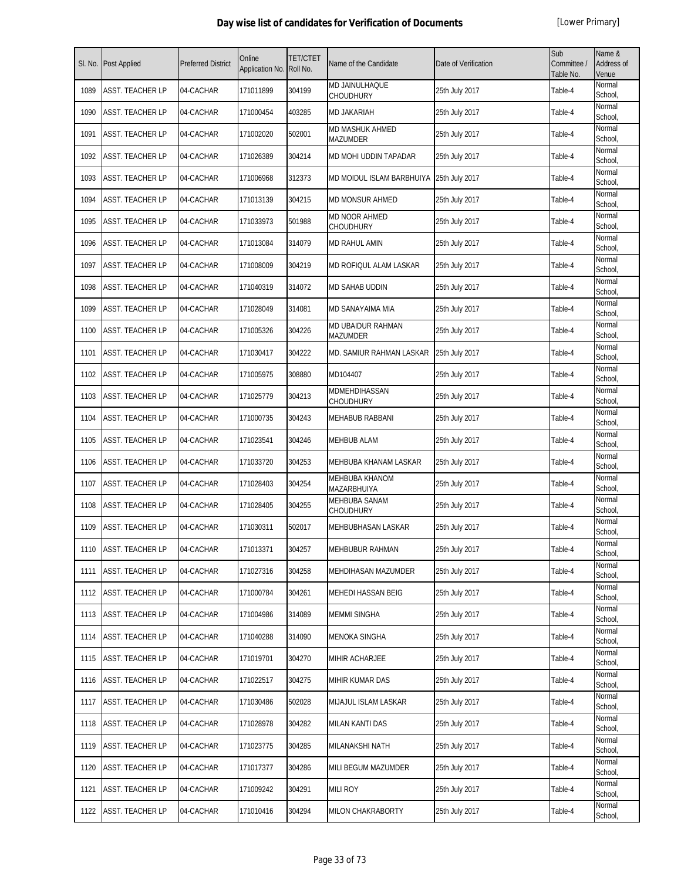# Day wise list of candidates for Verification of Documents

[Lower Primary]

| Sl. No. | Post Applied | Preferred District | Online Application No. | TET/CTET Roll No. | Name of the Candidate | Date of Verification | Sub Committee / Table No. | Name & Address of Venue |
|---|---|---|---|---|---|---|---|---|
| 1089 | ASST. TEACHER LP | 04-CACHAR | 171011899 | 304199 | MD JAINULHAQUE CHOUDHURY | 25th July 2017 | Table-4 | Normal School, |
| 1090 | ASST. TEACHER LP | 04-CACHAR | 171000454 | 403285 | MD JAKARIAH | 25th July 2017 | Table-4 | Normal School, |
| 1091 | ASST. TEACHER LP | 04-CACHAR | 171002020 | 502001 | MD MASHUK AHMED MAZUMDER | 25th July 2017 | Table-4 | Normal School, |
| 1092 | ASST. TEACHER LP | 04-CACHAR | 171026389 | 304214 | MD MOHI UDDIN TAPADAR | 25th July 2017 | Table-4 | Normal School, |
| 1093 | ASST. TEACHER LP | 04-CACHAR | 171006968 | 312373 | MD MOIDUL ISLAM BARBHUIYA | 25th July 2017 | Table-4 | Normal School, |
| 1094 | ASST. TEACHER LP | 04-CACHAR | 171013139 | 304215 | MD MONSUR AHMED | 25th July 2017 | Table-4 | Normal School, |
| 1095 | ASST. TEACHER LP | 04-CACHAR | 171033973 | 501988 | MD NOOR AHMED CHOUDHURY | 25th July 2017 | Table-4 | Normal School, |
| 1096 | ASST. TEACHER LP | 04-CACHAR | 171013084 | 314079 | MD RAHUL AMIN | 25th July 2017 | Table-4 | Normal School, |
| 1097 | ASST. TEACHER LP | 04-CACHAR | 171008009 | 304219 | MD ROFIQUL ALAM LASKAR | 25th July 2017 | Table-4 | Normal School, |
| 1098 | ASST. TEACHER LP | 04-CACHAR | 171040319 | 314072 | MD SAHAB UDDIN | 25th July 2017 | Table-4 | Normal School, |
| 1099 | ASST. TEACHER LP | 04-CACHAR | 171028049 | 314081 | MD SANAYAIMA MIA | 25th July 2017 | Table-4 | Normal School, |
| 1100 | ASST. TEACHER LP | 04-CACHAR | 171005326 | 304226 | MD UBAIDUR RAHMAN MAZUMDER | 25th July 2017 | Table-4 | Normal School, |
| 1101 | ASST. TEACHER LP | 04-CACHAR | 171030417 | 304222 | MD. SAMIUR RAHMAN LASKAR | 25th July 2017 | Table-4 | Normal School, |
| 1102 | ASST. TEACHER LP | 04-CACHAR | 171005975 | 308880 | MD104407 | 25th July 2017 | Table-4 | Normal School, |
| 1103 | ASST. TEACHER LP | 04-CACHAR | 171025779 | 304213 | MDMEHDIHASSAN CHOUDHURY | 25th July 2017 | Table-4 | Normal School, |
| 1104 | ASST. TEACHER LP | 04-CACHAR | 171000735 | 304243 | MEHABUB RABBANI | 25th July 2017 | Table-4 | Normal School, |
| 1105 | ASST. TEACHER LP | 04-CACHAR | 171023541 | 304246 | MEHBUB ALAM | 25th July 2017 | Table-4 | Normal School, |
| 1106 | ASST. TEACHER LP | 04-CACHAR | 171033720 | 304253 | MEHBUBA KHANAM LASKAR | 25th July 2017 | Table-4 | Normal School, |
| 1107 | ASST. TEACHER LP | 04-CACHAR | 171028403 | 304254 | MEHBUBA KHANOM MAZARBHUIYA | 25th July 2017 | Table-4 | Normal School, |
| 1108 | ASST. TEACHER LP | 04-CACHAR | 171028405 | 304255 | MEHBUBA SANAM CHOUDHURY | 25th July 2017 | Table-4 | Normal School, |
| 1109 | ASST. TEACHER LP | 04-CACHAR | 171030311 | 502017 | MEHBUBHASAN LASKAR | 25th July 2017 | Table-4 | Normal School, |
| 1110 | ASST. TEACHER LP | 04-CACHAR | 171013371 | 304257 | MEHBUBUR RAHMAN | 25th July 2017 | Table-4 | Normal School, |
| 1111 | ASST. TEACHER LP | 04-CACHAR | 171027316 | 304258 | MEHDIHASAN MAZUMDER | 25th July 2017 | Table-4 | Normal School, |
| 1112 | ASST. TEACHER LP | 04-CACHAR | 171000784 | 304261 | MEHEDI HASSAN BEIG | 25th July 2017 | Table-4 | Normal School, |
| 1113 | ASST. TEACHER LP | 04-CACHAR | 171004986 | 314089 | MEMMI SINGHA | 25th July 2017 | Table-4 | Normal School, |
| 1114 | ASST. TEACHER LP | 04-CACHAR | 171040288 | 314090 | MENOKA SINGHA | 25th July 2017 | Table-4 | Normal School, |
| 1115 | ASST. TEACHER LP | 04-CACHAR | 171019701 | 304270 | MIHIR ACHARJEE | 25th July 2017 | Table-4 | Normal School, |
| 1116 | ASST. TEACHER LP | 04-CACHAR | 171022517 | 304275 | MIHIR KUMAR DAS | 25th July 2017 | Table-4 | Normal School, |
| 1117 | ASST. TEACHER LP | 04-CACHAR | 171030486 | 502028 | MIJAJUL ISLAM LASKAR | 25th July 2017 | Table-4 | Normal School, |
| 1118 | ASST. TEACHER LP | 04-CACHAR | 171028978 | 304282 | MILAN KANTI DAS | 25th July 2017 | Table-4 | Normal School, |
| 1119 | ASST. TEACHER LP | 04-CACHAR | 171023775 | 304285 | MILANAKSHI NATH | 25th July 2017 | Table-4 | Normal School, |
| 1120 | ASST. TEACHER LP | 04-CACHAR | 171017377 | 304286 | MILI BEGUM MAZUMDER | 25th July 2017 | Table-4 | Normal School, |
| 1121 | ASST. TEACHER LP | 04-CACHAR | 171009242 | 304291 | MILI ROY | 25th July 2017 | Table-4 | Normal School, |
| 1122 | ASST. TEACHER LP | 04-CACHAR | 171010416 | 304294 | MILON CHAKRABORTY | 25th July 2017 | Table-4 | Normal School, |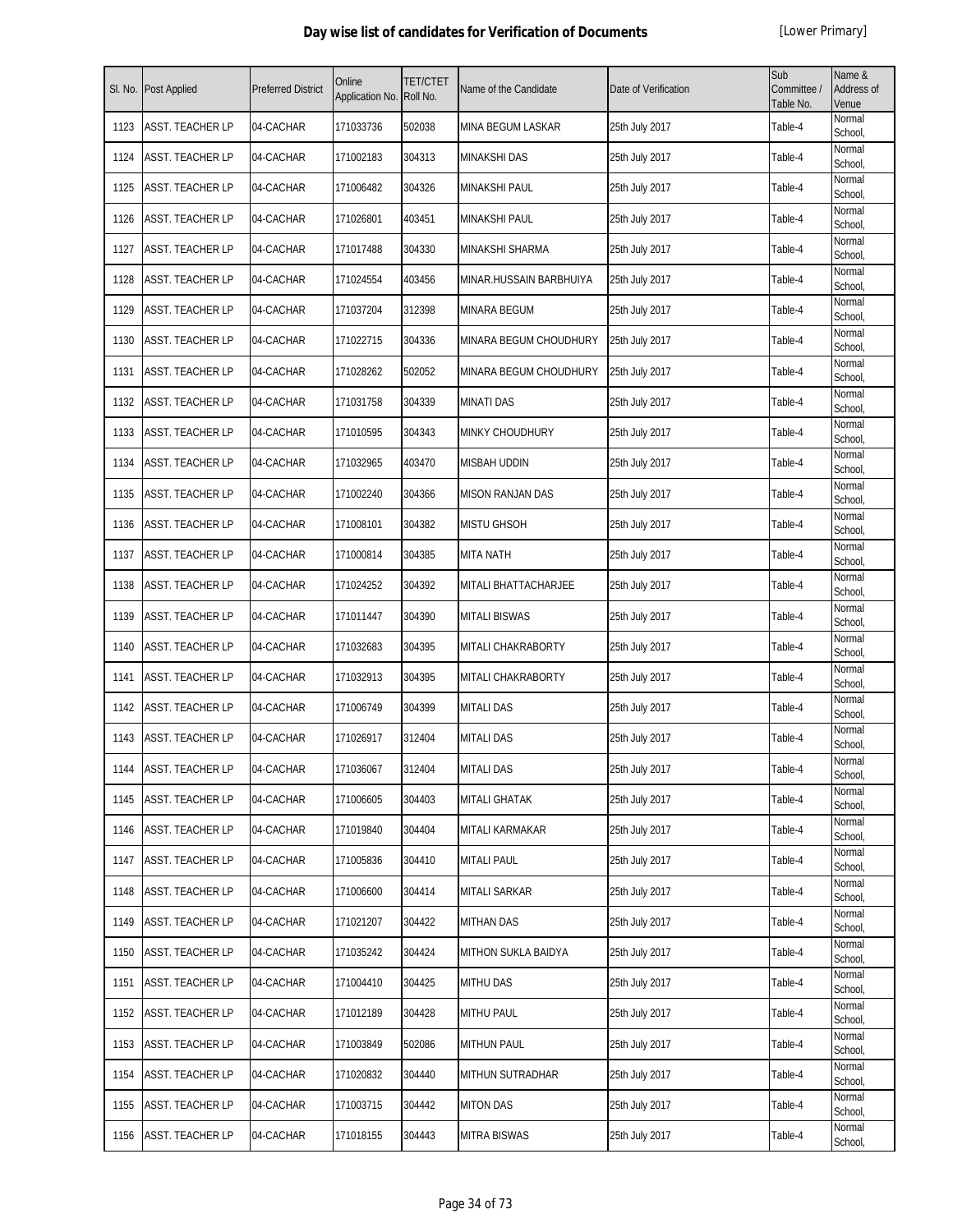# Day wise list of candidates for Verification of Documents

[Lower Primary]

| Sl. No. | Post Applied | Preferred District | Online Application No. | TET/CTET Roll No. | Name of the Candidate | Date of Verification | Sub Committee / Table No. | Name & Address of Venue |
|---|---|---|---|---|---|---|---|---|
| 1123 | ASST. TEACHER LP | 04-CACHAR | 171033736 | 502038 | MINA BEGUM LASKAR | 25th July 2017 | Table-4 | Normal School, |
| 1124 | ASST. TEACHER LP | 04-CACHAR | 171002183 | 304313 | MINAKSHI DAS | 25th July 2017 | Table-4 | Normal School, |
| 1125 | ASST. TEACHER LP | 04-CACHAR | 171006482 | 304326 | MINAKSHI PAUL | 25th July 2017 | Table-4 | Normal School, |
| 1126 | ASST. TEACHER LP | 04-CACHAR | 171026801 | 403451 | MINAKSHI PAUL | 25th July 2017 | Table-4 | Normal School, |
| 1127 | ASST. TEACHER LP | 04-CACHAR | 171017488 | 304330 | MINAKSHI SHARMA | 25th July 2017 | Table-4 | Normal School, |
| 1128 | ASST. TEACHER LP | 04-CACHAR | 171024554 | 403456 | MINAR.HUSSAIN BARBHUIYA | 25th July 2017 | Table-4 | Normal School, |
| 1129 | ASST. TEACHER LP | 04-CACHAR | 171037204 | 312398 | MINARA BEGUM | 25th July 2017 | Table-4 | Normal School, |
| 1130 | ASST. TEACHER LP | 04-CACHAR | 171022715 | 304336 | MINARA BEGUM CHOUDHURY | 25th July 2017 | Table-4 | Normal School, |
| 1131 | ASST. TEACHER LP | 04-CACHAR | 171028262 | 502052 | MINARA BEGUM CHOUDHURY | 25th July 2017 | Table-4 | Normal School, |
| 1132 | ASST. TEACHER LP | 04-CACHAR | 171031758 | 304339 | MINATI DAS | 25th July 2017 | Table-4 | Normal School, |
| 1133 | ASST. TEACHER LP | 04-CACHAR | 171010595 | 304343 | MINKY CHOUDHURY | 25th July 2017 | Table-4 | Normal School, |
| 1134 | ASST. TEACHER LP | 04-CACHAR | 171032965 | 403470 | MISBAH UDDIN | 25th July 2017 | Table-4 | Normal School, |
| 1135 | ASST. TEACHER LP | 04-CACHAR | 171002240 | 304366 | MISON RANJAN DAS | 25th July 2017 | Table-4 | Normal School, |
| 1136 | ASST. TEACHER LP | 04-CACHAR | 171008101 | 304382 | MISTU GHSOH | 25th July 2017 | Table-4 | Normal School, |
| 1137 | ASST. TEACHER LP | 04-CACHAR | 171000814 | 304385 | MITA NATH | 25th July 2017 | Table-4 | Normal School, |
| 1138 | ASST. TEACHER LP | 04-CACHAR | 171024252 | 304392 | MITALI BHATTACHARJEE | 25th July 2017 | Table-4 | Normal School, |
| 1139 | ASST. TEACHER LP | 04-CACHAR | 171011447 | 304390 | MITALI BISWAS | 25th July 2017 | Table-4 | Normal School, |
| 1140 | ASST. TEACHER LP | 04-CACHAR | 171032683 | 304395 | MITALI CHAKRABORTY | 25th July 2017 | Table-4 | Normal School, |
| 1141 | ASST. TEACHER LP | 04-CACHAR | 171032913 | 304395 | MITALI CHAKRABORTY | 25th July 2017 | Table-4 | Normal School, |
| 1142 | ASST. TEACHER LP | 04-CACHAR | 171006749 | 304399 | MITALI DAS | 25th July 2017 | Table-4 | Normal School, |
| 1143 | ASST. TEACHER LP | 04-CACHAR | 171026917 | 312404 | MITALI DAS | 25th July 2017 | Table-4 | Normal School, |
| 1144 | ASST. TEACHER LP | 04-CACHAR | 171036067 | 312404 | MITALI DAS | 25th July 2017 | Table-4 | Normal School, |
| 1145 | ASST. TEACHER LP | 04-CACHAR | 171006605 | 304403 | MITALI GHATAK | 25th July 2017 | Table-4 | Normal School, |
| 1146 | ASST. TEACHER LP | 04-CACHAR | 171019840 | 304404 | MITALI KARMAKAR | 25th July 2017 | Table-4 | Normal School, |
| 1147 | ASST. TEACHER LP | 04-CACHAR | 171005836 | 304410 | MITALI PAUL | 25th July 2017 | Table-4 | Normal School, |
| 1148 | ASST. TEACHER LP | 04-CACHAR | 171006600 | 304414 | MITALI SARKAR | 25th July 2017 | Table-4 | Normal School, |
| 1149 | ASST. TEACHER LP | 04-CACHAR | 171021207 | 304422 | MITHAN DAS | 25th July 2017 | Table-4 | Normal School, |
| 1150 | ASST. TEACHER LP | 04-CACHAR | 171035242 | 304424 | MITHON SUKLA BAIDYA | 25th July 2017 | Table-4 | Normal School, |
| 1151 | ASST. TEACHER LP | 04-CACHAR | 171004410 | 304425 | MITHU DAS | 25th July 2017 | Table-4 | Normal School, |
| 1152 | ASST. TEACHER LP | 04-CACHAR | 171012189 | 304428 | MITHU PAUL | 25th July 2017 | Table-4 | Normal School, |
| 1153 | ASST. TEACHER LP | 04-CACHAR | 171003849 | 502086 | MITHUN PAUL | 25th July 2017 | Table-4 | Normal School, |
| 1154 | ASST. TEACHER LP | 04-CACHAR | 171020832 | 304440 | MITHUN SUTRADHAR | 25th July 2017 | Table-4 | Normal School, |
| 1155 | ASST. TEACHER LP | 04-CACHAR | 171003715 | 304442 | MITON DAS | 25th July 2017 | Table-4 | Normal School, |
| 1156 | ASST. TEACHER LP | 04-CACHAR | 171018155 | 304443 | MITRA BISWAS | 25th July 2017 | Table-4 | Normal School, |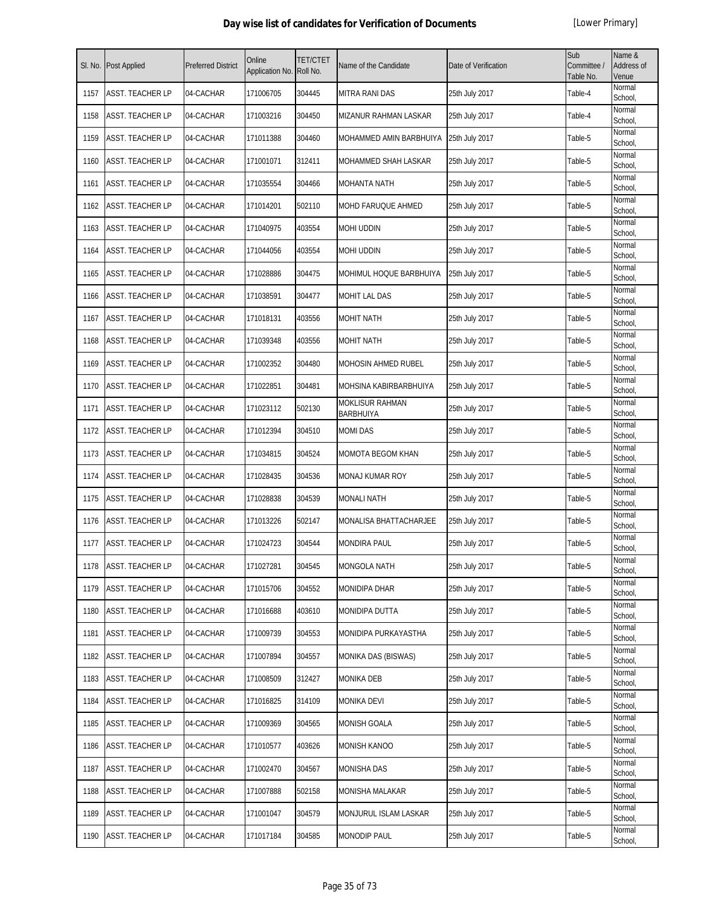# Day wise list of candidates for Verification of Documents

[Lower Primary]

| Sl. No. | Post Applied | Preferred District | Online Application No. | TET/CTET Roll No. | Name of the Candidate | Date of Verification | Sub Committee / Table No. | Name & Address of Venue |
|---|---|---|---|---|---|---|---|---|
| 1157 | ASST. TEACHER LP | 04-CACHAR | 171006705 | 304445 | MITRA RANI DAS | 25th July 2017 | Table-4 | Normal School, |
| 1158 | ASST. TEACHER LP | 04-CACHAR | 171003216 | 304450 | MIZANUR RAHMAN LASKAR | 25th July 2017 | Table-4 | Normal School, |
| 1159 | ASST. TEACHER LP | 04-CACHAR | 171011388 | 304460 | MOHAMMED AMIN BARBHUIYA | 25th July 2017 | Table-5 | Normal School, |
| 1160 | ASST. TEACHER LP | 04-CACHAR | 171001071 | 312411 | MOHAMMED SHAH LASKAR | 25th July 2017 | Table-5 | Normal School, |
| 1161 | ASST. TEACHER LP | 04-CACHAR | 171035554 | 304466 | MOHANTA NATH | 25th July 2017 | Table-5 | Normal School, |
| 1162 | ASST. TEACHER LP | 04-CACHAR | 171014201 | 502110 | MOHD FARUQUE AHMED | 25th July 2017 | Table-5 | Normal School, |
| 1163 | ASST. TEACHER LP | 04-CACHAR | 171040975 | 403554 | MOHI UDDIN | 25th July 2017 | Table-5 | Normal School, |
| 1164 | ASST. TEACHER LP | 04-CACHAR | 171044056 | 403554 | MOHI UDDIN | 25th July 2017 | Table-5 | Normal School, |
| 1165 | ASST. TEACHER LP | 04-CACHAR | 171028886 | 304475 | MOHIMUL HOQUE BARBHUIYA | 25th July 2017 | Table-5 | Normal School, |
| 1166 | ASST. TEACHER LP | 04-CACHAR | 171038591 | 304477 | MOHIT LAL DAS | 25th July 2017 | Table-5 | Normal School, |
| 1167 | ASST. TEACHER LP | 04-CACHAR | 171018131 | 403556 | MOHIT NATH | 25th July 2017 | Table-5 | Normal School, |
| 1168 | ASST. TEACHER LP | 04-CACHAR | 171039348 | 403556 | MOHIT NATH | 25th July 2017 | Table-5 | Normal School, |
| 1169 | ASST. TEACHER LP | 04-CACHAR | 171002352 | 304480 | MOHOSIN AHMED RUBEL | 25th July 2017 | Table-5 | Normal School, |
| 1170 | ASST. TEACHER LP | 04-CACHAR | 171022851 | 304481 | MOHSINA KABIRBARBHUIYA | 25th July 2017 | Table-5 | Normal School, |
| 1171 | ASST. TEACHER LP | 04-CACHAR | 171023112 | 502130 | MOKLISUR RAHMAN BARBHUIYA | 25th July 2017 | Table-5 | Normal School, |
| 1172 | ASST. TEACHER LP | 04-CACHAR | 171012394 | 304510 | MOMI DAS | 25th July 2017 | Table-5 | Normal School, |
| 1173 | ASST. TEACHER LP | 04-CACHAR | 171034815 | 304524 | MOMOTA BEGOM KHAN | 25th July 2017 | Table-5 | Normal School, |
| 1174 | ASST. TEACHER LP | 04-CACHAR | 171028435 | 304536 | MONAJ KUMAR ROY | 25th July 2017 | Table-5 | Normal School, |
| 1175 | ASST. TEACHER LP | 04-CACHAR | 171028838 | 304539 | MONALI NATH | 25th July 2017 | Table-5 | Normal School, |
| 1176 | ASST. TEACHER LP | 04-CACHAR | 171013226 | 502147 | MONALISA BHATTACHARJEE | 25th July 2017 | Table-5 | Normal School, |
| 1177 | ASST. TEACHER LP | 04-CACHAR | 171024723 | 304544 | MONDIRA PAUL | 25th July 2017 | Table-5 | Normal School, |
| 1178 | ASST. TEACHER LP | 04-CACHAR | 171027281 | 304545 | MONGOLA NATH | 25th July 2017 | Table-5 | Normal School, |
| 1179 | ASST. TEACHER LP | 04-CACHAR | 171015706 | 304552 | MONIDIPA DHAR | 25th July 2017 | Table-5 | Normal School, |
| 1180 | ASST. TEACHER LP | 04-CACHAR | 171016688 | 403610 | MONIDIPA DUTTA | 25th July 2017 | Table-5 | Normal School, |
| 1181 | ASST. TEACHER LP | 04-CACHAR | 171009739 | 304553 | MONIDIPA PURKAYASTHA | 25th July 2017 | Table-5 | Normal School, |
| 1182 | ASST. TEACHER LP | 04-CACHAR | 171007894 | 304557 | MONIKA DAS (BISWAS) | 25th July 2017 | Table-5 | Normal School, |
| 1183 | ASST. TEACHER LP | 04-CACHAR | 171008509 | 312427 | MONIKA DEB | 25th July 2017 | Table-5 | Normal School, |
| 1184 | ASST. TEACHER LP | 04-CACHAR | 171016825 | 314109 | MONIKA DEVI | 25th July 2017 | Table-5 | Normal School, |
| 1185 | ASST. TEACHER LP | 04-CACHAR | 171009369 | 304565 | MONISH GOALA | 25th July 2017 | Table-5 | Normal School, |
| 1186 | ASST. TEACHER LP | 04-CACHAR | 171010577 | 403626 | MONISH KANOO | 25th July 2017 | Table-5 | Normal School, |
| 1187 | ASST. TEACHER LP | 04-CACHAR | 171002470 | 304567 | MONISHA DAS | 25th July 2017 | Table-5 | Normal School, |
| 1188 | ASST. TEACHER LP | 04-CACHAR | 171007888 | 502158 | MONISHA MALAKAR | 25th July 2017 | Table-5 | Normal School, |
| 1189 | ASST. TEACHER LP | 04-CACHAR | 171001047 | 304579 | MONJURUL ISLAM LASKAR | 25th July 2017 | Table-5 | Normal School, |
| 1190 | ASST. TEACHER LP | 04-CACHAR | 171017184 | 304585 | MONODIP PAUL | 25th July 2017 | Table-5 | Normal School, |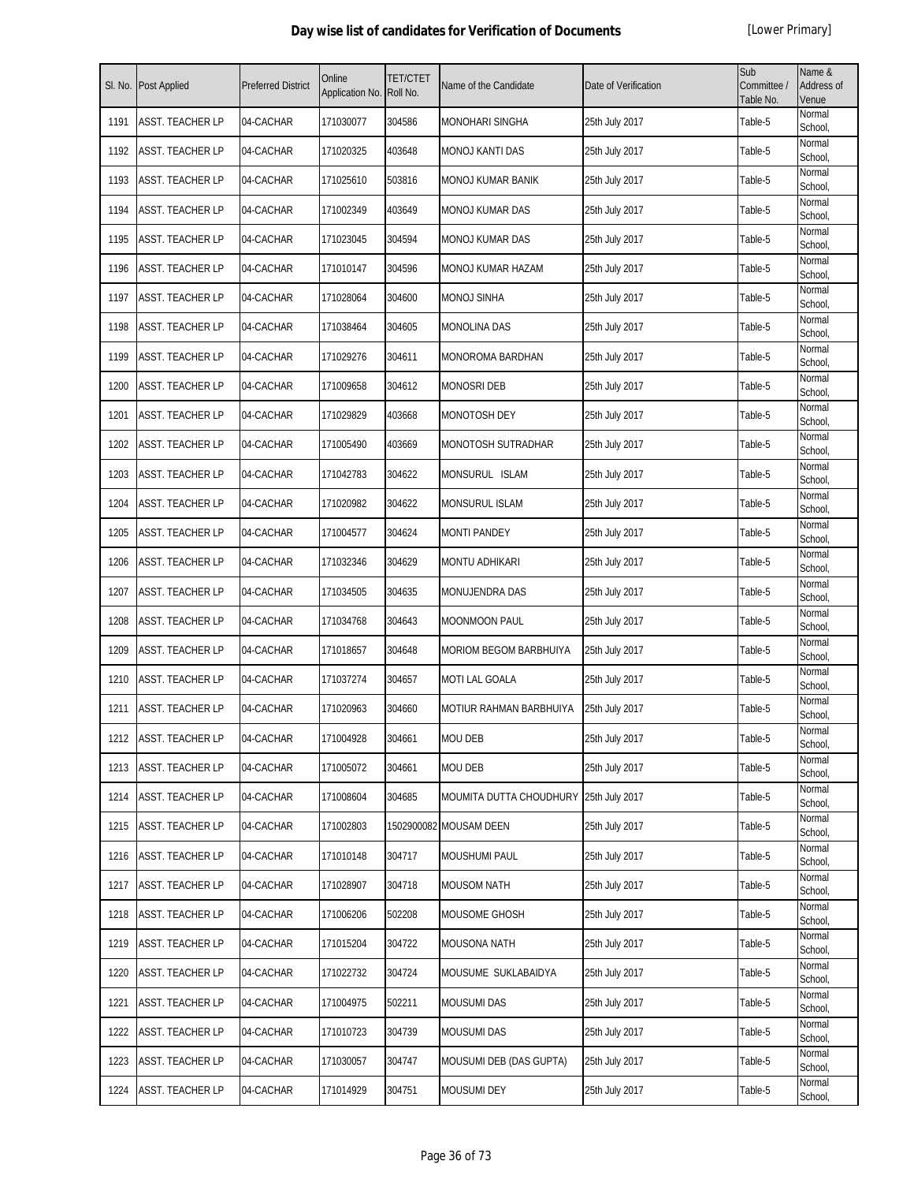## Day wise list of candidates for Verification of Documents

[Lower Primary]

| Sl. No. | Post Applied | Preferred District | Online Application No. | TET/CTET Roll No. | Name of the Candidate | Date of Verification | Sub Committee / Table No. | Name & Address of Venue |
|---|---|---|---|---|---|---|---|---|
| 1191 | ASST. TEACHER LP | 04-CACHAR | 171030077 | 304586 | MONOHARI SINGHA | 25th July 2017 | Table-5 | Normal School, |
| 1192 | ASST. TEACHER LP | 04-CACHAR | 171020325 | 403648 | MONOJ KANTI DAS | 25th July 2017 | Table-5 | Normal School, |
| 1193 | ASST. TEACHER LP | 04-CACHAR | 171025610 | 503816 | MONOJ KUMAR BANIK | 25th July 2017 | Table-5 | Normal School, |
| 1194 | ASST. TEACHER LP | 04-CACHAR | 171002349 | 403649 | MONOJ KUMAR DAS | 25th July 2017 | Table-5 | Normal School, |
| 1195 | ASST. TEACHER LP | 04-CACHAR | 171023045 | 304594 | MONOJ KUMAR DAS | 25th July 2017 | Table-5 | Normal School, |
| 1196 | ASST. TEACHER LP | 04-CACHAR | 171010147 | 304596 | MONOJ KUMAR HAZAM | 25th July 2017 | Table-5 | Normal School, |
| 1197 | ASST. TEACHER LP | 04-CACHAR | 171028064 | 304600 | MONOJ SINHA | 25th July 2017 | Table-5 | Normal School, |
| 1198 | ASST. TEACHER LP | 04-CACHAR | 171038464 | 304605 | MONOLINA DAS | 25th July 2017 | Table-5 | Normal School, |
| 1199 | ASST. TEACHER LP | 04-CACHAR | 171029276 | 304611 | MONOROMA BARDHAN | 25th July 2017 | Table-5 | Normal School, |
| 1200 | ASST. TEACHER LP | 04-CACHAR | 171009658 | 304612 | MONOSRI DEB | 25th July 2017 | Table-5 | Normal School, |
| 1201 | ASST. TEACHER LP | 04-CACHAR | 171029829 | 403668 | MONOTOSH DEY | 25th July 2017 | Table-5 | Normal School, |
| 1202 | ASST. TEACHER LP | 04-CACHAR | 171005490 | 403669 | MONOTOSH SUTRADHAR | 25th July 2017 | Table-5 | Normal School, |
| 1203 | ASST. TEACHER LP | 04-CACHAR | 171042783 | 304622 | MONSURUL ISLAM | 25th July 2017 | Table-5 | Normal School, |
| 1204 | ASST. TEACHER LP | 04-CACHAR | 171020982 | 304622 | MONSURUL ISLAM | 25th July 2017 | Table-5 | Normal School, |
| 1205 | ASST. TEACHER LP | 04-CACHAR | 171004577 | 304624 | MONTI PANDEY | 25th July 2017 | Table-5 | Normal School, |
| 1206 | ASST. TEACHER LP | 04-CACHAR | 171032346 | 304629 | MONTU ADHIKARI | 25th July 2017 | Table-5 | Normal School, |
| 1207 | ASST. TEACHER LP | 04-CACHAR | 171034505 | 304635 | MONUJENDRA DAS | 25th July 2017 | Table-5 | Normal School, |
| 1208 | ASST. TEACHER LP | 04-CACHAR | 171034768 | 304643 | MOONMOON PAUL | 25th July 2017 | Table-5 | Normal School, |
| 1209 | ASST. TEACHER LP | 04-CACHAR | 171018657 | 304648 | MORIOM BEGOM BARBHUIYA | 25th July 2017 | Table-5 | Normal School, |
| 1210 | ASST. TEACHER LP | 04-CACHAR | 171037274 | 304657 | MOTI LAL GOALA | 25th July 2017 | Table-5 | Normal School, |
| 1211 | ASST. TEACHER LP | 04-CACHAR | 171020963 | 304660 | MOTIUR RAHMAN BARBHUIYA | 25th July 2017 | Table-5 | Normal School, |
| 1212 | ASST. TEACHER LP | 04-CACHAR | 171004928 | 304661 | MOU DEB | 25th July 2017 | Table-5 | Normal School, |
| 1213 | ASST. TEACHER LP | 04-CACHAR | 171005072 | 304661 | MOU DEB | 25th July 2017 | Table-5 | Normal School, |
| 1214 | ASST. TEACHER LP | 04-CACHAR | 171008604 | 304685 | MOUMITA DUTTA CHOUDHURY | 25th July 2017 | Table-5 | Normal School, |
| 1215 | ASST. TEACHER LP | 04-CACHAR | 171002803 | 1502900082 | MOUSAM DEEN | 25th July 2017 | Table-5 | Normal School, |
| 1216 | ASST. TEACHER LP | 04-CACHAR | 171010148 | 304717 | MOUSHUMI PAUL | 25th July 2017 | Table-5 | Normal School, |
| 1217 | ASST. TEACHER LP | 04-CACHAR | 171028907 | 304718 | MOUSOM NATH | 25th July 2017 | Table-5 | Normal School, |
| 1218 | ASST. TEACHER LP | 04-CACHAR | 171006206 | 502208 | MOUSOME GHOSH | 25th July 2017 | Table-5 | Normal School, |
| 1219 | ASST. TEACHER LP | 04-CACHAR | 171015204 | 304722 | MOUSONA NATH | 25th July 2017 | Table-5 | Normal School, |
| 1220 | ASST. TEACHER LP | 04-CACHAR | 171022732 | 304724 | MOUSUME SUKLABAIDYA | 25th July 2017 | Table-5 | Normal School, |
| 1221 | ASST. TEACHER LP | 04-CACHAR | 171004975 | 502211 | MOUSUMI DAS | 25th July 2017 | Table-5 | Normal School, |
| 1222 | ASST. TEACHER LP | 04-CACHAR | 171010723 | 304739 | MOUSUMI DAS | 25th July 2017 | Table-5 | Normal School, |
| 1223 | ASST. TEACHER LP | 04-CACHAR | 171030057 | 304747 | MOUSUMI DEB (DAS GUPTA) | 25th July 2017 | Table-5 | Normal School, |
| 1224 | ASST. TEACHER LP | 04-CACHAR | 171014929 | 304751 | MOUSUMI DEY | 25th July 2017 | Table-5 | Normal School, |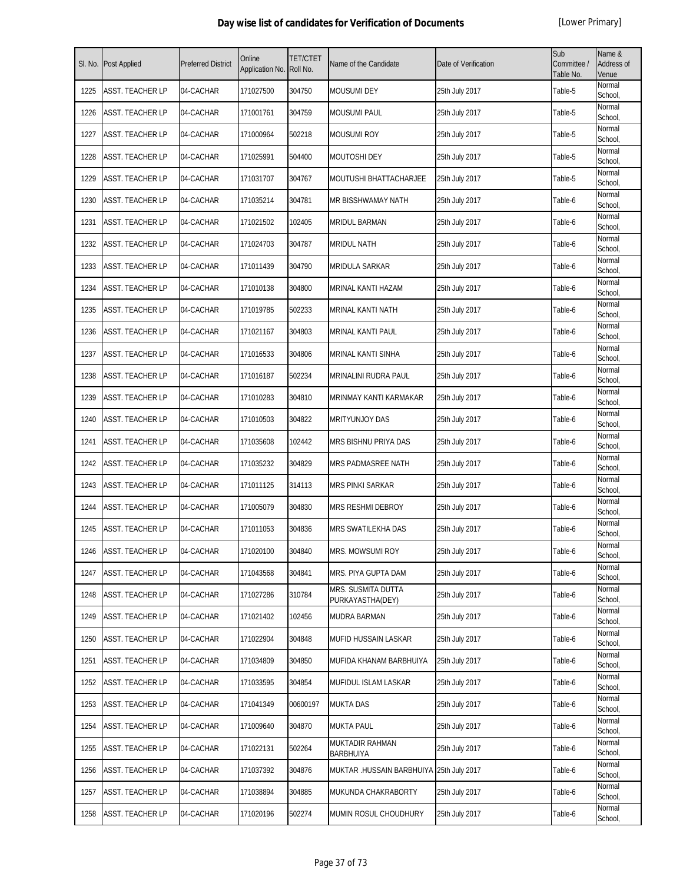# Day wise list of candidates for Verification of Documents

[Lower Primary]

| Sl. No. | Post Applied | Preferred District | Online Application No. | TET/CTET Roll No. | Name of the Candidate | Date of Verification | Sub Committee / Table No. | Name & Address of Venue |
|---|---|---|---|---|---|---|---|---|
| 1225 | ASST. TEACHER LP | 04-CACHAR | 171027500 | 304750 | MOUSUMI DEY | 25th July 2017 | Table-5 | Normal School, |
| 1226 | ASST. TEACHER LP | 04-CACHAR | 171001761 | 304759 | MOUSUMI PAUL | 25th July 2017 | Table-5 | Normal School, |
| 1227 | ASST. TEACHER LP | 04-CACHAR | 171000964 | 502218 | MOUSUMI ROY | 25th July 2017 | Table-5 | Normal School, |
| 1228 | ASST. TEACHER LP | 04-CACHAR | 171025991 | 504400 | MOUTOSHI DEY | 25th July 2017 | Table-5 | Normal School, |
| 1229 | ASST. TEACHER LP | 04-CACHAR | 171031707 | 304767 | MOUTUSHI BHATTACHARJEE | 25th July 2017 | Table-5 | Normal School, |
| 1230 | ASST. TEACHER LP | 04-CACHAR | 171035214 | 304781 | MR BISSHWAMAY NATH | 25th July 2017 | Table-6 | Normal School, |
| 1231 | ASST. TEACHER LP | 04-CACHAR | 171021502 | 102405 | MRIDUL BARMAN | 25th July 2017 | Table-6 | Normal School, |
| 1232 | ASST. TEACHER LP | 04-CACHAR | 171024703 | 304787 | MRIDUL NATH | 25th July 2017 | Table-6 | Normal School, |
| 1233 | ASST. TEACHER LP | 04-CACHAR | 171011439 | 304790 | MRIDULA SARKAR | 25th July 2017 | Table-6 | Normal School, |
| 1234 | ASST. TEACHER LP | 04-CACHAR | 171010138 | 304800 | MRINAL KANTI HAZAM | 25th July 2017 | Table-6 | Normal School, |
| 1235 | ASST. TEACHER LP | 04-CACHAR | 171019785 | 502233 | MRINAL KANTI NATH | 25th July 2017 | Table-6 | Normal School, |
| 1236 | ASST. TEACHER LP | 04-CACHAR | 171021167 | 304803 | MRINAL KANTI PAUL | 25th July 2017 | Table-6 | Normal School, |
| 1237 | ASST. TEACHER LP | 04-CACHAR | 171016533 | 304806 | MRINAL KANTI SINHA | 25th July 2017 | Table-6 | Normal School, |
| 1238 | ASST. TEACHER LP | 04-CACHAR | 171016187 | 502234 | MRINALINI RUDRA PAUL | 25th July 2017 | Table-6 | Normal School, |
| 1239 | ASST. TEACHER LP | 04-CACHAR | 171010283 | 304810 | MRINMAY KANTI KARMAKAR | 25th July 2017 | Table-6 | Normal School, |
| 1240 | ASST. TEACHER LP | 04-CACHAR | 171010503 | 304822 | MRITYUNJOY DAS | 25th July 2017 | Table-6 | Normal School, |
| 1241 | ASST. TEACHER LP | 04-CACHAR | 171035608 | 102442 | MRS BISHNU PRIYA DAS | 25th July 2017 | Table-6 | Normal School, |
| 1242 | ASST. TEACHER LP | 04-CACHAR | 171035232 | 304829 | MRS PADMASREE NATH | 25th July 2017 | Table-6 | Normal School, |
| 1243 | ASST. TEACHER LP | 04-CACHAR | 171011125 | 314113 | MRS PINKI SARKAR | 25th July 2017 | Table-6 | Normal School, |
| 1244 | ASST. TEACHER LP | 04-CACHAR | 171005079 | 304830 | MRS RESHMI DEBROY | 25th July 2017 | Table-6 | Normal School, |
| 1245 | ASST. TEACHER LP | 04-CACHAR | 171011053 | 304836 | MRS SWATILEKHA DAS | 25th July 2017 | Table-6 | Normal School, |
| 1246 | ASST. TEACHER LP | 04-CACHAR | 171020100 | 304840 | MRS. MOWSUMI ROY | 25th July 2017 | Table-6 | Normal School, |
| 1247 | ASST. TEACHER LP | 04-CACHAR | 171043568 | 304841 | MRS. PIYA GUPTA DAM | 25th July 2017 | Table-6 | Normal School, |
| 1248 | ASST. TEACHER LP | 04-CACHAR | 171027286 | 310784 | MRS. SUSMITA DUTTA PURKAYASTHA(DEY) | 25th July 2017 | Table-6 | Normal School, |
| 1249 | ASST. TEACHER LP | 04-CACHAR | 171021402 | 102456 | MUDRA BARMAN | 25th July 2017 | Table-6 | Normal School, |
| 1250 | ASST. TEACHER LP | 04-CACHAR | 171022904 | 304848 | MUFID HUSSAIN LASKAR | 25th July 2017 | Table-6 | Normal School, |
| 1251 | ASST. TEACHER LP | 04-CACHAR | 171034809 | 304850 | MUFIDA KHANAM BARBHUIYA | 25th July 2017 | Table-6 | Normal School, |
| 1252 | ASST. TEACHER LP | 04-CACHAR | 171033595 | 304854 | MUFIDUL ISLAM LASKAR | 25th July 2017 | Table-6 | Normal School, |
| 1253 | ASST. TEACHER LP | 04-CACHAR | 171041349 | 00600197 | MUKTA DAS | 25th July 2017 | Table-6 | Normal School, |
| 1254 | ASST. TEACHER LP | 04-CACHAR | 171009640 | 304870 | MUKTA PAUL | 25th July 2017 | Table-6 | Normal School, |
| 1255 | ASST. TEACHER LP | 04-CACHAR | 171022131 | 502264 | MUKTADIR RAHMAN BARBHUIYA | 25th July 2017 | Table-6 | Normal School, |
| 1256 | ASST. TEACHER LP | 04-CACHAR | 171037392 | 304876 | MUKTAR .HUSSAIN BARBHUIYA | 25th July 2017 | Table-6 | Normal School, |
| 1257 | ASST. TEACHER LP | 04-CACHAR | 171038894 | 304885 | MUKUNDA CHAKRABORTY | 25th July 2017 | Table-6 | Normal School, |
| 1258 | ASST. TEACHER LP | 04-CACHAR | 171020196 | 502274 | MUMIN ROSUL CHOUDHURY | 25th July 2017 | Table-6 | Normal School, |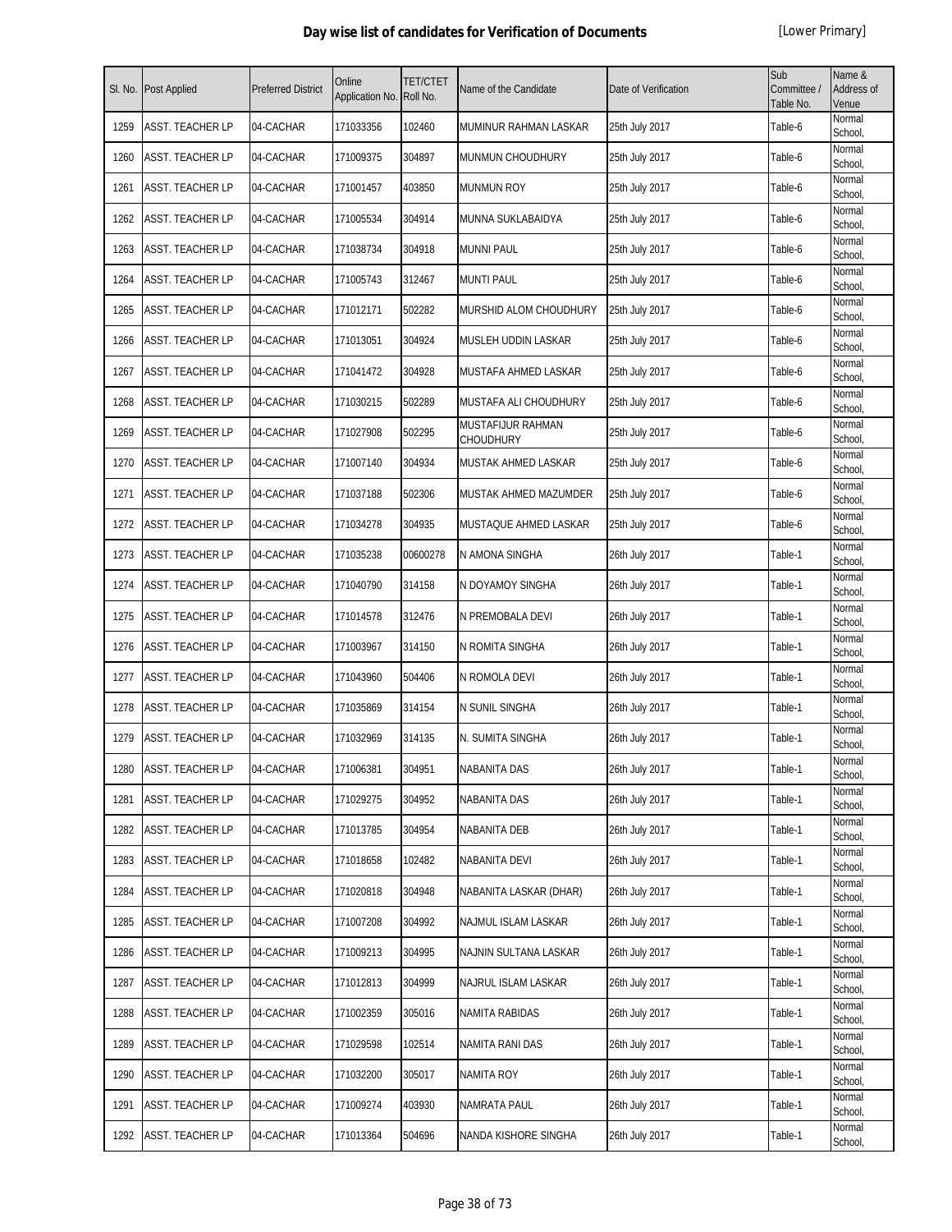# Day wise list of candidates for Verification of Documents

[Lower Primary]

| Sl. No. | Post Applied | Preferred District | Online Application No. | TET/CTET Roll No. | Name of the Candidate | Date of Verification | Sub Committee / Table No. | Name & Address of Venue |
|---|---|---|---|---|---|---|---|---|
| 1259 | ASST. TEACHER LP | 04-CACHAR | 171033356 | 102460 | MUMINUR RAHMAN LASKAR | 25th July 2017 | Table-6 | Normal School, |
| 1260 | ASST. TEACHER LP | 04-CACHAR | 171009375 | 304897 | MUNMUN CHOUDHURY | 25th July 2017 | Table-6 | Normal School, |
| 1261 | ASST. TEACHER LP | 04-CACHAR | 171001457 | 403850 | MUNMUN ROY | 25th July 2017 | Table-6 | Normal School, |
| 1262 | ASST. TEACHER LP | 04-CACHAR | 171005534 | 304914 | MUNNA SUKLABAIDYA | 25th July 2017 | Table-6 | Normal School, |
| 1263 | ASST. TEACHER LP | 04-CACHAR | 171038734 | 304918 | MUNNI PAUL | 25th July 2017 | Table-6 | Normal School, |
| 1264 | ASST. TEACHER LP | 04-CACHAR | 171005743 | 312467 | MUNTI PAUL | 25th July 2017 | Table-6 | Normal School, |
| 1265 | ASST. TEACHER LP | 04-CACHAR | 171012171 | 502282 | MURSHID ALOM CHOUDHURY | 25th July 2017 | Table-6 | Normal School, |
| 1266 | ASST. TEACHER LP | 04-CACHAR | 171013051 | 304924 | MUSLEH UDDIN LASKAR | 25th July 2017 | Table-6 | Normal School, |
| 1267 | ASST. TEACHER LP | 04-CACHAR | 171041472 | 304928 | MUSTAFA AHMED LASKAR | 25th July 2017 | Table-6 | Normal School, |
| 1268 | ASST. TEACHER LP | 04-CACHAR | 171030215 | 502289 | MUSTAFA ALI CHOUDHURY | 25th July 2017 | Table-6 | Normal School, |
| 1269 | ASST. TEACHER LP | 04-CACHAR | 171027908 | 502295 | MUSTAFIJUR RAHMAN CHOUDHURY | 25th July 2017 | Table-6 | Normal School, |
| 1270 | ASST. TEACHER LP | 04-CACHAR | 171007140 | 304934 | MUSTAK AHMED LASKAR | 25th July 2017 | Table-6 | Normal School, |
| 1271 | ASST. TEACHER LP | 04-CACHAR | 171037188 | 502306 | MUSTAK AHMED MAZUMDER | 25th July 2017 | Table-6 | Normal School, |
| 1272 | ASST. TEACHER LP | 04-CACHAR | 171034278 | 304935 | MUSTAQUE AHMED LASKAR | 25th July 2017 | Table-6 | Normal School, |
| 1273 | ASST. TEACHER LP | 04-CACHAR | 171035238 | 00600278 | N AMONA SINGHA | 26th July 2017 | Table-1 | Normal School, |
| 1274 | ASST. TEACHER LP | 04-CACHAR | 171040790 | 314158 | N DOYAMOY SINGHA | 26th July 2017 | Table-1 | Normal School, |
| 1275 | ASST. TEACHER LP | 04-CACHAR | 171014578 | 312476 | N PREMOBALA DEVI | 26th July 2017 | Table-1 | Normal School, |
| 1276 | ASST. TEACHER LP | 04-CACHAR | 171003967 | 314150 | N ROMITA SINGHA | 26th July 2017 | Table-1 | Normal School, |
| 1277 | ASST. TEACHER LP | 04-CACHAR | 171043960 | 504406 | N ROMOLA DEVI | 26th July 2017 | Table-1 | Normal School, |
| 1278 | ASST. TEACHER LP | 04-CACHAR | 171035869 | 314154 | N SUNIL SINGHA | 26th July 2017 | Table-1 | Normal School, |
| 1279 | ASST. TEACHER LP | 04-CACHAR | 171032969 | 314135 | N. SUMITA SINGHA | 26th July 2017 | Table-1 | Normal School, |
| 1280 | ASST. TEACHER LP | 04-CACHAR | 171006381 | 304951 | NABANITA DAS | 26th July 2017 | Table-1 | Normal School, |
| 1281 | ASST. TEACHER LP | 04-CACHAR | 171029275 | 304952 | NABANITA DAS | 26th July 2017 | Table-1 | Normal School, |
| 1282 | ASST. TEACHER LP | 04-CACHAR | 171013785 | 304954 | NABANITA DEB | 26th July 2017 | Table-1 | Normal School, |
| 1283 | ASST. TEACHER LP | 04-CACHAR | 171018658 | 102482 | NABANITA DEVI | 26th July 2017 | Table-1 | Normal School, |
| 1284 | ASST. TEACHER LP | 04-CACHAR | 171020818 | 304948 | NABANITA LASKAR (DHAR) | 26th July 2017 | Table-1 | Normal School, |
| 1285 | ASST. TEACHER LP | 04-CACHAR | 171007208 | 304992 | NAJMUL ISLAM LASKAR | 26th July 2017 | Table-1 | Normal School, |
| 1286 | ASST. TEACHER LP | 04-CACHAR | 171009213 | 304995 | NAJNIN SULTANA LASKAR | 26th July 2017 | Table-1 | Normal School, |
| 1287 | ASST. TEACHER LP | 04-CACHAR | 171012813 | 304999 | NAJRUL ISLAM LASKAR | 26th July 2017 | Table-1 | Normal School, |
| 1288 | ASST. TEACHER LP | 04-CACHAR | 171002359 | 305016 | NAMITA RABIDAS | 26th July 2017 | Table-1 | Normal School, |
| 1289 | ASST. TEACHER LP | 04-CACHAR | 171029598 | 102514 | NAMITA RANI DAS | 26th July 2017 | Table-1 | Normal School, |
| 1290 | ASST. TEACHER LP | 04-CACHAR | 171032200 | 305017 | NAMITA ROY | 26th July 2017 | Table-1 | Normal School, |
| 1291 | ASST. TEACHER LP | 04-CACHAR | 171009274 | 403930 | NAMRATA PAUL | 26th July 2017 | Table-1 | Normal School, |
| 1292 | ASST. TEACHER LP | 04-CACHAR | 171013364 | 504696 | NANDA KISHORE SINGHA | 26th July 2017 | Table-1 | Normal School, |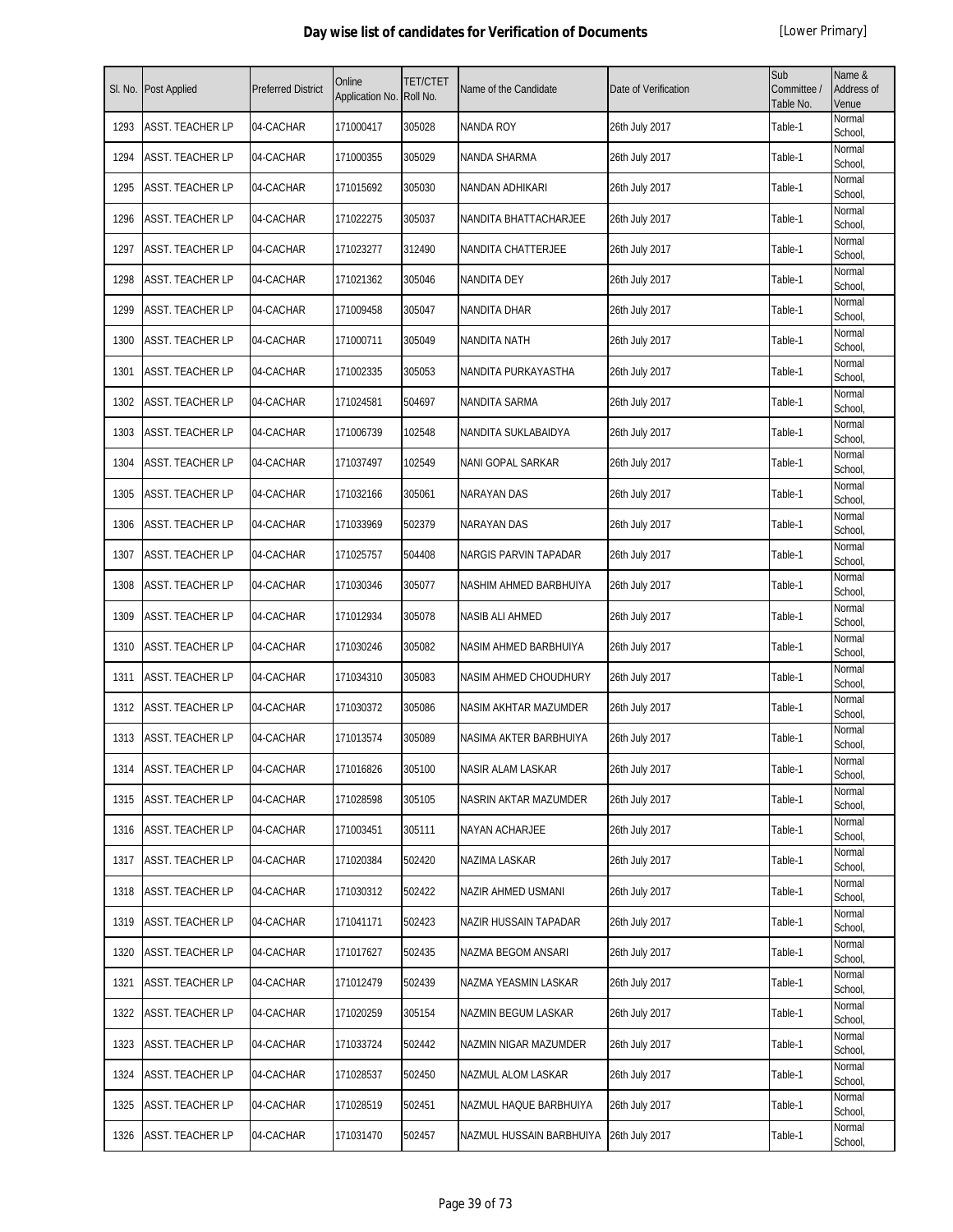# Day wise list of candidates for Verification of Documents

[Lower Primary]

| Sl. No. | Post Applied | Preferred District | Online Application No. | TET/CTET Roll No. | Name of the Candidate | Date of Verification | Sub Committee / Table No. | Name & Address of Venue |
|---|---|---|---|---|---|---|---|---|
| 1293 | ASST. TEACHER LP | 04-CACHAR | 171000417 | 305028 | NANDA ROY | 26th July 2017 | Table-1 | Normal School, |
| 1294 | ASST. TEACHER LP | 04-CACHAR | 171000355 | 305029 | NANDA SHARMA | 26th July 2017 | Table-1 | Normal School, |
| 1295 | ASST. TEACHER LP | 04-CACHAR | 171015692 | 305030 | NANDAN ADHIKARI | 26th July 2017 | Table-1 | Normal School, |
| 1296 | ASST. TEACHER LP | 04-CACHAR | 171022275 | 305037 | NANDITA BHATTACHARJEE | 26th July 2017 | Table-1 | Normal School, |
| 1297 | ASST. TEACHER LP | 04-CACHAR | 171023277 | 312490 | NANDITA CHATTERJEE | 26th July 2017 | Table-1 | Normal School, |
| 1298 | ASST. TEACHER LP | 04-CACHAR | 171021362 | 305046 | NANDITA DEY | 26th July 2017 | Table-1 | Normal School, |
| 1299 | ASST. TEACHER LP | 04-CACHAR | 171009458 | 305047 | NANDITA DHAR | 26th July 2017 | Table-1 | Normal School, |
| 1300 | ASST. TEACHER LP | 04-CACHAR | 171000711 | 305049 | NANDITA NATH | 26th July 2017 | Table-1 | Normal School, |
| 1301 | ASST. TEACHER LP | 04-CACHAR | 171002335 | 305053 | NANDITA PURKAYASTHA | 26th July 2017 | Table-1 | Normal School, |
| 1302 | ASST. TEACHER LP | 04-CACHAR | 171024581 | 504697 | NANDITA SARMA | 26th July 2017 | Table-1 | Normal School, |
| 1303 | ASST. TEACHER LP | 04-CACHAR | 171006739 | 102548 | NANDITA SUKLABAIDYA | 26th July 2017 | Table-1 | Normal School, |
| 1304 | ASST. TEACHER LP | 04-CACHAR | 171037497 | 102549 | NANI GOPAL SARKAR | 26th July 2017 | Table-1 | Normal School, |
| 1305 | ASST. TEACHER LP | 04-CACHAR | 171032166 | 305061 | NARAYAN DAS | 26th July 2017 | Table-1 | Normal School, |
| 1306 | ASST. TEACHER LP | 04-CACHAR | 171033969 | 502379 | NARAYAN DAS | 26th July 2017 | Table-1 | Normal School, |
| 1307 | ASST. TEACHER LP | 04-CACHAR | 171025757 | 504408 | NARGIS PARVIN TAPADAR | 26th July 2017 | Table-1 | Normal School, |
| 1308 | ASST. TEACHER LP | 04-CACHAR | 171030346 | 305077 | NASHIM AHMED BARBHUIYA | 26th July 2017 | Table-1 | Normal School, |
| 1309 | ASST. TEACHER LP | 04-CACHAR | 171012934 | 305078 | NASIB ALI AHMED | 26th July 2017 | Table-1 | Normal School, |
| 1310 | ASST. TEACHER LP | 04-CACHAR | 171030246 | 305082 | NASIM AHMED BARBHUIYA | 26th July 2017 | Table-1 | Normal School, |
| 1311 | ASST. TEACHER LP | 04-CACHAR | 171034310 | 305083 | NASIM AHMED CHOUDHURY | 26th July 2017 | Table-1 | Normal School, |
| 1312 | ASST. TEACHER LP | 04-CACHAR | 171030372 | 305086 | NASIM AKHTAR MAZUMDER | 26th July 2017 | Table-1 | Normal School, |
| 1313 | ASST. TEACHER LP | 04-CACHAR | 171013574 | 305089 | NASIMA AKTER BARBHUIYA | 26th July 2017 | Table-1 | Normal School, |
| 1314 | ASST. TEACHER LP | 04-CACHAR | 171016826 | 305100 | NASIR ALAM LASKAR | 26th July 2017 | Table-1 | Normal School, |
| 1315 | ASST. TEACHER LP | 04-CACHAR | 171028598 | 305105 | NASRIN AKTAR MAZUMDER | 26th July 2017 | Table-1 | Normal School, |
| 1316 | ASST. TEACHER LP | 04-CACHAR | 171003451 | 305111 | NAYAN ACHARJEE | 26th July 2017 | Table-1 | Normal School, |
| 1317 | ASST. TEACHER LP | 04-CACHAR | 171020384 | 502420 | NAZIMA LASKAR | 26th July 2017 | Table-1 | Normal School, |
| 1318 | ASST. TEACHER LP | 04-CACHAR | 171030312 | 502422 | NAZIR AHMED USMANI | 26th July 2017 | Table-1 | Normal School, |
| 1319 | ASST. TEACHER LP | 04-CACHAR | 171041171 | 502423 | NAZIR HUSSAIN TAPADAR | 26th July 2017 | Table-1 | Normal School, |
| 1320 | ASST. TEACHER LP | 04-CACHAR | 171017627 | 502435 | NAZMA BEGOM ANSARI | 26th July 2017 | Table-1 | Normal School, |
| 1321 | ASST. TEACHER LP | 04-CACHAR | 171012479 | 502439 | NAZMA YEASMIN LASKAR | 26th July 2017 | Table-1 | Normal School, |
| 1322 | ASST. TEACHER LP | 04-CACHAR | 171020259 | 305154 | NAZMIN BEGUM LASKAR | 26th July 2017 | Table-1 | Normal School, |
| 1323 | ASST. TEACHER LP | 04-CACHAR | 171033724 | 502442 | NAZMIN NIGAR MAZUMDER | 26th July 2017 | Table-1 | Normal School, |
| 1324 | ASST. TEACHER LP | 04-CACHAR | 171028537 | 502450 | NAZMUL ALOM LASKAR | 26th July 2017 | Table-1 | Normal School, |
| 1325 | ASST. TEACHER LP | 04-CACHAR | 171028519 | 502451 | NAZMUL HAQUE BARBHUIYA | 26th July 2017 | Table-1 | Normal School, |
| 1326 | ASST. TEACHER LP | 04-CACHAR | 171031470 | 502457 | NAZMUL HUSSAIN BARBHUIYA | 26th July 2017 | Table-1 | Normal School, |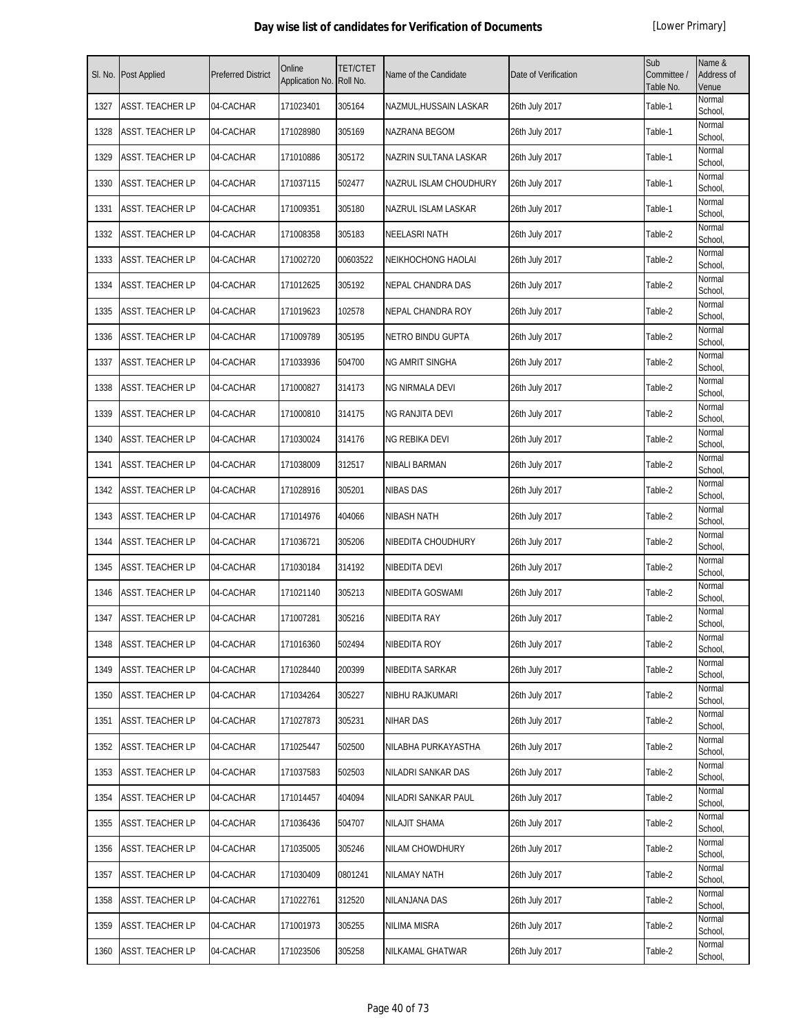# Day wise list of candidates for Verification of Documents

[Lower Primary]

| Sl. No. | Post Applied | Preferred District | Online Application No. | TET/CTET Roll No. | Name of the Candidate | Date of Verification | Sub Committee / Table No. | Name & Address of Venue |
|---|---|---|---|---|---|---|---|---|
| 1327 | ASST. TEACHER LP | 04-CACHAR | 171023401 | 305164 | NAZMUL,HUSSAIN LASKAR | 26th July 2017 | Table-1 | Normal School, |
| 1328 | ASST. TEACHER LP | 04-CACHAR | 171028980 | 305169 | NAZRANA BEGOM | 26th July 2017 | Table-1 | Normal School, |
| 1329 | ASST. TEACHER LP | 04-CACHAR | 171010886 | 305172 | NAZRIN SULTANA LASKAR | 26th July 2017 | Table-1 | Normal School, |
| 1330 | ASST. TEACHER LP | 04-CACHAR | 171037115 | 502477 | NAZRUL ISLAM CHOUDHURY | 26th July 2017 | Table-1 | Normal School, |
| 1331 | ASST. TEACHER LP | 04-CACHAR | 171009351 | 305180 | NAZRUL ISLAM LASKAR | 26th July 2017 | Table-1 | Normal School, |
| 1332 | ASST. TEACHER LP | 04-CACHAR | 171008358 | 305183 | NEELASRI NATH | 26th July 2017 | Table-2 | Normal School, |
| 1333 | ASST. TEACHER LP | 04-CACHAR | 171002720 | 00603522 | NEIKHOCHONG HAOLAI | 26th July 2017 | Table-2 | Normal School, |
| 1334 | ASST. TEACHER LP | 04-CACHAR | 171012625 | 305192 | NEPAL CHANDRA DAS | 26th July 2017 | Table-2 | Normal School, |
| 1335 | ASST. TEACHER LP | 04-CACHAR | 171019623 | 102578 | NEPAL CHANDRA ROY | 26th July 2017 | Table-2 | Normal School, |
| 1336 | ASST. TEACHER LP | 04-CACHAR | 171009789 | 305195 | NETRO BINDU GUPTA | 26th July 2017 | Table-2 | Normal School, |
| 1337 | ASST. TEACHER LP | 04-CACHAR | 171033936 | 504700 | NG AMRIT SINGHA | 26th July 2017 | Table-2 | Normal School, |
| 1338 | ASST. TEACHER LP | 04-CACHAR | 171000827 | 314173 | NG NIRMALA DEVI | 26th July 2017 | Table-2 | Normal School, |
| 1339 | ASST. TEACHER LP | 04-CACHAR | 171000810 | 314175 | NG RANJITA DEVI | 26th July 2017 | Table-2 | Normal School, |
| 1340 | ASST. TEACHER LP | 04-CACHAR | 171030024 | 314176 | NG REBIKA DEVI | 26th July 2017 | Table-2 | Normal School, |
| 1341 | ASST. TEACHER LP | 04-CACHAR | 171038009 | 312517 | NIBALI BARMAN | 26th July 2017 | Table-2 | Normal School, |
| 1342 | ASST. TEACHER LP | 04-CACHAR | 171028916 | 305201 | NIBAS DAS | 26th July 2017 | Table-2 | Normal School, |
| 1343 | ASST. TEACHER LP | 04-CACHAR | 171014976 | 404066 | NIBASH NATH | 26th July 2017 | Table-2 | Normal School, |
| 1344 | ASST. TEACHER LP | 04-CACHAR | 171036721 | 305206 | NIBEDITA CHOUDHURY | 26th July 2017 | Table-2 | Normal School, |
| 1345 | ASST. TEACHER LP | 04-CACHAR | 171030184 | 314192 | NIBEDITA DEVI | 26th July 2017 | Table-2 | Normal School, |
| 1346 | ASST. TEACHER LP | 04-CACHAR | 171021140 | 305213 | NIBEDITA GOSWAMI | 26th July 2017 | Table-2 | Normal School, |
| 1347 | ASST. TEACHER LP | 04-CACHAR | 171007281 | 305216 | NIBEDITA RAY | 26th July 2017 | Table-2 | Normal School, |
| 1348 | ASST. TEACHER LP | 04-CACHAR | 171016360 | 502494 | NIBEDITA ROY | 26th July 2017 | Table-2 | Normal School, |
| 1349 | ASST. TEACHER LP | 04-CACHAR | 171028440 | 200399 | NIBEDITA SARKAR | 26th July 2017 | Table-2 | Normal School, |
| 1350 | ASST. TEACHER LP | 04-CACHAR | 171034264 | 305227 | NIBHU RAJKUMARI | 26th July 2017 | Table-2 | Normal School, |
| 1351 | ASST. TEACHER LP | 04-CACHAR | 171027873 | 305231 | NIHAR DAS | 26th July 2017 | Table-2 | Normal School, |
| 1352 | ASST. TEACHER LP | 04-CACHAR | 171025447 | 502500 | NILABHA PURKAYASTHA | 26th July 2017 | Table-2 | Normal School, |
| 1353 | ASST. TEACHER LP | 04-CACHAR | 171037583 | 502503 | NILADRI SANKAR DAS | 26th July 2017 | Table-2 | Normal School, |
| 1354 | ASST. TEACHER LP | 04-CACHAR | 171014457 | 404094 | NILADRI SANKAR PAUL | 26th July 2017 | Table-2 | Normal School, |
| 1355 | ASST. TEACHER LP | 04-CACHAR | 171036436 | 504707 | NILAJIT SHAMA | 26th July 2017 | Table-2 | Normal School, |
| 1356 | ASST. TEACHER LP | 04-CACHAR | 171035005 | 305246 | NILAM CHOWDHURY | 26th July 2017 | Table-2 | Normal School, |
| 1357 | ASST. TEACHER LP | 04-CACHAR | 171030409 | 0801241 | NILAMAY NATH | 26th July 2017 | Table-2 | Normal School, |
| 1358 | ASST. TEACHER LP | 04-CACHAR | 171022761 | 312520 | NILANJANA DAS | 26th July 2017 | Table-2 | Normal School, |
| 1359 | ASST. TEACHER LP | 04-CACHAR | 171001973 | 305255 | NILIMA MISRA | 26th July 2017 | Table-2 | Normal School, |
| 1360 | ASST. TEACHER LP | 04-CACHAR | 171023506 | 305258 | NILKAMAL GHATWAR | 26th July 2017 | Table-2 | Normal School, |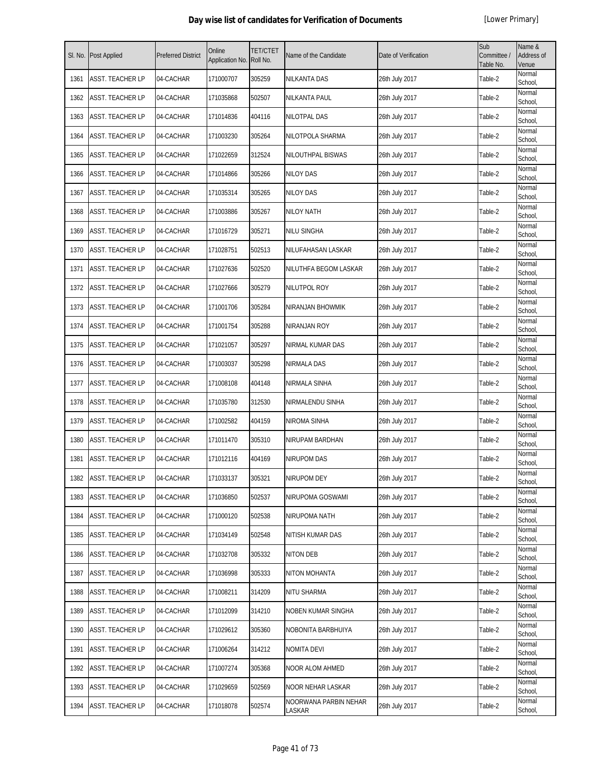# Day wise list of candidates for Verification of Documents

[Lower Primary]

| Sl. No. | Post Applied | Preferred District | Online Application No. | TET/CTET Roll No. | Name of the Candidate | Date of Verification | Sub Committee / Table No. | Name & Address of Venue |
|---|---|---|---|---|---|---|---|---|
| 1361 | ASST. TEACHER LP | 04-CACHAR | 171000707 | 305259 | NILKANTA DAS | 26th July 2017 | Table-2 | Normal School, |
| 1362 | ASST. TEACHER LP | 04-CACHAR | 171035868 | 502507 | NILKANTA PAUL | 26th July 2017 | Table-2 | Normal School, |
| 1363 | ASST. TEACHER LP | 04-CACHAR | 171014836 | 404116 | NILOTPAL DAS | 26th July 2017 | Table-2 | Normal School, |
| 1364 | ASST. TEACHER LP | 04-CACHAR | 171003230 | 305264 | NILOTPOLA SHARMA | 26th July 2017 | Table-2 | Normal School, |
| 1365 | ASST. TEACHER LP | 04-CACHAR | 171022659 | 312524 | NILOUTHPAL BISWAS | 26th July 2017 | Table-2 | Normal School, |
| 1366 | ASST. TEACHER LP | 04-CACHAR | 171014866 | 305266 | NILOY DAS | 26th July 2017 | Table-2 | Normal School, |
| 1367 | ASST. TEACHER LP | 04-CACHAR | 171035314 | 305265 | NILOY DAS | 26th July 2017 | Table-2 | Normal School, |
| 1368 | ASST. TEACHER LP | 04-CACHAR | 171003886 | 305267 | NILOY NATH | 26th July 2017 | Table-2 | Normal School, |
| 1369 | ASST. TEACHER LP | 04-CACHAR | 171016729 | 305271 | NILU SINGHA | 26th July 2017 | Table-2 | Normal School, |
| 1370 | ASST. TEACHER LP | 04-CACHAR | 171028751 | 502513 | NILUFAHASAN LASKAR | 26th July 2017 | Table-2 | Normal School, |
| 1371 | ASST. TEACHER LP | 04-CACHAR | 171027636 | 502520 | NILUTHFA BEGOM LASKAR | 26th July 2017 | Table-2 | Normal School, |
| 1372 | ASST. TEACHER LP | 04-CACHAR | 171027666 | 305279 | NILUTPOL ROY | 26th July 2017 | Table-2 | Normal School, |
| 1373 | ASST. TEACHER LP | 04-CACHAR | 171001706 | 305284 | NIRANJAN BHOWMIK | 26th July 2017 | Table-2 | Normal School, |
| 1374 | ASST. TEACHER LP | 04-CACHAR | 171001754 | 305288 | NIRANJAN ROY | 26th July 2017 | Table-2 | Normal School, |
| 1375 | ASST. TEACHER LP | 04-CACHAR | 171021057 | 305297 | NIRMAL KUMAR DAS | 26th July 2017 | Table-2 | Normal School, |
| 1376 | ASST. TEACHER LP | 04-CACHAR | 171003037 | 305298 | NIRMALA DAS | 26th July 2017 | Table-2 | Normal School, |
| 1377 | ASST. TEACHER LP | 04-CACHAR | 171008108 | 404148 | NIRMALA SINHA | 26th July 2017 | Table-2 | Normal School, |
| 1378 | ASST. TEACHER LP | 04-CACHAR | 171035780 | 312530 | NIRMALENDU SINHA | 26th July 2017 | Table-2 | Normal School, |
| 1379 | ASST. TEACHER LP | 04-CACHAR | 171002582 | 404159 | NIROMA SINHA | 26th July 2017 | Table-2 | Normal School, |
| 1380 | ASST. TEACHER LP | 04-CACHAR | 171011470 | 305310 | NIRUPAM BARDHAN | 26th July 2017 | Table-2 | Normal School, |
| 1381 | ASST. TEACHER LP | 04-CACHAR | 171012116 | 404169 | NIRUPOM DAS | 26th July 2017 | Table-2 | Normal School, |
| 1382 | ASST. TEACHER LP | 04-CACHAR | 171033137 | 305321 | NIRUPOM DEY | 26th July 2017 | Table-2 | Normal School, |
| 1383 | ASST. TEACHER LP | 04-CACHAR | 171036850 | 502537 | NIRUPOMA GOSWAMI | 26th July 2017 | Table-2 | Normal School, |
| 1384 | ASST. TEACHER LP | 04-CACHAR | 171000120 | 502538 | NIRUPOMA NATH | 26th July 2017 | Table-2 | Normal School, |
| 1385 | ASST. TEACHER LP | 04-CACHAR | 171034149 | 502548 | NITISH KUMAR DAS | 26th July 2017 | Table-2 | Normal School, |
| 1386 | ASST. TEACHER LP | 04-CACHAR | 171032708 | 305332 | NITON DEB | 26th July 2017 | Table-2 | Normal School, |
| 1387 | ASST. TEACHER LP | 04-CACHAR | 171036998 | 305333 | NITON MOHANTA | 26th July 2017 | Table-2 | Normal School, |
| 1388 | ASST. TEACHER LP | 04-CACHAR | 171008211 | 314209 | NITU SHARMA | 26th July 2017 | Table-2 | Normal School, |
| 1389 | ASST. TEACHER LP | 04-CACHAR | 171012099 | 314210 | NOBEN KUMAR SINGHA | 26th July 2017 | Table-2 | Normal School, |
| 1390 | ASST. TEACHER LP | 04-CACHAR | 171029612 | 305360 | NOBONITA BARBHUIYA | 26th July 2017 | Table-2 | Normal School, |
| 1391 | ASST. TEACHER LP | 04-CACHAR | 171006264 | 314212 | NOMITA DEVI | 26th July 2017 | Table-2 | Normal School, |
| 1392 | ASST. TEACHER LP | 04-CACHAR | 171007274 | 305368 | NOOR ALOM AHMED | 26th July 2017 | Table-2 | Normal School, |
| 1393 | ASST. TEACHER LP | 04-CACHAR | 171029659 | 502569 | NOOR NEHAR LASKAR | 26th July 2017 | Table-2 | Normal School, |
| 1394 | ASST. TEACHER LP | 04-CACHAR | 171018078 | 502574 | NOORWANA PARBIN NEHAR LASKAR | 26th July 2017 | Table-2 | Normal School, |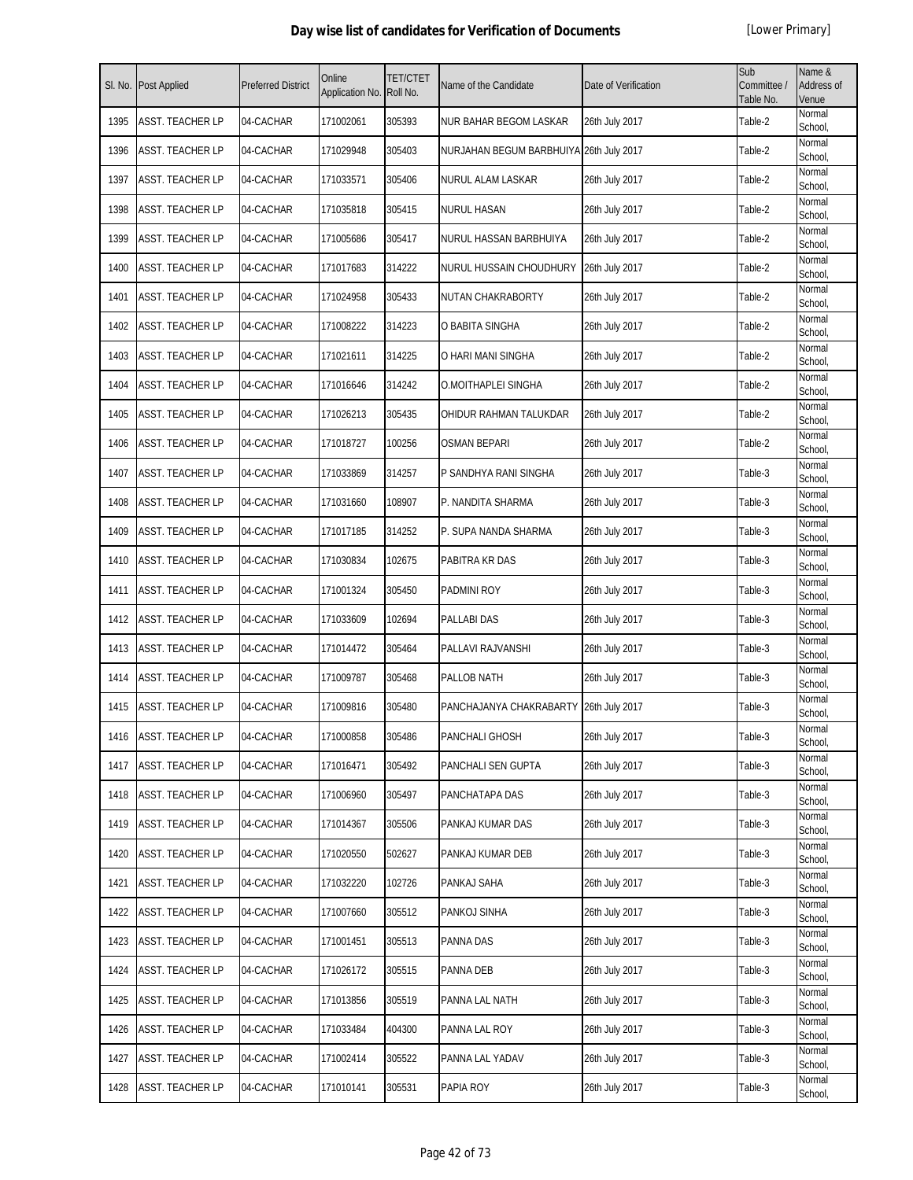# Day wise list of candidates for Verification of Documents

[Lower Primary]

| Sl. No. | Post Applied | Preferred District | Online Application No. | TET/CTET Roll No. | Name of the Candidate | Date of Verification | Sub Committee / Table No. | Name & Address of Venue |
|---|---|---|---|---|---|---|---|---|
| 1395 | ASST. TEACHER LP | 04-CACHAR | 171002061 | 305393 | NUR BAHAR BEGOM LASKAR | 26th July 2017 | Table-2 | Normal School, |
| 1396 | ASST. TEACHER LP | 04-CACHAR | 171029948 | 305403 | NURJAHAN BEGUM BARBHUIYA | 26th July 2017 | Table-2 | Normal School, |
| 1397 | ASST. TEACHER LP | 04-CACHAR | 171033571 | 305406 | NURUL ALAM LASKAR | 26th July 2017 | Table-2 | Normal School, |
| 1398 | ASST. TEACHER LP | 04-CACHAR | 171035818 | 305415 | NURUL HASAN | 26th July 2017 | Table-2 | Normal School, |
| 1399 | ASST. TEACHER LP | 04-CACHAR | 171005686 | 305417 | NURUL HASSAN BARBHUIYA | 26th July 2017 | Table-2 | Normal School, |
| 1400 | ASST. TEACHER LP | 04-CACHAR | 171017683 | 314222 | NURUL HUSSAIN CHOUDHURY | 26th July 2017 | Table-2 | Normal School, |
| 1401 | ASST. TEACHER LP | 04-CACHAR | 171024958 | 305433 | NUTAN CHAKRABORTY | 26th July 2017 | Table-2 | Normal School, |
| 1402 | ASST. TEACHER LP | 04-CACHAR | 171008222 | 314223 | O BABITA SINGHA | 26th July 2017 | Table-2 | Normal School, |
| 1403 | ASST. TEACHER LP | 04-CACHAR | 171021611 | 314225 | O HARI MANI SINGHA | 26th July 2017 | Table-2 | Normal School, |
| 1404 | ASST. TEACHER LP | 04-CACHAR | 171016646 | 314242 | O.MOITHAPLEI SINGHA | 26th July 2017 | Table-2 | Normal School, |
| 1405 | ASST. TEACHER LP | 04-CACHAR | 171026213 | 305435 | OHIDUR RAHMAN TALUKDAR | 26th July 2017 | Table-2 | Normal School, |
| 1406 | ASST. TEACHER LP | 04-CACHAR | 171018727 | 100256 | OSMAN BEPARI | 26th July 2017 | Table-2 | Normal School, |
| 1407 | ASST. TEACHER LP | 04-CACHAR | 171033869 | 314257 | P SANDHYA RANI SINGHA | 26th July 2017 | Table-3 | Normal School, |
| 1408 | ASST. TEACHER LP | 04-CACHAR | 171031660 | 108907 | P. NANDITA SHARMA | 26th July 2017 | Table-3 | Normal School, |
| 1409 | ASST. TEACHER LP | 04-CACHAR | 171017185 | 314252 | P. SUPA NANDA SHARMA | 26th July 2017 | Table-3 | Normal School, |
| 1410 | ASST. TEACHER LP | 04-CACHAR | 171030834 | 102675 | PABITRA KR DAS | 26th July 2017 | Table-3 | Normal School, |
| 1411 | ASST. TEACHER LP | 04-CACHAR | 171001324 | 305450 | PADMINI ROY | 26th July 2017 | Table-3 | Normal School, |
| 1412 | ASST. TEACHER LP | 04-CACHAR | 171033609 | 102694 | PALLABI DAS | 26th July 2017 | Table-3 | Normal School, |
| 1413 | ASST. TEACHER LP | 04-CACHAR | 171014472 | 305464 | PALLAVI RAJVANSHI | 26th July 2017 | Table-3 | Normal School, |
| 1414 | ASST. TEACHER LP | 04-CACHAR | 171009787 | 305468 | PALLOB NATH | 26th July 2017 | Table-3 | Normal School, |
| 1415 | ASST. TEACHER LP | 04-CACHAR | 171009816 | 305480 | PANCHAJANYA CHAKRABARTY | 26th July 2017 | Table-3 | Normal School, |
| 1416 | ASST. TEACHER LP | 04-CACHAR | 171000858 | 305486 | PANCHALI GHOSH | 26th July 2017 | Table-3 | Normal School, |
| 1417 | ASST. TEACHER LP | 04-CACHAR | 171016471 | 305492 | PANCHALI SEN GUPTA | 26th July 2017 | Table-3 | Normal School, |
| 1418 | ASST. TEACHER LP | 04-CACHAR | 171006960 | 305497 | PANCHATAPA DAS | 26th July 2017 | Table-3 | Normal School, |
| 1419 | ASST. TEACHER LP | 04-CACHAR | 171014367 | 305506 | PANKAJ KUMAR DAS | 26th July 2017 | Table-3 | Normal School, |
| 1420 | ASST. TEACHER LP | 04-CACHAR | 171020550 | 502627 | PANKAJ KUMAR DEB | 26th July 2017 | Table-3 | Normal School, |
| 1421 | ASST. TEACHER LP | 04-CACHAR | 171032220 | 102726 | PANKAJ SAHA | 26th July 2017 | Table-3 | Normal School, |
| 1422 | ASST. TEACHER LP | 04-CACHAR | 171007660 | 305512 | PANKOJ SINHA | 26th July 2017 | Table-3 | Normal School, |
| 1423 | ASST. TEACHER LP | 04-CACHAR | 171001451 | 305513 | PANNA DAS | 26th July 2017 | Table-3 | Normal School, |
| 1424 | ASST. TEACHER LP | 04-CACHAR | 171026172 | 305515 | PANNA DEB | 26th July 2017 | Table-3 | Normal School, |
| 1425 | ASST. TEACHER LP | 04-CACHAR | 171013856 | 305519 | PANNA LAL NATH | 26th July 2017 | Table-3 | Normal School, |
| 1426 | ASST. TEACHER LP | 04-CACHAR | 171033484 | 404300 | PANNA LAL ROY | 26th July 2017 | Table-3 | Normal School, |
| 1427 | ASST. TEACHER LP | 04-CACHAR | 171002414 | 305522 | PANNA LAL YADAV | 26th July 2017 | Table-3 | Normal School, |
| 1428 | ASST. TEACHER LP | 04-CACHAR | 171010141 | 305531 | PAPIA ROY | 26th July 2017 | Table-3 | Normal School, |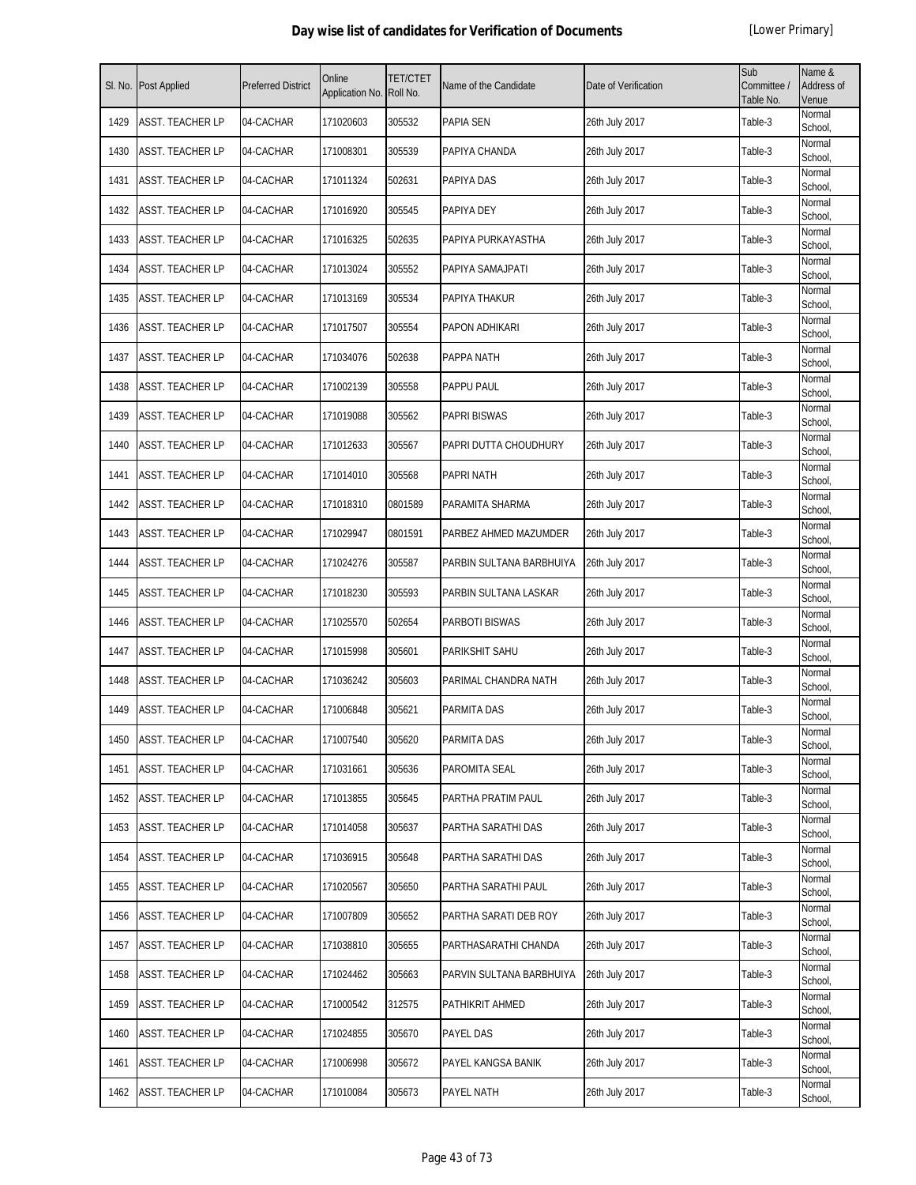## Day wise list of candidates for Verification of Documents

[Lower Primary]

| Sl. No. | Post Applied | Preferred District | Online Application No. | TET/CTET Roll No. | Name of the Candidate | Date of Verification | Sub Committee / Table No. | Name & Address of Venue |
|---|---|---|---|---|---|---|---|---|
| 1429 | ASST. TEACHER LP | 04-CACHAR | 171020603 | 305532 | PAPIA SEN | 26th July 2017 | Table-3 | Normal School, |
| 1430 | ASST. TEACHER LP | 04-CACHAR | 171008301 | 305539 | PAPIYA CHANDA | 26th July 2017 | Table-3 | Normal School, |
| 1431 | ASST. TEACHER LP | 04-CACHAR | 171011324 | 502631 | PAPIYA DAS | 26th July 2017 | Table-3 | Normal School, |
| 1432 | ASST. TEACHER LP | 04-CACHAR | 171016920 | 305545 | PAPIYA DEY | 26th July 2017 | Table-3 | Normal School, |
| 1433 | ASST. TEACHER LP | 04-CACHAR | 171016325 | 502635 | PAPIYA PURKAYASTHA | 26th July 2017 | Table-3 | Normal School, |
| 1434 | ASST. TEACHER LP | 04-CACHAR | 171013024 | 305552 | PAPIYA SAMAJPATI | 26th July 2017 | Table-3 | Normal School, |
| 1435 | ASST. TEACHER LP | 04-CACHAR | 171013169 | 305534 | PAPIYA THAKUR | 26th July 2017 | Table-3 | Normal School, |
| 1436 | ASST. TEACHER LP | 04-CACHAR | 171017507 | 305554 | PAPON ADHIKARI | 26th July 2017 | Table-3 | Normal School, |
| 1437 | ASST. TEACHER LP | 04-CACHAR | 171034076 | 502638 | PAPPA NATH | 26th July 2017 | Table-3 | Normal School, |
| 1438 | ASST. TEACHER LP | 04-CACHAR | 171002139 | 305558 | PAPPU PAUL | 26th July 2017 | Table-3 | Normal School, |
| 1439 | ASST. TEACHER LP | 04-CACHAR | 171019088 | 305562 | PAPRI BISWAS | 26th July 2017 | Table-3 | Normal School, |
| 1440 | ASST. TEACHER LP | 04-CACHAR | 171012633 | 305567 | PAPRI DUTTA CHOUDHURY | 26th July 2017 | Table-3 | Normal School, |
| 1441 | ASST. TEACHER LP | 04-CACHAR | 171014010 | 305568 | PAPRI NATH | 26th July 2017 | Table-3 | Normal School, |
| 1442 | ASST. TEACHER LP | 04-CACHAR | 171018310 | 0801589 | PARAMITA SHARMA | 26th July 2017 | Table-3 | Normal School, |
| 1443 | ASST. TEACHER LP | 04-CACHAR | 171029947 | 0801591 | PARBEZ AHMED MAZUMDER | 26th July 2017 | Table-3 | Normal School, |
| 1444 | ASST. TEACHER LP | 04-CACHAR | 171024276 | 305587 | PARBIN SULTANA BARBHUIYA | 26th July 2017 | Table-3 | Normal School, |
| 1445 | ASST. TEACHER LP | 04-CACHAR | 171018230 | 305593 | PARBIN SULTANA LASKAR | 26th July 2017 | Table-3 | Normal School, |
| 1446 | ASST. TEACHER LP | 04-CACHAR | 171025570 | 502654 | PARBOTI BISWAS | 26th July 2017 | Table-3 | Normal School, |
| 1447 | ASST. TEACHER LP | 04-CACHAR | 171015998 | 305601 | PARIKSHIT SAHU | 26th July 2017 | Table-3 | Normal School, |
| 1448 | ASST. TEACHER LP | 04-CACHAR | 171036242 | 305603 | PARIMAL CHANDRA NATH | 26th July 2017 | Table-3 | Normal School, |
| 1449 | ASST. TEACHER LP | 04-CACHAR | 171006848 | 305621 | PARMITA DAS | 26th July 2017 | Table-3 | Normal School, |
| 1450 | ASST. TEACHER LP | 04-CACHAR | 171007540 | 305620 | PARMITA DAS | 26th July 2017 | Table-3 | Normal School, |
| 1451 | ASST. TEACHER LP | 04-CACHAR | 171031661 | 305636 | PAROMITA SEAL | 26th July 2017 | Table-3 | Normal School, |
| 1452 | ASST. TEACHER LP | 04-CACHAR | 171013855 | 305645 | PARTHA PRATIM PAUL | 26th July 2017 | Table-3 | Normal School, |
| 1453 | ASST. TEACHER LP | 04-CACHAR | 171014058 | 305637 | PARTHA SARATHI DAS | 26th July 2017 | Table-3 | Normal School, |
| 1454 | ASST. TEACHER LP | 04-CACHAR | 171036915 | 305648 | PARTHA SARATHI DAS | 26th July 2017 | Table-3 | Normal School, |
| 1455 | ASST. TEACHER LP | 04-CACHAR | 171020567 | 305650 | PARTHA SARATHI PAUL | 26th July 2017 | Table-3 | Normal School, |
| 1456 | ASST. TEACHER LP | 04-CACHAR | 171007809 | 305652 | PARTHA SARATI DEB ROY | 26th July 2017 | Table-3 | Normal School, |
| 1457 | ASST. TEACHER LP | 04-CACHAR | 171038810 | 305655 | PARTHASARATHI CHANDA | 26th July 2017 | Table-3 | Normal School, |
| 1458 | ASST. TEACHER LP | 04-CACHAR | 171024462 | 305663 | PARVIN SULTANA BARBHUIYA | 26th July 2017 | Table-3 | Normal School, |
| 1459 | ASST. TEACHER LP | 04-CACHAR | 171000542 | 312575 | PATHIKRIT AHMED | 26th July 2017 | Table-3 | Normal School, |
| 1460 | ASST. TEACHER LP | 04-CACHAR | 171024855 | 305670 | PAYEL DAS | 26th July 2017 | Table-3 | Normal School, |
| 1461 | ASST. TEACHER LP | 04-CACHAR | 171006998 | 305672 | PAYEL KANGSA BANIK | 26th July 2017 | Table-3 | Normal School, |
| 1462 | ASST. TEACHER LP | 04-CACHAR | 171010084 | 305673 | PAYEL NATH | 26th July 2017 | Table-3 | Normal School, |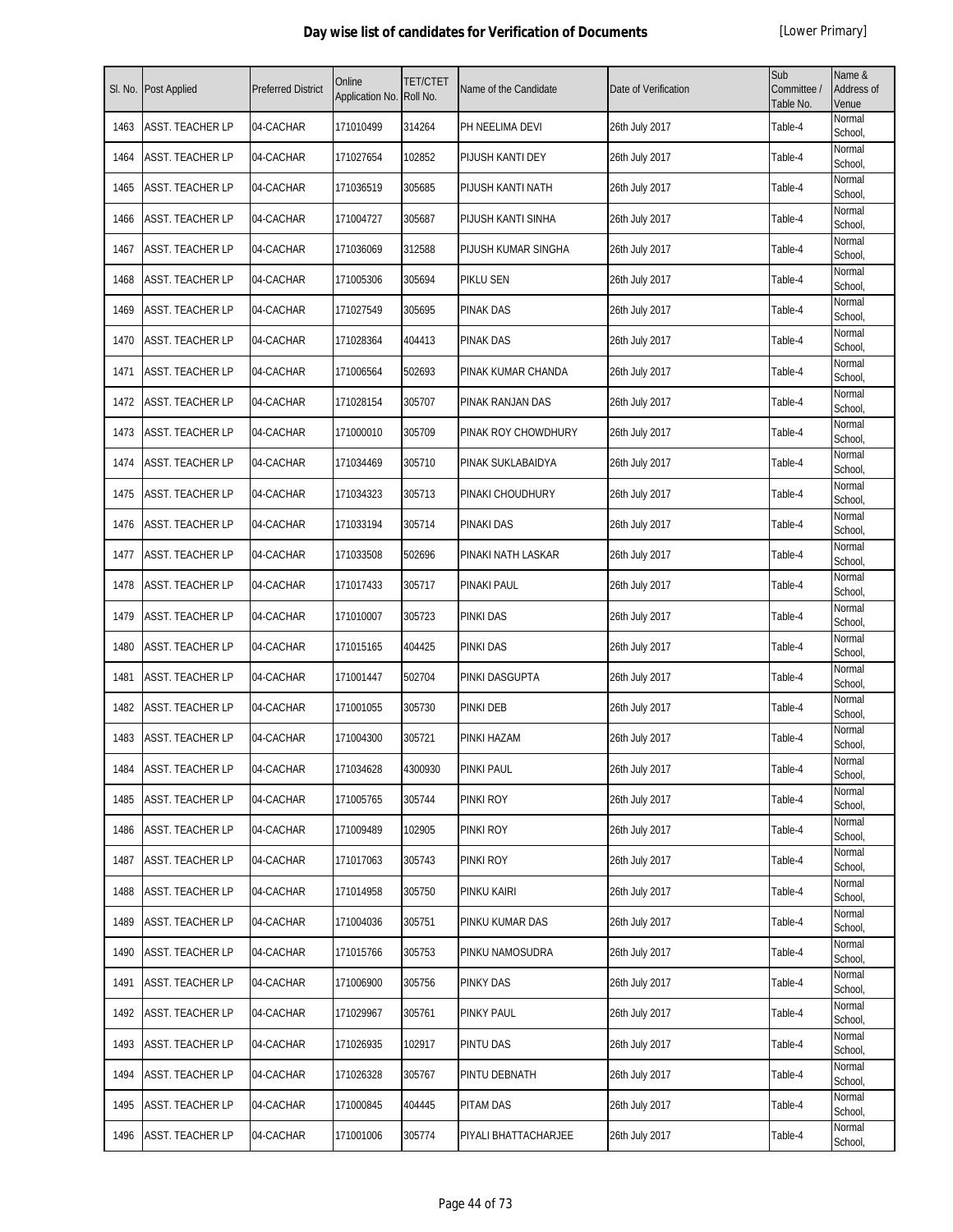# Day wise list of candidates for Verification of Documents

[Lower Primary]

| Sl. No. | Post Applied | Preferred District | Online Application No. | TET/CTET Roll No. | Name of the Candidate | Date of Verification | Sub Committee / Table No. | Name & Address of Venue |
|---|---|---|---|---|---|---|---|---|
| 1463 | ASST. TEACHER LP | 04-CACHAR | 171010499 | 314264 | PH NEELIMA DEVI | 26th July 2017 | Table-4 | Normal School, |
| 1464 | ASST. TEACHER LP | 04-CACHAR | 171027654 | 102852 | PIJUSH KANTI DEY | 26th July 2017 | Table-4 | Normal School, |
| 1465 | ASST. TEACHER LP | 04-CACHAR | 171036519 | 305685 | PIJUSH KANTI NATH | 26th July 2017 | Table-4 | Normal School, |
| 1466 | ASST. TEACHER LP | 04-CACHAR | 171004727 | 305687 | PIJUSH KANTI SINHA | 26th July 2017 | Table-4 | Normal School, |
| 1467 | ASST. TEACHER LP | 04-CACHAR | 171036069 | 312588 | PIJUSH KUMAR SINGHA | 26th July 2017 | Table-4 | Normal School, |
| 1468 | ASST. TEACHER LP | 04-CACHAR | 171005306 | 305694 | PIKLU SEN | 26th July 2017 | Table-4 | Normal School, |
| 1469 | ASST. TEACHER LP | 04-CACHAR | 171027549 | 305695 | PINAK DAS | 26th July 2017 | Table-4 | Normal School, |
| 1470 | ASST. TEACHER LP | 04-CACHAR | 171028364 | 404413 | PINAK DAS | 26th July 2017 | Table-4 | Normal School, |
| 1471 | ASST. TEACHER LP | 04-CACHAR | 171006564 | 502693 | PINAK KUMAR CHANDA | 26th July 2017 | Table-4 | Normal School, |
| 1472 | ASST. TEACHER LP | 04-CACHAR | 171028154 | 305707 | PINAK RANJAN DAS | 26th July 2017 | Table-4 | Normal School, |
| 1473 | ASST. TEACHER LP | 04-CACHAR | 171000010 | 305709 | PINAK ROY CHOWDHURY | 26th July 2017 | Table-4 | Normal School, |
| 1474 | ASST. TEACHER LP | 04-CACHAR | 171034469 | 305710 | PINAK SUKLABAIDYA | 26th July 2017 | Table-4 | Normal School, |
| 1475 | ASST. TEACHER LP | 04-CACHAR | 171034323 | 305713 | PINAKI CHOUDHURY | 26th July 2017 | Table-4 | Normal School, |
| 1476 | ASST. TEACHER LP | 04-CACHAR | 171033194 | 305714 | PINAKI DAS | 26th July 2017 | Table-4 | Normal School, |
| 1477 | ASST. TEACHER LP | 04-CACHAR | 171033508 | 502696 | PINAKI NATH LASKAR | 26th July 2017 | Table-4 | Normal School, |
| 1478 | ASST. TEACHER LP | 04-CACHAR | 171017433 | 305717 | PINAKI PAUL | 26th July 2017 | Table-4 | Normal School, |
| 1479 | ASST. TEACHER LP | 04-CACHAR | 171010007 | 305723 | PINKI DAS | 26th July 2017 | Table-4 | Normal School, |
| 1480 | ASST. TEACHER LP | 04-CACHAR | 171015165 | 404425 | PINKI DAS | 26th July 2017 | Table-4 | Normal School, |
| 1481 | ASST. TEACHER LP | 04-CACHAR | 171001447 | 502704 | PINKI DASGUPTA | 26th July 2017 | Table-4 | Normal School, |
| 1482 | ASST. TEACHER LP | 04-CACHAR | 171001055 | 305730 | PINKI DEB | 26th July 2017 | Table-4 | Normal School, |
| 1483 | ASST. TEACHER LP | 04-CACHAR | 171004300 | 305721 | PINKI HAZAM | 26th July 2017 | Table-4 | Normal School, |
| 1484 | ASST. TEACHER LP | 04-CACHAR | 171034628 | 4300930 | PINKI PAUL | 26th July 2017 | Table-4 | Normal School, |
| 1485 | ASST. TEACHER LP | 04-CACHAR | 171005765 | 305744 | PINKI ROY | 26th July 2017 | Table-4 | Normal School, |
| 1486 | ASST. TEACHER LP | 04-CACHAR | 171009489 | 102905 | PINKI ROY | 26th July 2017 | Table-4 | Normal School, |
| 1487 | ASST. TEACHER LP | 04-CACHAR | 171017063 | 305743 | PINKI ROY | 26th July 2017 | Table-4 | Normal School, |
| 1488 | ASST. TEACHER LP | 04-CACHAR | 171014958 | 305750 | PINKU KAIRI | 26th July 2017 | Table-4 | Normal School, |
| 1489 | ASST. TEACHER LP | 04-CACHAR | 171004036 | 305751 | PINKU KUMAR DAS | 26th July 2017 | Table-4 | Normal School, |
| 1490 | ASST. TEACHER LP | 04-CACHAR | 171015766 | 305753 | PINKU NAMOSUDRA | 26th July 2017 | Table-4 | Normal School, |
| 1491 | ASST. TEACHER LP | 04-CACHAR | 171006900 | 305756 | PINKY DAS | 26th July 2017 | Table-4 | Normal School, |
| 1492 | ASST. TEACHER LP | 04-CACHAR | 171029967 | 305761 | PINKY PAUL | 26th July 2017 | Table-4 | Normal School, |
| 1493 | ASST. TEACHER LP | 04-CACHAR | 171026935 | 102917 | PINTU DAS | 26th July 2017 | Table-4 | Normal School, |
| 1494 | ASST. TEACHER LP | 04-CACHAR | 171026328 | 305767 | PINTU DEBNATH | 26th July 2017 | Table-4 | Normal School, |
| 1495 | ASST. TEACHER LP | 04-CACHAR | 171000845 | 404445 | PITAM DAS | 26th July 2017 | Table-4 | Normal School, |
| 1496 | ASST. TEACHER LP | 04-CACHAR | 171001006 | 305774 | PIYALI BHATTACHARJEE | 26th July 2017 | Table-4 | Normal School, |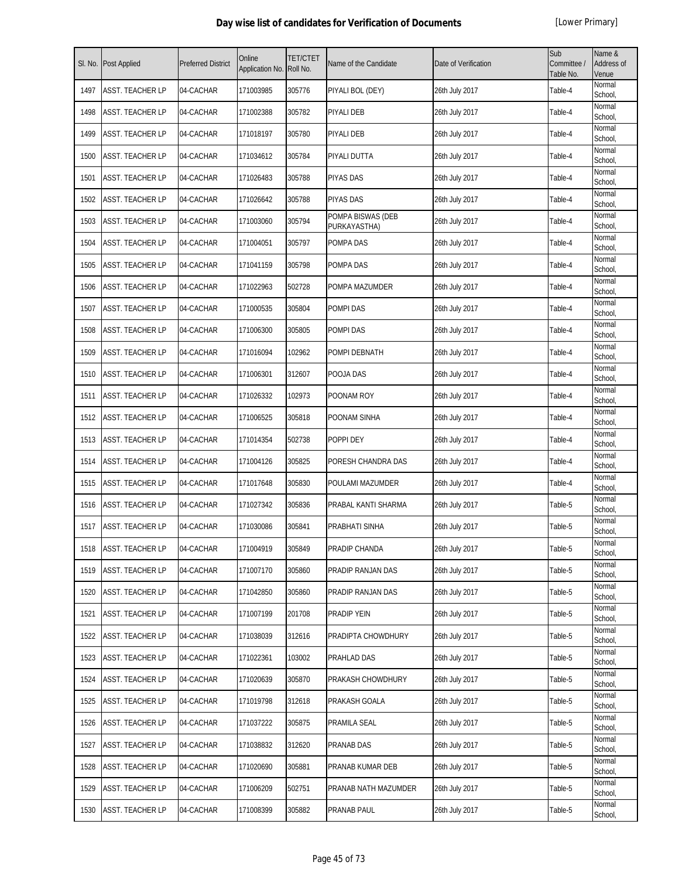# Day wise list of candidates for Verification of Documents

[Lower Primary]

| Sl. No. | Post Applied | Preferred District | Online Application No. | TET/CTET Roll No. | Name of the Candidate | Date of Verification | Sub Committee / Table No. | Name & Address of Venue |
|---|---|---|---|---|---|---|---|---|
| 1497 | ASST. TEACHER LP | 04-CACHAR | 171003985 | 305776 | PIYALI BOL (DEY) | 26th July 2017 | Table-4 | Normal School, |
| 1498 | ASST. TEACHER LP | 04-CACHAR | 171002388 | 305782 | PIYALI DEB | 26th July 2017 | Table-4 | Normal School, |
| 1499 | ASST. TEACHER LP | 04-CACHAR | 171018197 | 305780 | PIYALI DEB | 26th July 2017 | Table-4 | Normal School, |
| 1500 | ASST. TEACHER LP | 04-CACHAR | 171034612 | 305784 | PIYALI DUTTA | 26th July 2017 | Table-4 | Normal School, |
| 1501 | ASST. TEACHER LP | 04-CACHAR | 171026483 | 305788 | PIYAS DAS | 26th July 2017 | Table-4 | Normal School, |
| 1502 | ASST. TEACHER LP | 04-CACHAR | 171026642 | 305788 | PIYAS DAS | 26th July 2017 | Table-4 | Normal School, |
| 1503 | ASST. TEACHER LP | 04-CACHAR | 171003060 | 305794 | POMPA BISWAS (DEB PURKAYASTHA) | 26th July 2017 | Table-4 | Normal School, |
| 1504 | ASST. TEACHER LP | 04-CACHAR | 171004051 | 305797 | POMPA DAS | 26th July 2017 | Table-4 | Normal School, |
| 1505 | ASST. TEACHER LP | 04-CACHAR | 171041159 | 305798 | POMPA DAS | 26th July 2017 | Table-4 | Normal School, |
| 1506 | ASST. TEACHER LP | 04-CACHAR | 171022963 | 502728 | POMPA MAZUMDER | 26th July 2017 | Table-4 | Normal School, |
| 1507 | ASST. TEACHER LP | 04-CACHAR | 171000535 | 305804 | POMPI DAS | 26th July 2017 | Table-4 | Normal School, |
| 1508 | ASST. TEACHER LP | 04-CACHAR | 171006300 | 305805 | POMPI DAS | 26th July 2017 | Table-4 | Normal School, |
| 1509 | ASST. TEACHER LP | 04-CACHAR | 171016094 | 102962 | POMPI DEBNATH | 26th July 2017 | Table-4 | Normal School, |
| 1510 | ASST. TEACHER LP | 04-CACHAR | 171006301 | 312607 | POOJA DAS | 26th July 2017 | Table-4 | Normal School, |
| 1511 | ASST. TEACHER LP | 04-CACHAR | 171026332 | 102973 | POONAM ROY | 26th July 2017 | Table-4 | Normal School, |
| 1512 | ASST. TEACHER LP | 04-CACHAR | 171006525 | 305818 | POONAM SINHA | 26th July 2017 | Table-4 | Normal School, |
| 1513 | ASST. TEACHER LP | 04-CACHAR | 171014354 | 502738 | POPPI DEY | 26th July 2017 | Table-4 | Normal School, |
| 1514 | ASST. TEACHER LP | 04-CACHAR | 171004126 | 305825 | PORESH CHANDRA DAS | 26th July 2017 | Table-4 | Normal School, |
| 1515 | ASST. TEACHER LP | 04-CACHAR | 171017648 | 305830 | POULAMI MAZUMDER | 26th July 2017 | Table-4 | Normal School, |
| 1516 | ASST. TEACHER LP | 04-CACHAR | 171027342 | 305836 | PRABAL KANTI SHARMA | 26th July 2017 | Table-5 | Normal School, |
| 1517 | ASST. TEACHER LP | 04-CACHAR | 171030086 | 305841 | PRABHATI SINHA | 26th July 2017 | Table-5 | Normal School, |
| 1518 | ASST. TEACHER LP | 04-CACHAR | 171004919 | 305849 | PRADIP CHANDA | 26th July 2017 | Table-5 | Normal School, |
| 1519 | ASST. TEACHER LP | 04-CACHAR | 171007170 | 305860 | PRADIP RANJAN DAS | 26th July 2017 | Table-5 | Normal School, |
| 1520 | ASST. TEACHER LP | 04-CACHAR | 171042850 | 305860 | PRADIP RANJAN DAS | 26th July 2017 | Table-5 | Normal School, |
| 1521 | ASST. TEACHER LP | 04-CACHAR | 171007199 | 201708 | PRADIP YEIN | 26th July 2017 | Table-5 | Normal School, |
| 1522 | ASST. TEACHER LP | 04-CACHAR | 171038039 | 312616 | PRADIPTA CHOWDHURY | 26th July 2017 | Table-5 | Normal School, |
| 1523 | ASST. TEACHER LP | 04-CACHAR | 171022361 | 103002 | PRAHLAD DAS | 26th July 2017 | Table-5 | Normal School, |
| 1524 | ASST. TEACHER LP | 04-CACHAR | 171020639 | 305870 | PRAKASH CHOWDHURY | 26th July 2017 | Table-5 | Normal School, |
| 1525 | ASST. TEACHER LP | 04-CACHAR | 171019798 | 312618 | PRAKASH GOALA | 26th July 2017 | Table-5 | Normal School, |
| 1526 | ASST. TEACHER LP | 04-CACHAR | 171037222 | 305875 | PRAMILA SEAL | 26th July 2017 | Table-5 | Normal School, |
| 1527 | ASST. TEACHER LP | 04-CACHAR | 171038832 | 312620 | PRANAB DAS | 26th July 2017 | Table-5 | Normal School, |
| 1528 | ASST. TEACHER LP | 04-CACHAR | 171020690 | 305881 | PRANAB KUMAR DEB | 26th July 2017 | Table-5 | Normal School, |
| 1529 | ASST. TEACHER LP | 04-CACHAR | 171006209 | 502751 | PRANAB NATH MAZUMDER | 26th July 2017 | Table-5 | Normal School, |
| 1530 | ASST. TEACHER LP | 04-CACHAR | 171008399 | 305882 | PRANAB PAUL | 26th July 2017 | Table-5 | Normal School, |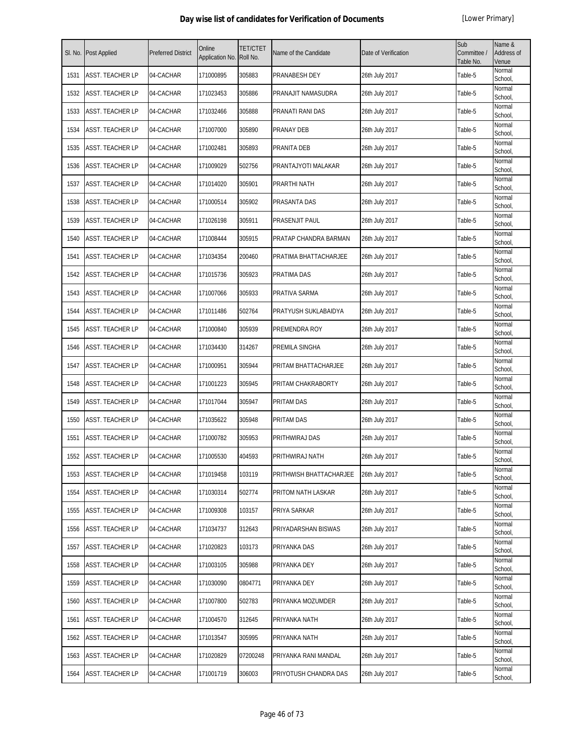# Day wise list of candidates for Verification of Documents

[Lower Primary]

| Sl. No. | Post Applied | Preferred District | Online Application No. | TET/CTET Roll No. | Name of the Candidate | Date of Verification | Sub Committee / Table No. | Name & Address of Venue |
|---|---|---|---|---|---|---|---|---|
| 1531 | ASST. TEACHER LP | 04-CACHAR | 171000895 | 305883 | PRANABESH DEY | 26th July 2017 | Table-5 | Normal School, |
| 1532 | ASST. TEACHER LP | 04-CACHAR | 171023453 | 305886 | PRANAJIT NAMASUDRA | 26th July 2017 | Table-5 | Normal School, |
| 1533 | ASST. TEACHER LP | 04-CACHAR | 171032466 | 305888 | PRANATI RANI DAS | 26th July 2017 | Table-5 | Normal School, |
| 1534 | ASST. TEACHER LP | 04-CACHAR | 171007000 | 305890 | PRANAY DEB | 26th July 2017 | Table-5 | Normal School, |
| 1535 | ASST. TEACHER LP | 04-CACHAR | 171002481 | 305893 | PRANITA DEB | 26th July 2017 | Table-5 | Normal School, |
| 1536 | ASST. TEACHER LP | 04-CACHAR | 171009029 | 502756 | PRANTAJYOTI MALAKAR | 26th July 2017 | Table-5 | Normal School, |
| 1537 | ASST. TEACHER LP | 04-CACHAR | 171014020 | 305901 | PRARTHI NATH | 26th July 2017 | Table-5 | Normal School, |
| 1538 | ASST. TEACHER LP | 04-CACHAR | 171000514 | 305902 | PRASANTA DAS | 26th July 2017 | Table-5 | Normal School, |
| 1539 | ASST. TEACHER LP | 04-CACHAR | 171026198 | 305911 | PRASENJIT PAUL | 26th July 2017 | Table-5 | Normal School, |
| 1540 | ASST. TEACHER LP | 04-CACHAR | 171008444 | 305915 | PRATAP CHANDRA BARMAN | 26th July 2017 | Table-5 | Normal School, |
| 1541 | ASST. TEACHER LP | 04-CACHAR | 171034354 | 200460 | PRATIMA BHATTACHARJEE | 26th July 2017 | Table-5 | Normal School, |
| 1542 | ASST. TEACHER LP | 04-CACHAR | 171015736 | 305923 | PRATIMA DAS | 26th July 2017 | Table-5 | Normal School, |
| 1543 | ASST. TEACHER LP | 04-CACHAR | 171007066 | 305933 | PRATIVA SARMA | 26th July 2017 | Table-5 | Normal School, |
| 1544 | ASST. TEACHER LP | 04-CACHAR | 171011486 | 502764 | PRATYUSH SUKLABAIDYA | 26th July 2017 | Table-5 | Normal School, |
| 1545 | ASST. TEACHER LP | 04-CACHAR | 171000840 | 305939 | PREMENDRA ROY | 26th July 2017 | Table-5 | Normal School, |
| 1546 | ASST. TEACHER LP | 04-CACHAR | 171034430 | 314267 | PREMILA SINGHA | 26th July 2017 | Table-5 | Normal School, |
| 1547 | ASST. TEACHER LP | 04-CACHAR | 171000951 | 305944 | PRITAM BHATTACHARJEE | 26th July 2017 | Table-5 | Normal School, |
| 1548 | ASST. TEACHER LP | 04-CACHAR | 171001223 | 305945 | PRITAM CHAKRABORTY | 26th July 2017 | Table-5 | Normal School, |
| 1549 | ASST. TEACHER LP | 04-CACHAR | 171017044 | 305947 | PRITAM DAS | 26th July 2017 | Table-5 | Normal School, |
| 1550 | ASST. TEACHER LP | 04-CACHAR | 171035622 | 305948 | PRITAM DAS | 26th July 2017 | Table-5 | Normal School, |
| 1551 | ASST. TEACHER LP | 04-CACHAR | 171000782 | 305953 | PRITHWIRAJ DAS | 26th July 2017 | Table-5 | Normal School, |
| 1552 | ASST. TEACHER LP | 04-CACHAR | 171005530 | 404593 | PRITHWIRAJ NATH | 26th July 2017 | Table-5 | Normal School, |
| 1553 | ASST. TEACHER LP | 04-CACHAR | 171019458 | 103119 | PRITHWISH BHATTACHARJEE | 26th July 2017 | Table-5 | Normal School, |
| 1554 | ASST. TEACHER LP | 04-CACHAR | 171030314 | 502774 | PRITOM NATH LASKAR | 26th July 2017 | Table-5 | Normal School, |
| 1555 | ASST. TEACHER LP | 04-CACHAR | 171009308 | 103157 | PRIYA SARKAR | 26th July 2017 | Table-5 | Normal School, |
| 1556 | ASST. TEACHER LP | 04-CACHAR | 171034737 | 312643 | PRIYADARSHAN BISWAS | 26th July 2017 | Table-5 | Normal School, |
| 1557 | ASST. TEACHER LP | 04-CACHAR | 171020823 | 103173 | PRIYANKA DAS | 26th July 2017 | Table-5 | Normal School, |
| 1558 | ASST. TEACHER LP | 04-CACHAR | 171003105 | 305988 | PRIYANKA DEY | 26th July 2017 | Table-5 | Normal School, |
| 1559 | ASST. TEACHER LP | 04-CACHAR | 171030090 | 0804771 | PRIYANKA DEY | 26th July 2017 | Table-5 | Normal School, |
| 1560 | ASST. TEACHER LP | 04-CACHAR | 171007800 | 502783 | PRIYANKA MOZUMDER | 26th July 2017 | Table-5 | Normal School, |
| 1561 | ASST. TEACHER LP | 04-CACHAR | 171004570 | 312645 | PRIYANKA NATH | 26th July 2017 | Table-5 | Normal School, |
| 1562 | ASST. TEACHER LP | 04-CACHAR | 171013547 | 305995 | PRIYANKA NATH | 26th July 2017 | Table-5 | Normal School, |
| 1563 | ASST. TEACHER LP | 04-CACHAR | 171020829 | 07200248 | PRIYANKA RANI MANDAL | 26th July 2017 | Table-5 | Normal School, |
| 1564 | ASST. TEACHER LP | 04-CACHAR | 171001719 | 306003 | PRIYOTUSH CHANDRA DAS | 26th July 2017 | Table-5 | Normal School, |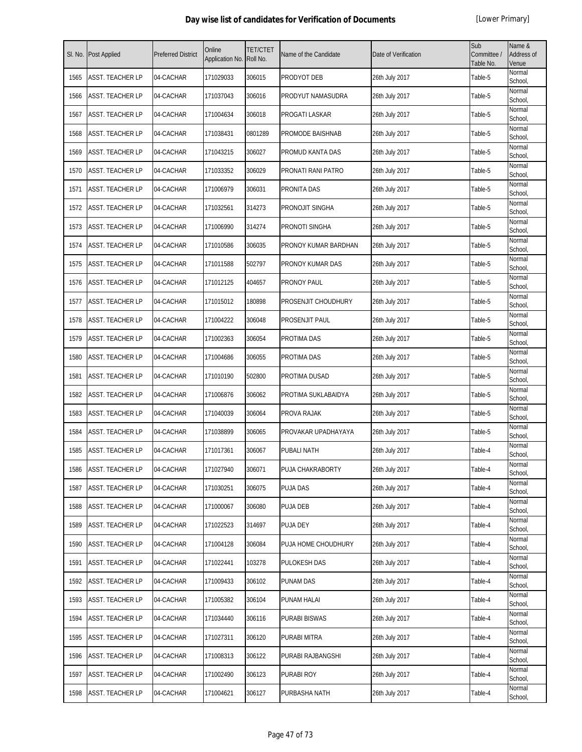# Day wise list of candidates for Verification of Documents

[Lower Primary]

| Sl. No. | Post Applied | Preferred District | Online Application No. | TET/CTET Roll No. | Name of the Candidate | Date of Verification | Sub Committee / Table No. | Name & Address of Venue |
|---|---|---|---|---|---|---|---|---|
| 1565 | ASST. TEACHER LP | 04-CACHAR | 171029033 | 306015 | PRODYOT DEB | 26th July 2017 | Table-5 | Normal School, |
| 1566 | ASST. TEACHER LP | 04-CACHAR | 171037043 | 306016 | PRODYUT NAMASUDRA | 26th July 2017 | Table-5 | Normal School, |
| 1567 | ASST. TEACHER LP | 04-CACHAR | 171004634 | 306018 | PROGATI LASKAR | 26th July 2017 | Table-5 | Normal School, |
| 1568 | ASST. TEACHER LP | 04-CACHAR | 171038431 | 0801289 | PROMODE BAISHNAB | 26th July 2017 | Table-5 | Normal School, |
| 1569 | ASST. TEACHER LP | 04-CACHAR | 171043215 | 306027 | PROMUD KANTA DAS | 26th July 2017 | Table-5 | Normal School, |
| 1570 | ASST. TEACHER LP | 04-CACHAR | 171033352 | 306029 | PRONATI RANI PATRO | 26th July 2017 | Table-5 | Normal School, |
| 1571 | ASST. TEACHER LP | 04-CACHAR | 171006979 | 306031 | PRONITA DAS | 26th July 2017 | Table-5 | Normal School, |
| 1572 | ASST. TEACHER LP | 04-CACHAR | 171032561 | 314273 | PRONOJIT SINGHA | 26th July 2017 | Table-5 | Normal School, |
| 1573 | ASST. TEACHER LP | 04-CACHAR | 171006990 | 314274 | PRONOTI SINGHA | 26th July 2017 | Table-5 | Normal School, |
| 1574 | ASST. TEACHER LP | 04-CACHAR | 171010586 | 306035 | PRONOY KUMAR BARDHAN | 26th July 2017 | Table-5 | Normal School, |
| 1575 | ASST. TEACHER LP | 04-CACHAR | 171011588 | 502797 | PRONOY KUMAR DAS | 26th July 2017 | Table-5 | Normal School, |
| 1576 | ASST. TEACHER LP | 04-CACHAR | 171012125 | 404657 | PRONOY PAUL | 26th July 2017 | Table-5 | Normal School, |
| 1577 | ASST. TEACHER LP | 04-CACHAR | 171015012 | 180898 | PROSENJIT CHOUDHURY | 26th July 2017 | Table-5 | Normal School, |
| 1578 | ASST. TEACHER LP | 04-CACHAR | 171004222 | 306048 | PROSENJIT PAUL | 26th July 2017 | Table-5 | Normal School, |
| 1579 | ASST. TEACHER LP | 04-CACHAR | 171002363 | 306054 | PROTIMA DAS | 26th July 2017 | Table-5 | Normal School, |
| 1580 | ASST. TEACHER LP | 04-CACHAR | 171004686 | 306055 | PROTIMA DAS | 26th July 2017 | Table-5 | Normal School, |
| 1581 | ASST. TEACHER LP | 04-CACHAR | 171010190 | 502800 | PROTIMA DUSAD | 26th July 2017 | Table-5 | Normal School, |
| 1582 | ASST. TEACHER LP | 04-CACHAR | 171006876 | 306062 | PROTIMA SUKLABAIDYA | 26th July 2017 | Table-5 | Normal School, |
| 1583 | ASST. TEACHER LP | 04-CACHAR | 171040039 | 306064 | PROVA RAJAK | 26th July 2017 | Table-5 | Normal School, |
| 1584 | ASST. TEACHER LP | 04-CACHAR | 171038899 | 306065 | PROVAKAR UPADHAYAYA | 26th July 2017 | Table-5 | Normal School, |
| 1585 | ASST. TEACHER LP | 04-CACHAR | 171017361 | 306067 | PUBALI NATH | 26th July 2017 | Table-4 | Normal School, |
| 1586 | ASST. TEACHER LP | 04-CACHAR | 171027940 | 306071 | PUJA CHAKRABORTY | 26th July 2017 | Table-4 | Normal School, |
| 1587 | ASST. TEACHER LP | 04-CACHAR | 171030251 | 306075 | PUJA DAS | 26th July 2017 | Table-4 | Normal School, |
| 1588 | ASST. TEACHER LP | 04-CACHAR | 171000067 | 306080 | PUJA DEB | 26th July 2017 | Table-4 | Normal School, |
| 1589 | ASST. TEACHER LP | 04-CACHAR | 171022523 | 314697 | PUJA DEY | 26th July 2017 | Table-4 | Normal School, |
| 1590 | ASST. TEACHER LP | 04-CACHAR | 171004128 | 306084 | PUJA HOME CHOUDHURY | 26th July 2017 | Table-4 | Normal School, |
| 1591 | ASST. TEACHER LP | 04-CACHAR | 171022441 | 103278 | PULOKESH DAS | 26th July 2017 | Table-4 | Normal School, |
| 1592 | ASST. TEACHER LP | 04-CACHAR | 171009433 | 306102 | PUNAM DAS | 26th July 2017 | Table-4 | Normal School, |
| 1593 | ASST. TEACHER LP | 04-CACHAR | 171005382 | 306104 | PUNAM HALAI | 26th July 2017 | Table-4 | Normal School, |
| 1594 | ASST. TEACHER LP | 04-CACHAR | 171034440 | 306116 | PURABI BISWAS | 26th July 2017 | Table-4 | Normal School, |
| 1595 | ASST. TEACHER LP | 04-CACHAR | 171027311 | 306120 | PURABI MITRA | 26th July 2017 | Table-4 | Normal School, |
| 1596 | ASST. TEACHER LP | 04-CACHAR | 171008313 | 306122 | PURABI RAJBANGSHI | 26th July 2017 | Table-4 | Normal School, |
| 1597 | ASST. TEACHER LP | 04-CACHAR | 171002490 | 306123 | PURABI ROY | 26th July 2017 | Table-4 | Normal School, |
| 1598 | ASST. TEACHER LP | 04-CACHAR | 171004621 | 306127 | PURBASHA NATH | 26th July 2017 | Table-4 | Normal School, |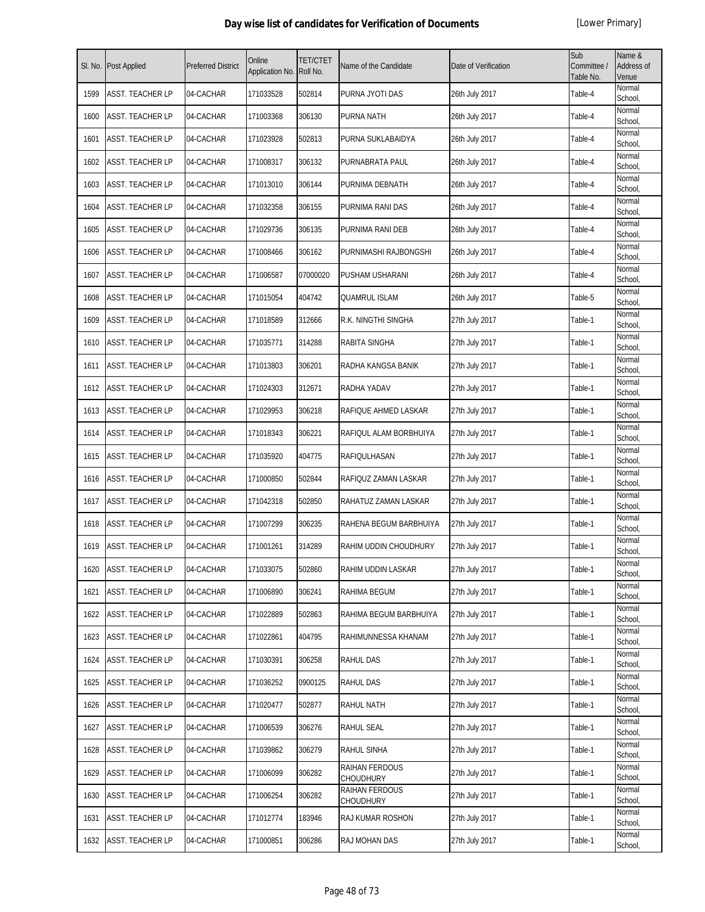# Day wise list of candidates for Verification of Documents

[Lower Primary]

| Sl. No. | Post Applied | Preferred District | Online Application No. | TET/CTET Roll No. | Name of the Candidate | Date of Verification | Sub Committee / Table No. | Name & Address of Venue |
|---|---|---|---|---|---|---|---|---|
| 1599 | ASST. TEACHER LP | 04-CACHAR | 171033528 | 502814 | PURNA JYOTI DAS | 26th July 2017 | Table-4 | Normal School, |
| 1600 | ASST. TEACHER LP | 04-CACHAR | 171003368 | 306130 | PURNA NATH | 26th July 2017 | Table-4 | Normal School, |
| 1601 | ASST. TEACHER LP | 04-CACHAR | 171023928 | 502813 | PURNA SUKLABAIDYA | 26th July 2017 | Table-4 | Normal School, |
| 1602 | ASST. TEACHER LP | 04-CACHAR | 171008317 | 306132 | PURNABRATA PAUL | 26th July 2017 | Table-4 | Normal School, |
| 1603 | ASST. TEACHER LP | 04-CACHAR | 171013010 | 306144 | PURNIMA DEBNATH | 26th July 2017 | Table-4 | Normal School, |
| 1604 | ASST. TEACHER LP | 04-CACHAR | 171032358 | 306155 | PURNIMA RANI DAS | 26th July 2017 | Table-4 | Normal School, |
| 1605 | ASST. TEACHER LP | 04-CACHAR | 171029736 | 306135 | PURNIMA RANI DEB | 26th July 2017 | Table-4 | Normal School, |
| 1606 | ASST. TEACHER LP | 04-CACHAR | 171008466 | 306162 | PURNIMASHI RAJBONGSHI | 26th July 2017 | Table-4 | Normal School, |
| 1607 | ASST. TEACHER LP | 04-CACHAR | 171006587 | 07000020 | PUSHAM USHARANI | 26th July 2017 | Table-4 | Normal School, |
| 1608 | ASST. TEACHER LP | 04-CACHAR | 171015054 | 404742 | QUAMRUL ISLAM | 26th July 2017 | Table-5 | Normal School, |
| 1609 | ASST. TEACHER LP | 04-CACHAR | 171018589 | 312666 | R.K. NINGTHI SINGHA | 27th July 2017 | Table-1 | Normal School, |
| 1610 | ASST. TEACHER LP | 04-CACHAR | 171035771 | 314288 | RABITA SINGHA | 27th July 2017 | Table-1 | Normal School, |
| 1611 | ASST. TEACHER LP | 04-CACHAR | 171013803 | 306201 | RADHA KANGSA BANIK | 27th July 2017 | Table-1 | Normal School, |
| 1612 | ASST. TEACHER LP | 04-CACHAR | 171024303 | 312671 | RADHA YADAV | 27th July 2017 | Table-1 | Normal School, |
| 1613 | ASST. TEACHER LP | 04-CACHAR | 171029953 | 306218 | RAFIQUE AHMED LASKAR | 27th July 2017 | Table-1 | Normal School, |
| 1614 | ASST. TEACHER LP | 04-CACHAR | 171018343 | 306221 | RAFIQUL ALAM BORBHUIYA | 27th July 2017 | Table-1 | Normal School, |
| 1615 | ASST. TEACHER LP | 04-CACHAR | 171035920 | 404775 | RAFIQULHASAN | 27th July 2017 | Table-1 | Normal School, |
| 1616 | ASST. TEACHER LP | 04-CACHAR | 171000850 | 502844 | RAFIQUZ ZAMAN LASKAR | 27th July 2017 | Table-1 | Normal School, |
| 1617 | ASST. TEACHER LP | 04-CACHAR | 171042318 | 502850 | RAHATUZ ZAMAN LASKAR | 27th July 2017 | Table-1 | Normal School, |
| 1618 | ASST. TEACHER LP | 04-CACHAR | 171007299 | 306235 | RAHENA BEGUM BARBHUIYA | 27th July 2017 | Table-1 | Normal School, |
| 1619 | ASST. TEACHER LP | 04-CACHAR | 171001261 | 314289 | RAHIM UDDIN CHOUDHURY | 27th July 2017 | Table-1 | Normal School, |
| 1620 | ASST. TEACHER LP | 04-CACHAR | 171033075 | 502860 | RAHIM UDDIN LASKAR | 27th July 2017 | Table-1 | Normal School, |
| 1621 | ASST. TEACHER LP | 04-CACHAR | 171006890 | 306241 | RAHIMA BEGUM | 27th July 2017 | Table-1 | Normal School, |
| 1622 | ASST. TEACHER LP | 04-CACHAR | 171022889 | 502863 | RAHIMA BEGUM BARBHUIYA | 27th July 2017 | Table-1 | Normal School, |
| 1623 | ASST. TEACHER LP | 04-CACHAR | 171022861 | 404795 | RAHIMUNNESSA KHANAM | 27th July 2017 | Table-1 | Normal School, |
| 1624 | ASST. TEACHER LP | 04-CACHAR | 171030391 | 306258 | RAHUL DAS | 27th July 2017 | Table-1 | Normal School, |
| 1625 | ASST. TEACHER LP | 04-CACHAR | 171036252 | 0900125 | RAHUL DAS | 27th July 2017 | Table-1 | Normal School, |
| 1626 | ASST. TEACHER LP | 04-CACHAR | 171020477 | 502877 | RAHUL NATH | 27th July 2017 | Table-1 | Normal School, |
| 1627 | ASST. TEACHER LP | 04-CACHAR | 171006539 | 306276 | RAHUL SEAL | 27th July 2017 | Table-1 | Normal School, |
| 1628 | ASST. TEACHER LP | 04-CACHAR | 171039862 | 306279 | RAHUL SINHA | 27th July 2017 | Table-1 | Normal School, |
| 1629 | ASST. TEACHER LP | 04-CACHAR | 171006099 | 306282 | RAIHAN FERDOUS CHOUDHURY | 27th July 2017 | Table-1 | Normal School, |
| 1630 | ASST. TEACHER LP | 04-CACHAR | 171006254 | 306282 | RAIHAN FERDOUS CHOUDHURY | 27th July 2017 | Table-1 | Normal School, |
| 1631 | ASST. TEACHER LP | 04-CACHAR | 171012774 | 183946 | RAJ KUMAR ROSHON | 27th July 2017 | Table-1 | Normal School, |
| 1632 | ASST. TEACHER LP | 04-CACHAR | 171000851 | 306286 | RAJ MOHAN DAS | 27th July 2017 | Table-1 | Normal School, |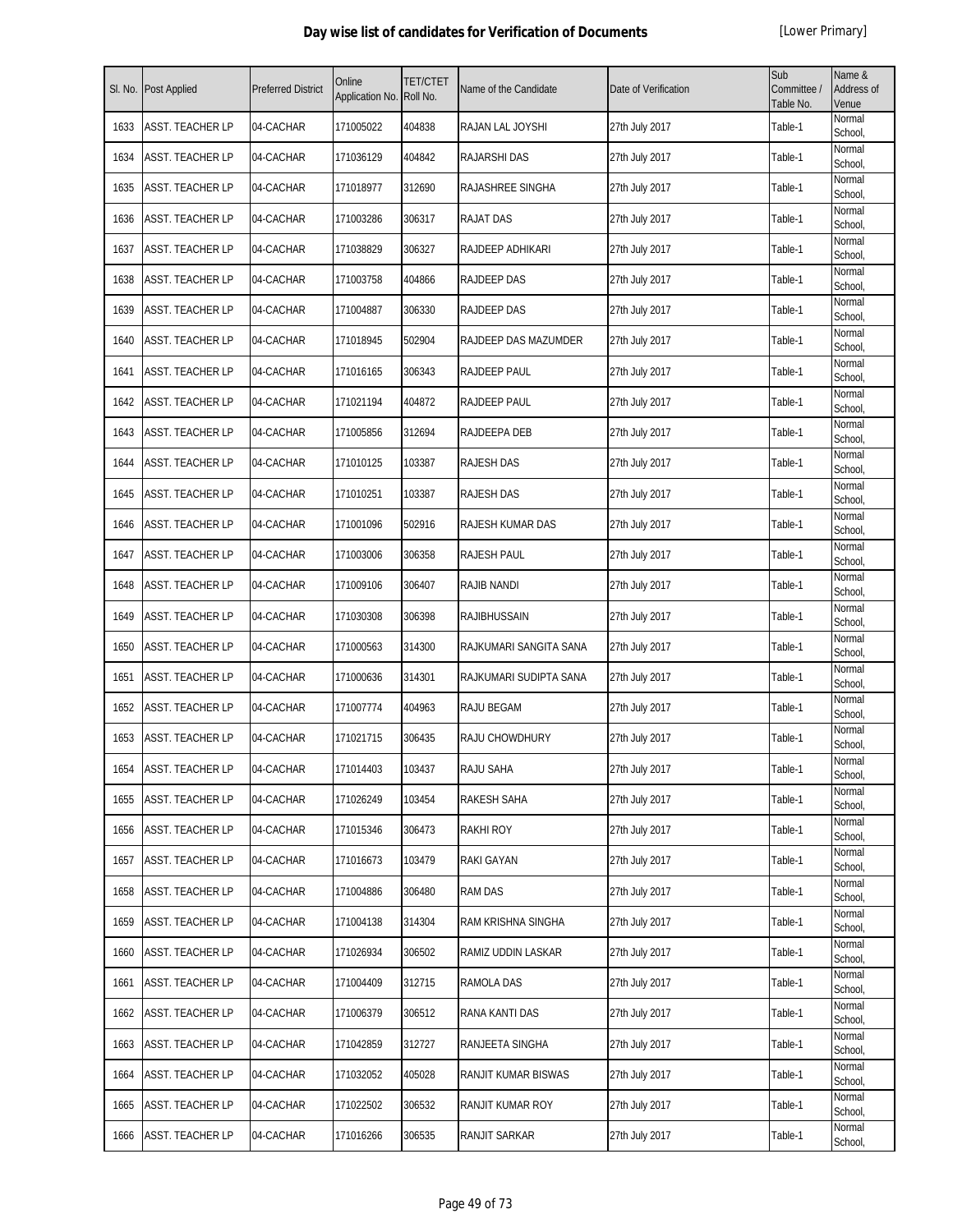# Day wise list of candidates for Verification of Documents

[Lower Primary]

| Sl. No. | Post Applied | Preferred District | Online Application No. | TET/CTET Roll No. | Name of the Candidate | Date of Verification | Sub Committee / Table No. | Name & Address of Venue |
|---|---|---|---|---|---|---|---|---|
| 1633 | ASST. TEACHER LP | 04-CACHAR | 171005022 | 404838 | RAJAN LAL JOYSHI | 27th July 2017 | Table-1 | Normal School, |
| 1634 | ASST. TEACHER LP | 04-CACHAR | 171036129 | 404842 | RAJARSHI DAS | 27th July 2017 | Table-1 | Normal School, |
| 1635 | ASST. TEACHER LP | 04-CACHAR | 171018977 | 312690 | RAJASHREE SINGHA | 27th July 2017 | Table-1 | Normal School, |
| 1636 | ASST. TEACHER LP | 04-CACHAR | 171003286 | 306317 | RAJAT DAS | 27th July 2017 | Table-1 | Normal School, |
| 1637 | ASST. TEACHER LP | 04-CACHAR | 171038829 | 306327 | RAJDEEP ADHIKARI | 27th July 2017 | Table-1 | Normal School, |
| 1638 | ASST. TEACHER LP | 04-CACHAR | 171003758 | 404866 | RAJDEEP DAS | 27th July 2017 | Table-1 | Normal School, |
| 1639 | ASST. TEACHER LP | 04-CACHAR | 171004887 | 306330 | RAJDEEP DAS | 27th July 2017 | Table-1 | Normal School, |
| 1640 | ASST. TEACHER LP | 04-CACHAR | 171018945 | 502904 | RAJDEEP DAS MAZUMDER | 27th July 2017 | Table-1 | Normal School, |
| 1641 | ASST. TEACHER LP | 04-CACHAR | 171016165 | 306343 | RAJDEEP PAUL | 27th July 2017 | Table-1 | Normal School, |
| 1642 | ASST. TEACHER LP | 04-CACHAR | 171021194 | 404872 | RAJDEEP PAUL | 27th July 2017 | Table-1 | Normal School, |
| 1643 | ASST. TEACHER LP | 04-CACHAR | 171005856 | 312694 | RAJDEEPA DEB | 27th July 2017 | Table-1 | Normal School, |
| 1644 | ASST. TEACHER LP | 04-CACHAR | 171010125 | 103387 | RAJESH DAS | 27th July 2017 | Table-1 | Normal School, |
| 1645 | ASST. TEACHER LP | 04-CACHAR | 171010251 | 103387 | RAJESH DAS | 27th July 2017 | Table-1 | Normal School, |
| 1646 | ASST. TEACHER LP | 04-CACHAR | 171001096 | 502916 | RAJESH KUMAR DAS | 27th July 2017 | Table-1 | Normal School, |
| 1647 | ASST. TEACHER LP | 04-CACHAR | 171003006 | 306358 | RAJESH PAUL | 27th July 2017 | Table-1 | Normal School, |
| 1648 | ASST. TEACHER LP | 04-CACHAR | 171009106 | 306407 | RAJIB NANDI | 27th July 2017 | Table-1 | Normal School, |
| 1649 | ASST. TEACHER LP | 04-CACHAR | 171030308 | 306398 | RAJIBHUSSAIN | 27th July 2017 | Table-1 | Normal School, |
| 1650 | ASST. TEACHER LP | 04-CACHAR | 171000563 | 314300 | RAJKUMARI SANGITA SANA | 27th July 2017 | Table-1 | Normal School, |
| 1651 | ASST. TEACHER LP | 04-CACHAR | 171000636 | 314301 | RAJKUMARI SUDIPTA SANA | 27th July 2017 | Table-1 | Normal School, |
| 1652 | ASST. TEACHER LP | 04-CACHAR | 171007774 | 404963 | RAJU BEGAM | 27th July 2017 | Table-1 | Normal School, |
| 1653 | ASST. TEACHER LP | 04-CACHAR | 171021715 | 306435 | RAJU CHOWDHURY | 27th July 2017 | Table-1 | Normal School, |
| 1654 | ASST. TEACHER LP | 04-CACHAR | 171014403 | 103437 | RAJU SAHA | 27th July 2017 | Table-1 | Normal School, |
| 1655 | ASST. TEACHER LP | 04-CACHAR | 171026249 | 103454 | RAKESH SAHA | 27th July 2017 | Table-1 | Normal School, |
| 1656 | ASST. TEACHER LP | 04-CACHAR | 171015346 | 306473 | RAKHI ROY | 27th July 2017 | Table-1 | Normal School, |
| 1657 | ASST. TEACHER LP | 04-CACHAR | 171016673 | 103479 | RAKI GAYAN | 27th July 2017 | Table-1 | Normal School, |
| 1658 | ASST. TEACHER LP | 04-CACHAR | 171004886 | 306480 | RAM DAS | 27th July 2017 | Table-1 | Normal School, |
| 1659 | ASST. TEACHER LP | 04-CACHAR | 171004138 | 314304 | RAM KRISHNA SINGHA | 27th July 2017 | Table-1 | Normal School, |
| 1660 | ASST. TEACHER LP | 04-CACHAR | 171026934 | 306502 | RAMIZ UDDIN LASKAR | 27th July 2017 | Table-1 | Normal School, |
| 1661 | ASST. TEACHER LP | 04-CACHAR | 171004409 | 312715 | RAMOLA DAS | 27th July 2017 | Table-1 | Normal School, |
| 1662 | ASST. TEACHER LP | 04-CACHAR | 171006379 | 306512 | RANA KANTI DAS | 27th July 2017 | Table-1 | Normal School, |
| 1663 | ASST. TEACHER LP | 04-CACHAR | 171042859 | 312727 | RANJEETA SINGHA | 27th July 2017 | Table-1 | Normal School, |
| 1664 | ASST. TEACHER LP | 04-CACHAR | 171032052 | 405028 | RANJIT KUMAR BISWAS | 27th July 2017 | Table-1 | Normal School, |
| 1665 | ASST. TEACHER LP | 04-CACHAR | 171022502 | 306532 | RANJIT KUMAR ROY | 27th July 2017 | Table-1 | Normal School, |
| 1666 | ASST. TEACHER LP | 04-CACHAR | 171016266 | 306535 | RANJIT SARKAR | 27th July 2017 | Table-1 | Normal School, |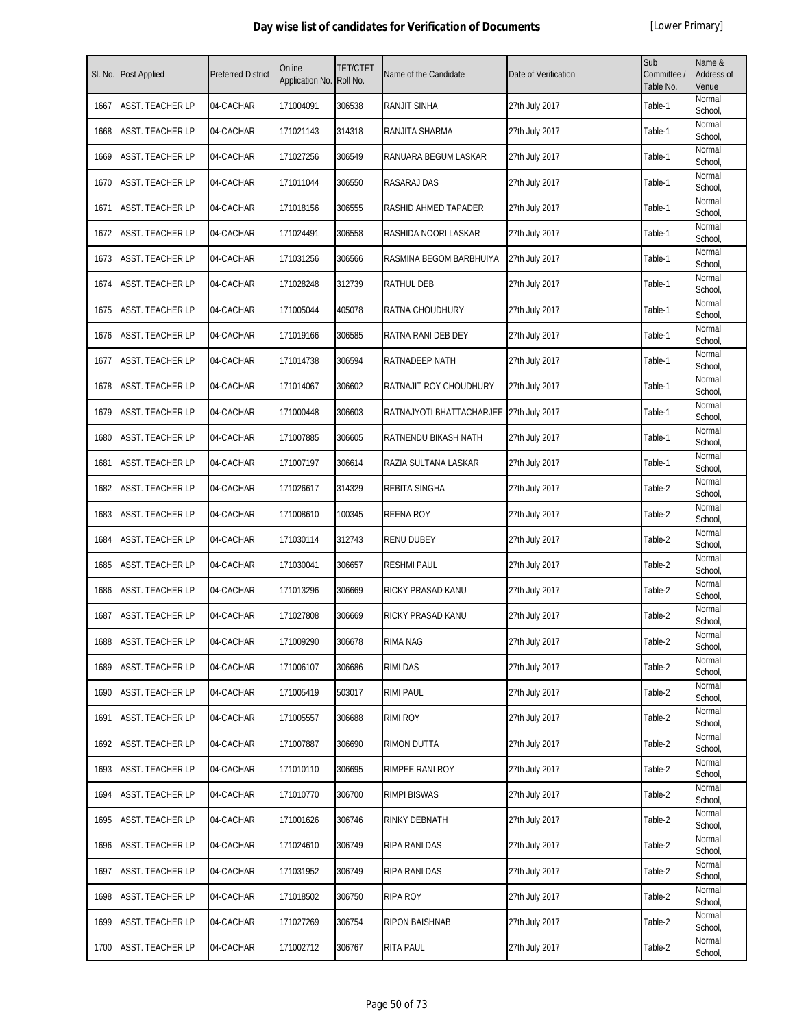# Day wise list of candidates for Verification of Documents

[Lower Primary]

| Sl. No. | Post Applied | Preferred District | Online Application No. | TET/CTET Roll No. | Name of the Candidate | Date of Verification | Sub Committee / Table No. | Name & Address of Venue |
|---|---|---|---|---|---|---|---|---|
| 1667 | ASST. TEACHER LP | 04-CACHAR | 171004091 | 306538 | RANJIT SINHA | 27th July 2017 | Table-1 | Normal School, |
| 1668 | ASST. TEACHER LP | 04-CACHAR | 171021143 | 314318 | RANJITA SHARMA | 27th July 2017 | Table-1 | Normal School, |
| 1669 | ASST. TEACHER LP | 04-CACHAR | 171027256 | 306549 | RANUARA BEGUM LASKAR | 27th July 2017 | Table-1 | Normal School, |
| 1670 | ASST. TEACHER LP | 04-CACHAR | 171011044 | 306550 | RASARAJ DAS | 27th July 2017 | Table-1 | Normal School, |
| 1671 | ASST. TEACHER LP | 04-CACHAR | 171018156 | 306555 | RASHID AHMED TAPADER | 27th July 2017 | Table-1 | Normal School, |
| 1672 | ASST. TEACHER LP | 04-CACHAR | 171024491 | 306558 | RASHIDA NOORI LASKAR | 27th July 2017 | Table-1 | Normal School, |
| 1673 | ASST. TEACHER LP | 04-CACHAR | 171031256 | 306566 | RASMINA BEGOM BARBHUIYA | 27th July 2017 | Table-1 | Normal School, |
| 1674 | ASST. TEACHER LP | 04-CACHAR | 171028248 | 312739 | RATHUL DEB | 27th July 2017 | Table-1 | Normal School, |
| 1675 | ASST. TEACHER LP | 04-CACHAR | 171005044 | 405078 | RATNA CHOUDHURY | 27th July 2017 | Table-1 | Normal School, |
| 1676 | ASST. TEACHER LP | 04-CACHAR | 171019166 | 306585 | RATNA RANI DEB DEY | 27th July 2017 | Table-1 | Normal School, |
| 1677 | ASST. TEACHER LP | 04-CACHAR | 171014738 | 306594 | RATNADEEP NATH | 27th July 2017 | Table-1 | Normal School, |
| 1678 | ASST. TEACHER LP | 04-CACHAR | 171014067 | 306602 | RATNAJIT ROY CHOUDHURY | 27th July 2017 | Table-1 | Normal School, |
| 1679 | ASST. TEACHER LP | 04-CACHAR | 171000448 | 306603 | RATNAJYOTI BHATTACHARJEE | 27th July 2017 | Table-1 | Normal School, |
| 1680 | ASST. TEACHER LP | 04-CACHAR | 171007885 | 306605 | RATNENDU BIKASH NATH | 27th July 2017 | Table-1 | Normal School, |
| 1681 | ASST. TEACHER LP | 04-CACHAR | 171007197 | 306614 | RAZIA SULTANA LASKAR | 27th July 2017 | Table-1 | Normal School, |
| 1682 | ASST. TEACHER LP | 04-CACHAR | 171026617 | 314329 | REBITA SINGHA | 27th July 2017 | Table-2 | Normal School, |
| 1683 | ASST. TEACHER LP | 04-CACHAR | 171008610 | 100345 | REENA ROY | 27th July 2017 | Table-2 | Normal School, |
| 1684 | ASST. TEACHER LP | 04-CACHAR | 171030114 | 312743 | RENU DUBEY | 27th July 2017 | Table-2 | Normal School, |
| 1685 | ASST. TEACHER LP | 04-CACHAR | 171030041 | 306657 | RESHMI PAUL | 27th July 2017 | Table-2 | Normal School, |
| 1686 | ASST. TEACHER LP | 04-CACHAR | 171013296 | 306669 | RICKY PRASAD KANU | 27th July 2017 | Table-2 | Normal School, |
| 1687 | ASST. TEACHER LP | 04-CACHAR | 171027808 | 306669 | RICKY PRASAD KANU | 27th July 2017 | Table-2 | Normal School, |
| 1688 | ASST. TEACHER LP | 04-CACHAR | 171009290 | 306678 | RIMA NAG | 27th July 2017 | Table-2 | Normal School, |
| 1689 | ASST. TEACHER LP | 04-CACHAR | 171006107 | 306686 | RIMI DAS | 27th July 2017 | Table-2 | Normal School, |
| 1690 | ASST. TEACHER LP | 04-CACHAR | 171005419 | 503017 | RIMI PAUL | 27th July 2017 | Table-2 | Normal School, |
| 1691 | ASST. TEACHER LP | 04-CACHAR | 171005557 | 306688 | RIMI ROY | 27th July 2017 | Table-2 | Normal School, |
| 1692 | ASST. TEACHER LP | 04-CACHAR | 171007887 | 306690 | RIMON DUTTA | 27th July 2017 | Table-2 | Normal School, |
| 1693 | ASST. TEACHER LP | 04-CACHAR | 171010110 | 306695 | RIMPEE RANI ROY | 27th July 2017 | Table-2 | Normal School, |
| 1694 | ASST. TEACHER LP | 04-CACHAR | 171010770 | 306700 | RIMPI BISWAS | 27th July 2017 | Table-2 | Normal School, |
| 1695 | ASST. TEACHER LP | 04-CACHAR | 171001626 | 306746 | RINKY DEBNATH | 27th July 2017 | Table-2 | Normal School, |
| 1696 | ASST. TEACHER LP | 04-CACHAR | 171024610 | 306749 | RIPA RANI DAS | 27th July 2017 | Table-2 | Normal School, |
| 1697 | ASST. TEACHER LP | 04-CACHAR | 171031952 | 306749 | RIPA RANI DAS | 27th July 2017 | Table-2 | Normal School, |
| 1698 | ASST. TEACHER LP | 04-CACHAR | 171018502 | 306750 | RIPA ROY | 27th July 2017 | Table-2 | Normal School, |
| 1699 | ASST. TEACHER LP | 04-CACHAR | 171027269 | 306754 | RIPON BAISHNAB | 27th July 2017 | Table-2 | Normal School, |
| 1700 | ASST. TEACHER LP | 04-CACHAR | 171002712 | 306767 | RITA PAUL | 27th July 2017 | Table-2 | Normal School, |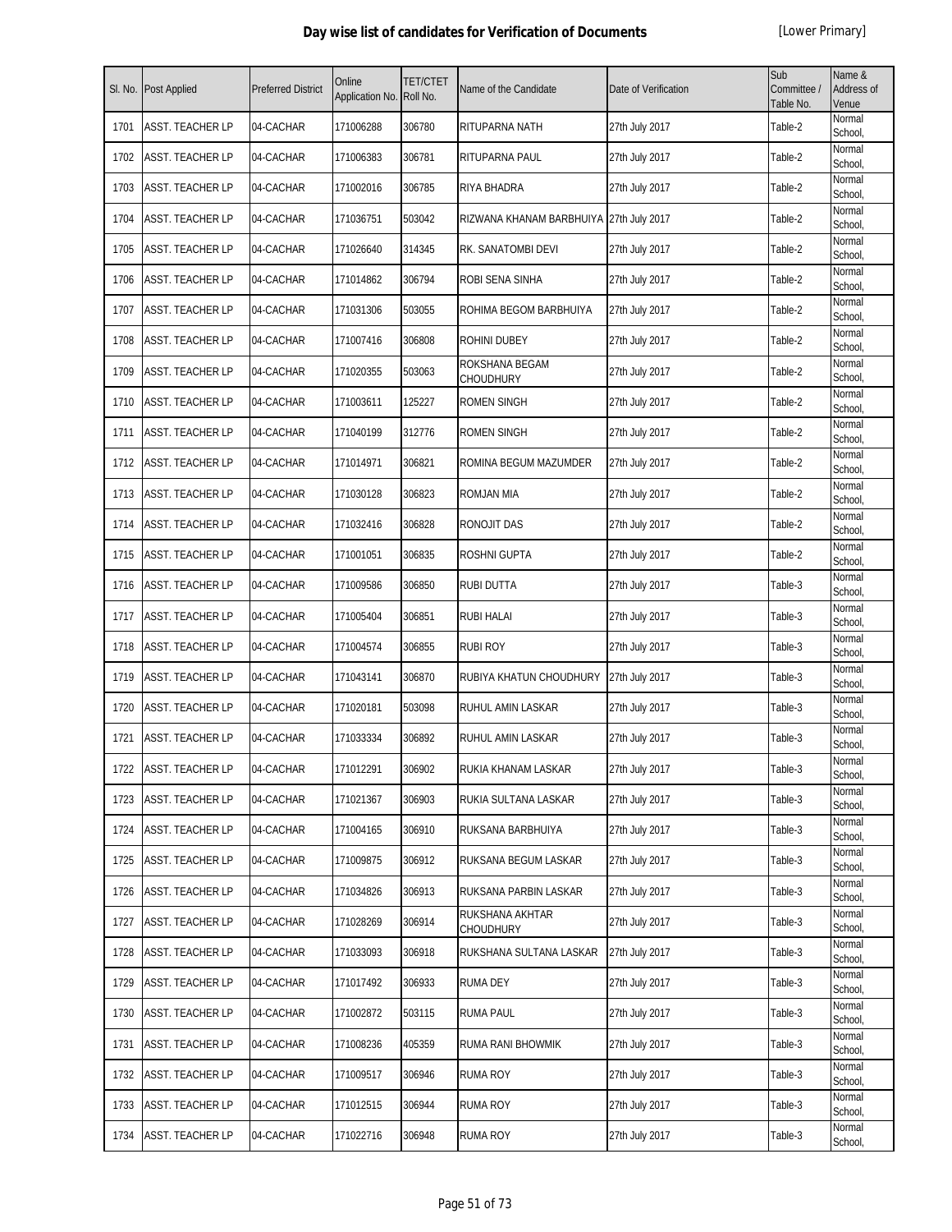# Day wise list of candidates for Verification of Documents

[Lower Primary]

| Sl. No. | Post Applied | Preferred District | Online Application No. | TET/CTET Roll No. | Name of the Candidate | Date of Verification | Sub Committee / Table No. | Name & Address of Venue |
|---|---|---|---|---|---|---|---|---|
| 1701 | ASST. TEACHER LP | 04-CACHAR | 171006288 | 306780 | RITUPARNA NATH | 27th July 2017 | Table-2 | Normal School, |
| 1702 | ASST. TEACHER LP | 04-CACHAR | 171006383 | 306781 | RITUPARNA PAUL | 27th July 2017 | Table-2 | Normal School, |
| 1703 | ASST. TEACHER LP | 04-CACHAR | 171002016 | 306785 | RIYA BHADRA | 27th July 2017 | Table-2 | Normal School, |
| 1704 | ASST. TEACHER LP | 04-CACHAR | 171036751 | 503042 | RIZWANA KHANAM BARBHUIYA | 27th July 2017 | Table-2 | Normal School, |
| 1705 | ASST. TEACHER LP | 04-CACHAR | 171026640 | 314345 | RK. SANATOMBI DEVI | 27th July 2017 | Table-2 | Normal School, |
| 1706 | ASST. TEACHER LP | 04-CACHAR | 171014862 | 306794 | ROBI SENA SINHA | 27th July 2017 | Table-2 | Normal School, |
| 1707 | ASST. TEACHER LP | 04-CACHAR | 171031306 | 503055 | ROHIMA BEGOM BARBHUIYA | 27th July 2017 | Table-2 | Normal School, |
| 1708 | ASST. TEACHER LP | 04-CACHAR | 171007416 | 306808 | ROHINI DUBEY | 27th July 2017 | Table-2 | Normal School, |
| 1709 | ASST. TEACHER LP | 04-CACHAR | 171020355 | 503063 | ROKSHANA BEGAM CHOUDHURY | 27th July 2017 | Table-2 | Normal School, |
| 1710 | ASST. TEACHER LP | 04-CACHAR | 171003611 | 125227 | ROMEN SINGH | 27th July 2017 | Table-2 | Normal School, |
| 1711 | ASST. TEACHER LP | 04-CACHAR | 171040199 | 312776 | ROMEN SINGH | 27th July 2017 | Table-2 | Normal School, |
| 1712 | ASST. TEACHER LP | 04-CACHAR | 171014971 | 306821 | ROMINA BEGUM MAZUMDER | 27th July 2017 | Table-2 | Normal School, |
| 1713 | ASST. TEACHER LP | 04-CACHAR | 171030128 | 306823 | ROMJAN MIA | 27th July 2017 | Table-2 | Normal School, |
| 1714 | ASST. TEACHER LP | 04-CACHAR | 171032416 | 306828 | RONOJIT DAS | 27th July 2017 | Table-2 | Normal School, |
| 1715 | ASST. TEACHER LP | 04-CACHAR | 171001051 | 306835 | ROSHNI GUPTA | 27th July 2017 | Table-2 | Normal School, |
| 1716 | ASST. TEACHER LP | 04-CACHAR | 171009586 | 306850 | RUBI DUTTA | 27th July 2017 | Table-3 | Normal School, |
| 1717 | ASST. TEACHER LP | 04-CACHAR | 171005404 | 306851 | RUBI HALAI | 27th July 2017 | Table-3 | Normal School, |
| 1718 | ASST. TEACHER LP | 04-CACHAR | 171004574 | 306855 | RUBI ROY | 27th July 2017 | Table-3 | Normal School, |
| 1719 | ASST. TEACHER LP | 04-CACHAR | 171043141 | 306870 | RUBIYA KHATUN CHOUDHURY | 27th July 2017 | Table-3 | Normal School, |
| 1720 | ASST. TEACHER LP | 04-CACHAR | 171020181 | 503098 | RUHUL AMIN LASKAR | 27th July 2017 | Table-3 | Normal School, |
| 1721 | ASST. TEACHER LP | 04-CACHAR | 171033334 | 306892 | RUHUL AMIN LASKAR | 27th July 2017 | Table-3 | Normal School, |
| 1722 | ASST. TEACHER LP | 04-CACHAR | 171012291 | 306902 | RUKIA KHANAM LASKAR | 27th July 2017 | Table-3 | Normal School, |
| 1723 | ASST. TEACHER LP | 04-CACHAR | 171021367 | 306903 | RUKIA SULTANA LASKAR | 27th July 2017 | Table-3 | Normal School, |
| 1724 | ASST. TEACHER LP | 04-CACHAR | 171004165 | 306910 | RUKSANA BARBHUIYA | 27th July 2017 | Table-3 | Normal School, |
| 1725 | ASST. TEACHER LP | 04-CACHAR | 171009875 | 306912 | RUKSANA BEGUM LASKAR | 27th July 2017 | Table-3 | Normal School, |
| 1726 | ASST. TEACHER LP | 04-CACHAR | 171034826 | 306913 | RUKSANA PARBIN LASKAR | 27th July 2017 | Table-3 | Normal School, |
| 1727 | ASST. TEACHER LP | 04-CACHAR | 171028269 | 306914 | RUKSHANA AKHTAR CHOUDHURY | 27th July 2017 | Table-3 | Normal School, |
| 1728 | ASST. TEACHER LP | 04-CACHAR | 171033093 | 306918 | RUKSHANA SULTANA LASKAR | 27th July 2017 | Table-3 | Normal School, |
| 1729 | ASST. TEACHER LP | 04-CACHAR | 171017492 | 306933 | RUMA DEY | 27th July 2017 | Table-3 | Normal School, |
| 1730 | ASST. TEACHER LP | 04-CACHAR | 171002872 | 503115 | RUMA PAUL | 27th July 2017 | Table-3 | Normal School, |
| 1731 | ASST. TEACHER LP | 04-CACHAR | 171008236 | 405359 | RUMA RANI BHOWMIK | 27th July 2017 | Table-3 | Normal School, |
| 1732 | ASST. TEACHER LP | 04-CACHAR | 171009517 | 306946 | RUMA ROY | 27th July 2017 | Table-3 | Normal School, |
| 1733 | ASST. TEACHER LP | 04-CACHAR | 171012515 | 306944 | RUMA ROY | 27th July 2017 | Table-3 | Normal School, |
| 1734 | ASST. TEACHER LP | 04-CACHAR | 171022716 | 306948 | RUMA ROY | 27th July 2017 | Table-3 | Normal School, |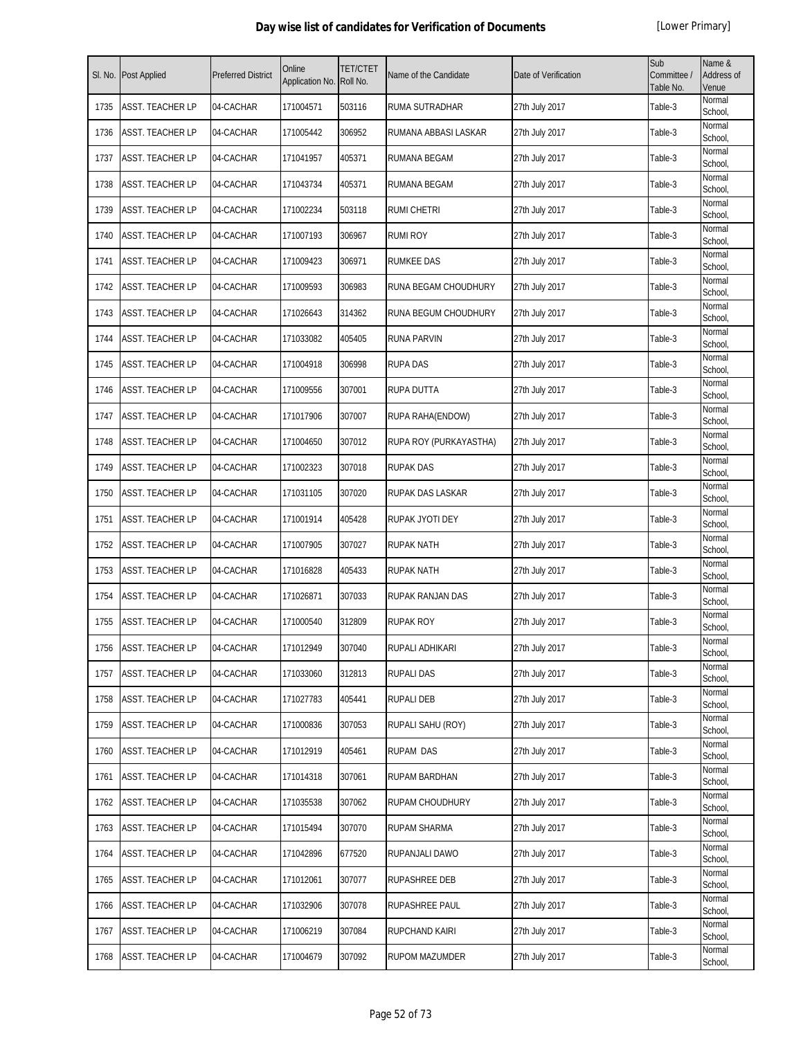# Day wise list of candidates for Verification of Documents

[Lower Primary]

| Sl. No. | Post Applied | Preferred District | Online Application No. | TET/CTET Roll No. | Name of the Candidate | Date of Verification | Sub Committee / Table No. | Name & Address of Venue |
|---|---|---|---|---|---|---|---|---|
| 1735 | ASST. TEACHER LP | 04-CACHAR | 171004571 | 503116 | RUMA SUTRADHAR | 27th July 2017 | Table-3 | Normal School, |
| 1736 | ASST. TEACHER LP | 04-CACHAR | 171005442 | 306952 | RUMANA ABBASI LASKAR | 27th July 2017 | Table-3 | Normal School, |
| 1737 | ASST. TEACHER LP | 04-CACHAR | 171041957 | 405371 | RUMANA BEGAM | 27th July 2017 | Table-3 | Normal School, |
| 1738 | ASST. TEACHER LP | 04-CACHAR | 171043734 | 405371 | RUMANA BEGAM | 27th July 2017 | Table-3 | Normal School, |
| 1739 | ASST. TEACHER LP | 04-CACHAR | 171002234 | 503118 | RUMI CHETRI | 27th July 2017 | Table-3 | Normal School, |
| 1740 | ASST. TEACHER LP | 04-CACHAR | 171007193 | 306967 | RUMI ROY | 27th July 2017 | Table-3 | Normal School, |
| 1741 | ASST. TEACHER LP | 04-CACHAR | 171009423 | 306971 | RUMKEE DAS | 27th July 2017 | Table-3 | Normal School, |
| 1742 | ASST. TEACHER LP | 04-CACHAR | 171009593 | 306983 | RUNA BEGAM CHOUDHURY | 27th July 2017 | Table-3 | Normal School, |
| 1743 | ASST. TEACHER LP | 04-CACHAR | 171026643 | 314362 | RUNA BEGUM CHOUDHURY | 27th July 2017 | Table-3 | Normal School, |
| 1744 | ASST. TEACHER LP | 04-CACHAR | 171033082 | 405405 | RUNA PARVIN | 27th July 2017 | Table-3 | Normal School, |
| 1745 | ASST. TEACHER LP | 04-CACHAR | 171004918 | 306998 | RUPA DAS | 27th July 2017 | Table-3 | Normal School, |
| 1746 | ASST. TEACHER LP | 04-CACHAR | 171009556 | 307001 | RUPA DUTTA | 27th July 2017 | Table-3 | Normal School, |
| 1747 | ASST. TEACHER LP | 04-CACHAR | 171017906 | 307007 | RUPA RAHA(ENDOW) | 27th July 2017 | Table-3 | Normal School, |
| 1748 | ASST. TEACHER LP | 04-CACHAR | 171004650 | 307012 | RUPA ROY (PURKAYASTHA) | 27th July 2017 | Table-3 | Normal School, |
| 1749 | ASST. TEACHER LP | 04-CACHAR | 171002323 | 307018 | RUPAK DAS | 27th July 2017 | Table-3 | Normal School, |
| 1750 | ASST. TEACHER LP | 04-CACHAR | 171031105 | 307020 | RUPAK DAS LASKAR | 27th July 2017 | Table-3 | Normal School, |
| 1751 | ASST. TEACHER LP | 04-CACHAR | 171001914 | 405428 | RUPAK JYOTI DEY | 27th July 2017 | Table-3 | Normal School, |
| 1752 | ASST. TEACHER LP | 04-CACHAR | 171007905 | 307027 | RUPAK NATH | 27th July 2017 | Table-3 | Normal School, |
| 1753 | ASST. TEACHER LP | 04-CACHAR | 171016828 | 405433 | RUPAK NATH | 27th July 2017 | Table-3 | Normal School, |
| 1754 | ASST. TEACHER LP | 04-CACHAR | 171026871 | 307033 | RUPAK RANJAN DAS | 27th July 2017 | Table-3 | Normal School, |
| 1755 | ASST. TEACHER LP | 04-CACHAR | 171000540 | 312809 | RUPAK ROY | 27th July 2017 | Table-3 | Normal School, |
| 1756 | ASST. TEACHER LP | 04-CACHAR | 171012949 | 307040 | RUPALI ADHIKARI | 27th July 2017 | Table-3 | Normal School, |
| 1757 | ASST. TEACHER LP | 04-CACHAR | 171033060 | 312813 | RUPALI DAS | 27th July 2017 | Table-3 | Normal School, |
| 1758 | ASST. TEACHER LP | 04-CACHAR | 171027783 | 405441 | RUPALI DEB | 27th July 2017 | Table-3 | Normal School, |
| 1759 | ASST. TEACHER LP | 04-CACHAR | 171000836 | 307053 | RUPALI SAHU (ROY) | 27th July 2017 | Table-3 | Normal School, |
| 1760 | ASST. TEACHER LP | 04-CACHAR | 171012919 | 405461 | RUPAM DAS | 27th July 2017 | Table-3 | Normal School, |
| 1761 | ASST. TEACHER LP | 04-CACHAR | 171014318 | 307061 | RUPAM BARDHAN | 27th July 2017 | Table-3 | Normal School, |
| 1762 | ASST. TEACHER LP | 04-CACHAR | 171035538 | 307062 | RUPAM CHOUDHURY | 27th July 2017 | Table-3 | Normal School, |
| 1763 | ASST. TEACHER LP | 04-CACHAR | 171015494 | 307070 | RUPAM SHARMA | 27th July 2017 | Table-3 | Normal School, |
| 1764 | ASST. TEACHER LP | 04-CACHAR | 171042896 | 677520 | RUPANJALI DAWO | 27th July 2017 | Table-3 | Normal School, |
| 1765 | ASST. TEACHER LP | 04-CACHAR | 171012061 | 307077 | RUPASHREE DEB | 27th July 2017 | Table-3 | Normal School, |
| 1766 | ASST. TEACHER LP | 04-CACHAR | 171032906 | 307078 | RUPASHREE PAUL | 27th July 2017 | Table-3 | Normal School, |
| 1767 | ASST. TEACHER LP | 04-CACHAR | 171006219 | 307084 | RUPCHAND KAIRI | 27th July 2017 | Table-3 | Normal School, |
| 1768 | ASST. TEACHER LP | 04-CACHAR | 171004679 | 307092 | RUPOM MAZUMDER | 27th July 2017 | Table-3 | Normal School, |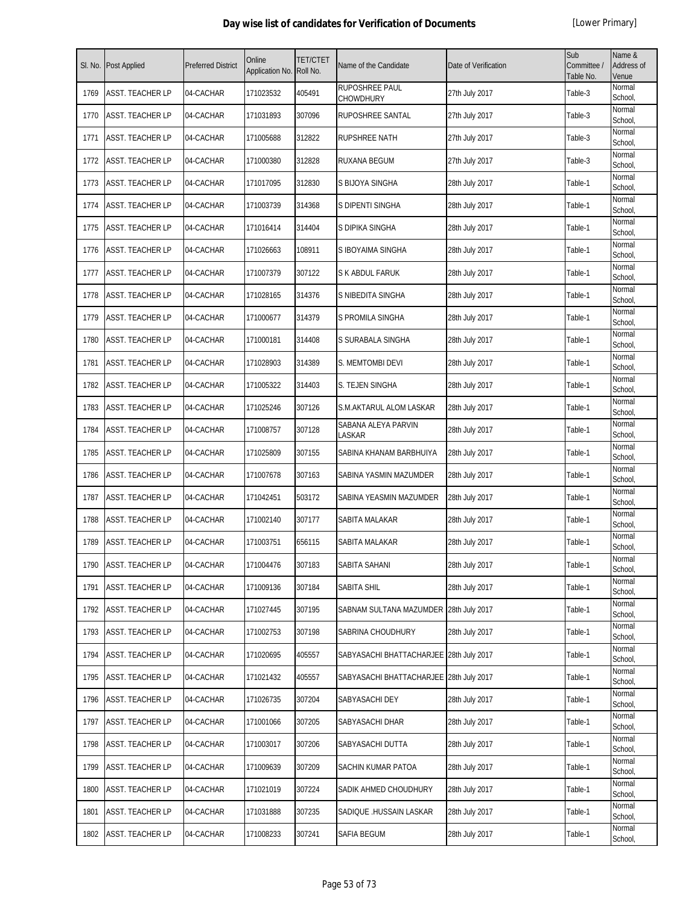# Day wise list of candidates for Verification of Documents

[Lower Primary]

| Sl. No. | Post Applied | Preferred District | Online Application No. | TET/CTET Roll No. | Name of the Candidate | Date of Verification | Sub Committee / Table No. | Name & Address of Venue |
|---|---|---|---|---|---|---|---|---|
| 1769 | ASST. TEACHER LP | 04-CACHAR | 171023532 | 405491 | RUPOSHREE PAUL CHOWDHURY | 27th July 2017 | Table-3 | Normal School, |
| 1770 | ASST. TEACHER LP | 04-CACHAR | 171031893 | 307096 | RUPOSHREE SANTAL | 27th July 2017 | Table-3 | Normal School, |
| 1771 | ASST. TEACHER LP | 04-CACHAR | 171005688 | 312822 | RUPSHREE NATH | 27th July 2017 | Table-3 | Normal School, |
| 1772 | ASST. TEACHER LP | 04-CACHAR | 171000380 | 312828 | RUXANA BEGUM | 27th July 2017 | Table-3 | Normal School, |
| 1773 | ASST. TEACHER LP | 04-CACHAR | 171017095 | 312830 | S BIJOYA SINGHA | 28th July 2017 | Table-1 | Normal School, |
| 1774 | ASST. TEACHER LP | 04-CACHAR | 171003739 | 314368 | S DIPENTI SINGHA | 28th July 2017 | Table-1 | Normal School, |
| 1775 | ASST. TEACHER LP | 04-CACHAR | 171016414 | 314404 | S DIPIKA SINGHA | 28th July 2017 | Table-1 | Normal School, |
| 1776 | ASST. TEACHER LP | 04-CACHAR | 171026663 | 108911 | S IBOYAIMA SINGHA | 28th July 2017 | Table-1 | Normal School, |
| 1777 | ASST. TEACHER LP | 04-CACHAR | 171007379 | 307122 | S K ABDUL FARUK | 28th July 2017 | Table-1 | Normal School, |
| 1778 | ASST. TEACHER LP | 04-CACHAR | 171028165 | 314376 | S NIBEDITA SINGHA | 28th July 2017 | Table-1 | Normal School, |
| 1779 | ASST. TEACHER LP | 04-CACHAR | 171000677 | 314379 | S PROMILA SINGHA | 28th July 2017 | Table-1 | Normal School, |
| 1780 | ASST. TEACHER LP | 04-CACHAR | 171000181 | 314408 | S SURABALA SINGHA | 28th July 2017 | Table-1 | Normal School, |
| 1781 | ASST. TEACHER LP | 04-CACHAR | 171028903 | 314389 | S. MEMTOMBI DEVI | 28th July 2017 | Table-1 | Normal School, |
| 1782 | ASST. TEACHER LP | 04-CACHAR | 171005322 | 314403 | S. TEJEN SINGHA | 28th July 2017 | Table-1 | Normal School, |
| 1783 | ASST. TEACHER LP | 04-CACHAR | 171025246 | 307126 | S.M.AKTARUL ALOM LASKAR | 28th July 2017 | Table-1 | Normal School, |
| 1784 | ASST. TEACHER LP | 04-CACHAR | 171008757 | 307128 | SABANA ALEYA PARVIN LASKAR | 28th July 2017 | Table-1 | Normal School, |
| 1785 | ASST. TEACHER LP | 04-CACHAR | 171025809 | 307155 | SABINA KHANAM BARBHUIYA | 28th July 2017 | Table-1 | Normal School, |
| 1786 | ASST. TEACHER LP | 04-CACHAR | 171007678 | 307163 | SABINA YASMIN MAZUMDER | 28th July 2017 | Table-1 | Normal School, |
| 1787 | ASST. TEACHER LP | 04-CACHAR | 171042451 | 503172 | SABINA YEASMIN MAZUMDER | 28th July 2017 | Table-1 | Normal School, |
| 1788 | ASST. TEACHER LP | 04-CACHAR | 171002140 | 307177 | SABITA MALAKAR | 28th July 2017 | Table-1 | Normal School, |
| 1789 | ASST. TEACHER LP | 04-CACHAR | 171003751 | 656115 | SABITA MALAKAR | 28th July 2017 | Table-1 | Normal School, |
| 1790 | ASST. TEACHER LP | 04-CACHAR | 171004476 | 307183 | SABITA SAHANI | 28th July 2017 | Table-1 | Normal School, |
| 1791 | ASST. TEACHER LP | 04-CACHAR | 171009136 | 307184 | SABITA SHIL | 28th July 2017 | Table-1 | Normal School, |
| 1792 | ASST. TEACHER LP | 04-CACHAR | 171027445 | 307195 | SABNAM SULTANA MAZUMDER | 28th July 2017 | Table-1 | Normal School, |
| 1793 | ASST. TEACHER LP | 04-CACHAR | 171002753 | 307198 | SABRINA CHOUDHURY | 28th July 2017 | Table-1 | Normal School, |
| 1794 | ASST. TEACHER LP | 04-CACHAR | 171020695 | 405557 | SABYASACHI BHATTACHARJEE | 28th July 2017 | Table-1 | Normal School, |
| 1795 | ASST. TEACHER LP | 04-CACHAR | 171021432 | 405557 | SABYASACHI BHATTACHARJEE | 28th July 2017 | Table-1 | Normal School, |
| 1796 | ASST. TEACHER LP | 04-CACHAR | 171026735 | 307204 | SABYASACHI DEY | 28th July 2017 | Table-1 | Normal School, |
| 1797 | ASST. TEACHER LP | 04-CACHAR | 171001066 | 307205 | SABYASACHI DHAR | 28th July 2017 | Table-1 | Normal School, |
| 1798 | ASST. TEACHER LP | 04-CACHAR | 171003017 | 307206 | SABYASACHI DUTTA | 28th July 2017 | Table-1 | Normal School, |
| 1799 | ASST. TEACHER LP | 04-CACHAR | 171009639 | 307209 | SACHIN KUMAR PATOA | 28th July 2017 | Table-1 | Normal School, |
| 1800 | ASST. TEACHER LP | 04-CACHAR | 171021019 | 307224 | SADIK AHMED CHOUDHURY | 28th July 2017 | Table-1 | Normal School, |
| 1801 | ASST. TEACHER LP | 04-CACHAR | 171031888 | 307235 | SADIQUE .HUSSAIN LASKAR | 28th July 2017 | Table-1 | Normal School, |
| 1802 | ASST. TEACHER LP | 04-CACHAR | 171008233 | 307241 | SAFIA BEGUM | 28th July 2017 | Table-1 | Normal School, |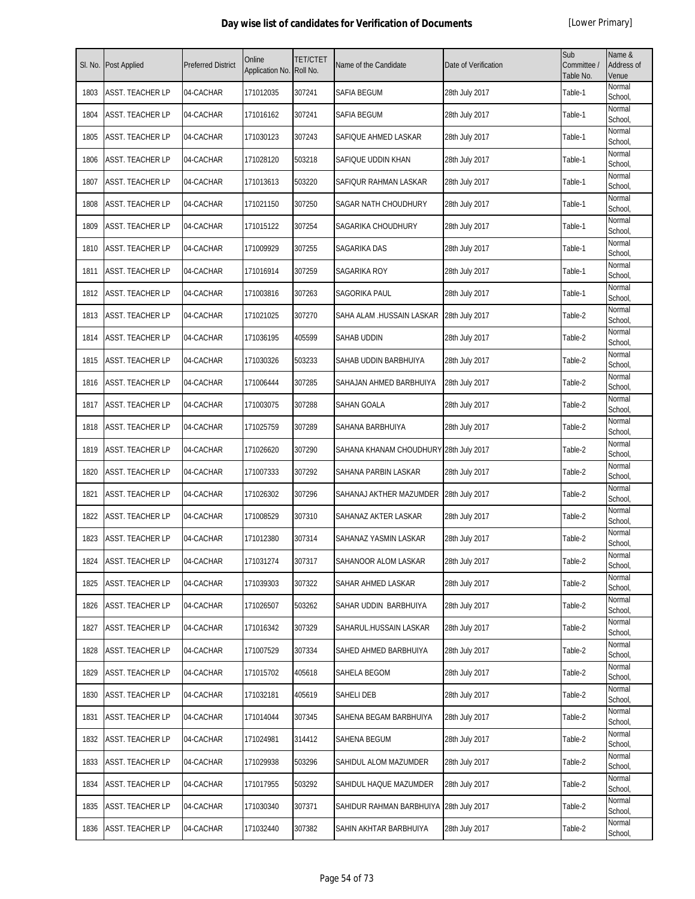# Day wise list of candidates for Verification of Documents

[Lower Primary]

| Sl. No. | Post Applied | Preferred District | Online Application No. | TET/CTET Roll No. | Name of the Candidate | Date of Verification | Sub Committee / Table No. | Name & Address of Venue |
|---|---|---|---|---|---|---|---|---|
| 1803 | ASST. TEACHER LP | 04-CACHAR | 171012035 | 307241 | SAFIA BEGUM | 28th July 2017 | Table-1 | Normal School, |
| 1804 | ASST. TEACHER LP | 04-CACHAR | 171016162 | 307241 | SAFIA BEGUM | 28th July 2017 | Table-1 | Normal School, |
| 1805 | ASST. TEACHER LP | 04-CACHAR | 171030123 | 307243 | SAFIQUE AHMED LASKAR | 28th July 2017 | Table-1 | Normal School, |
| 1806 | ASST. TEACHER LP | 04-CACHAR | 171028120 | 503218 | SAFIQUE UDDIN KHAN | 28th July 2017 | Table-1 | Normal School, |
| 1807 | ASST. TEACHER LP | 04-CACHAR | 171013613 | 503220 | SAFIQUR RAHMAN LASKAR | 28th July 2017 | Table-1 | Normal School, |
| 1808 | ASST. TEACHER LP | 04-CACHAR | 171021150 | 307250 | SAGAR NATH CHOUDHURY | 28th July 2017 | Table-1 | Normal School, |
| 1809 | ASST. TEACHER LP | 04-CACHAR | 171015122 | 307254 | SAGARIKA CHOUDHURY | 28th July 2017 | Table-1 | Normal School, |
| 1810 | ASST. TEACHER LP | 04-CACHAR | 171009929 | 307255 | SAGARIKA DAS | 28th July 2017 | Table-1 | Normal School, |
| 1811 | ASST. TEACHER LP | 04-CACHAR | 171016914 | 307259 | SAGARIKA ROY | 28th July 2017 | Table-1 | Normal School, |
| 1812 | ASST. TEACHER LP | 04-CACHAR | 171003816 | 307263 | SAGORIKA PAUL | 28th July 2017 | Table-1 | Normal School, |
| 1813 | ASST. TEACHER LP | 04-CACHAR | 171021025 | 307270 | SAHA ALAM .HUSSAIN LASKAR | 28th July 2017 | Table-2 | Normal School, |
| 1814 | ASST. TEACHER LP | 04-CACHAR | 171036195 | 405599 | SAHAB UDDIN | 28th July 2017 | Table-2 | Normal School, |
| 1815 | ASST. TEACHER LP | 04-CACHAR | 171030326 | 503233 | SAHAB UDDIN BARBHUIYA | 28th July 2017 | Table-2 | Normal School, |
| 1816 | ASST. TEACHER LP | 04-CACHAR | 171006444 | 307285 | SAHAJAN AHMED BARBHUIYA | 28th July 2017 | Table-2 | Normal School, |
| 1817 | ASST. TEACHER LP | 04-CACHAR | 171003075 | 307288 | SAHAN GOALA | 28th July 2017 | Table-2 | Normal School, |
| 1818 | ASST. TEACHER LP | 04-CACHAR | 171025759 | 307289 | SAHANA BARBHUIYA | 28th July 2017 | Table-2 | Normal School, |
| 1819 | ASST. TEACHER LP | 04-CACHAR | 171026620 | 307290 | SAHANA KHANAM CHOUDHURY | 28th July 2017 | Table-2 | Normal School, |
| 1820 | ASST. TEACHER LP | 04-CACHAR | 171007333 | 307292 | SAHANA PARBIN LASKAR | 28th July 2017 | Table-2 | Normal School, |
| 1821 | ASST. TEACHER LP | 04-CACHAR | 171026302 | 307296 | SAHANAJ AKTHER MAZUMDER | 28th July 2017 | Table-2 | Normal School, |
| 1822 | ASST. TEACHER LP | 04-CACHAR | 171008529 | 307310 | SAHANAZ AKTER LASKAR | 28th July 2017 | Table-2 | Normal School, |
| 1823 | ASST. TEACHER LP | 04-CACHAR | 171012380 | 307314 | SAHANAZ YASMIN LASKAR | 28th July 2017 | Table-2 | Normal School, |
| 1824 | ASST. TEACHER LP | 04-CACHAR | 171031274 | 307317 | SAHANOOR ALOM LASKAR | 28th July 2017 | Table-2 | Normal School, |
| 1825 | ASST. TEACHER LP | 04-CACHAR | 171039303 | 307322 | SAHAR AHMED LASKAR | 28th July 2017 | Table-2 | Normal School, |
| 1826 | ASST. TEACHER LP | 04-CACHAR | 171026507 | 503262 | SAHAR UDDIN BARBHUIYA | 28th July 2017 | Table-2 | Normal School, |
| 1827 | ASST. TEACHER LP | 04-CACHAR | 171016342 | 307329 | SAHARUL.HUSSAIN LASKAR | 28th July 2017 | Table-2 | Normal School, |
| 1828 | ASST. TEACHER LP | 04-CACHAR | 171007529 | 307334 | SAHED AHMED BARBHUIYA | 28th July 2017 | Table-2 | Normal School, |
| 1829 | ASST. TEACHER LP | 04-CACHAR | 171015702 | 405618 | SAHELA BEGOM | 28th July 2017 | Table-2 | Normal School, |
| 1830 | ASST. TEACHER LP | 04-CACHAR | 171032181 | 405619 | SAHELI DEB | 28th July 2017 | Table-2 | Normal School, |
| 1831 | ASST. TEACHER LP | 04-CACHAR | 171014044 | 307345 | SAHENA BEGAM BARBHUIYA | 28th July 2017 | Table-2 | Normal School, |
| 1832 | ASST. TEACHER LP | 04-CACHAR | 171024981 | 314412 | SAHENA BEGUM | 28th July 2017 | Table-2 | Normal School, |
| 1833 | ASST. TEACHER LP | 04-CACHAR | 171029938 | 503296 | SAHIDUL ALOM MAZUMDER | 28th July 2017 | Table-2 | Normal School, |
| 1834 | ASST. TEACHER LP | 04-CACHAR | 171017955 | 503292 | SAHIDUL HAQUE MAZUMDER | 28th July 2017 | Table-2 | Normal School, |
| 1835 | ASST. TEACHER LP | 04-CACHAR | 171030340 | 307371 | SAHIDUR RAHMAN BARBHUIYA | 28th July 2017 | Table-2 | Normal School, |
| 1836 | ASST. TEACHER LP | 04-CACHAR | 171032440 | 307382 | SAHIN AKHTAR BARBHUIYA | 28th July 2017 | Table-2 | Normal School, |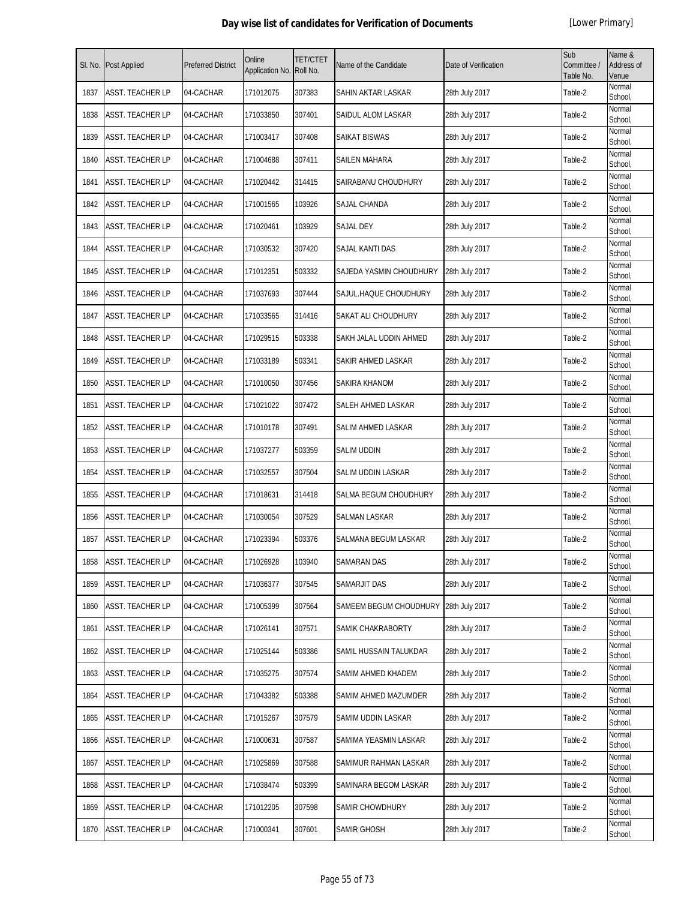# Day wise list of candidates for Verification of Documents

[Lower Primary]

| Sl. No. | Post Applied | Preferred District | Online Application No. | TET/CTET Roll No. | Name of the Candidate | Date of Verification | Sub Committee / Table No. | Name & Address of Venue |
|---|---|---|---|---|---|---|---|---|
| 1837 | ASST. TEACHER LP | 04-CACHAR | 171012075 | 307383 | SAHIN AKTAR LASKAR | 28th July 2017 | Table-2 | Normal School, |
| 1838 | ASST. TEACHER LP | 04-CACHAR | 171033850 | 307401 | SAIDUL ALOM LASKAR | 28th July 2017 | Table-2 | Normal School, |
| 1839 | ASST. TEACHER LP | 04-CACHAR | 171003417 | 307408 | SAIKAT BISWAS | 28th July 2017 | Table-2 | Normal School, |
| 1840 | ASST. TEACHER LP | 04-CACHAR | 171004688 | 307411 | SAILEN MAHARA | 28th July 2017 | Table-2 | Normal School, |
| 1841 | ASST. TEACHER LP | 04-CACHAR | 171020442 | 314415 | SAIRABANU CHOUDHURY | 28th July 2017 | Table-2 | Normal School, |
| 1842 | ASST. TEACHER LP | 04-CACHAR | 171001565 | 103926 | SAJAL CHANDA | 28th July 2017 | Table-2 | Normal School, |
| 1843 | ASST. TEACHER LP | 04-CACHAR | 171020461 | 103929 | SAJAL DEY | 28th July 2017 | Table-2 | Normal School, |
| 1844 | ASST. TEACHER LP | 04-CACHAR | 171030532 | 307420 | SAJAL KANTI DAS | 28th July 2017 | Table-2 | Normal School, |
| 1845 | ASST. TEACHER LP | 04-CACHAR | 171012351 | 503332 | SAJEDA YASMIN CHOUDHURY | 28th July 2017 | Table-2 | Normal School, |
| 1846 | ASST. TEACHER LP | 04-CACHAR | 171037693 | 307444 | SAJUL.HAQUE CHOUDHURY | 28th July 2017 | Table-2 | Normal School, |
| 1847 | ASST. TEACHER LP | 04-CACHAR | 171033565 | 314416 | SAKAT ALI CHOUDHURY | 28th July 2017 | Table-2 | Normal School, |
| 1848 | ASST. TEACHER LP | 04-CACHAR | 171029515 | 503338 | SAKH JALAL UDDIN AHMED | 28th July 2017 | Table-2 | Normal School, |
| 1849 | ASST. TEACHER LP | 04-CACHAR | 171033189 | 503341 | SAKIR AHMED LASKAR | 28th July 2017 | Table-2 | Normal School, |
| 1850 | ASST. TEACHER LP | 04-CACHAR | 171010050 | 307456 | SAKIRA KHANOM | 28th July 2017 | Table-2 | Normal School, |
| 1851 | ASST. TEACHER LP | 04-CACHAR | 171021022 | 307472 | SALEH AHMED LASKAR | 28th July 2017 | Table-2 | Normal School, |
| 1852 | ASST. TEACHER LP | 04-CACHAR | 171010178 | 307491 | SALIM AHMED LASKAR | 28th July 2017 | Table-2 | Normal School, |
| 1853 | ASST. TEACHER LP | 04-CACHAR | 171037277 | 503359 | SALIM UDDIN | 28th July 2017 | Table-2 | Normal School, |
| 1854 | ASST. TEACHER LP | 04-CACHAR | 171032557 | 307504 | SALIM UDDIN LASKAR | 28th July 2017 | Table-2 | Normal School, |
| 1855 | ASST. TEACHER LP | 04-CACHAR | 171018631 | 314418 | SALMA BEGUM CHOUDHURY | 28th July 2017 | Table-2 | Normal School, |
| 1856 | ASST. TEACHER LP | 04-CACHAR | 171030054 | 307529 | SALMAN LASKAR | 28th July 2017 | Table-2 | Normal School, |
| 1857 | ASST. TEACHER LP | 04-CACHAR | 171023394 | 503376 | SALMANA BEGUM LASKAR | 28th July 2017 | Table-2 | Normal School, |
| 1858 | ASST. TEACHER LP | 04-CACHAR | 171026928 | 103940 | SAMARAN DAS | 28th July 2017 | Table-2 | Normal School, |
| 1859 | ASST. TEACHER LP | 04-CACHAR | 171036377 | 307545 | SAMARJIT DAS | 28th July 2017 | Table-2 | Normal School, |
| 1860 | ASST. TEACHER LP | 04-CACHAR | 171005399 | 307564 | SAMEEM BEGUM CHOUDHURY | 28th July 2017 | Table-2 | Normal School, |
| 1861 | ASST. TEACHER LP | 04-CACHAR | 171026141 | 307571 | SAMIK CHAKRABORTY | 28th July 2017 | Table-2 | Normal School, |
| 1862 | ASST. TEACHER LP | 04-CACHAR | 171025144 | 503386 | SAMIL HUSSAIN TALUKDAR | 28th July 2017 | Table-2 | Normal School, |
| 1863 | ASST. TEACHER LP | 04-CACHAR | 171035275 | 307574 | SAMIM AHMED KHADEM | 28th July 2017 | Table-2 | Normal School, |
| 1864 | ASST. TEACHER LP | 04-CACHAR | 171043382 | 503388 | SAMIM AHMED MAZUMDER | 28th July 2017 | Table-2 | Normal School, |
| 1865 | ASST. TEACHER LP | 04-CACHAR | 171015267 | 307579 | SAMIM UDDIN LASKAR | 28th July 2017 | Table-2 | Normal School, |
| 1866 | ASST. TEACHER LP | 04-CACHAR | 171000631 | 307587 | SAMIMA YEASMIN LASKAR | 28th July 2017 | Table-2 | Normal School, |
| 1867 | ASST. TEACHER LP | 04-CACHAR | 171025869 | 307588 | SAMIMUR RAHMAN LASKAR | 28th July 2017 | Table-2 | Normal School, |
| 1868 | ASST. TEACHER LP | 04-CACHAR | 171038474 | 503399 | SAMINARA BEGOM LASKAR | 28th July 2017 | Table-2 | Normal School, |
| 1869 | ASST. TEACHER LP | 04-CACHAR | 171012205 | 307598 | SAMIR CHOWDHURY | 28th July 2017 | Table-2 | Normal School, |
| 1870 | ASST. TEACHER LP | 04-CACHAR | 171000341 | 307601 | SAMIR GHOSH | 28th July 2017 | Table-2 | Normal School, |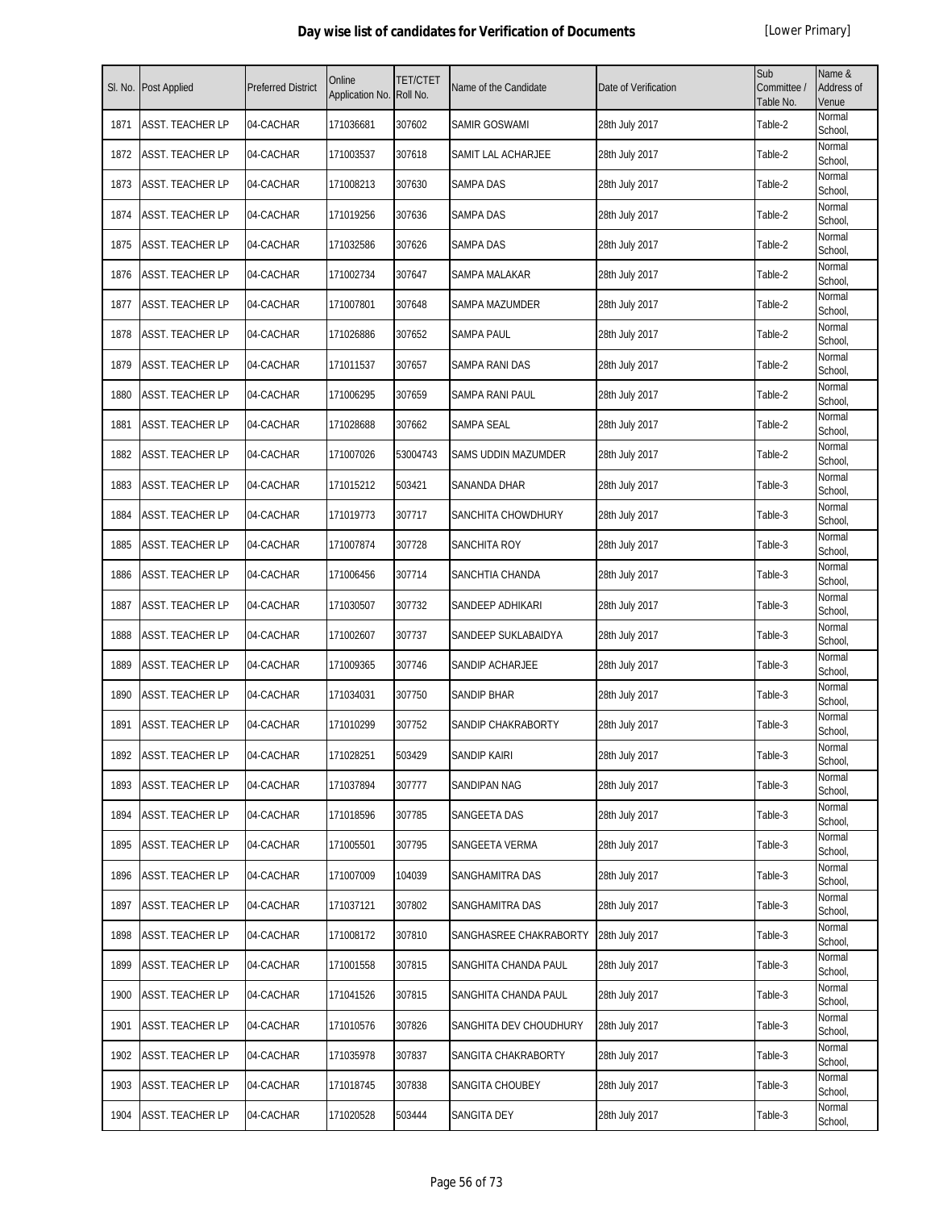# Day wise list of candidates for Verification of Documents

[Lower Primary]

| Sl. No. | Post Applied | Preferred District | Online Application No. | TET/CTET Roll No. | Name of the Candidate | Date of Verification | Sub Committee / Table No. | Name & Address of Venue |
|---|---|---|---|---|---|---|---|---|
| 1871 | ASST. TEACHER LP | 04-CACHAR | 171036681 | 307602 | SAMIR GOSWAMI | 28th July 2017 | Table-2 | Normal School, |
| 1872 | ASST. TEACHER LP | 04-CACHAR | 171003537 | 307618 | SAMIT LAL ACHARJEE | 28th July 2017 | Table-2 | Normal School, |
| 1873 | ASST. TEACHER LP | 04-CACHAR | 171008213 | 307630 | SAMPA DAS | 28th July 2017 | Table-2 | Normal School, |
| 1874 | ASST. TEACHER LP | 04-CACHAR | 171019256 | 307636 | SAMPA DAS | 28th July 2017 | Table-2 | Normal School, |
| 1875 | ASST. TEACHER LP | 04-CACHAR | 171032586 | 307626 | SAMPA DAS | 28th July 2017 | Table-2 | Normal School, |
| 1876 | ASST. TEACHER LP | 04-CACHAR | 171002734 | 307647 | SAMPA MALAKAR | 28th July 2017 | Table-2 | Normal School, |
| 1877 | ASST. TEACHER LP | 04-CACHAR | 171007801 | 307648 | SAMPA MAZUMDER | 28th July 2017 | Table-2 | Normal School, |
| 1878 | ASST. TEACHER LP | 04-CACHAR | 171026886 | 307652 | SAMPA PAUL | 28th July 2017 | Table-2 | Normal School, |
| 1879 | ASST. TEACHER LP | 04-CACHAR | 171011537 | 307657 | SAMPA RANI DAS | 28th July 2017 | Table-2 | Normal School, |
| 1880 | ASST. TEACHER LP | 04-CACHAR | 171006295 | 307659 | SAMPA RANI PAUL | 28th July 2017 | Table-2 | Normal School, |
| 1881 | ASST. TEACHER LP | 04-CACHAR | 171028688 | 307662 | SAMPA SEAL | 28th July 2017 | Table-2 | Normal School, |
| 1882 | ASST. TEACHER LP | 04-CACHAR | 171007026 | 53004743 | SAMS UDDIN MAZUMDER | 28th July 2017 | Table-2 | Normal School, |
| 1883 | ASST. TEACHER LP | 04-CACHAR | 171015212 | 503421 | SANANDA DHAR | 28th July 2017 | Table-3 | Normal School, |
| 1884 | ASST. TEACHER LP | 04-CACHAR | 171019773 | 307717 | SANCHITA CHOWDHURY | 28th July 2017 | Table-3 | Normal School, |
| 1885 | ASST. TEACHER LP | 04-CACHAR | 171007874 | 307728 | SANCHITA ROY | 28th July 2017 | Table-3 | Normal School, |
| 1886 | ASST. TEACHER LP | 04-CACHAR | 171006456 | 307714 | SANCHTIA CHANDA | 28th July 2017 | Table-3 | Normal School, |
| 1887 | ASST. TEACHER LP | 04-CACHAR | 171030507 | 307732 | SANDEEP ADHIKARI | 28th July 2017 | Table-3 | Normal School, |
| 1888 | ASST. TEACHER LP | 04-CACHAR | 171002607 | 307737 | SANDEEP SUKLABAIDYA | 28th July 2017 | Table-3 | Normal School, |
| 1889 | ASST. TEACHER LP | 04-CACHAR | 171009365 | 307746 | SANDIP ACHARJEE | 28th July 2017 | Table-3 | Normal School, |
| 1890 | ASST. TEACHER LP | 04-CACHAR | 171034031 | 307750 | SANDIP BHAR | 28th July 2017 | Table-3 | Normal School, |
| 1891 | ASST. TEACHER LP | 04-CACHAR | 171010299 | 307752 | SANDIP CHAKRABORTY | 28th July 2017 | Table-3 | Normal School, |
| 1892 | ASST. TEACHER LP | 04-CACHAR | 171028251 | 503429 | SANDIP KAIRI | 28th July 2017 | Table-3 | Normal School, |
| 1893 | ASST. TEACHER LP | 04-CACHAR | 171037894 | 307777 | SANDIPAN NAG | 28th July 2017 | Table-3 | Normal School, |
| 1894 | ASST. TEACHER LP | 04-CACHAR | 171018596 | 307785 | SANGEETA DAS | 28th July 2017 | Table-3 | Normal School, |
| 1895 | ASST. TEACHER LP | 04-CACHAR | 171005501 | 307795 | SANGEETA VERMA | 28th July 2017 | Table-3 | Normal School, |
| 1896 | ASST. TEACHER LP | 04-CACHAR | 171007009 | 104039 | SANGHAMITRA DAS | 28th July 2017 | Table-3 | Normal School, |
| 1897 | ASST. TEACHER LP | 04-CACHAR | 171037121 | 307802 | SANGHAMITRA DAS | 28th July 2017 | Table-3 | Normal School, |
| 1898 | ASST. TEACHER LP | 04-CACHAR | 171008172 | 307810 | SANGHASREE CHAKRABORTY | 28th July 2017 | Table-3 | Normal School, |
| 1899 | ASST. TEACHER LP | 04-CACHAR | 171001558 | 307815 | SANGHITA CHANDA PAUL | 28th July 2017 | Table-3 | Normal School, |
| 1900 | ASST. TEACHER LP | 04-CACHAR | 171041526 | 307815 | SANGHITA CHANDA PAUL | 28th July 2017 | Table-3 | Normal School, |
| 1901 | ASST. TEACHER LP | 04-CACHAR | 171010576 | 307826 | SANGHITA DEV CHOUDHURY | 28th July 2017 | Table-3 | Normal School, |
| 1902 | ASST. TEACHER LP | 04-CACHAR | 171035978 | 307837 | SANGITA CHAKRABORTY | 28th July 2017 | Table-3 | Normal School, |
| 1903 | ASST. TEACHER LP | 04-CACHAR | 171018745 | 307838 | SANGITA CHOUBEY | 28th July 2017 | Table-3 | Normal School, |
| 1904 | ASST. TEACHER LP | 04-CACHAR | 171020528 | 503444 | SANGITA DEY | 28th July 2017 | Table-3 | Normal School, |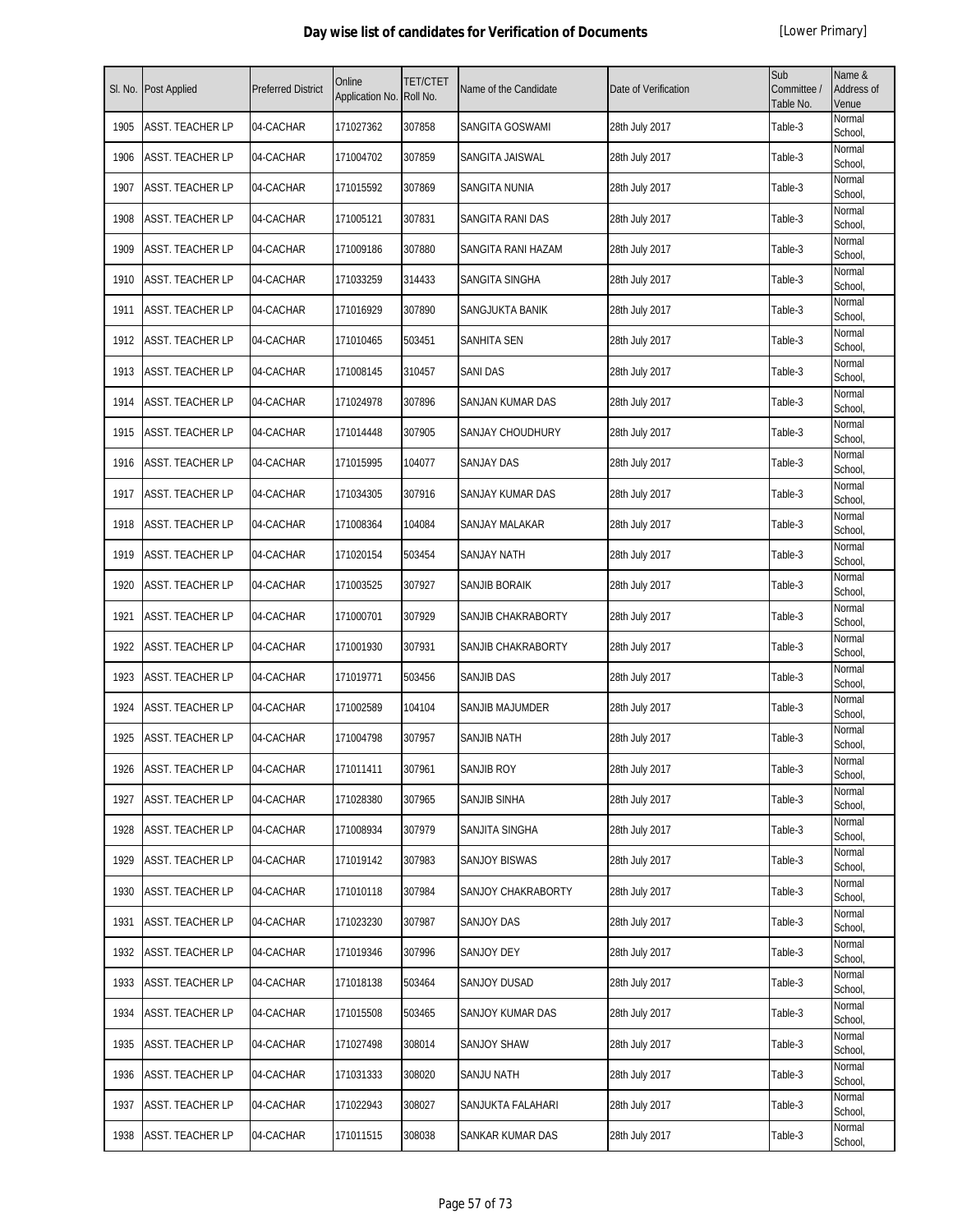# Day wise list of candidates for Verification of Documents

[Lower Primary]

| Sl. No. | Post Applied | Preferred District | Online Application No. | TET/CTET Roll No. | Name of the Candidate | Date of Verification | Sub Committee / Table No. | Name & Address of Venue |
|---|---|---|---|---|---|---|---|---|
| 1905 | ASST. TEACHER LP | 04-CACHAR | 171027362 | 307858 | SANGITA GOSWAMI | 28th July 2017 | Table-3 | Normal School, |
| 1906 | ASST. TEACHER LP | 04-CACHAR | 171004702 | 307859 | SANGITA JAISWAL | 28th July 2017 | Table-3 | Normal School, |
| 1907 | ASST. TEACHER LP | 04-CACHAR | 171015592 | 307869 | SANGITA NUNIA | 28th July 2017 | Table-3 | Normal School, |
| 1908 | ASST. TEACHER LP | 04-CACHAR | 171005121 | 307831 | SANGITA RANI DAS | 28th July 2017 | Table-3 | Normal School, |
| 1909 | ASST. TEACHER LP | 04-CACHAR | 171009186 | 307880 | SANGITA RANI HAZAM | 28th July 2017 | Table-3 | Normal School, |
| 1910 | ASST. TEACHER LP | 04-CACHAR | 171033259 | 314433 | SANGITA SINGHA | 28th July 2017 | Table-3 | Normal School, |
| 1911 | ASST. TEACHER LP | 04-CACHAR | 171016929 | 307890 | SANGJUKTA BANIK | 28th July 2017 | Table-3 | Normal School, |
| 1912 | ASST. TEACHER LP | 04-CACHAR | 171010465 | 503451 | SANHITA SEN | 28th July 2017 | Table-3 | Normal School, |
| 1913 | ASST. TEACHER LP | 04-CACHAR | 171008145 | 310457 | SANI DAS | 28th July 2017 | Table-3 | Normal School, |
| 1914 | ASST. TEACHER LP | 04-CACHAR | 171024978 | 307896 | SANJAN KUMAR DAS | 28th July 2017 | Table-3 | Normal School, |
| 1915 | ASST. TEACHER LP | 04-CACHAR | 171014448 | 307905 | SANJAY CHOUDHURY | 28th July 2017 | Table-3 | Normal School, |
| 1916 | ASST. TEACHER LP | 04-CACHAR | 171015995 | 104077 | SANJAY DAS | 28th July 2017 | Table-3 | Normal School, |
| 1917 | ASST. TEACHER LP | 04-CACHAR | 171034305 | 307916 | SANJAY KUMAR DAS | 28th July 2017 | Table-3 | Normal School, |
| 1918 | ASST. TEACHER LP | 04-CACHAR | 171008364 | 104084 | SANJAY MALAKAR | 28th July 2017 | Table-3 | Normal School, |
| 1919 | ASST. TEACHER LP | 04-CACHAR | 171020154 | 503454 | SANJAY NATH | 28th July 2017 | Table-3 | Normal School, |
| 1920 | ASST. TEACHER LP | 04-CACHAR | 171003525 | 307927 | SANJIB BORAIK | 28th July 2017 | Table-3 | Normal School, |
| 1921 | ASST. TEACHER LP | 04-CACHAR | 171000701 | 307929 | SANJIB CHAKRABORTY | 28th July 2017 | Table-3 | Normal School, |
| 1922 | ASST. TEACHER LP | 04-CACHAR | 171001930 | 307931 | SANJIB CHAKRABORTY | 28th July 2017 | Table-3 | Normal School, |
| 1923 | ASST. TEACHER LP | 04-CACHAR | 171019771 | 503456 | SANJIB DAS | 28th July 2017 | Table-3 | Normal School, |
| 1924 | ASST. TEACHER LP | 04-CACHAR | 171002589 | 104104 | SANJIB MAJUMDER | 28th July 2017 | Table-3 | Normal School, |
| 1925 | ASST. TEACHER LP | 04-CACHAR | 171004798 | 307957 | SANJIB NATH | 28th July 2017 | Table-3 | Normal School, |
| 1926 | ASST. TEACHER LP | 04-CACHAR | 171011411 | 307961 | SANJIB ROY | 28th July 2017 | Table-3 | Normal School, |
| 1927 | ASST. TEACHER LP | 04-CACHAR | 171028380 | 307965 | SANJIB SINHA | 28th July 2017 | Table-3 | Normal School, |
| 1928 | ASST. TEACHER LP | 04-CACHAR | 171008934 | 307979 | SANJITA SINGHA | 28th July 2017 | Table-3 | Normal School, |
| 1929 | ASST. TEACHER LP | 04-CACHAR | 171019142 | 307983 | SANJOY BISWAS | 28th July 2017 | Table-3 | Normal School, |
| 1930 | ASST. TEACHER LP | 04-CACHAR | 171010118 | 307984 | SANJOY CHAKRABORTY | 28th July 2017 | Table-3 | Normal School, |
| 1931 | ASST. TEACHER LP | 04-CACHAR | 171023230 | 307987 | SANJOY DAS | 28th July 2017 | Table-3 | Normal School, |
| 1932 | ASST. TEACHER LP | 04-CACHAR | 171019346 | 307996 | SANJOY DEY | 28th July 2017 | Table-3 | Normal School, |
| 1933 | ASST. TEACHER LP | 04-CACHAR | 171018138 | 503464 | SANJOY DUSAD | 28th July 2017 | Table-3 | Normal School, |
| 1934 | ASST. TEACHER LP | 04-CACHAR | 171015508 | 503465 | SANJOY KUMAR DAS | 28th July 2017 | Table-3 | Normal School, |
| 1935 | ASST. TEACHER LP | 04-CACHAR | 171027498 | 308014 | SANJOY SHAW | 28th July 2017 | Table-3 | Normal School, |
| 1936 | ASST. TEACHER LP | 04-CACHAR | 171031333 | 308020 | SANJU NATH | 28th July 2017 | Table-3 | Normal School, |
| 1937 | ASST. TEACHER LP | 04-CACHAR | 171022943 | 308027 | SANJUKTA FALAHARI | 28th July 2017 | Table-3 | Normal School, |
| 1938 | ASST. TEACHER LP | 04-CACHAR | 171011515 | 308038 | SANKAR KUMAR DAS | 28th July 2017 | Table-3 | Normal School, |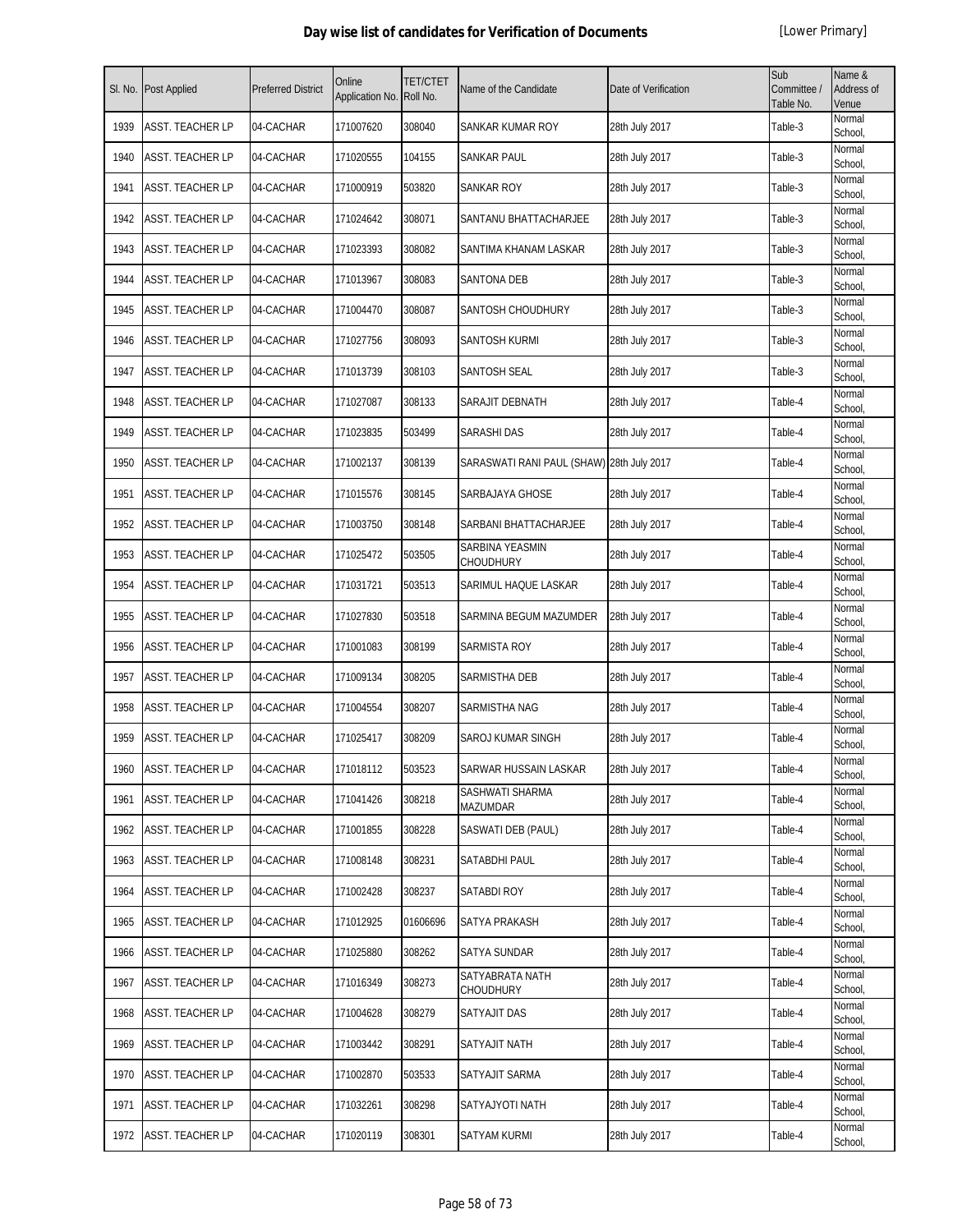# Day wise list of candidates for Verification of Documents

[Lower Primary]

| Sl. No. | Post Applied | Preferred District | Online Application No. | TET/CTET Roll No. | Name of the Candidate | Date of Verification | Sub Committee / Table No. | Name & Address of Venue |
|---|---|---|---|---|---|---|---|---|
| 1939 | ASST. TEACHER LP | 04-CACHAR | 171007620 | 308040 | SANKAR KUMAR ROY | 28th July 2017 | Table-3 | Normal School, |
| 1940 | ASST. TEACHER LP | 04-CACHAR | 171020555 | 104155 | SANKAR PAUL | 28th July 2017 | Table-3 | Normal School, |
| 1941 | ASST. TEACHER LP | 04-CACHAR | 171000919 | 503820 | SANKAR ROY | 28th July 2017 | Table-3 | Normal School, |
| 1942 | ASST. TEACHER LP | 04-CACHAR | 171024642 | 308071 | SANTANU BHATTACHARJEE | 28th July 2017 | Table-3 | Normal School, |
| 1943 | ASST. TEACHER LP | 04-CACHAR | 171023393 | 308082 | SANTIMA KHANAM LASKAR | 28th July 2017 | Table-3 | Normal School, |
| 1944 | ASST. TEACHER LP | 04-CACHAR | 171013967 | 308083 | SANTONA DEB | 28th July 2017 | Table-3 | Normal School, |
| 1945 | ASST. TEACHER LP | 04-CACHAR | 171004470 | 308087 | SANTOSH CHOUDHURY | 28th July 2017 | Table-3 | Normal School, |
| 1946 | ASST. TEACHER LP | 04-CACHAR | 171027756 | 308093 | SANTOSH KURMI | 28th July 2017 | Table-3 | Normal School, |
| 1947 | ASST. TEACHER LP | 04-CACHAR | 171013739 | 308103 | SANTOSH SEAL | 28th July 2017 | Table-3 | Normal School, |
| 1948 | ASST. TEACHER LP | 04-CACHAR | 171027087 | 308133 | SARAJIT DEBNATH | 28th July 2017 | Table-4 | Normal School, |
| 1949 | ASST. TEACHER LP | 04-CACHAR | 171023835 | 503499 | SARASHI DAS | 28th July 2017 | Table-4 | Normal School, |
| 1950 | ASST. TEACHER LP | 04-CACHAR | 171002137 | 308139 | SARASWATI RANI PAUL (SHAW) | 28th July 2017 | Table-4 | Normal School, |
| 1951 | ASST. TEACHER LP | 04-CACHAR | 171015576 | 308145 | SARBAJAYA GHOSE | 28th July 2017 | Table-4 | Normal School, |
| 1952 | ASST. TEACHER LP | 04-CACHAR | 171003750 | 308148 | SARBANI BHATTACHARJEE | 28th July 2017 | Table-4 | Normal School, |
| 1953 | ASST. TEACHER LP | 04-CACHAR | 171025472 | 503505 | SARBINA YEASMIN CHOUDHURY | 28th July 2017 | Table-4 | Normal School, |
| 1954 | ASST. TEACHER LP | 04-CACHAR | 171031721 | 503513 | SARIMUL HAQUE LASKAR | 28th July 2017 | Table-4 | Normal School, |
| 1955 | ASST. TEACHER LP | 04-CACHAR | 171027830 | 503518 | SARMINA BEGUM MAZUMDER | 28th July 2017 | Table-4 | Normal School, |
| 1956 | ASST. TEACHER LP | 04-CACHAR | 171001083 | 308199 | SARMISTA ROY | 28th July 2017 | Table-4 | Normal School, |
| 1957 | ASST. TEACHER LP | 04-CACHAR | 171009134 | 308205 | SARMISTHA DEB | 28th July 2017 | Table-4 | Normal School, |
| 1958 | ASST. TEACHER LP | 04-CACHAR | 171004554 | 308207 | SARMISTHA NAG | 28th July 2017 | Table-4 | Normal School, |
| 1959 | ASST. TEACHER LP | 04-CACHAR | 171025417 | 308209 | SAROJ KUMAR SINGH | 28th July 2017 | Table-4 | Normal School, |
| 1960 | ASST. TEACHER LP | 04-CACHAR | 171018112 | 503523 | SARWAR HUSSAIN LASKAR | 28th July 2017 | Table-4 | Normal School, |
| 1961 | ASST. TEACHER LP | 04-CACHAR | 171041426 | 308218 | SASHWATI SHARMA MAZUMDAR | 28th July 2017 | Table-4 | Normal School, |
| 1962 | ASST. TEACHER LP | 04-CACHAR | 171001855 | 308228 | SASWATI DEB (PAUL) | 28th July 2017 | Table-4 | Normal School, |
| 1963 | ASST. TEACHER LP | 04-CACHAR | 171008148 | 308231 | SATABDHI PAUL | 28th July 2017 | Table-4 | Normal School, |
| 1964 | ASST. TEACHER LP | 04-CACHAR | 171002428 | 308237 | SATABDI ROY | 28th July 2017 | Table-4 | Normal School, |
| 1965 | ASST. TEACHER LP | 04-CACHAR | 171012925 | 01606696 | SATYA PRAKASH | 28th July 2017 | Table-4 | Normal School, |
| 1966 | ASST. TEACHER LP | 04-CACHAR | 171025880 | 308262 | SATYA SUNDAR | 28th July 2017 | Table-4 | Normal School, |
| 1967 | ASST. TEACHER LP | 04-CACHAR | 171016349 | 308273 | SATYABRATA NATH CHOUDHURY | 28th July 2017 | Table-4 | Normal School, |
| 1968 | ASST. TEACHER LP | 04-CACHAR | 171004628 | 308279 | SATYAJIT DAS | 28th July 2017 | Table-4 | Normal School, |
| 1969 | ASST. TEACHER LP | 04-CACHAR | 171003442 | 308291 | SATYAJIT NATH | 28th July 2017 | Table-4 | Normal School, |
| 1970 | ASST. TEACHER LP | 04-CACHAR | 171002870 | 503533 | SATYAJIT SARMA | 28th July 2017 | Table-4 | Normal School, |
| 1971 | ASST. TEACHER LP | 04-CACHAR | 171032261 | 308298 | SATYAJYOTI NATH | 28th July 2017 | Table-4 | Normal School, |
| 1972 | ASST. TEACHER LP | 04-CACHAR | 171020119 | 308301 | SATYAM KURMI | 28th July 2017 | Table-4 | Normal School, |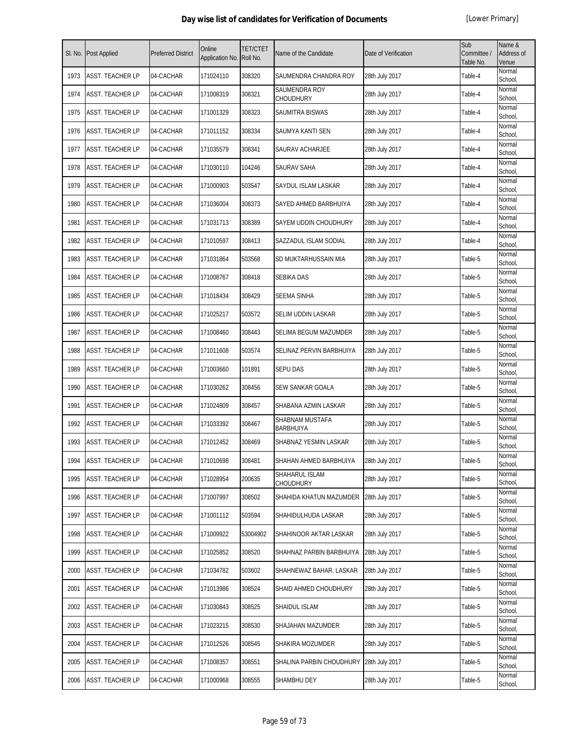# Day wise list of candidates for Verification of Documents

[Lower Primary]

| Sl. No. | Post Applied | Preferred District | Online Application No. | TET/CTET Roll No. | Name of the Candidate | Date of Verification | Sub Committee / Table No. | Name & Address of Venue |
|---|---|---|---|---|---|---|---|---|
| 1973 | ASST. TEACHER LP | 04-CACHAR | 171024110 | 308320 | SAUMENDRA CHANDRA ROY | 28th July 2017 | Table-4 | Normal School, |
| 1974 | ASST. TEACHER LP | 04-CACHAR | 171008319 | 308321 | SAUMENDRA ROY CHOUDHURY | 28th July 2017 | Table-4 | Normal School, |
| 1975 | ASST. TEACHER LP | 04-CACHAR | 171001329 | 308323 | SAUMITRA BISWAS | 28th July 2017 | Table-4 | Normal School, |
| 1976 | ASST. TEACHER LP | 04-CACHAR | 171011152 | 308334 | SAUMYA KANTI SEN | 28th July 2017 | Table-4 | Normal School, |
| 1977 | ASST. TEACHER LP | 04-CACHAR | 171035579 | 308341 | SAURAV ACHARJEE | 28th July 2017 | Table-4 | Normal School, |
| 1978 | ASST. TEACHER LP | 04-CACHAR | 171030110 | 104246 | SAURAV SAHA | 28th July 2017 | Table-4 | Normal School, |
| 1979 | ASST. TEACHER LP | 04-CACHAR | 171000903 | 503547 | SAYDUL ISLAM LASKAR | 28th July 2017 | Table-4 | Normal School, |
| 1980 | ASST. TEACHER LP | 04-CACHAR | 171036004 | 308373 | SAYED AHMED BARBHUIYA | 28th July 2017 | Table-4 | Normal School, |
| 1981 | ASST. TEACHER LP | 04-CACHAR | 171031713 | 308389 | SAYEM UDDIN CHOUDHURY | 28th July 2017 | Table-4 | Normal School, |
| 1982 | ASST. TEACHER LP | 04-CACHAR | 171010597 | 308413 | SAZZADUL ISLAM SODIAL | 28th July 2017 | Table-4 | Normal School, |
| 1983 | ASST. TEACHER LP | 04-CACHAR | 171031864 | 503568 | SD MUKTARHUSSAIN MIA | 28th July 2017 | Table-5 | Normal School, |
| 1984 | ASST. TEACHER LP | 04-CACHAR | 171008767 | 308418 | SEBIKA DAS | 28th July 2017 | Table-5 | Normal School, |
| 1985 | ASST. TEACHER LP | 04-CACHAR | 171018434 | 308429 | SEEMA SINHA | 28th July 2017 | Table-5 | Normal School, |
| 1986 | ASST. TEACHER LP | 04-CACHAR | 171025217 | 503572 | SELIM UDDIN LASKAR | 28th July 2017 | Table-5 | Normal School, |
| 1987 | ASST. TEACHER LP | 04-CACHAR | 171008460 | 308443 | SELIMA BEGUM MAZUMDER | 28th July 2017 | Table-5 | Normal School, |
| 1988 | ASST. TEACHER LP | 04-CACHAR | 171011608 | 503574 | SELINAZ PERVIN BARBHUIYA | 28th July 2017 | Table-5 | Normal School, |
| 1989 | ASST. TEACHER LP | 04-CACHAR | 171003660 | 101891 | SEPU DAS | 28th July 2017 | Table-5 | Normal School, |
| 1990 | ASST. TEACHER LP | 04-CACHAR | 171030262 | 308456 | SEW SANKAR GOALA | 28th July 2017 | Table-5 | Normal School, |
| 1991 | ASST. TEACHER LP | 04-CACHAR | 171024809 | 308457 | SHABANA AZMIN LASKAR | 28th July 2017 | Table-5 | Normal School, |
| 1992 | ASST. TEACHER LP | 04-CACHAR | 171033392 | 308467 | SHABNAM MUSTAFA BARBHUIYA | 28th July 2017 | Table-5 | Normal School, |
| 1993 | ASST. TEACHER LP | 04-CACHAR | 171012452 | 308469 | SHABNAZ YESMIN LASKAR | 28th July 2017 | Table-5 | Normal School, |
| 1994 | ASST. TEACHER LP | 04-CACHAR | 171010698 | 308481 | SHAHAN AHMED BARBHUIYA | 28th July 2017 | Table-5 | Normal School, |
| 1995 | ASST. TEACHER LP | 04-CACHAR | 171028954 | 200635 | SHAHARUL ISLAM CHOUDHURY | 28th July 2017 | Table-5 | Normal School, |
| 1996 | ASST. TEACHER LP | 04-CACHAR | 171007997 | 308502 | SHAHIDA KHATUN MAZUMDER | 28th July 2017 | Table-5 | Normal School, |
| 1997 | ASST. TEACHER LP | 04-CACHAR | 171001112 | 503594 | SHAHIDULHUDA LASKAR | 28th July 2017 | Table-5 | Normal School, |
| 1998 | ASST. TEACHER LP | 04-CACHAR | 171009922 | 53004902 | SHAHINOOR AKTAR LASKAR | 28th July 2017 | Table-5 | Normal School, |
| 1999 | ASST. TEACHER LP | 04-CACHAR | 171025852 | 308520 | SHAHNAZ PARBIN BARBHUIYA | 28th July 2017 | Table-5 | Normal School, |
| 2000 | ASST. TEACHER LP | 04-CACHAR | 171034782 | 503602 | SHAHNEWAZ BAHAR. LASKAR | 28th July 2017 | Table-5 | Normal School, |
| 2001 | ASST. TEACHER LP | 04-CACHAR | 171013986 | 308524 | SHAID AHMED CHOUDHURY | 28th July 2017 | Table-5 | Normal School, |
| 2002 | ASST. TEACHER LP | 04-CACHAR | 171030843 | 308525 | SHAIDUL ISLAM | 28th July 2017 | Table-5 | Normal School, |
| 2003 | ASST. TEACHER LP | 04-CACHAR | 171023215 | 308530 | SHAJAHAN MAZUMDER | 28th July 2017 | Table-5 | Normal School, |
| 2004 | ASST. TEACHER LP | 04-CACHAR | 171012526 | 308545 | SHAKIRA MOZUMDER | 28th July 2017 | Table-5 | Normal School, |
| 2005 | ASST. TEACHER LP | 04-CACHAR | 171008357 | 308551 | SHALINA PARBIN CHOUDHURY | 28th July 2017 | Table-5 | Normal School, |
| 2006 | ASST. TEACHER LP | 04-CACHAR | 171000968 | 308555 | SHAMBHU DEY | 28th July 2017 | Table-5 | Normal School, |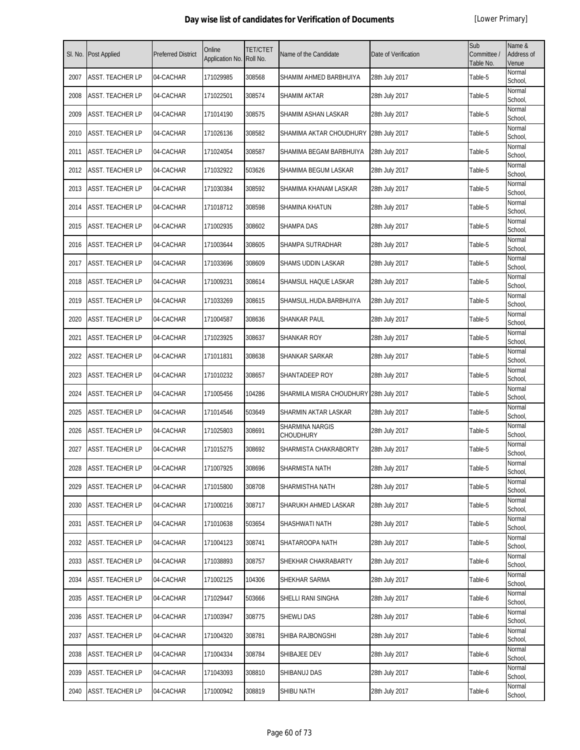# Day wise list of candidates for Verification of Documents

[Lower Primary]

| Sl. No. | Post Applied | Preferred District | Online Application No. | TET/CTET Roll No. | Name of the Candidate | Date of Verification | Sub Committee / Table No. | Name & Address of Venue |
|---|---|---|---|---|---|---|---|---|
| 2007 | ASST. TEACHER LP | 04-CACHAR | 171029985 | 308568 | SHAMIM AHMED BARBHUIYA | 28th July 2017 | Table-5 | Normal School, |
| 2008 | ASST. TEACHER LP | 04-CACHAR | 171022501 | 308574 | SHAMIM AKTAR | 28th July 2017 | Table-5 | Normal School, |
| 2009 | ASST. TEACHER LP | 04-CACHAR | 171014190 | 308575 | SHAMIM ASHAN LASKAR | 28th July 2017 | Table-5 | Normal School, |
| 2010 | ASST. TEACHER LP | 04-CACHAR | 171026136 | 308582 | SHAMIMA AKTAR CHOUDHURY | 28th July 2017 | Table-5 | Normal School, |
| 2011 | ASST. TEACHER LP | 04-CACHAR | 171024054 | 308587 | SHAMIMA BEGAM BARBHUIYA | 28th July 2017 | Table-5 | Normal School, |
| 2012 | ASST. TEACHER LP | 04-CACHAR | 171032922 | 503626 | SHAMIMA BEGUM LASKAR | 28th July 2017 | Table-5 | Normal School, |
| 2013 | ASST. TEACHER LP | 04-CACHAR | 171030384 | 308592 | SHAMIMA KHANAM LASKAR | 28th July 2017 | Table-5 | Normal School, |
| 2014 | ASST. TEACHER LP | 04-CACHAR | 171018712 | 308598 | SHAMINA KHATUN | 28th July 2017 | Table-5 | Normal School, |
| 2015 | ASST. TEACHER LP | 04-CACHAR | 171002935 | 308602 | SHAMPA DAS | 28th July 2017 | Table-5 | Normal School, |
| 2016 | ASST. TEACHER LP | 04-CACHAR | 171003644 | 308605 | SHAMPA SUTRADHAR | 28th July 2017 | Table-5 | Normal School, |
| 2017 | ASST. TEACHER LP | 04-CACHAR | 171033696 | 308609 | SHAMS UDDIN LASKAR | 28th July 2017 | Table-5 | Normal School, |
| 2018 | ASST. TEACHER LP | 04-CACHAR | 171009231 | 308614 | SHAMSUL HAQUE LASKAR | 28th July 2017 | Table-5 | Normal School, |
| 2019 | ASST. TEACHER LP | 04-CACHAR | 171033269 | 308615 | SHAMSUL.HUDA.BARBHUIYA | 28th July 2017 | Table-5 | Normal School, |
| 2020 | ASST. TEACHER LP | 04-CACHAR | 171004587 | 308636 | SHANKAR PAUL | 28th July 2017 | Table-5 | Normal School, |
| 2021 | ASST. TEACHER LP | 04-CACHAR | 171023925 | 308637 | SHANKAR ROY | 28th July 2017 | Table-5 | Normal School, |
| 2022 | ASST. TEACHER LP | 04-CACHAR | 171011831 | 308638 | SHANKAR SARKAR | 28th July 2017 | Table-5 | Normal School, |
| 2023 | ASST. TEACHER LP | 04-CACHAR | 171010232 | 308657 | SHANTADEEP ROY | 28th July 2017 | Table-5 | Normal School, |
| 2024 | ASST. TEACHER LP | 04-CACHAR | 171005456 | 104286 | SHARMILA MISRA CHOUDHURY | 28th July 2017 | Table-5 | Normal School, |
| 2025 | ASST. TEACHER LP | 04-CACHAR | 171014546 | 503649 | SHARMIN AKTAR LASKAR | 28th July 2017 | Table-5 | Normal School, |
| 2026 | ASST. TEACHER LP | 04-CACHAR | 171025803 | 308691 | SHARMINA NARGIS CHOUDHURY | 28th July 2017 | Table-5 | Normal School, |
| 2027 | ASST. TEACHER LP | 04-CACHAR | 171015275 | 308692 | SHARMISTA CHAKRABORTY | 28th July 2017 | Table-5 | Normal School, |
| 2028 | ASST. TEACHER LP | 04-CACHAR | 171007925 | 308696 | SHARMISTA NATH | 28th July 2017 | Table-5 | Normal School, |
| 2029 | ASST. TEACHER LP | 04-CACHAR | 171015800 | 308708 | SHARMISTHA NATH | 28th July 2017 | Table-5 | Normal School, |
| 2030 | ASST. TEACHER LP | 04-CACHAR | 171000216 | 308717 | SHARUKH AHMED LASKAR | 28th July 2017 | Table-5 | Normal School, |
| 2031 | ASST. TEACHER LP | 04-CACHAR | 171010638 | 503654 | SHASHWATI NATH | 28th July 2017 | Table-5 | Normal School, |
| 2032 | ASST. TEACHER LP | 04-CACHAR | 171004123 | 308741 | SHATAROOPA NATH | 28th July 2017 | Table-5 | Normal School, |
| 2033 | ASST. TEACHER LP | 04-CACHAR | 171038893 | 308757 | SHEKHAR CHAKRABARTY | 28th July 2017 | Table-6 | Normal School, |
| 2034 | ASST. TEACHER LP | 04-CACHAR | 171002125 | 104306 | SHEKHAR SARMA | 28th July 2017 | Table-6 | Normal School, |
| 2035 | ASST. TEACHER LP | 04-CACHAR | 171029447 | 503666 | SHELLI RANI SINGHA | 28th July 2017 | Table-6 | Normal School, |
| 2036 | ASST. TEACHER LP | 04-CACHAR | 171003947 | 308775 | SHEWLI DAS | 28th July 2017 | Table-6 | Normal School, |
| 2037 | ASST. TEACHER LP | 04-CACHAR | 171004320 | 308781 | SHIBA RAJBONGSHI | 28th July 2017 | Table-6 | Normal School, |
| 2038 | ASST. TEACHER LP | 04-CACHAR | 171004334 | 308784 | SHIBAJEE DEV | 28th July 2017 | Table-6 | Normal School, |
| 2039 | ASST. TEACHER LP | 04-CACHAR | 171043093 | 308810 | SHIBANUJ DAS | 28th July 2017 | Table-6 | Normal School, |
| 2040 | ASST. TEACHER LP | 04-CACHAR | 171000942 | 308819 | SHIBU NATH | 28th July 2017 | Table-6 | Normal School, |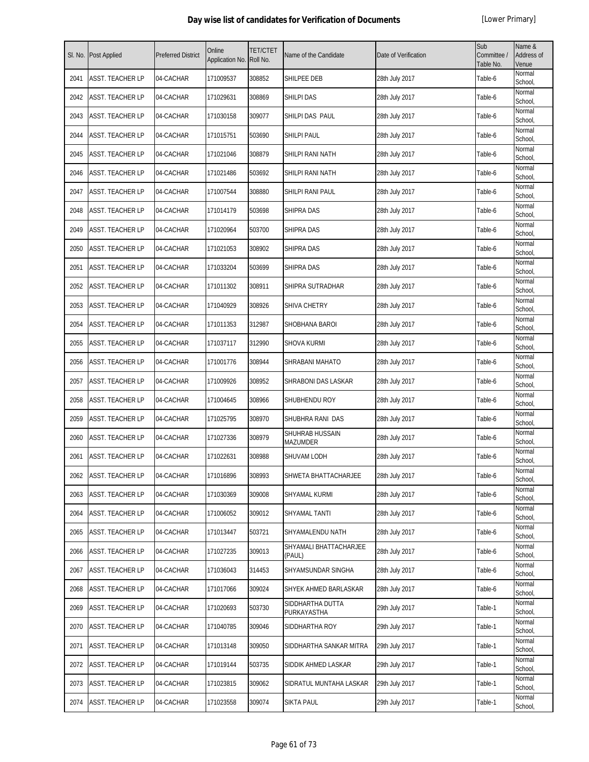# Day wise list of candidates for Verification of Documents

[Lower Primary]

| Sl. No. | Post Applied | Preferred District | Online Application No. | TET/CTET Roll No. | Name of the Candidate | Date of Verification | Sub Committee / Table No. | Name & Address of Venue |
|---|---|---|---|---|---|---|---|---|
| 2041 | ASST. TEACHER LP | 04-CACHAR | 171009537 | 308852 | SHILPEE DEB | 28th July 2017 | Table-6 | Normal School, |
| 2042 | ASST. TEACHER LP | 04-CACHAR | 171029631 | 308869 | SHILPI DAS | 28th July 2017 | Table-6 | Normal School, |
| 2043 | ASST. TEACHER LP | 04-CACHAR | 171030158 | 309077 | SHILPI DAS PAUL | 28th July 2017 | Table-6 | Normal School, |
| 2044 | ASST. TEACHER LP | 04-CACHAR | 171015751 | 503690 | SHILPI PAUL | 28th July 2017 | Table-6 | Normal School, |
| 2045 | ASST. TEACHER LP | 04-CACHAR | 171021046 | 308879 | SHILPI RANI NATH | 28th July 2017 | Table-6 | Normal School, |
| 2046 | ASST. TEACHER LP | 04-CACHAR | 171021486 | 503692 | SHILPI RANI NATH | 28th July 2017 | Table-6 | Normal School, |
| 2047 | ASST. TEACHER LP | 04-CACHAR | 171007544 | 308880 | SHILPI RANI PAUL | 28th July 2017 | Table-6 | Normal School, |
| 2048 | ASST. TEACHER LP | 04-CACHAR | 171014179 | 503698 | SHIPRA DAS | 28th July 2017 | Table-6 | Normal School, |
| 2049 | ASST. TEACHER LP | 04-CACHAR | 171020964 | 503700 | SHIPRA DAS | 28th July 2017 | Table-6 | Normal School, |
| 2050 | ASST. TEACHER LP | 04-CACHAR | 171021053 | 308902 | SHIPRA DAS | 28th July 2017 | Table-6 | Normal School, |
| 2051 | ASST. TEACHER LP | 04-CACHAR | 171033204 | 503699 | SHIPRA DAS | 28th July 2017 | Table-6 | Normal School, |
| 2052 | ASST. TEACHER LP | 04-CACHAR | 171011302 | 308911 | SHIPRA SUTRADHAR | 28th July 2017 | Table-6 | Normal School, |
| 2053 | ASST. TEACHER LP | 04-CACHAR | 171040929 | 308926 | SHIVA CHETRY | 28th July 2017 | Table-6 | Normal School, |
| 2054 | ASST. TEACHER LP | 04-CACHAR | 171011353 | 312987 | SHOBHANA BAROI | 28th July 2017 | Table-6 | Normal School, |
| 2055 | ASST. TEACHER LP | 04-CACHAR | 171037117 | 312990 | SHOVA KURMI | 28th July 2017 | Table-6 | Normal School, |
| 2056 | ASST. TEACHER LP | 04-CACHAR | 171001776 | 308944 | SHRABANI MAHATO | 28th July 2017 | Table-6 | Normal School, |
| 2057 | ASST. TEACHER LP | 04-CACHAR | 171009926 | 308952 | SHRABONI DAS LASKAR | 28th July 2017 | Table-6 | Normal School, |
| 2058 | ASST. TEACHER LP | 04-CACHAR | 171004645 | 308966 | SHUBHENDU ROY | 28th July 2017 | Table-6 | Normal School, |
| 2059 | ASST. TEACHER LP | 04-CACHAR | 171025795 | 308970 | SHUBHRA RANI DAS | 28th July 2017 | Table-6 | Normal School, |
| 2060 | ASST. TEACHER LP | 04-CACHAR | 171027336 | 308979 | SHUHRAB HUSSAIN MAZUMDER | 28th July 2017 | Table-6 | Normal School, |
| 2061 | ASST. TEACHER LP | 04-CACHAR | 171022631 | 308988 | SHUVAM LODH | 28th July 2017 | Table-6 | Normal School, |
| 2062 | ASST. TEACHER LP | 04-CACHAR | 171016896 | 308993 | SHWETA BHATTACHARJEE | 28th July 2017 | Table-6 | Normal School, |
| 2063 | ASST. TEACHER LP | 04-CACHAR | 171030369 | 309008 | SHYAMAL KURMI | 28th July 2017 | Table-6 | Normal School, |
| 2064 | ASST. TEACHER LP | 04-CACHAR | 171006052 | 309012 | SHYAMAL TANTI | 28th July 2017 | Table-6 | Normal School, |
| 2065 | ASST. TEACHER LP | 04-CACHAR | 171013447 | 503721 | SHYAMALENDU NATH | 28th July 2017 | Table-6 | Normal School, |
| 2066 | ASST. TEACHER LP | 04-CACHAR | 171027235 | 309013 | SHYAMALI BHATTACHARJEE (PAUL) | 28th July 2017 | Table-6 | Normal School, |
| 2067 | ASST. TEACHER LP | 04-CACHAR | 171036043 | 314453 | SHYAMSUNDAR SINGHA | 28th July 2017 | Table-6 | Normal School, |
| 2068 | ASST. TEACHER LP | 04-CACHAR | 171017066 | 309024 | SHYEK AHMED BARLASKAR | 28th July 2017 | Table-6 | Normal School, |
| 2069 | ASST. TEACHER LP | 04-CACHAR | 171020693 | 503730 | SIDDHARTHA DUTTA PURKAYASTHA | 29th July 2017 | Table-1 | Normal School, |
| 2070 | ASST. TEACHER LP | 04-CACHAR | 171040785 | 309046 | SIDDHARTHA ROY | 29th July 2017 | Table-1 | Normal School, |
| 2071 | ASST. TEACHER LP | 04-CACHAR | 171013148 | 309050 | SIDDHARTHA SANKAR MITRA | 29th July 2017 | Table-1 | Normal School, |
| 2072 | ASST. TEACHER LP | 04-CACHAR | 171019144 | 503735 | SIDDIK AHMED LASKAR | 29th July 2017 | Table-1 | Normal School, |
| 2073 | ASST. TEACHER LP | 04-CACHAR | 171023815 | 309062 | SIDRATUL MUNTAHA LASKAR | 29th July 2017 | Table-1 | Normal School, |
| 2074 | ASST. TEACHER LP | 04-CACHAR | 171023558 | 309074 | SIKTA PAUL | 29th July 2017 | Table-1 | Normal School, |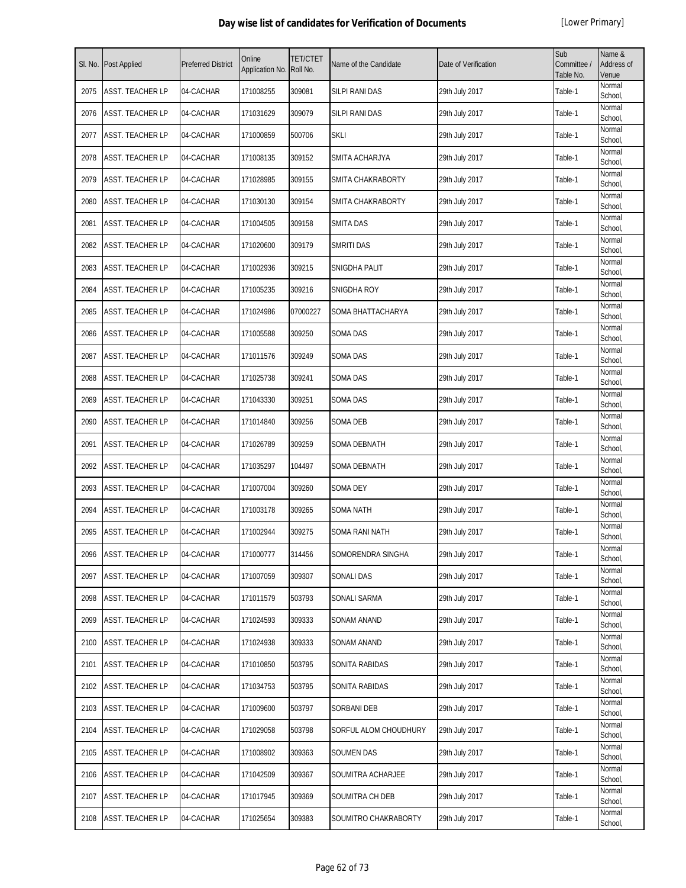## Day wise list of candidates for Verification of Documents

[Lower Primary]

| Sl. No. | Post Applied | Preferred District | Online Application No. | TET/CTET Roll No. | Name of the Candidate | Date of Verification | Sub Committee / Table No. | Name & Address of Venue |
|---|---|---|---|---|---|---|---|---|
| 2075 | ASST. TEACHER LP | 04-CACHAR | 171008255 | 309081 | SILPI RANI DAS | 29th July 2017 | Table-1 | Normal School, |
| 2076 | ASST. TEACHER LP | 04-CACHAR | 171031629 | 309079 | SILPI RANI DAS | 29th July 2017 | Table-1 | Normal School, |
| 2077 | ASST. TEACHER LP | 04-CACHAR | 171000859 | 500706 | SKLI | 29th July 2017 | Table-1 | Normal School, |
| 2078 | ASST. TEACHER LP | 04-CACHAR | 171008135 | 309152 | SMITA ACHARJYA | 29th July 2017 | Table-1 | Normal School, |
| 2079 | ASST. TEACHER LP | 04-CACHAR | 171028985 | 309155 | SMITA CHAKRABORTY | 29th July 2017 | Table-1 | Normal School, |
| 2080 | ASST. TEACHER LP | 04-CACHAR | 171030130 | 309154 | SMITA CHAKRABORTY | 29th July 2017 | Table-1 | Normal School, |
| 2081 | ASST. TEACHER LP | 04-CACHAR | 171004505 | 309158 | SMITA DAS | 29th July 2017 | Table-1 | Normal School, |
| 2082 | ASST. TEACHER LP | 04-CACHAR | 171020600 | 309179 | SMRITI DAS | 29th July 2017 | Table-1 | Normal School, |
| 2083 | ASST. TEACHER LP | 04-CACHAR | 171002936 | 309215 | SNIGDHA PALIT | 29th July 2017 | Table-1 | Normal School, |
| 2084 | ASST. TEACHER LP | 04-CACHAR | 171005235 | 309216 | SNIGDHA ROY | 29th July 2017 | Table-1 | Normal School, |
| 2085 | ASST. TEACHER LP | 04-CACHAR | 171024986 | 07000227 | SOMA BHATTACHARYA | 29th July 2017 | Table-1 | Normal School, |
| 2086 | ASST. TEACHER LP | 04-CACHAR | 171005588 | 309250 | SOMA DAS | 29th July 2017 | Table-1 | Normal School, |
| 2087 | ASST. TEACHER LP | 04-CACHAR | 171011576 | 309249 | SOMA DAS | 29th July 2017 | Table-1 | Normal School, |
| 2088 | ASST. TEACHER LP | 04-CACHAR | 171025738 | 309241 | SOMA DAS | 29th July 2017 | Table-1 | Normal School, |
| 2089 | ASST. TEACHER LP | 04-CACHAR | 171043330 | 309251 | SOMA DAS | 29th July 2017 | Table-1 | Normal School, |
| 2090 | ASST. TEACHER LP | 04-CACHAR | 171014840 | 309256 | SOMA DEB | 29th July 2017 | Table-1 | Normal School, |
| 2091 | ASST. TEACHER LP | 04-CACHAR | 171026789 | 309259 | SOMA DEBNATH | 29th July 2017 | Table-1 | Normal School, |
| 2092 | ASST. TEACHER LP | 04-CACHAR | 171035297 | 104497 | SOMA DEBNATH | 29th July 2017 | Table-1 | Normal School, |
| 2093 | ASST. TEACHER LP | 04-CACHAR | 171007004 | 309260 | SOMA DEY | 29th July 2017 | Table-1 | Normal School, |
| 2094 | ASST. TEACHER LP | 04-CACHAR | 171003178 | 309265 | SOMA NATH | 29th July 2017 | Table-1 | Normal School, |
| 2095 | ASST. TEACHER LP | 04-CACHAR | 171002944 | 309275 | SOMA RANI NATH | 29th July 2017 | Table-1 | Normal School, |
| 2096 | ASST. TEACHER LP | 04-CACHAR | 171000777 | 314456 | SOMORENDRA SINGHA | 29th July 2017 | Table-1 | Normal School, |
| 2097 | ASST. TEACHER LP | 04-CACHAR | 171007059 | 309307 | SONALI DAS | 29th July 2017 | Table-1 | Normal School, |
| 2098 | ASST. TEACHER LP | 04-CACHAR | 171011579 | 503793 | SONALI SARMA | 29th July 2017 | Table-1 | Normal School, |
| 2099 | ASST. TEACHER LP | 04-CACHAR | 171024593 | 309333 | SONAM ANAND | 29th July 2017 | Table-1 | Normal School, |
| 2100 | ASST. TEACHER LP | 04-CACHAR | 171024938 | 309333 | SONAM ANAND | 29th July 2017 | Table-1 | Normal School, |
| 2101 | ASST. TEACHER LP | 04-CACHAR | 171010850 | 503795 | SONITA RABIDAS | 29th July 2017 | Table-1 | Normal School, |
| 2102 | ASST. TEACHER LP | 04-CACHAR | 171034753 | 503795 | SONITA RABIDAS | 29th July 2017 | Table-1 | Normal School, |
| 2103 | ASST. TEACHER LP | 04-CACHAR | 171009600 | 503797 | SORBANI DEB | 29th July 2017 | Table-1 | Normal School, |
| 2104 | ASST. TEACHER LP | 04-CACHAR | 171029058 | 503798 | SORFUL ALOM CHOUDHURY | 29th July 2017 | Table-1 | Normal School, |
| 2105 | ASST. TEACHER LP | 04-CACHAR | 171008902 | 309363 | SOUMEN DAS | 29th July 2017 | Table-1 | Normal School, |
| 2106 | ASST. TEACHER LP | 04-CACHAR | 171042509 | 309367 | SOUMITRA ACHARJEE | 29th July 2017 | Table-1 | Normal School, |
| 2107 | ASST. TEACHER LP | 04-CACHAR | 171017945 | 309369 | SOUMITRA CH DEB | 29th July 2017 | Table-1 | Normal School, |
| 2108 | ASST. TEACHER LP | 04-CACHAR | 171025654 | 309383 | SOUMITRO CHAKRABORTY | 29th July 2017 | Table-1 | Normal School, |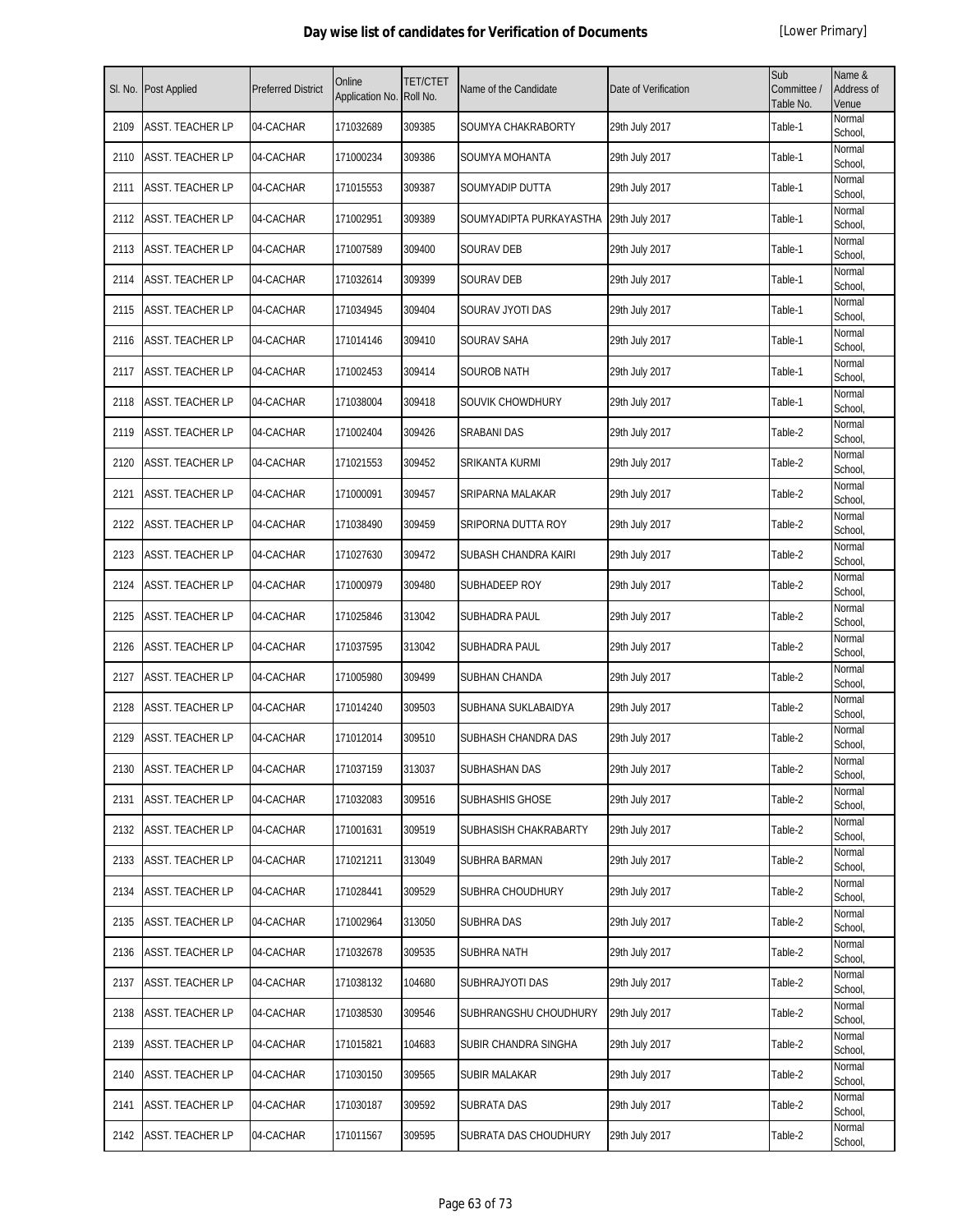# Day wise list of candidates for Verification of Documents

[Lower Primary]

| Sl. No. | Post Applied | Preferred District | Online Application No. | TET/CTET Roll No. | Name of the Candidate | Date of Verification | Sub Committee / Table No. | Name & Address of Venue |
|---|---|---|---|---|---|---|---|---|
| 2109 | ASST. TEACHER LP | 04-CACHAR | 171032689 | 309385 | SOUMYA CHAKRABORTY | 29th July 2017 | Table-1 | Normal School, |
| 2110 | ASST. TEACHER LP | 04-CACHAR | 171000234 | 309386 | SOUMYA MOHANTA | 29th July 2017 | Table-1 | Normal School, |
| 2111 | ASST. TEACHER LP | 04-CACHAR | 171015553 | 309387 | SOUMYADIP DUTTA | 29th July 2017 | Table-1 | Normal School, |
| 2112 | ASST. TEACHER LP | 04-CACHAR | 171002951 | 309389 | SOUMYADIPTA PURKAYASTHA | 29th July 2017 | Table-1 | Normal School, |
| 2113 | ASST. TEACHER LP | 04-CACHAR | 171007589 | 309400 | SOURAV DEB | 29th July 2017 | Table-1 | Normal School, |
| 2114 | ASST. TEACHER LP | 04-CACHAR | 171032614 | 309399 | SOURAV DEB | 29th July 2017 | Table-1 | Normal School, |
| 2115 | ASST. TEACHER LP | 04-CACHAR | 171034945 | 309404 | SOURAV JYOTI DAS | 29th July 2017 | Table-1 | Normal School, |
| 2116 | ASST. TEACHER LP | 04-CACHAR | 171014146 | 309410 | SOURAV SAHA | 29th July 2017 | Table-1 | Normal School, |
| 2117 | ASST. TEACHER LP | 04-CACHAR | 171002453 | 309414 | SOUROB NATH | 29th July 2017 | Table-1 | Normal School, |
| 2118 | ASST. TEACHER LP | 04-CACHAR | 171038004 | 309418 | SOUVIK CHOWDHURY | 29th July 2017 | Table-1 | Normal School, |
| 2119 | ASST. TEACHER LP | 04-CACHAR | 171002404 | 309426 | SRABANI DAS | 29th July 2017 | Table-2 | Normal School, |
| 2120 | ASST. TEACHER LP | 04-CACHAR | 171021553 | 309452 | SRIKANTA KURMI | 29th July 2017 | Table-2 | Normal School, |
| 2121 | ASST. TEACHER LP | 04-CACHAR | 171000091 | 309457 | SRIPARNA MALAKAR | 29th July 2017 | Table-2 | Normal School, |
| 2122 | ASST. TEACHER LP | 04-CACHAR | 171038490 | 309459 | SRIPORNA DUTTA ROY | 29th July 2017 | Table-2 | Normal School, |
| 2123 | ASST. TEACHER LP | 04-CACHAR | 171027630 | 309472 | SUBASH CHANDRA KAIRI | 29th July 2017 | Table-2 | Normal School, |
| 2124 | ASST. TEACHER LP | 04-CACHAR | 171000979 | 309480 | SUBHADEEP ROY | 29th July 2017 | Table-2 | Normal School, |
| 2125 | ASST. TEACHER LP | 04-CACHAR | 171025846 | 313042 | SUBHADRA PAUL | 29th July 2017 | Table-2 | Normal School, |
| 2126 | ASST. TEACHER LP | 04-CACHAR | 171037595 | 313042 | SUBHADRA PAUL | 29th July 2017 | Table-2 | Normal School, |
| 2127 | ASST. TEACHER LP | 04-CACHAR | 171005980 | 309499 | SUBHAN CHANDA | 29th July 2017 | Table-2 | Normal School, |
| 2128 | ASST. TEACHER LP | 04-CACHAR | 171014240 | 309503 | SUBHANA SUKLABAIDYA | 29th July 2017 | Table-2 | Normal School, |
| 2129 | ASST. TEACHER LP | 04-CACHAR | 171012014 | 309510 | SUBHASH CHANDRA DAS | 29th July 2017 | Table-2 | Normal School, |
| 2130 | ASST. TEACHER LP | 04-CACHAR | 171037159 | 313037 | SUBHASHAN DAS | 29th July 2017 | Table-2 | Normal School, |
| 2131 | ASST. TEACHER LP | 04-CACHAR | 171032083 | 309516 | SUBHASHIS GHOSE | 29th July 2017 | Table-2 | Normal School, |
| 2132 | ASST. TEACHER LP | 04-CACHAR | 171001631 | 309519 | SUBHASISH CHAKRABARTY | 29th July 2017 | Table-2 | Normal School, |
| 2133 | ASST. TEACHER LP | 04-CACHAR | 171021211 | 313049 | SUBHRA BARMAN | 29th July 2017 | Table-2 | Normal School, |
| 2134 | ASST. TEACHER LP | 04-CACHAR | 171028441 | 309529 | SUBHRA CHOUDHURY | 29th July 2017 | Table-2 | Normal School, |
| 2135 | ASST. TEACHER LP | 04-CACHAR | 171002964 | 313050 | SUBHRA DAS | 29th July 2017 | Table-2 | Normal School, |
| 2136 | ASST. TEACHER LP | 04-CACHAR | 171032678 | 309535 | SUBHRA NATH | 29th July 2017 | Table-2 | Normal School, |
| 2137 | ASST. TEACHER LP | 04-CACHAR | 171038132 | 104680 | SUBHRAJYOTI DAS | 29th July 2017 | Table-2 | Normal School, |
| 2138 | ASST. TEACHER LP | 04-CACHAR | 171038530 | 309546 | SUBHRANGSHU CHOUDHURY | 29th July 2017 | Table-2 | Normal School, |
| 2139 | ASST. TEACHER LP | 04-CACHAR | 171015821 | 104683 | SUBIR CHANDRA SINGHA | 29th July 2017 | Table-2 | Normal School, |
| 2140 | ASST. TEACHER LP | 04-CACHAR | 171030150 | 309565 | SUBIR MALAKAR | 29th July 2017 | Table-2 | Normal School, |
| 2141 | ASST. TEACHER LP | 04-CACHAR | 171030187 | 309592 | SUBRATA DAS | 29th July 2017 | Table-2 | Normal School, |
| 2142 | ASST. TEACHER LP | 04-CACHAR | 171011567 | 309595 | SUBRATA DAS CHOUDHURY | 29th July 2017 | Table-2 | Normal School, |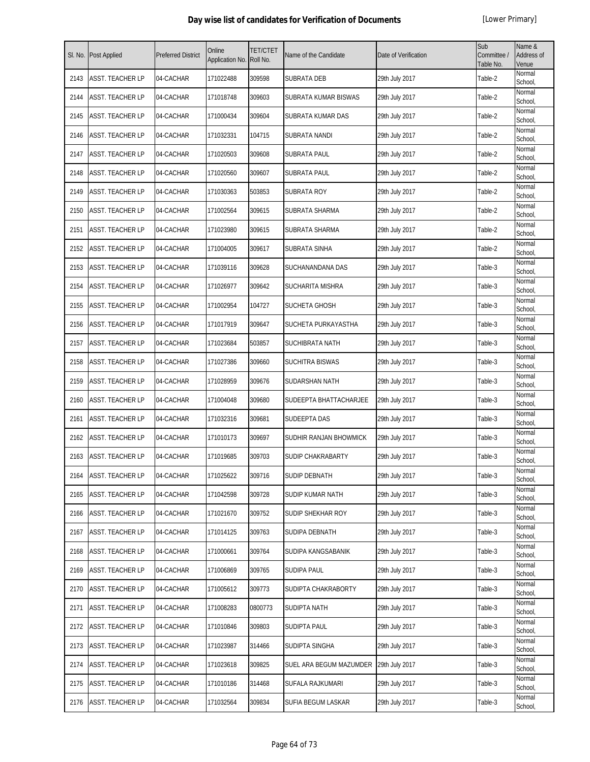# Day wise list of candidates for Verification of Documents

[Lower Primary]

| Sl. No. | Post Applied | Preferred District | Online Application No. | TET/CTET Roll No. | Name of the Candidate | Date of Verification | Sub Committee / Table No. | Name & Address of Venue |
|---|---|---|---|---|---|---|---|---|
| 2143 | ASST. TEACHER LP | 04-CACHAR | 171022488 | 309598 | SUBRATA DEB | 29th July 2017 | Table-2 | Normal School, |
| 2144 | ASST. TEACHER LP | 04-CACHAR | 171018748 | 309603 | SUBRATA KUMAR BISWAS | 29th July 2017 | Table-2 | Normal School, |
| 2145 | ASST. TEACHER LP | 04-CACHAR | 171000434 | 309604 | SUBRATA KUMAR DAS | 29th July 2017 | Table-2 | Normal School, |
| 2146 | ASST. TEACHER LP | 04-CACHAR | 171032331 | 104715 | SUBRATA NANDI | 29th July 2017 | Table-2 | Normal School, |
| 2147 | ASST. TEACHER LP | 04-CACHAR | 171020503 | 309608 | SUBRATA PAUL | 29th July 2017 | Table-2 | Normal School, |
| 2148 | ASST. TEACHER LP | 04-CACHAR | 171020560 | 309607 | SUBRATA PAUL | 29th July 2017 | Table-2 | Normal School, |
| 2149 | ASST. TEACHER LP | 04-CACHAR | 171030363 | 503853 | SUBRATA ROY | 29th July 2017 | Table-2 | Normal School, |
| 2150 | ASST. TEACHER LP | 04-CACHAR | 171002564 | 309615 | SUBRATA SHARMA | 29th July 2017 | Table-2 | Normal School, |
| 2151 | ASST. TEACHER LP | 04-CACHAR | 171023980 | 309615 | SUBRATA SHARMA | 29th July 2017 | Table-2 | Normal School, |
| 2152 | ASST. TEACHER LP | 04-CACHAR | 171004005 | 309617 | SUBRATA SINHA | 29th July 2017 | Table-2 | Normal School, |
| 2153 | ASST. TEACHER LP | 04-CACHAR | 171039116 | 309628 | SUCHANANDANA DAS | 29th July 2017 | Table-3 | Normal School, |
| 2154 | ASST. TEACHER LP | 04-CACHAR | 171026977 | 309642 | SUCHARITA MISHRA | 29th July 2017 | Table-3 | Normal School, |
| 2155 | ASST. TEACHER LP | 04-CACHAR | 171002954 | 104727 | SUCHETA GHOSH | 29th July 2017 | Table-3 | Normal School, |
| 2156 | ASST. TEACHER LP | 04-CACHAR | 171017919 | 309647 | SUCHETA PURKAYASTHA | 29th July 2017 | Table-3 | Normal School, |
| 2157 | ASST. TEACHER LP | 04-CACHAR | 171023684 | 503857 | SUCHIBRATA NATH | 29th July 2017 | Table-3 | Normal School, |
| 2158 | ASST. TEACHER LP | 04-CACHAR | 171027386 | 309660 | SUCHITRA BISWAS | 29th July 2017 | Table-3 | Normal School, |
| 2159 | ASST. TEACHER LP | 04-CACHAR | 171028959 | 309676 | SUDARSHAN NATH | 29th July 2017 | Table-3 | Normal School, |
| 2160 | ASST. TEACHER LP | 04-CACHAR | 171004048 | 309680 | SUDEEPTA BHATTACHARJEE | 29th July 2017 | Table-3 | Normal School, |
| 2161 | ASST. TEACHER LP | 04-CACHAR | 171032316 | 309681 | SUDEEPTA DAS | 29th July 2017 | Table-3 | Normal School, |
| 2162 | ASST. TEACHER LP | 04-CACHAR | 171010173 | 309697 | SUDHIR RANJAN BHOWMICK | 29th July 2017 | Table-3 | Normal School, |
| 2163 | ASST. TEACHER LP | 04-CACHAR | 171019685 | 309703 | SUDIP CHAKRABARTY | 29th July 2017 | Table-3 | Normal School, |
| 2164 | ASST. TEACHER LP | 04-CACHAR | 171025622 | 309716 | SUDIP DEBNATH | 29th July 2017 | Table-3 | Normal School, |
| 2165 | ASST. TEACHER LP | 04-CACHAR | 171042598 | 309728 | SUDIP KUMAR NATH | 29th July 2017 | Table-3 | Normal School, |
| 2166 | ASST. TEACHER LP | 04-CACHAR | 171021670 | 309752 | SUDIP SHEKHAR ROY | 29th July 2017 | Table-3 | Normal School, |
| 2167 | ASST. TEACHER LP | 04-CACHAR | 171014125 | 309763 | SUDIPA DEBNATH | 29th July 2017 | Table-3 | Normal School, |
| 2168 | ASST. TEACHER LP | 04-CACHAR | 171000661 | 309764 | SUDIPA KANGSABANIK | 29th July 2017 | Table-3 | Normal School, |
| 2169 | ASST. TEACHER LP | 04-CACHAR | 171006869 | 309765 | SUDIPA PAUL | 29th July 2017 | Table-3 | Normal School, |
| 2170 | ASST. TEACHER LP | 04-CACHAR | 171005612 | 309773 | SUDIPTA CHAKRABORTY | 29th July 2017 | Table-3 | Normal School, |
| 2171 | ASST. TEACHER LP | 04-CACHAR | 171008283 | 0800773 | SUDIPTA NATH | 29th July 2017 | Table-3 | Normal School, |
| 2172 | ASST. TEACHER LP | 04-CACHAR | 171010846 | 309803 | SUDIPTA PAUL | 29th July 2017 | Table-3 | Normal School, |
| 2173 | ASST. TEACHER LP | 04-CACHAR | 171023987 | 314466 | SUDIPTA SINGHA | 29th July 2017 | Table-3 | Normal School, |
| 2174 | ASST. TEACHER LP | 04-CACHAR | 171023618 | 309825 | SUEL ARA BEGUM MAZUMDER | 29th July 2017 | Table-3 | Normal School, |
| 2175 | ASST. TEACHER LP | 04-CACHAR | 171010186 | 314468 | SUFALA RAJKUMARI | 29th July 2017 | Table-3 | Normal School, |
| 2176 | ASST. TEACHER LP | 04-CACHAR | 171032564 | 309834 | SUFIA BEGUM LASKAR | 29th July 2017 | Table-3 | Normal School, |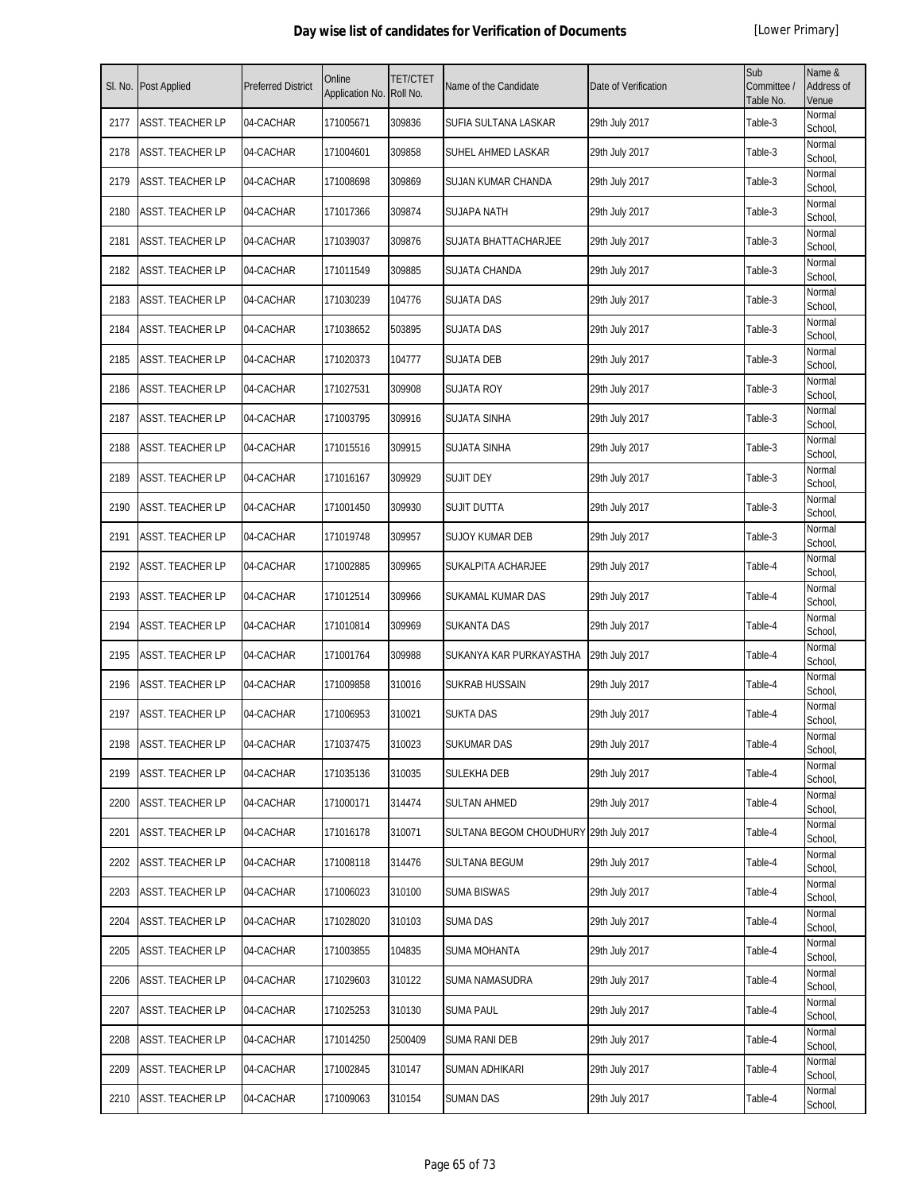# Day wise list of candidates for Verification of Documents

[Lower Primary]

| Sl. No. | Post Applied | Preferred District | Online Application No. | TET/CTET Roll No. | Name of the Candidate | Date of Verification | Sub Committee / Table No. | Name & Address of Venue |
|---|---|---|---|---|---|---|---|---|
| 2177 | ASST. TEACHER LP | 04-CACHAR | 171005671 | 309836 | SUFIA SULTANA LASKAR | 29th July 2017 | Table-3 | Normal School, |
| 2178 | ASST. TEACHER LP | 04-CACHAR | 171004601 | 309858 | SUHEL AHMED LASKAR | 29th July 2017 | Table-3 | Normal School, |
| 2179 | ASST. TEACHER LP | 04-CACHAR | 171008698 | 309869 | SUJAN KUMAR CHANDA | 29th July 2017 | Table-3 | Normal School, |
| 2180 | ASST. TEACHER LP | 04-CACHAR | 171017366 | 309874 | SUJAPA NATH | 29th July 2017 | Table-3 | Normal School, |
| 2181 | ASST. TEACHER LP | 04-CACHAR | 171039037 | 309876 | SUJATA BHATTACHARJEE | 29th July 2017 | Table-3 | Normal School, |
| 2182 | ASST. TEACHER LP | 04-CACHAR | 171011549 | 309885 | SUJATA CHANDA | 29th July 2017 | Table-3 | Normal School, |
| 2183 | ASST. TEACHER LP | 04-CACHAR | 171030239 | 104776 | SUJATA DAS | 29th July 2017 | Table-3 | Normal School, |
| 2184 | ASST. TEACHER LP | 04-CACHAR | 171038652 | 503895 | SUJATA DAS | 29th July 2017 | Table-3 | Normal School, |
| 2185 | ASST. TEACHER LP | 04-CACHAR | 171020373 | 104777 | SUJATA DEB | 29th July 2017 | Table-3 | Normal School, |
| 2186 | ASST. TEACHER LP | 04-CACHAR | 171027531 | 309908 | SUJATA ROY | 29th July 2017 | Table-3 | Normal School, |
| 2187 | ASST. TEACHER LP | 04-CACHAR | 171003795 | 309916 | SUJATA SINHA | 29th July 2017 | Table-3 | Normal School, |
| 2188 | ASST. TEACHER LP | 04-CACHAR | 171015516 | 309915 | SUJATA SINHA | 29th July 2017 | Table-3 | Normal School, |
| 2189 | ASST. TEACHER LP | 04-CACHAR | 171016167 | 309929 | SUJIT DEY | 29th July 2017 | Table-3 | Normal School, |
| 2190 | ASST. TEACHER LP | 04-CACHAR | 171001450 | 309930 | SUJIT DUTTA | 29th July 2017 | Table-3 | Normal School, |
| 2191 | ASST. TEACHER LP | 04-CACHAR | 171019748 | 309957 | SUJOY KUMAR DEB | 29th July 2017 | Table-3 | Normal School, |
| 2192 | ASST. TEACHER LP | 04-CACHAR | 171002885 | 309965 | SUKALPITA ACHARJEE | 29th July 2017 | Table-4 | Normal School, |
| 2193 | ASST. TEACHER LP | 04-CACHAR | 171012514 | 309966 | SUKAMAL KUMAR DAS | 29th July 2017 | Table-4 | Normal School, |
| 2194 | ASST. TEACHER LP | 04-CACHAR | 171010814 | 309969 | SUKANTA DAS | 29th July 2017 | Table-4 | Normal School, |
| 2195 | ASST. TEACHER LP | 04-CACHAR | 171001764 | 309988 | SUKANYA KAR PURKAYASTHA | 29th July 2017 | Table-4 | Normal School, |
| 2196 | ASST. TEACHER LP | 04-CACHAR | 171009858 | 310016 | SUKRAB HUSSAIN | 29th July 2017 | Table-4 | Normal School, |
| 2197 | ASST. TEACHER LP | 04-CACHAR | 171006953 | 310021 | SUKTA DAS | 29th July 2017 | Table-4 | Normal School, |
| 2198 | ASST. TEACHER LP | 04-CACHAR | 171037475 | 310023 | SUKUMAR DAS | 29th July 2017 | Table-4 | Normal School, |
| 2199 | ASST. TEACHER LP | 04-CACHAR | 171035136 | 310035 | SULEKHA DEB | 29th July 2017 | Table-4 | Normal School, |
| 2200 | ASST. TEACHER LP | 04-CACHAR | 171000171 | 314474 | SULTAN AHMED | 29th July 2017 | Table-4 | Normal School, |
| 2201 | ASST. TEACHER LP | 04-CACHAR | 171016178 | 310071 | SULTANA BEGOM CHOUDHURY | 29th July 2017 | Table-4 | Normal School, |
| 2202 | ASST. TEACHER LP | 04-CACHAR | 171008118 | 314476 | SULTANA BEGUM | 29th July 2017 | Table-4 | Normal School, |
| 2203 | ASST. TEACHER LP | 04-CACHAR | 171006023 | 310100 | SUMA BISWAS | 29th July 2017 | Table-4 | Normal School, |
| 2204 | ASST. TEACHER LP | 04-CACHAR | 171028020 | 310103 | SUMA DAS | 29th July 2017 | Table-4 | Normal School, |
| 2205 | ASST. TEACHER LP | 04-CACHAR | 171003855 | 104835 | SUMA MOHANTA | 29th July 2017 | Table-4 | Normal School, |
| 2206 | ASST. TEACHER LP | 04-CACHAR | 171029603 | 310122 | SUMA NAMASUDRA | 29th July 2017 | Table-4 | Normal School, |
| 2207 | ASST. TEACHER LP | 04-CACHAR | 171025253 | 310130 | SUMA PAUL | 29th July 2017 | Table-4 | Normal School, |
| 2208 | ASST. TEACHER LP | 04-CACHAR | 171014250 | 2500409 | SUMA RANI DEB | 29th July 2017 | Table-4 | Normal School, |
| 2209 | ASST. TEACHER LP | 04-CACHAR | 171002845 | 310147 | SUMAN ADHIKARI | 29th July 2017 | Table-4 | Normal School, |
| 2210 | ASST. TEACHER LP | 04-CACHAR | 171009063 | 310154 | SUMAN DAS | 29th July 2017 | Table-4 | Normal School, |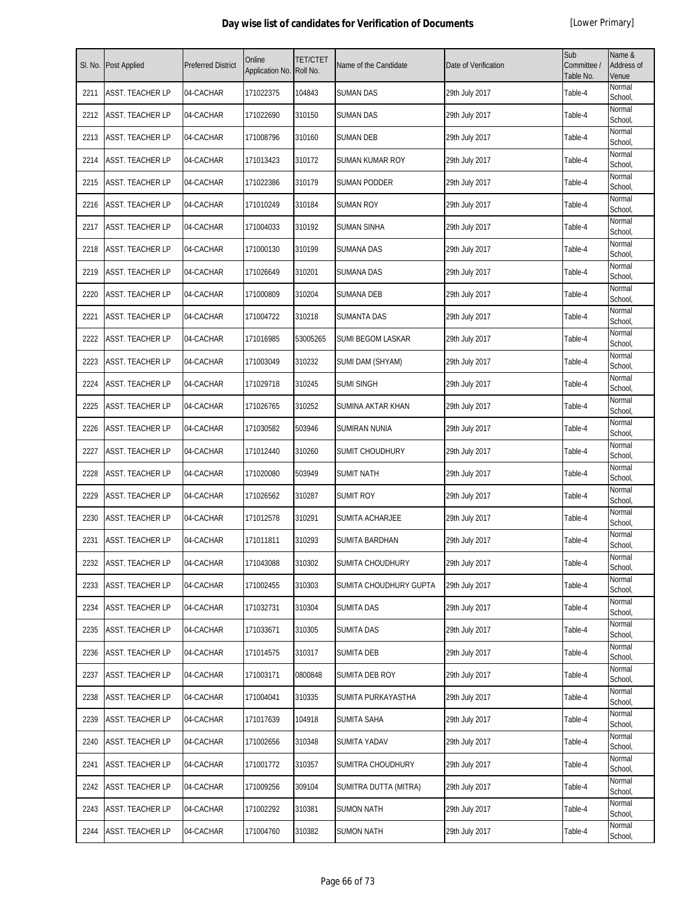# Day wise list of candidates for Verification of Documents

[Lower Primary]

| Sl. No. | Post Applied | Preferred District | Online Application No. | TET/CTET Roll No. | Name of the Candidate | Date of Verification | Sub Committee / Table No. | Name & Address of Venue |
|---|---|---|---|---|---|---|---|---|
| 2211 | ASST. TEACHER LP | 04-CACHAR | 171022375 | 104843 | SUMAN DAS | 29th July 2017 | Table-4 | Normal School, |
| 2212 | ASST. TEACHER LP | 04-CACHAR | 171022690 | 310150 | SUMAN DAS | 29th July 2017 | Table-4 | Normal School, |
| 2213 | ASST. TEACHER LP | 04-CACHAR | 171008796 | 310160 | SUMAN DEB | 29th July 2017 | Table-4 | Normal School, |
| 2214 | ASST. TEACHER LP | 04-CACHAR | 171013423 | 310172 | SUMAN KUMAR ROY | 29th July 2017 | Table-4 | Normal School, |
| 2215 | ASST. TEACHER LP | 04-CACHAR | 171022386 | 310179 | SUMAN PODDER | 29th July 2017 | Table-4 | Normal School, |
| 2216 | ASST. TEACHER LP | 04-CACHAR | 171010249 | 310184 | SUMAN ROY | 29th July 2017 | Table-4 | Normal School, |
| 2217 | ASST. TEACHER LP | 04-CACHAR | 171004033 | 310192 | SUMAN SINHA | 29th July 2017 | Table-4 | Normal School, |
| 2218 | ASST. TEACHER LP | 04-CACHAR | 171000130 | 310199 | SUMANA DAS | 29th July 2017 | Table-4 | Normal School, |
| 2219 | ASST. TEACHER LP | 04-CACHAR | 171026649 | 310201 | SUMANA DAS | 29th July 2017 | Table-4 | Normal School, |
| 2220 | ASST. TEACHER LP | 04-CACHAR | 171000809 | 310204 | SUMANA DEB | 29th July 2017 | Table-4 | Normal School, |
| 2221 | ASST. TEACHER LP | 04-CACHAR | 171004722 | 310218 | SUMANTA DAS | 29th July 2017 | Table-4 | Normal School, |
| 2222 | ASST. TEACHER LP | 04-CACHAR | 171016985 | 53005265 | SUMI BEGOM LASKAR | 29th July 2017 | Table-4 | Normal School, |
| 2223 | ASST. TEACHER LP | 04-CACHAR | 171003049 | 310232 | SUMI DAM (SHYAM) | 29th July 2017 | Table-4 | Normal School, |
| 2224 | ASST. TEACHER LP | 04-CACHAR | 171029718 | 310245 | SUMI SINGH | 29th July 2017 | Table-4 | Normal School, |
| 2225 | ASST. TEACHER LP | 04-CACHAR | 171026765 | 310252 | SUMINA AKTAR KHAN | 29th July 2017 | Table-4 | Normal School, |
| 2226 | ASST. TEACHER LP | 04-CACHAR | 171030582 | 503946 | SUMIRAN NUNIA | 29th July 2017 | Table-4 | Normal School, |
| 2227 | ASST. TEACHER LP | 04-CACHAR | 171012440 | 310260 | SUMIT CHOUDHURY | 29th July 2017 | Table-4 | Normal School, |
| 2228 | ASST. TEACHER LP | 04-CACHAR | 171020080 | 503949 | SUMIT NATH | 29th July 2017 | Table-4 | Normal School, |
| 2229 | ASST. TEACHER LP | 04-CACHAR | 171026562 | 310287 | SUMIT ROY | 29th July 2017 | Table-4 | Normal School, |
| 2230 | ASST. TEACHER LP | 04-CACHAR | 171012578 | 310291 | SUMITA ACHARJEE | 29th July 2017 | Table-4 | Normal School, |
| 2231 | ASST. TEACHER LP | 04-CACHAR | 171011811 | 310293 | SUMITA BARDHAN | 29th July 2017 | Table-4 | Normal School, |
| 2232 | ASST. TEACHER LP | 04-CACHAR | 171043088 | 310302 | SUMITA CHOUDHURY | 29th July 2017 | Table-4 | Normal School, |
| 2233 | ASST. TEACHER LP | 04-CACHAR | 171002455 | 310303 | SUMITA CHOUDHURY GUPTA | 29th July 2017 | Table-4 | Normal School, |
| 2234 | ASST. TEACHER LP | 04-CACHAR | 171032731 | 310304 | SUMITA DAS | 29th July 2017 | Table-4 | Normal School, |
| 2235 | ASST. TEACHER LP | 04-CACHAR | 171033671 | 310305 | SUMITA DAS | 29th July 2017 | Table-4 | Normal School, |
| 2236 | ASST. TEACHER LP | 04-CACHAR | 171014575 | 310317 | SUMITA DEB | 29th July 2017 | Table-4 | Normal School, |
| 2237 | ASST. TEACHER LP | 04-CACHAR | 171003171 | 0800848 | SUMITA DEB ROY | 29th July 2017 | Table-4 | Normal School, |
| 2238 | ASST. TEACHER LP | 04-CACHAR | 171004041 | 310335 | SUMITA PURKAYASTHA | 29th July 2017 | Table-4 | Normal School, |
| 2239 | ASST. TEACHER LP | 04-CACHAR | 171017639 | 104918 | SUMITA SAHA | 29th July 2017 | Table-4 | Normal School, |
| 2240 | ASST. TEACHER LP | 04-CACHAR | 171002656 | 310348 | SUMITA YADAV | 29th July 2017 | Table-4 | Normal School, |
| 2241 | ASST. TEACHER LP | 04-CACHAR | 171001772 | 310357 | SUMITRA CHOUDHURY | 29th July 2017 | Table-4 | Normal School, |
| 2242 | ASST. TEACHER LP | 04-CACHAR | 171009256 | 309104 | SUMITRA DUTTA (MITRA) | 29th July 2017 | Table-4 | Normal School, |
| 2243 | ASST. TEACHER LP | 04-CACHAR | 171002292 | 310381 | SUMON NATH | 29th July 2017 | Table-4 | Normal School, |
| 2244 | ASST. TEACHER LP | 04-CACHAR | 171004760 | 310382 | SUMON NATH | 29th July 2017 | Table-4 | Normal School, |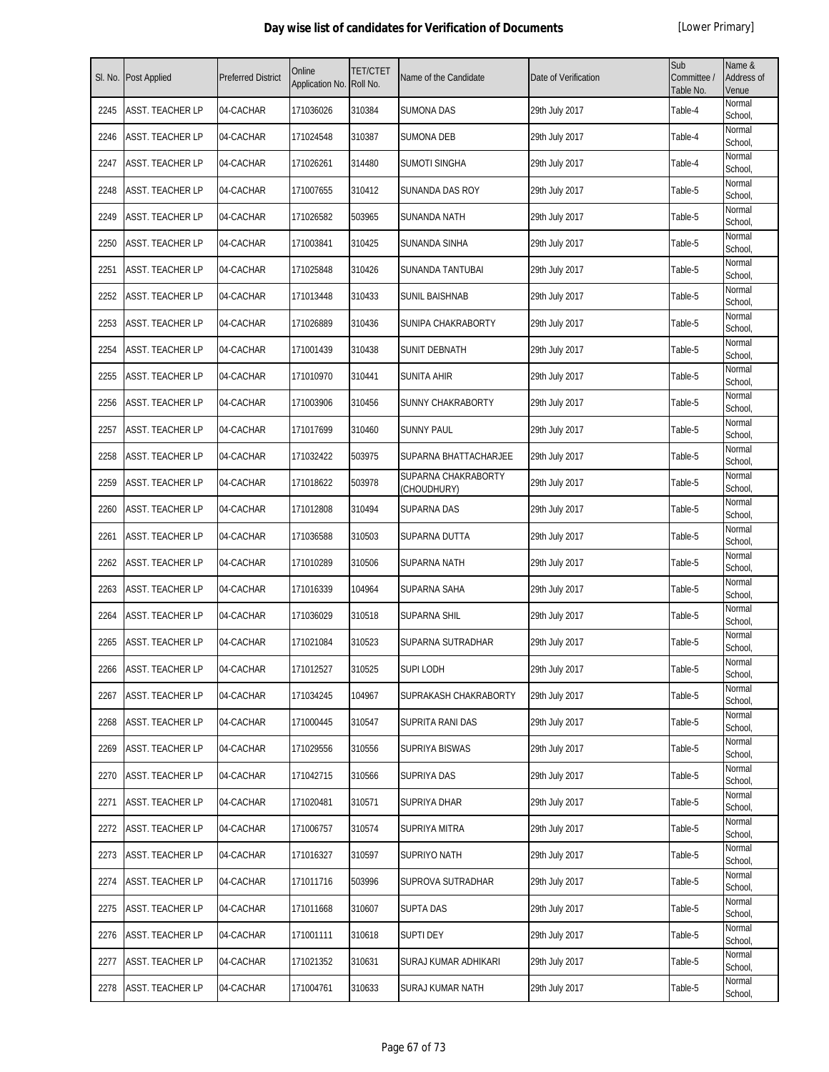# Day wise list of candidates for Verification of Documents

[Lower Primary]

| Sl. No. | Post Applied | Preferred District | Online Application No. | TET/CTET Roll No. | Name of the Candidate | Date of Verification | Sub Committee / Table No. | Name & Address of Venue |
|---|---|---|---|---|---|---|---|---|
| 2245 | ASST. TEACHER LP | 04-CACHAR | 171036026 | 310384 | SUMONA DAS | 29th July 2017 | Table-4 | Normal School, |
| 2246 | ASST. TEACHER LP | 04-CACHAR | 171024548 | 310387 | SUMONA DEB | 29th July 2017 | Table-4 | Normal School, |
| 2247 | ASST. TEACHER LP | 04-CACHAR | 171026261 | 314480 | SUMOTI SINGHA | 29th July 2017 | Table-4 | Normal School, |
| 2248 | ASST. TEACHER LP | 04-CACHAR | 171007655 | 310412 | SUNANDA DAS ROY | 29th July 2017 | Table-5 | Normal School, |
| 2249 | ASST. TEACHER LP | 04-CACHAR | 171026582 | 503965 | SUNANDA NATH | 29th July 2017 | Table-5 | Normal School, |
| 2250 | ASST. TEACHER LP | 04-CACHAR | 171003841 | 310425 | SUNANDA SINHA | 29th July 2017 | Table-5 | Normal School, |
| 2251 | ASST. TEACHER LP | 04-CACHAR | 171025848 | 310426 | SUNANDA TANTUBAI | 29th July 2017 | Table-5 | Normal School, |
| 2252 | ASST. TEACHER LP | 04-CACHAR | 171013448 | 310433 | SUNIL BAISHNAB | 29th July 2017 | Table-5 | Normal School, |
| 2253 | ASST. TEACHER LP | 04-CACHAR | 171026889 | 310436 | SUNIPA CHAKRABORTY | 29th July 2017 | Table-5 | Normal School, |
| 2254 | ASST. TEACHER LP | 04-CACHAR | 171001439 | 310438 | SUNIT DEBNATH | 29th July 2017 | Table-5 | Normal School, |
| 2255 | ASST. TEACHER LP | 04-CACHAR | 171010970 | 310441 | SUNITA AHIR | 29th July 2017 | Table-5 | Normal School, |
| 2256 | ASST. TEACHER LP | 04-CACHAR | 171003906 | 310456 | SUNNY CHAKRABORTY | 29th July 2017 | Table-5 | Normal School, |
| 2257 | ASST. TEACHER LP | 04-CACHAR | 171017699 | 310460 | SUNNY PAUL | 29th July 2017 | Table-5 | Normal School, |
| 2258 | ASST. TEACHER LP | 04-CACHAR | 171032422 | 503975 | SUPARNA BHATTACHARJEE | 29th July 2017 | Table-5 | Normal School, |
| 2259 | ASST. TEACHER LP | 04-CACHAR | 171018622 | 503978 | SUPARNA CHAKRABORTY (CHOUDHURY) | 29th July 2017 | Table-5 | Normal School, |
| 2260 | ASST. TEACHER LP | 04-CACHAR | 171012808 | 310494 | SUPARNA DAS | 29th July 2017 | Table-5 | Normal School, |
| 2261 | ASST. TEACHER LP | 04-CACHAR | 171036588 | 310503 | SUPARNA DUTTA | 29th July 2017 | Table-5 | Normal School, |
| 2262 | ASST. TEACHER LP | 04-CACHAR | 171010289 | 310506 | SUPARNA NATH | 29th July 2017 | Table-5 | Normal School, |
| 2263 | ASST. TEACHER LP | 04-CACHAR | 171016339 | 104964 | SUPARNA SAHA | 29th July 2017 | Table-5 | Normal School, |
| 2264 | ASST. TEACHER LP | 04-CACHAR | 171036029 | 310518 | SUPARNA SHIL | 29th July 2017 | Table-5 | Normal School, |
| 2265 | ASST. TEACHER LP | 04-CACHAR | 171021084 | 310523 | SUPARNA SUTRADHAR | 29th July 2017 | Table-5 | Normal School, |
| 2266 | ASST. TEACHER LP | 04-CACHAR | 171012527 | 310525 | SUPI LODH | 29th July 2017 | Table-5 | Normal School, |
| 2267 | ASST. TEACHER LP | 04-CACHAR | 171034245 | 104967 | SUPRAKASH CHAKRABORTY | 29th July 2017 | Table-5 | Normal School, |
| 2268 | ASST. TEACHER LP | 04-CACHAR | 171000445 | 310547 | SUPRITA RANI DAS | 29th July 2017 | Table-5 | Normal School, |
| 2269 | ASST. TEACHER LP | 04-CACHAR | 171029556 | 310556 | SUPRIYA BISWAS | 29th July 2017 | Table-5 | Normal School, |
| 2270 | ASST. TEACHER LP | 04-CACHAR | 171042715 | 310566 | SUPRIYA DAS | 29th July 2017 | Table-5 | Normal School, |
| 2271 | ASST. TEACHER LP | 04-CACHAR | 171020481 | 310571 | SUPRIYA DHAR | 29th July 2017 | Table-5 | Normal School, |
| 2272 | ASST. TEACHER LP | 04-CACHAR | 171006757 | 310574 | SUPRIYA MITRA | 29th July 2017 | Table-5 | Normal School, |
| 2273 | ASST. TEACHER LP | 04-CACHAR | 171016327 | 310597 | SUPRIYO NATH | 29th July 2017 | Table-5 | Normal School, |
| 2274 | ASST. TEACHER LP | 04-CACHAR | 171011716 | 503996 | SUPROVA SUTRADHAR | 29th July 2017 | Table-5 | Normal School, |
| 2275 | ASST. TEACHER LP | 04-CACHAR | 171011668 | 310607 | SUPTA DAS | 29th July 2017 | Table-5 | Normal School, |
| 2276 | ASST. TEACHER LP | 04-CACHAR | 171001111 | 310618 | SUPTI DEY | 29th July 2017 | Table-5 | Normal School, |
| 2277 | ASST. TEACHER LP | 04-CACHAR | 171021352 | 310631 | SURAJ KUMAR ADHIKARI | 29th July 2017 | Table-5 | Normal School, |
| 2278 | ASST. TEACHER LP | 04-CACHAR | 171004761 | 310633 | SURAJ KUMAR NATH | 29th July 2017 | Table-5 | Normal School, |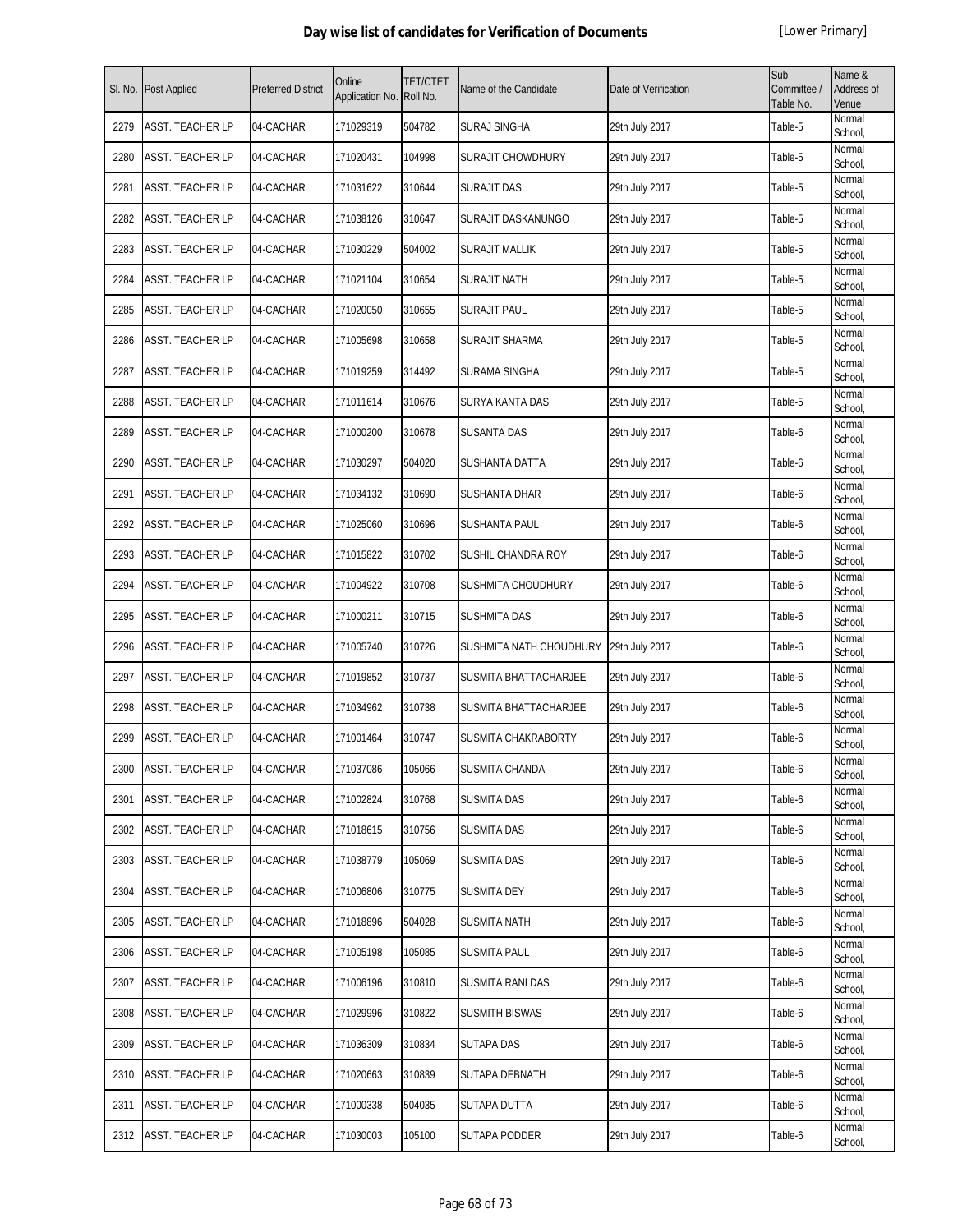# Day wise list of candidates for Verification of Documents

[Lower Primary]

| Sl. No. | Post Applied | Preferred District | Online Application No. | TET/CTET Roll No. | Name of the Candidate | Date of Verification | Sub Committee / Table No. | Name & Address of Venue |
|---|---|---|---|---|---|---|---|---|
| 2279 | ASST. TEACHER LP | 04-CACHAR | 171029319 | 504782 | SURAJ SINGHA | 29th July 2017 | Table-5 | Normal School, |
| 2280 | ASST. TEACHER LP | 04-CACHAR | 171020431 | 104998 | SURAJIT CHOWDHURY | 29th July 2017 | Table-5 | Normal School, |
| 2281 | ASST. TEACHER LP | 04-CACHAR | 171031622 | 310644 | SURAJIT DAS | 29th July 2017 | Table-5 | Normal School, |
| 2282 | ASST. TEACHER LP | 04-CACHAR | 171038126 | 310647 | SURAJIT DASKANUNGO | 29th July 2017 | Table-5 | Normal School, |
| 2283 | ASST. TEACHER LP | 04-CACHAR | 171030229 | 504002 | SURAJIT MALLIK | 29th July 2017 | Table-5 | Normal School, |
| 2284 | ASST. TEACHER LP | 04-CACHAR | 171021104 | 310654 | SURAJIT NATH | 29th July 2017 | Table-5 | Normal School, |
| 2285 | ASST. TEACHER LP | 04-CACHAR | 171020050 | 310655 | SURAJIT PAUL | 29th July 2017 | Table-5 | Normal School, |
| 2286 | ASST. TEACHER LP | 04-CACHAR | 171005698 | 310658 | SURAJIT SHARMA | 29th July 2017 | Table-5 | Normal School, |
| 2287 | ASST. TEACHER LP | 04-CACHAR | 171019259 | 314492 | SURAMA SINGHA | 29th July 2017 | Table-5 | Normal School, |
| 2288 | ASST. TEACHER LP | 04-CACHAR | 171011614 | 310676 | SURYA KANTA DAS | 29th July 2017 | Table-5 | Normal School, |
| 2289 | ASST. TEACHER LP | 04-CACHAR | 171000200 | 310678 | SUSANTA DAS | 29th July 2017 | Table-6 | Normal School, |
| 2290 | ASST. TEACHER LP | 04-CACHAR | 171030297 | 504020 | SUSHANTA DATTA | 29th July 2017 | Table-6 | Normal School, |
| 2291 | ASST. TEACHER LP | 04-CACHAR | 171034132 | 310690 | SUSHANTA DHAR | 29th July 2017 | Table-6 | Normal School, |
| 2292 | ASST. TEACHER LP | 04-CACHAR | 171025060 | 310696 | SUSHANTA PAUL | 29th July 2017 | Table-6 | Normal School, |
| 2293 | ASST. TEACHER LP | 04-CACHAR | 171015822 | 310702 | SUSHIL CHANDRA ROY | 29th July 2017 | Table-6 | Normal School, |
| 2294 | ASST. TEACHER LP | 04-CACHAR | 171004922 | 310708 | SUSHMITA CHOUDHURY | 29th July 2017 | Table-6 | Normal School, |
| 2295 | ASST. TEACHER LP | 04-CACHAR | 171000211 | 310715 | SUSHMITA DAS | 29th July 2017 | Table-6 | Normal School, |
| 2296 | ASST. TEACHER LP | 04-CACHAR | 171005740 | 310726 | SUSHMITA NATH CHOUDHURY | 29th July 2017 | Table-6 | Normal School, |
| 2297 | ASST. TEACHER LP | 04-CACHAR | 171019852 | 310737 | SUSMITA BHATTACHARJEE | 29th July 2017 | Table-6 | Normal School, |
| 2298 | ASST. TEACHER LP | 04-CACHAR | 171034962 | 310738 | SUSMITA BHATTACHARJEE | 29th July 2017 | Table-6 | Normal School, |
| 2299 | ASST. TEACHER LP | 04-CACHAR | 171001464 | 310747 | SUSMITA CHAKRABORTY | 29th July 2017 | Table-6 | Normal School, |
| 2300 | ASST. TEACHER LP | 04-CACHAR | 171037086 | 105066 | SUSMITA CHANDA | 29th July 2017 | Table-6 | Normal School, |
| 2301 | ASST. TEACHER LP | 04-CACHAR | 171002824 | 310768 | SUSMITA DAS | 29th July 2017 | Table-6 | Normal School, |
| 2302 | ASST. TEACHER LP | 04-CACHAR | 171018615 | 310756 | SUSMITA DAS | 29th July 2017 | Table-6 | Normal School, |
| 2303 | ASST. TEACHER LP | 04-CACHAR | 171038779 | 105069 | SUSMITA DAS | 29th July 2017 | Table-6 | Normal School, |
| 2304 | ASST. TEACHER LP | 04-CACHAR | 171006806 | 310775 | SUSMITA DEY | 29th July 2017 | Table-6 | Normal School, |
| 2305 | ASST. TEACHER LP | 04-CACHAR | 171018896 | 504028 | SUSMITA NATH | 29th July 2017 | Table-6 | Normal School, |
| 2306 | ASST. TEACHER LP | 04-CACHAR | 171005198 | 105085 | SUSMITA PAUL | 29th July 2017 | Table-6 | Normal School, |
| 2307 | ASST. TEACHER LP | 04-CACHAR | 171006196 | 310810 | SUSMITA RANI DAS | 29th July 2017 | Table-6 | Normal School, |
| 2308 | ASST. TEACHER LP | 04-CACHAR | 171029996 | 310822 | SUSMITH BISWAS | 29th July 2017 | Table-6 | Normal School, |
| 2309 | ASST. TEACHER LP | 04-CACHAR | 171036309 | 310834 | SUTAPA DAS | 29th July 2017 | Table-6 | Normal School, |
| 2310 | ASST. TEACHER LP | 04-CACHAR | 171020663 | 310839 | SUTAPA DEBNATH | 29th July 2017 | Table-6 | Normal School, |
| 2311 | ASST. TEACHER LP | 04-CACHAR | 171000338 | 504035 | SUTAPA DUTTA | 29th July 2017 | Table-6 | Normal School, |
| 2312 | ASST. TEACHER LP | 04-CACHAR | 171030003 | 105100 | SUTAPA PODDER | 29th July 2017 | Table-6 | Normal School, |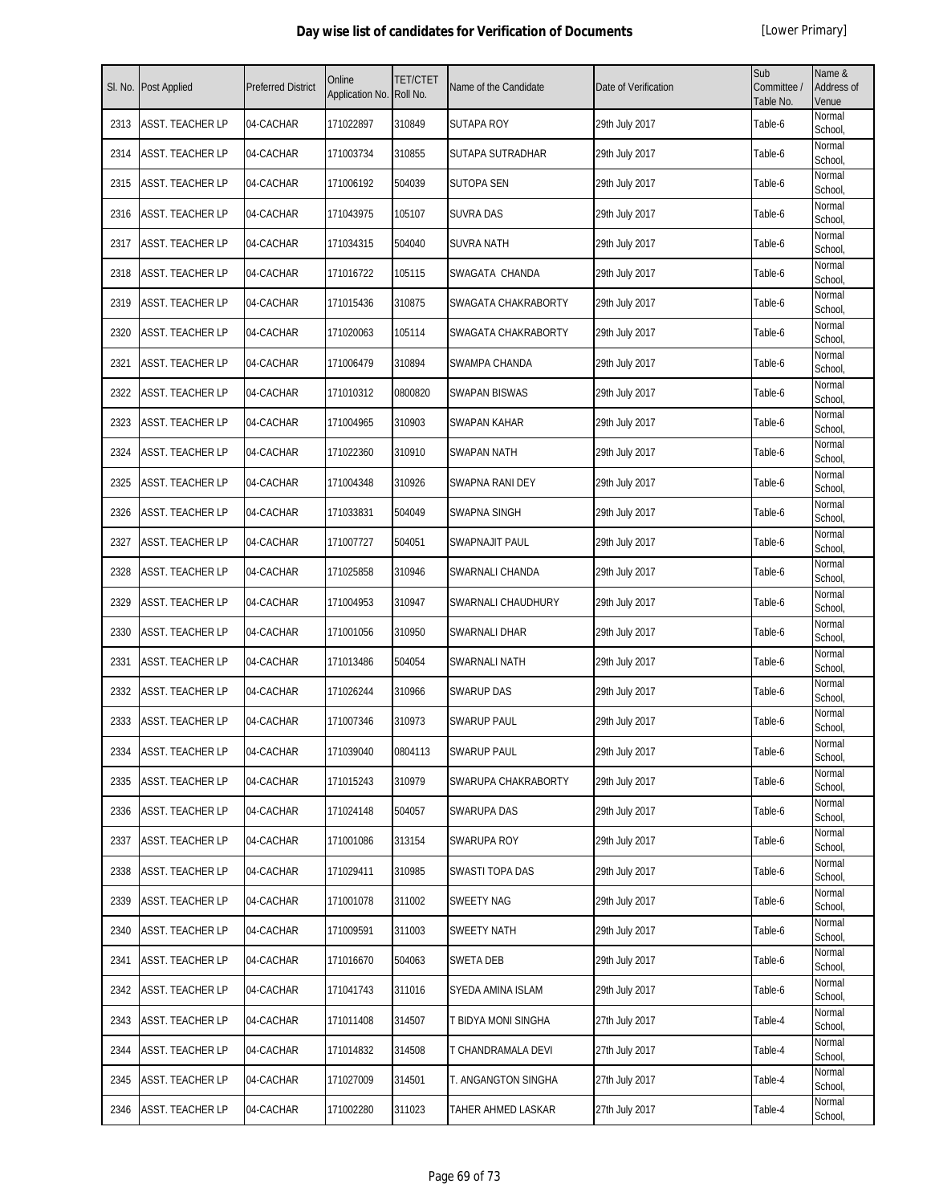# Day wise list of candidates for Verification of Documents

[Lower Primary]

| Sl. No. | Post Applied | Preferred District | Online Application No. | TET/CTET Roll No. | Name of the Candidate | Date of Verification | Sub Committee / Table No. | Name & Address of Venue |
|---|---|---|---|---|---|---|---|---|
| 2313 | ASST. TEACHER LP | 04-CACHAR | 171022897 | 310849 | SUTAPA ROY | 29th July 2017 | Table-6 | Normal School, |
| 2314 | ASST. TEACHER LP | 04-CACHAR | 171003734 | 310855 | SUTAPA SUTRADHAR | 29th July 2017 | Table-6 | Normal School, |
| 2315 | ASST. TEACHER LP | 04-CACHAR | 171006192 | 504039 | SUTOPA SEN | 29th July 2017 | Table-6 | Normal School, |
| 2316 | ASST. TEACHER LP | 04-CACHAR | 171043975 | 105107 | SUVRA DAS | 29th July 2017 | Table-6 | Normal School, |
| 2317 | ASST. TEACHER LP | 04-CACHAR | 171034315 | 504040 | SUVRA NATH | 29th July 2017 | Table-6 | Normal School, |
| 2318 | ASST. TEACHER LP | 04-CACHAR | 171016722 | 105115 | SWAGATA CHANDA | 29th July 2017 | Table-6 | Normal School, |
| 2319 | ASST. TEACHER LP | 04-CACHAR | 171015436 | 310875 | SWAGATA CHAKRABORTY | 29th July 2017 | Table-6 | Normal School, |
| 2320 | ASST. TEACHER LP | 04-CACHAR | 171020063 | 105114 | SWAGATA CHAKRABORTY | 29th July 2017 | Table-6 | Normal School, |
| 2321 | ASST. TEACHER LP | 04-CACHAR | 171006479 | 310894 | SWAMPA CHANDA | 29th July 2017 | Table-6 | Normal School, |
| 2322 | ASST. TEACHER LP | 04-CACHAR | 171010312 | 0800820 | SWAPAN BISWAS | 29th July 2017 | Table-6 | Normal School, |
| 2323 | ASST. TEACHER LP | 04-CACHAR | 171004965 | 310903 | SWAPAN KAHAR | 29th July 2017 | Table-6 | Normal School, |
| 2324 | ASST. TEACHER LP | 04-CACHAR | 171022360 | 310910 | SWAPAN NATH | 29th July 2017 | Table-6 | Normal School, |
| 2325 | ASST. TEACHER LP | 04-CACHAR | 171004348 | 310926 | SWAPNA RANI DEY | 29th July 2017 | Table-6 | Normal School, |
| 2326 | ASST. TEACHER LP | 04-CACHAR | 171033831 | 504049 | SWAPNA SINGH | 29th July 2017 | Table-6 | Normal School, |
| 2327 | ASST. TEACHER LP | 04-CACHAR | 171007727 | 504051 | SWAPNAJIT PAUL | 29th July 2017 | Table-6 | Normal School, |
| 2328 | ASST. TEACHER LP | 04-CACHAR | 171025858 | 310946 | SWARNALI CHANDA | 29th July 2017 | Table-6 | Normal School, |
| 2329 | ASST. TEACHER LP | 04-CACHAR | 171004953 | 310947 | SWARNALI CHAUDHURY | 29th July 2017 | Table-6 | Normal School, |
| 2330 | ASST. TEACHER LP | 04-CACHAR | 171001056 | 310950 | SWARNALI DHAR | 29th July 2017 | Table-6 | Normal School, |
| 2331 | ASST. TEACHER LP | 04-CACHAR | 171013486 | 504054 | SWARNALI NATH | 29th July 2017 | Table-6 | Normal School, |
| 2332 | ASST. TEACHER LP | 04-CACHAR | 171026244 | 310966 | SWARUP DAS | 29th July 2017 | Table-6 | Normal School, |
| 2333 | ASST. TEACHER LP | 04-CACHAR | 171007346 | 310973 | SWARUP PAUL | 29th July 2017 | Table-6 | Normal School, |
| 2334 | ASST. TEACHER LP | 04-CACHAR | 171039040 | 0804113 | SWARUP PAUL | 29th July 2017 | Table-6 | Normal School, |
| 2335 | ASST. TEACHER LP | 04-CACHAR | 171015243 | 310979 | SWARUPA CHAKRABORTY | 29th July 2017 | Table-6 | Normal School, |
| 2336 | ASST. TEACHER LP | 04-CACHAR | 171024148 | 504057 | SWARUPA DAS | 29th July 2017 | Table-6 | Normal School, |
| 2337 | ASST. TEACHER LP | 04-CACHAR | 171001086 | 313154 | SWARUPA ROY | 29th July 2017 | Table-6 | Normal School, |
| 2338 | ASST. TEACHER LP | 04-CACHAR | 171029411 | 310985 | SWASTI TOPA DAS | 29th July 2017 | Table-6 | Normal School, |
| 2339 | ASST. TEACHER LP | 04-CACHAR | 171001078 | 311002 | SWEETY NAG | 29th July 2017 | Table-6 | Normal School, |
| 2340 | ASST. TEACHER LP | 04-CACHAR | 171009591 | 311003 | SWEETY NATH | 29th July 2017 | Table-6 | Normal School, |
| 2341 | ASST. TEACHER LP | 04-CACHAR | 171016670 | 504063 | SWETA DEB | 29th July 2017 | Table-6 | Normal School, |
| 2342 | ASST. TEACHER LP | 04-CACHAR | 171041743 | 311016 | SYEDA AMINA ISLAM | 29th July 2017 | Table-6 | Normal School, |
| 2343 | ASST. TEACHER LP | 04-CACHAR | 171011408 | 314507 | T BIDYA MONI SINGHA | 27th July 2017 | Table-4 | Normal School, |
| 2344 | ASST. TEACHER LP | 04-CACHAR | 171014832 | 314508 | T CHANDRAMALA DEVI | 27th July 2017 | Table-4 | Normal School, |
| 2345 | ASST. TEACHER LP | 04-CACHAR | 171027009 | 314501 | T. ANGANGTON SINGHA | 27th July 2017 | Table-4 | Normal School, |
| 2346 | ASST. TEACHER LP | 04-CACHAR | 171002280 | 311023 | TAHER AHMED LASKAR | 27th July 2017 | Table-4 | Normal School, |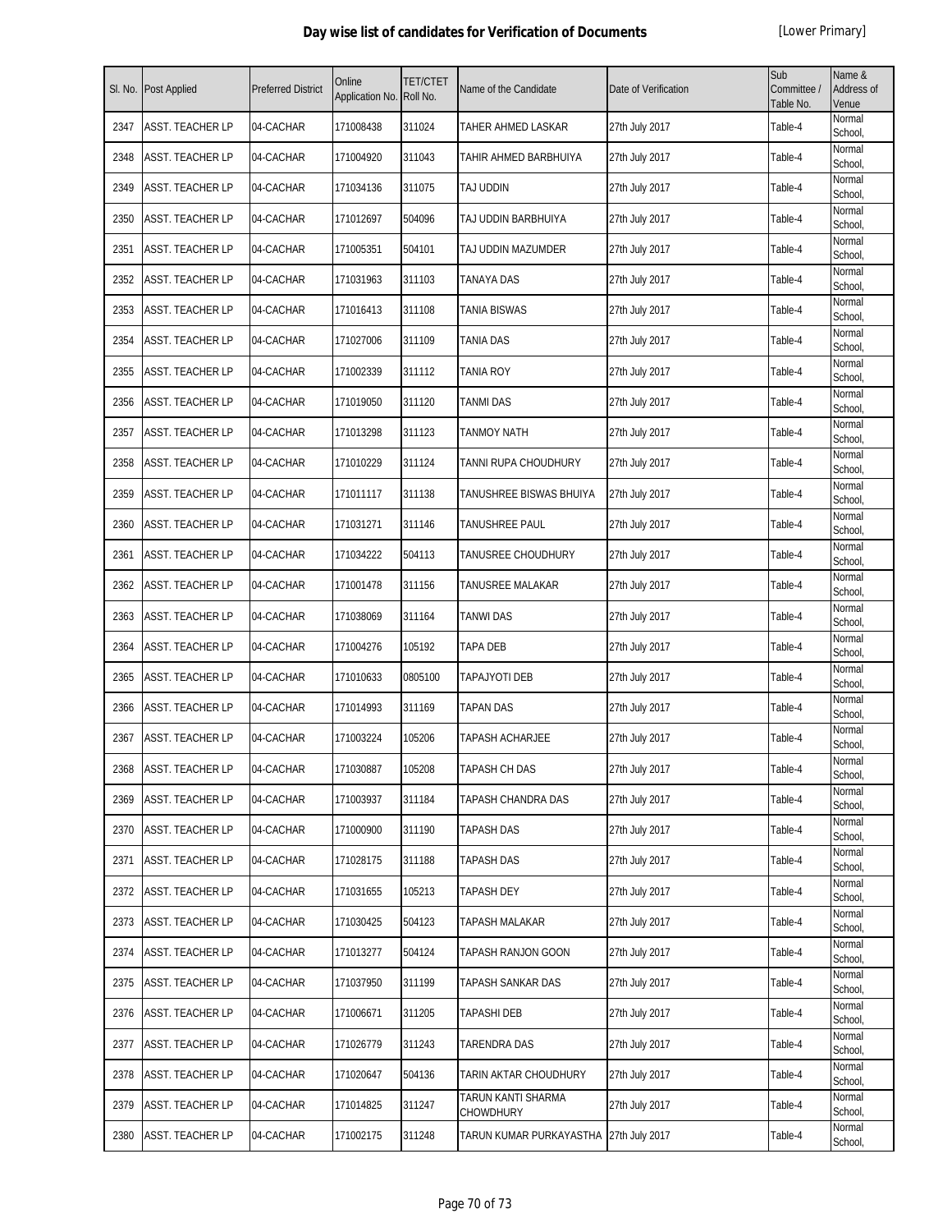# Day wise list of candidates for Verification of Documents

[Lower Primary]

| Sl. No. | Post Applied | Preferred District | Online Application No. | TET/CTET Roll No. | Name of the Candidate | Date of Verification | Sub Committee / Table No. | Name & Address of Venue |
|---|---|---|---|---|---|---|---|---|
| 2347 | ASST. TEACHER LP | 04-CACHAR | 171008438 | 311024 | TAHER AHMED LASKAR | 27th July 2017 | Table-4 | Normal School, |
| 2348 | ASST. TEACHER LP | 04-CACHAR | 171004920 | 311043 | TAHIR AHMED BARBHUIYA | 27th July 2017 | Table-4 | Normal School, |
| 2349 | ASST. TEACHER LP | 04-CACHAR | 171034136 | 311075 | TAJ UDDIN | 27th July 2017 | Table-4 | Normal School, |
| 2350 | ASST. TEACHER LP | 04-CACHAR | 171012697 | 504096 | TAJ UDDIN BARBHUIYA | 27th July 2017 | Table-4 | Normal School, |
| 2351 | ASST. TEACHER LP | 04-CACHAR | 171005351 | 504101 | TAJ UDDIN MAZUMDER | 27th July 2017 | Table-4 | Normal School, |
| 2352 | ASST. TEACHER LP | 04-CACHAR | 171031963 | 311103 | TANAYA DAS | 27th July 2017 | Table-4 | Normal School, |
| 2353 | ASST. TEACHER LP | 04-CACHAR | 171016413 | 311108 | TANIA BISWAS | 27th July 2017 | Table-4 | Normal School, |
| 2354 | ASST. TEACHER LP | 04-CACHAR | 171027006 | 311109 | TANIA DAS | 27th July 2017 | Table-4 | Normal School, |
| 2355 | ASST. TEACHER LP | 04-CACHAR | 171002339 | 311112 | TANIA ROY | 27th July 2017 | Table-4 | Normal School, |
| 2356 | ASST. TEACHER LP | 04-CACHAR | 171019050 | 311120 | TANMI DAS | 27th July 2017 | Table-4 | Normal School, |
| 2357 | ASST. TEACHER LP | 04-CACHAR | 171013298 | 311123 | TANMOY NATH | 27th July 2017 | Table-4 | Normal School, |
| 2358 | ASST. TEACHER LP | 04-CACHAR | 171010229 | 311124 | TANNI RUPA CHOUDHURY | 27th July 2017 | Table-4 | Normal School, |
| 2359 | ASST. TEACHER LP | 04-CACHAR | 171011117 | 311138 | TANUSHREE BISWAS BHUIYA | 27th July 2017 | Table-4 | Normal School, |
| 2360 | ASST. TEACHER LP | 04-CACHAR | 171031271 | 311146 | TANUSHREE PAUL | 27th July 2017 | Table-4 | Normal School, |
| 2361 | ASST. TEACHER LP | 04-CACHAR | 171034222 | 504113 | TANUSREE CHOUDHURY | 27th July 2017 | Table-4 | Normal School, |
| 2362 | ASST. TEACHER LP | 04-CACHAR | 171001478 | 311156 | TANUSREE MALAKAR | 27th July 2017 | Table-4 | Normal School, |
| 2363 | ASST. TEACHER LP | 04-CACHAR | 171038069 | 311164 | TANWI DAS | 27th July 2017 | Table-4 | Normal School, |
| 2364 | ASST. TEACHER LP | 04-CACHAR | 171004276 | 105192 | TAPA DEB | 27th July 2017 | Table-4 | Normal School, |
| 2365 | ASST. TEACHER LP | 04-CACHAR | 171010633 | 0805100 | TAPAJYOTI DEB | 27th July 2017 | Table-4 | Normal School, |
| 2366 | ASST. TEACHER LP | 04-CACHAR | 171014993 | 311169 | TAPAN DAS | 27th July 2017 | Table-4 | Normal School, |
| 2367 | ASST. TEACHER LP | 04-CACHAR | 171003224 | 105206 | TAPASH ACHARJEE | 27th July 2017 | Table-4 | Normal School, |
| 2368 | ASST. TEACHER LP | 04-CACHAR | 171030887 | 105208 | TAPASH CH DAS | 27th July 2017 | Table-4 | Normal School, |
| 2369 | ASST. TEACHER LP | 04-CACHAR | 171003937 | 311184 | TAPASH CHANDRA DAS | 27th July 2017 | Table-4 | Normal School, |
| 2370 | ASST. TEACHER LP | 04-CACHAR | 171000900 | 311190 | TAPASH DAS | 27th July 2017 | Table-4 | Normal School, |
| 2371 | ASST. TEACHER LP | 04-CACHAR | 171028175 | 311188 | TAPASH DAS | 27th July 2017 | Table-4 | Normal School, |
| 2372 | ASST. TEACHER LP | 04-CACHAR | 171031655 | 105213 | TAPASH DEY | 27th July 2017 | Table-4 | Normal School, |
| 2373 | ASST. TEACHER LP | 04-CACHAR | 171030425 | 504123 | TAPASH MALAKAR | 27th July 2017 | Table-4 | Normal School, |
| 2374 | ASST. TEACHER LP | 04-CACHAR | 171013277 | 504124 | TAPASH RANJON GOON | 27th July 2017 | Table-4 | Normal School, |
| 2375 | ASST. TEACHER LP | 04-CACHAR | 171037950 | 311199 | TAPASH SANKAR DAS | 27th July 2017 | Table-4 | Normal School, |
| 2376 | ASST. TEACHER LP | 04-CACHAR | 171006671 | 311205 | TAPASHI DEB | 27th July 2017 | Table-4 | Normal School, |
| 2377 | ASST. TEACHER LP | 04-CACHAR | 171026779 | 311243 | TARENDRA DAS | 27th July 2017 | Table-4 | Normal School, |
| 2378 | ASST. TEACHER LP | 04-CACHAR | 171020647 | 504136 | TARIN AKTAR CHOUDHURY | 27th July 2017 | Table-4 | Normal School, |
| 2379 | ASST. TEACHER LP | 04-CACHAR | 171014825 | 311247 | TARUN KANTI SHARMA CHOWDHURY | 27th July 2017 | Table-4 | Normal School, |
| 2380 | ASST. TEACHER LP | 04-CACHAR | 171002175 | 311248 | TARUN KUMAR PURKAYASTHA | 27th July 2017 | Table-4 | Normal School, |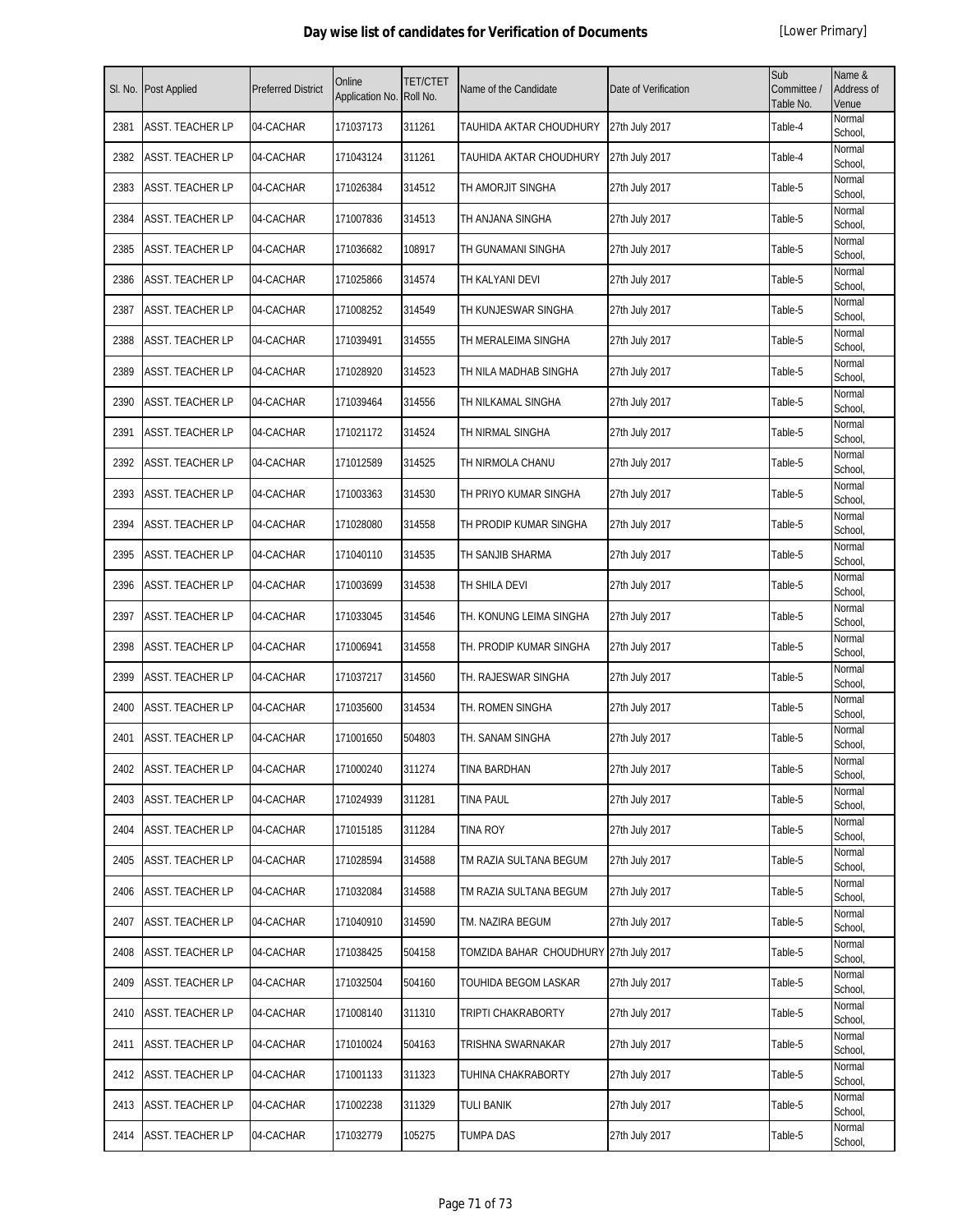# Day wise list of candidates for Verification of Documents

[Lower Primary]

| Sl. No. | Post Applied | Preferred District | Online Application No. | TET/CTET Roll No. | Name of the Candidate | Date of Verification | Sub Committee / Table No. | Name & Address of Venue |
|---|---|---|---|---|---|---|---|---|
| 2381 | ASST. TEACHER LP | 04-CACHAR | 171037173 | 311261 | TAUHIDA AKTAR CHOUDHURY | 27th July 2017 | Table-4 | Normal School, |
| 2382 | ASST. TEACHER LP | 04-CACHAR | 171043124 | 311261 | TAUHIDA AKTAR CHOUDHURY | 27th July 2017 | Table-4 | Normal School, |
| 2383 | ASST. TEACHER LP | 04-CACHAR | 171026384 | 314512 | TH AMORJIT SINGHA | 27th July 2017 | Table-5 | Normal School, |
| 2384 | ASST. TEACHER LP | 04-CACHAR | 171007836 | 314513 | TH ANJANA SINGHA | 27th July 2017 | Table-5 | Normal School, |
| 2385 | ASST. TEACHER LP | 04-CACHAR | 171036682 | 108917 | TH GUNAMANI SINGHA | 27th July 2017 | Table-5 | Normal School, |
| 2386 | ASST. TEACHER LP | 04-CACHAR | 171025866 | 314574 | TH KALYANI DEVI | 27th July 2017 | Table-5 | Normal School, |
| 2387 | ASST. TEACHER LP | 04-CACHAR | 171008252 | 314549 | TH KUNJESWAR SINGHA | 27th July 2017 | Table-5 | Normal School, |
| 2388 | ASST. TEACHER LP | 04-CACHAR | 171039491 | 314555 | TH MERALEIMA SINGHA | 27th July 2017 | Table-5 | Normal School, |
| 2389 | ASST. TEACHER LP | 04-CACHAR | 171028920 | 314523 | TH NILA MADHAB SINGHA | 27th July 2017 | Table-5 | Normal School, |
| 2390 | ASST. TEACHER LP | 04-CACHAR | 171039464 | 314556 | TH NILKAMAL SINGHA | 27th July 2017 | Table-5 | Normal School, |
| 2391 | ASST. TEACHER LP | 04-CACHAR | 171021172 | 314524 | TH NIRMAL SINGHA | 27th July 2017 | Table-5 | Normal School, |
| 2392 | ASST. TEACHER LP | 04-CACHAR | 171012589 | 314525 | TH NIRMOLA CHANU | 27th July 2017 | Table-5 | Normal School, |
| 2393 | ASST. TEACHER LP | 04-CACHAR | 171003363 | 314530 | TH PRIYO KUMAR SINGHA | 27th July 2017 | Table-5 | Normal School, |
| 2394 | ASST. TEACHER LP | 04-CACHAR | 171028080 | 314558 | TH PRODIP KUMAR SINGHA | 27th July 2017 | Table-5 | Normal School, |
| 2395 | ASST. TEACHER LP | 04-CACHAR | 171040110 | 314535 | TH SANJIB SHARMA | 27th July 2017 | Table-5 | Normal School, |
| 2396 | ASST. TEACHER LP | 04-CACHAR | 171003699 | 314538 | TH SHILA DEVI | 27th July 2017 | Table-5 | Normal School, |
| 2397 | ASST. TEACHER LP | 04-CACHAR | 171033045 | 314546 | TH. KONUNG LEIMA SINGHA | 27th July 2017 | Table-5 | Normal School, |
| 2398 | ASST. TEACHER LP | 04-CACHAR | 171006941 | 314558 | TH. PRODIP KUMAR SINGHA | 27th July 2017 | Table-5 | Normal School, |
| 2399 | ASST. TEACHER LP | 04-CACHAR | 171037217 | 314560 | TH. RAJESWAR SINGHA | 27th July 2017 | Table-5 | Normal School, |
| 2400 | ASST. TEACHER LP | 04-CACHAR | 171035600 | 314534 | TH. ROMEN SINGHA | 27th July 2017 | Table-5 | Normal School, |
| 2401 | ASST. TEACHER LP | 04-CACHAR | 171001650 | 504803 | TH. SANAM SINGHA | 27th July 2017 | Table-5 | Normal School, |
| 2402 | ASST. TEACHER LP | 04-CACHAR | 171000240 | 311274 | TINA BARDHAN | 27th July 2017 | Table-5 | Normal School, |
| 2403 | ASST. TEACHER LP | 04-CACHAR | 171024939 | 311281 | TINA PAUL | 27th July 2017 | Table-5 | Normal School, |
| 2404 | ASST. TEACHER LP | 04-CACHAR | 171015185 | 311284 | TINA ROY | 27th July 2017 | Table-5 | Normal School, |
| 2405 | ASST. TEACHER LP | 04-CACHAR | 171028594 | 314588 | TM RAZIA SULTANA BEGUM | 27th July 2017 | Table-5 | Normal School, |
| 2406 | ASST. TEACHER LP | 04-CACHAR | 171032084 | 314588 | TM RAZIA SULTANA BEGUM | 27th July 2017 | Table-5 | Normal School, |
| 2407 | ASST. TEACHER LP | 04-CACHAR | 171040910 | 314590 | TM. NAZIRA BEGUM | 27th July 2017 | Table-5 | Normal School, |
| 2408 | ASST. TEACHER LP | 04-CACHAR | 171038425 | 504158 | TOMZIDA BAHAR CHOUDHURY | 27th July 2017 | Table-5 | Normal School, |
| 2409 | ASST. TEACHER LP | 04-CACHAR | 171032504 | 504160 | TOUHIDA BEGOM LASKAR | 27th July 2017 | Table-5 | Normal School, |
| 2410 | ASST. TEACHER LP | 04-CACHAR | 171008140 | 311310 | TRIPTI CHAKRABORTY | 27th July 2017 | Table-5 | Normal School, |
| 2411 | ASST. TEACHER LP | 04-CACHAR | 171010024 | 504163 | TRISHNA SWARNAKAR | 27th July 2017 | Table-5 | Normal School, |
| 2412 | ASST. TEACHER LP | 04-CACHAR | 171001133 | 311323 | TUHINA CHAKRABORTY | 27th July 2017 | Table-5 | Normal School, |
| 2413 | ASST. TEACHER LP | 04-CACHAR | 171002238 | 311329 | TULI BANIK | 27th July 2017 | Table-5 | Normal School, |
| 2414 | ASST. TEACHER LP | 04-CACHAR | 171032779 | 105275 | TUMPA DAS | 27th July 2017 | Table-5 | Normal School, |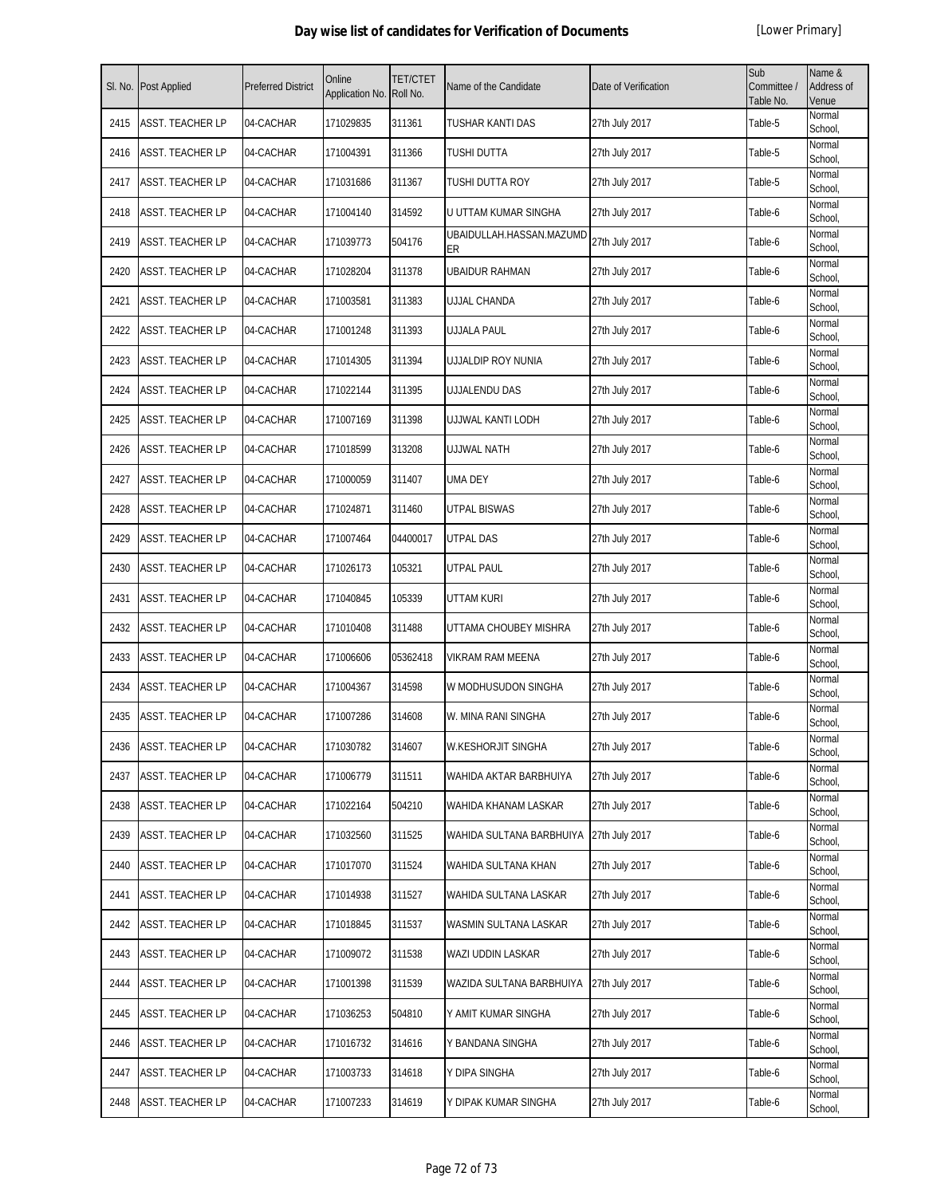# Day wise list of candidates for Verification of Documents

[Lower Primary]

| Sl. No. | Post Applied | Preferred District | Online Application No. | TET/CTET Roll No. | Name of the Candidate | Date of Verification | Sub Committee / Table No. | Name & Address of Venue |
|---|---|---|---|---|---|---|---|---|
| 2415 | ASST. TEACHER LP | 04-CACHAR | 171029835 | 311361 | TUSHAR KANTI DAS | 27th July 2017 | Table-5 | Normal School, |
| 2416 | ASST. TEACHER LP | 04-CACHAR | 171004391 | 311366 | TUSHI DUTTA | 27th July 2017 | Table-5 | Normal School, |
| 2417 | ASST. TEACHER LP | 04-CACHAR | 171031686 | 311367 | TUSHI DUTTA ROY | 27th July 2017 | Table-5 | Normal School, |
| 2418 | ASST. TEACHER LP | 04-CACHAR | 171004140 | 314592 | U UTTAM KUMAR SINGHA | 27th July 2017 | Table-6 | Normal School, |
| 2419 | ASST. TEACHER LP | 04-CACHAR | 171039773 | 504176 | UBAIDULLAH.HASSAN.MAZUMDER | 27th July 2017 | Table-6 | Normal School, |
| 2420 | ASST. TEACHER LP | 04-CACHAR | 171028204 | 311378 | UBAIDUR RAHMAN | 27th July 2017 | Table-6 | Normal School, |
| 2421 | ASST. TEACHER LP | 04-CACHAR | 171003581 | 311383 | UJJAL CHANDA | 27th July 2017 | Table-6 | Normal School, |
| 2422 | ASST. TEACHER LP | 04-CACHAR | 171001248 | 311393 | UJJALA PAUL | 27th July 2017 | Table-6 | Normal School, |
| 2423 | ASST. TEACHER LP | 04-CACHAR | 171014305 | 311394 | UJJALDIP ROY NUNIA | 27th July 2017 | Table-6 | Normal School, |
| 2424 | ASST. TEACHER LP | 04-CACHAR | 171022144 | 311395 | UJJALENDU DAS | 27th July 2017 | Table-6 | Normal School, |
| 2425 | ASST. TEACHER LP | 04-CACHAR | 171007169 | 311398 | UJJWAL KANTI LODH | 27th July 2017 | Table-6 | Normal School, |
| 2426 | ASST. TEACHER LP | 04-CACHAR | 171018599 | 313208 | UJJWAL NATH | 27th July 2017 | Table-6 | Normal School, |
| 2427 | ASST. TEACHER LP | 04-CACHAR | 171000059 | 311407 | UMA DEY | 27th July 2017 | Table-6 | Normal School, |
| 2428 | ASST. TEACHER LP | 04-CACHAR | 171024871 | 311460 | UTPAL BISWAS | 27th July 2017 | Table-6 | Normal School, |
| 2429 | ASST. TEACHER LP | 04-CACHAR | 171007464 | 04400017 | UTPAL DAS | 27th July 2017 | Table-6 | Normal School, |
| 2430 | ASST. TEACHER LP | 04-CACHAR | 171026173 | 105321 | UTPAL PAUL | 27th July 2017 | Table-6 | Normal School, |
| 2431 | ASST. TEACHER LP | 04-CACHAR | 171040845 | 105339 | UTTAM KURI | 27th July 2017 | Table-6 | Normal School, |
| 2432 | ASST. TEACHER LP | 04-CACHAR | 171010408 | 311488 | UTTAMA CHOUBEY MISHRA | 27th July 2017 | Table-6 | Normal School, |
| 2433 | ASST. TEACHER LP | 04-CACHAR | 171006606 | 05362418 | VIKRAM RAM MEENA | 27th July 2017 | Table-6 | Normal School, |
| 2434 | ASST. TEACHER LP | 04-CACHAR | 171004367 | 314598 | W MODHUSUDON SINGHA | 27th July 2017 | Table-6 | Normal School, |
| 2435 | ASST. TEACHER LP | 04-CACHAR | 171007286 | 314608 | W. MINA RANI SINGHA | 27th July 2017 | Table-6 | Normal School, |
| 2436 | ASST. TEACHER LP | 04-CACHAR | 171030782 | 314607 | W.KESHORJIT SINGHA | 27th July 2017 | Table-6 | Normal School, |
| 2437 | ASST. TEACHER LP | 04-CACHAR | 171006779 | 311511 | WAHIDA AKTAR BARBHUIYA | 27th July 2017 | Table-6 | Normal School, |
| 2438 | ASST. TEACHER LP | 04-CACHAR | 171022164 | 504210 | WAHIDA KHANAM LASKAR | 27th July 2017 | Table-6 | Normal School, |
| 2439 | ASST. TEACHER LP | 04-CACHAR | 171032560 | 311525 | WAHIDA SULTANA BARBHUIYA | 27th July 2017 | Table-6 | Normal School, |
| 2440 | ASST. TEACHER LP | 04-CACHAR | 171017070 | 311524 | WAHIDA SULTANA KHAN | 27th July 2017 | Table-6 | Normal School, |
| 2441 | ASST. TEACHER LP | 04-CACHAR | 171014938 | 311527 | WAHIDA SULTANA LASKAR | 27th July 2017 | Table-6 | Normal School, |
| 2442 | ASST. TEACHER LP | 04-CACHAR | 171018845 | 311537 | WASMIN SULTANA LASKAR | 27th July 2017 | Table-6 | Normal School, |
| 2443 | ASST. TEACHER LP | 04-CACHAR | 171009072 | 311538 | WAZI UDDIN LASKAR | 27th July 2017 | Table-6 | Normal School, |
| 2444 | ASST. TEACHER LP | 04-CACHAR | 171001398 | 311539 | WAZIDA SULTANA BARBHUIYA | 27th July 2017 | Table-6 | Normal School, |
| 2445 | ASST. TEACHER LP | 04-CACHAR | 171036253 | 504810 | Y AMIT KUMAR SINGHA | 27th July 2017 | Table-6 | Normal School, |
| 2446 | ASST. TEACHER LP | 04-CACHAR | 171016732 | 314616 | Y BANDANA SINGHA | 27th July 2017 | Table-6 | Normal School, |
| 2447 | ASST. TEACHER LP | 04-CACHAR | 171003733 | 314618 | Y DIPA SINGHA | 27th July 2017 | Table-6 | Normal School, |
| 2448 | ASST. TEACHER LP | 04-CACHAR | 171007233 | 314619 | Y DIPAK KUMAR SINGHA | 27th July 2017 | Table-6 | Normal School, |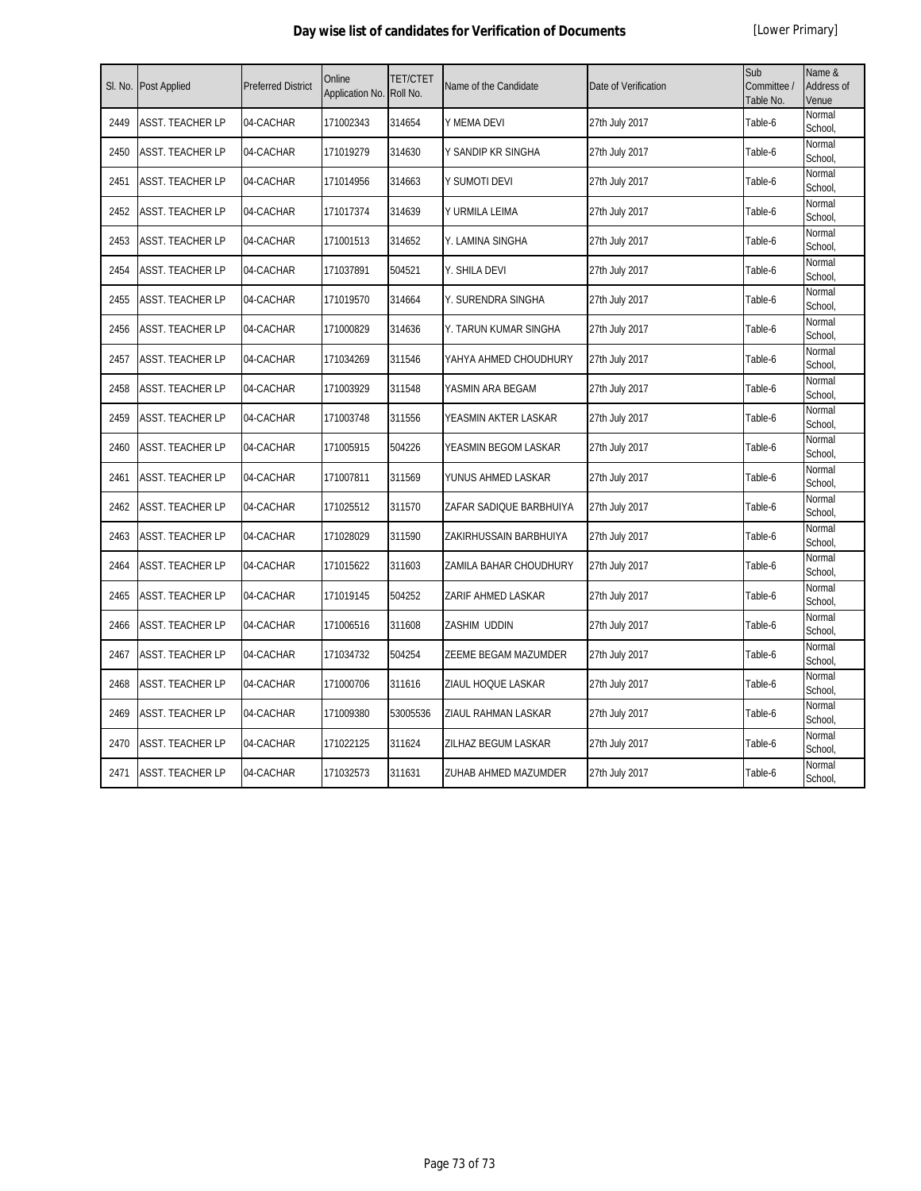# Day wise list of candidates for Verification of Documents

[Lower Primary]

| Sl. No. | Post Applied | Preferred District | Online Application No. | TET/CTET Roll No. | Name of the Candidate | Date of Verification | Sub Committee / Table No. | Name & Address of Venue |
|---|---|---|---|---|---|---|---|---|
| 2449 | ASST. TEACHER LP | 04-CACHAR | 171002343 | 314654 | Y MEMA DEVI | 27th July 2017 | Table-6 | Normal School, |
| 2450 | ASST. TEACHER LP | 04-CACHAR | 171019279 | 314630 | Y SANDIP KR SINGHA | 27th July 2017 | Table-6 | Normal School, |
| 2451 | ASST. TEACHER LP | 04-CACHAR | 171014956 | 314663 | Y SUMOTI DEVI | 27th July 2017 | Table-6 | Normal School, |
| 2452 | ASST. TEACHER LP | 04-CACHAR | 171017374 | 314639 | Y URMILA LEIMA | 27th July 2017 | Table-6 | Normal School, |
| 2453 | ASST. TEACHER LP | 04-CACHAR | 171001513 | 314652 | Y. LAMINA SINGHA | 27th July 2017 | Table-6 | Normal School, |
| 2454 | ASST. TEACHER LP | 04-CACHAR | 171037891 | 504521 | Y. SHILA DEVI | 27th July 2017 | Table-6 | Normal School, |
| 2455 | ASST. TEACHER LP | 04-CACHAR | 171019570 | 314664 | Y. SURENDRA SINGHA | 27th July 2017 | Table-6 | Normal School, |
| 2456 | ASST. TEACHER LP | 04-CACHAR | 171000829 | 314636 | Y. TARUN KUMAR SINGHA | 27th July 2017 | Table-6 | Normal School, |
| 2457 | ASST. TEACHER LP | 04-CACHAR | 171034269 | 311546 | YAHYA AHMED CHOUDHURY | 27th July 2017 | Table-6 | Normal School, |
| 2458 | ASST. TEACHER LP | 04-CACHAR | 171003929 | 311548 | YASMIN ARA BEGAM | 27th July 2017 | Table-6 | Normal School, |
| 2459 | ASST. TEACHER LP | 04-CACHAR | 171003748 | 311556 | YEASMIN AKTER LASKAR | 27th July 2017 | Table-6 | Normal School, |
| 2460 | ASST. TEACHER LP | 04-CACHAR | 171005915 | 504226 | YEASMIN BEGOM LASKAR | 27th July 2017 | Table-6 | Normal School, |
| 2461 | ASST. TEACHER LP | 04-CACHAR | 171007811 | 311569 | YUNUS AHMED LASKAR | 27th July 2017 | Table-6 | Normal School, |
| 2462 | ASST. TEACHER LP | 04-CACHAR | 171025512 | 311570 | ZAFAR SADIQUE BARBHUIYA | 27th July 2017 | Table-6 | Normal School, |
| 2463 | ASST. TEACHER LP | 04-CACHAR | 171028029 | 311590 | ZAKIRHUSSAIN BARBHUIYA | 27th July 2017 | Table-6 | Normal School, |
| 2464 | ASST. TEACHER LP | 04-CACHAR | 171015622 | 311603 | ZAMILA BAHAR CHOUDHURY | 27th July 2017 | Table-6 | Normal School, |
| 2465 | ASST. TEACHER LP | 04-CACHAR | 171019145 | 504252 | ZARIF AHMED LASKAR | 27th July 2017 | Table-6 | Normal School, |
| 2466 | ASST. TEACHER LP | 04-CACHAR | 171006516 | 311608 | ZASHIM UDDIN | 27th July 2017 | Table-6 | Normal School, |
| 2467 | ASST. TEACHER LP | 04-CACHAR | 171034732 | 504254 | ZEEME BEGAM MAZUMDER | 27th July 2017 | Table-6 | Normal School, |
| 2468 | ASST. TEACHER LP | 04-CACHAR | 171000706 | 311616 | ZIAUL HOQUE LASKAR | 27th July 2017 | Table-6 | Normal School, |
| 2469 | ASST. TEACHER LP | 04-CACHAR | 171009380 | 53005536 | ZIAUL RAHMAN LASKAR | 27th July 2017 | Table-6 | Normal School, |
| 2470 | ASST. TEACHER LP | 04-CACHAR | 171022125 | 311624 | ZILHAZ BEGUM LASKAR | 27th July 2017 | Table-6 | Normal School, |
| 2471 | ASST. TEACHER LP | 04-CACHAR | 171032573 | 311631 | ZUHAB AHMED MAZUMDER | 27th July 2017 | Table-6 | Normal School, |